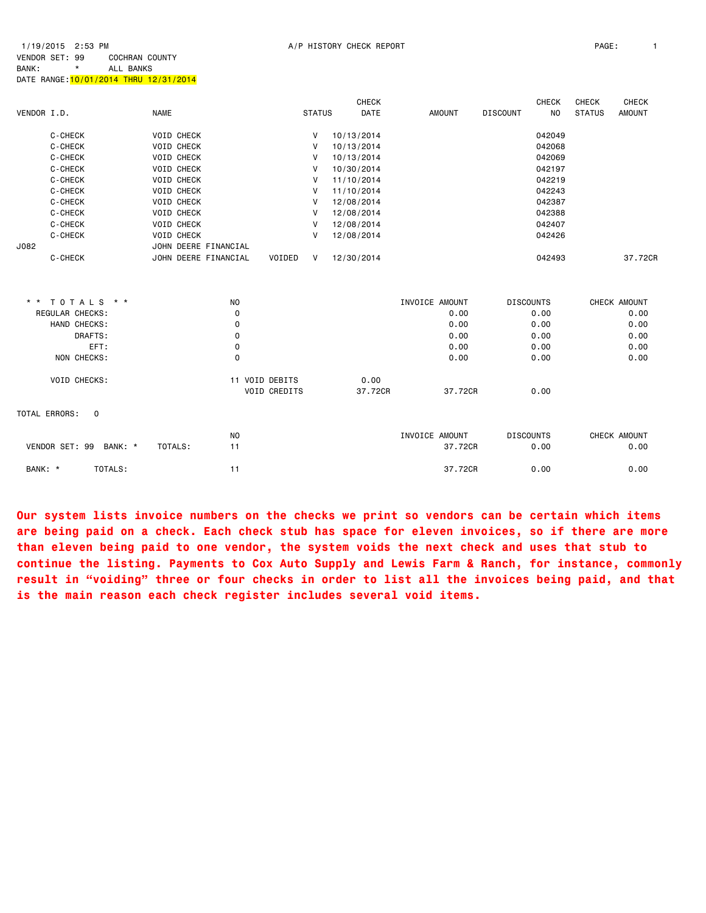1/19/2015 2:53 PM A/P HISTORY CHECK REPORT

VENDOR SET: 99 COCHRAN COUNTY
BANK: * ALL BANKS
DATE RANGE: 10/01/2014 THRU 12/31/2014

| VENDOR I.D. | NAME | STATUS | CHECK DATE | AMOUNT | DISCOUNT | CHECK NO | CHECK STATUS | CHECK AMOUNT |
|---|---|---|---|---|---|---|---|---|
| C-CHECK | VOID CHECK | V | 10/13/2014 | | | 042049 | | |
| C-CHECK | VOID CHECK | V | 10/13/2014 | | | 042068 | | |
| C-CHECK | VOID CHECK | V | 10/13/2014 | | | 042069 | | |
| C-CHECK | VOID CHECK | V | 10/30/2014 | | | 042197 | | |
| C-CHECK | VOID CHECK | V | 11/10/2014 | | | 042219 | | |
| C-CHECK | VOID CHECK | V | 11/10/2014 | | | 042243 | | |
| C-CHECK | VOID CHECK | V | 12/08/2014 | | | 042387 | | |
| C-CHECK | VOID CHECK | V | 12/08/2014 | | | 042388 | | |
| C-CHECK | VOID CHECK | V | 12/08/2014 | | | 042407 | | |
| C-CHECK | VOID CHECK | V | 12/08/2014 | | | 042426 | | |
| J082 | JOHN DEERE FINANCIAL | | | | | | | |
| C-CHECK | JOHN DEERE FINANCIAL VOIDED | V | 12/30/2014 | | | 042493 | | 37.72CR |

| * * T O T A L S * * | NO | | | INVOICE AMOUNT | DISCOUNTS | CHECK AMOUNT |
|---|---|---|---|---|---|---|
| REGULAR CHECKS: | 0 | | | 0.00 | 0.00 | 0.00 |
| HAND CHECKS: | 0 | | | 0.00 | 0.00 | 0.00 |
| DRAFTS: | 0 | | | 0.00 | 0.00 | 0.00 |
| EFT: | 0 | | | 0.00 | 0.00 | 0.00 |
| NON CHECKS: | 0 | | | 0.00 | 0.00 | 0.00 |
| VOID CHECKS: | 11 | VOID DEBITS | 0.00 | | | |
| | | VOID CREDITS | 37.72CR | 37.72CR | 0.00 | |

TOTAL ERRORS: 0

| | NO | INVOICE AMOUNT | DISCOUNTS | CHECK AMOUNT |
|---|---|---|---|---|
| VENDOR SET: 99 BANK: * TOTALS: | 11 | 37.72CR | 0.00 | 0.00 |
| BANK: * TOTALS: | 11 | 37.72CR | 0.00 | 0.00 |

**Our system lists invoice numbers on the checks we print so vendors can be certain which items are being paid on a check. Each check stub has space for eleven invoices, so if there are more than eleven being paid to one vendor, the system voids the next check and uses that stub to continue the listing. Payments to Cox Auto Supply and Lewis Farm & Ranch, for instance, commonly result in "voiding" three or four checks in order to list all the invoices being paid, and that is the main reason each check register includes several void items.**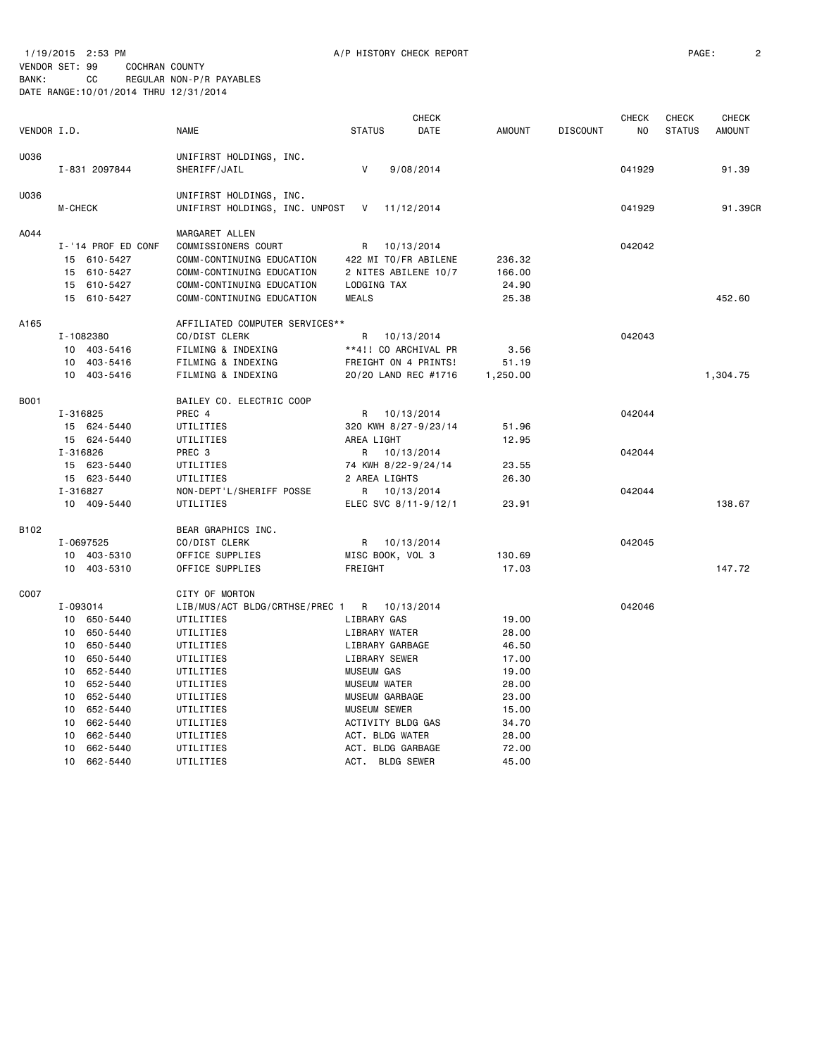1/19/2015 2:53 PM A/P HISTORY CHECK REPORT

VENDOR SET: 99 COCHRAN COUNTY
BANK: CC REGULAR NON-P/R PAYABLES
DATE RANGE:10/01/2014 THRU 12/31/2014

| VENDOR I.D. | NAME | STATUS | CHECK DATE | AMOUNT | DISCOUNT | CHECK NO | CHECK STATUS | CHECK AMOUNT |
|---|---|---|---|---|---|---|---|---|
| U036 | UNIFIRST HOLDINGS, INC. | | | | | | | |
| I-831 2097844 | SHERIFF/JAIL | V | 9/08/2014 | | | 041929 | | 91.39 |
| U036 | UNIFIRST HOLDINGS, INC. | | | | | | | |
| M-CHECK | UNIFIRST HOLDINGS, INC. UNPOST | V | 11/12/2014 | | | 041929 | | 91.39CR |
| A044 | MARGARET ALLEN | | | | | | | |
| I-'14 PROF ED CONF | COMMISSIONERS COURT | R | 10/13/2014 | | | 042042 | | |
| 15 610-5427 | COMM-CONTINUING EDUCATION | 422 MI TO/FR ABILENE | | 236.32 | | | | |
| 15 610-5427 | COMM-CONTINUING EDUCATION | 2 NITES ABILENE 10/7 | | 166.00 | | | | |
| 15 610-5427 | COMM-CONTINUING EDUCATION | LODGING TAX | | 24.90 | | | | |
| 15 610-5427 | COMM-CONTINUING EDUCATION | MEALS | | 25.38 | | | | 452.60 |
| A165 | AFFILIATED COMPUTER SERVICES** | | | | | | | |
| I-1082380 | CO/DIST CLERK | R | 10/13/2014 | | | 042043 | | |
| 10 403-5416 | FILMING & INDEXING | **4!! CO ARCHIVAL PR | | 3.56 | | | | |
| 10 403-5416 | FILMING & INDEXING | FREIGHT ON 4 PRINTS! | | 51.19 | | | | |
| 10 403-5416 | FILMING & INDEXING | 20/20 LAND REC #1716 | | 1,250.00 | | | | 1,304.75 |
| B001 | BAILEY CO. ELECTRIC COOP | | | | | | | |
| I-316825 | PREC 4 | R | 10/13/2014 | | | 042044 | | |
| 15 624-5440 | UTILITIES | 320 KWH 8/27-9/23/14 | | 51.96 | | | | |
| 15 624-5440 | UTILITIES | AREA LIGHT | | 12.95 | | | | |
| I-316826 | PREC 3 | R | 10/13/2014 | | | 042044 | | |
| 15 623-5440 | UTILITIES | 74 KWH 8/22-9/24/14 | | 23.55 | | | | |
| 15 623-5440 | UTILITIES | 2 AREA LIGHTS | | 26.30 | | | | |
| I-316827 | NON-DEPT'L/SHERIFF POSSE | R | 10/13/2014 | | | 042044 | | |
| 10 409-5440 | UTILITIES | ELEC SVC 8/11-9/12/1 | | 23.91 | | | | 138.67 |
| B102 | BEAR GRAPHICS INC. | | | | | | | |
| I-0697525 | CO/DIST CLERK | R | 10/13/2014 | | | 042045 | | |
| 10 403-5310 | OFFICE SUPPLIES | MISC BOOK, VOL 3 | | 130.69 | | | | |
| 10 403-5310 | OFFICE SUPPLIES | FREIGHT | | 17.03 | | | | 147.72 |
| C007 | CITY OF MORTON | | | | | | | |
| I-093014 | LIB/MUS/ACT BLDG/CRTHSE/PREC 1 | R | 10/13/2014 | | | 042046 | | |
| 10 650-5440 | UTILITIES | LIBRARY GAS | | 19.00 | | | | |
| 10 650-5440 | UTILITIES | LIBRARY WATER | | 28.00 | | | | |
| 10 650-5440 | UTILITIES | LIBRARY GARBAGE | | 46.50 | | | | |
| 10 650-5440 | UTILITIES | LIBRARY SEWER | | 17.00 | | | | |
| 10 652-5440 | UTILITIES | MUSEUM GAS | | 19.00 | | | | |
| 10 652-5440 | UTILITIES | MUSEUM WATER | | 28.00 | | | | |
| 10 652-5440 | UTILITIES | MUSEUM GARBAGE | | 23.00 | | | | |
| 10 652-5440 | UTILITIES | MUSEUM SEWER | | 15.00 | | | | |
| 10 662-5440 | UTILITIES | ACTIVITY BLDG GAS | | 34.70 | | | | |
| 10 662-5440 | UTILITIES | ACT. BLDG WATER | | 28.00 | | | | |
| 10 662-5440 | UTILITIES | ACT. BLDG GARBAGE | | 72.00 | | | | |
| 10 662-5440 | UTILITIES | ACT. BLDG SEWER | | 45.00 | | | | |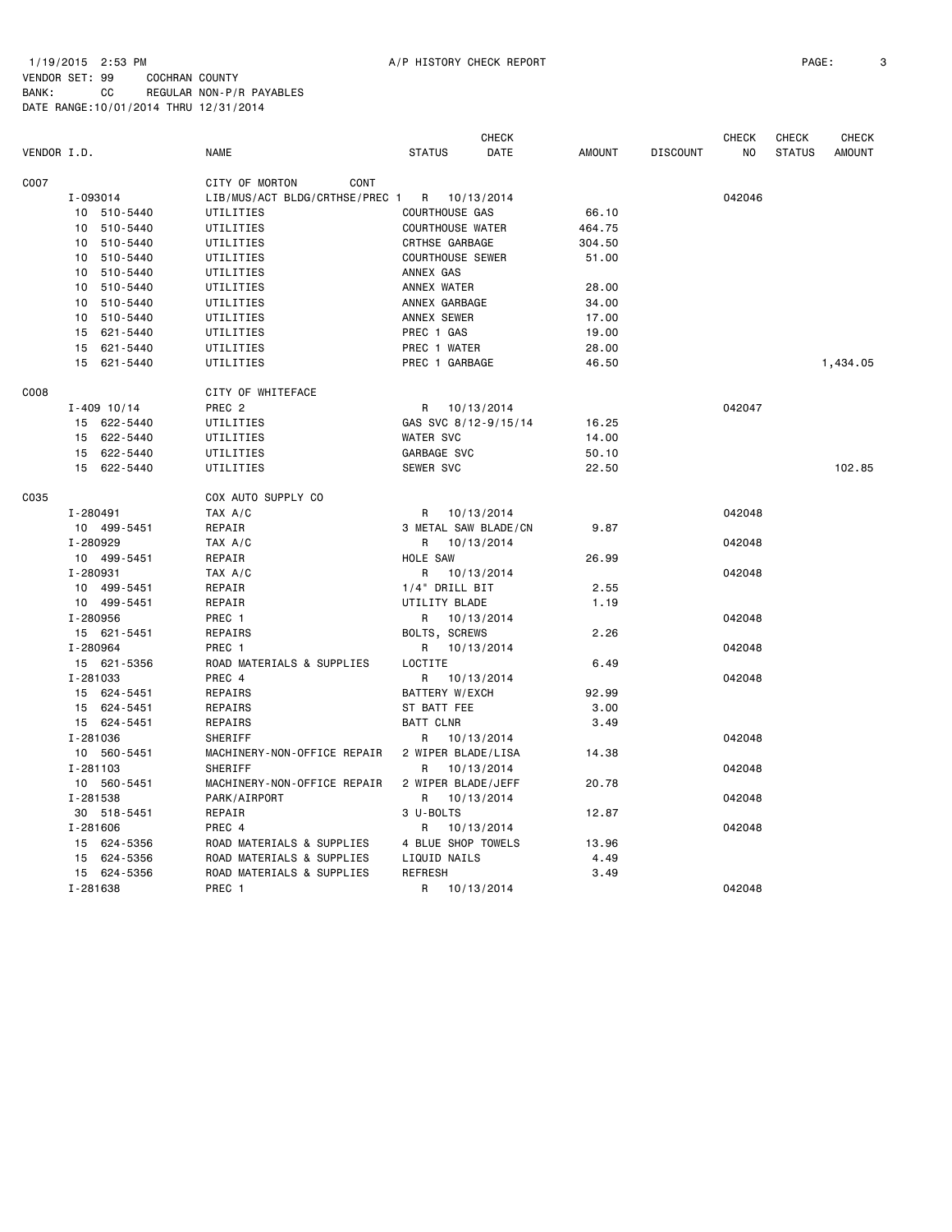1/19/2015 2:53 PM A/P HISTORY CHECK REPORT

VENDOR SET: 99 COCHRAN COUNTY
BANK: CC REGULAR NON-P/R PAYABLES
DATE RANGE:10/01/2014 THRU 12/31/2014

| VENDOR I.D. | NAME | STATUS | CHECK DATE | AMOUNT | DISCOUNT | CHECK NO | CHECK STATUS | CHECK AMOUNT |
|---|---|---|---|---|---|---|---|---|
| C007 | CITY OF MORTON CONT | | | | | | | |
| I-093014 | LIB/MUS/ACT BLDG/CRTHSE/PREC 1 | R | 10/13/2014 | | | 042046 | | |
| 10 510-5440 | UTILITIES | COURTHOUSE GAS | | 66.10 | | | | |
| 10 510-5440 | UTILITIES | COURTHOUSE WATER | | 464.75 | | | | |
| 10 510-5440 | UTILITIES | CRTHSE GARBAGE | | 304.50 | | | | |
| 10 510-5440 | UTILITIES | COURTHOUSE SEWER | | 51.00 | | | | |
| 10 510-5440 | UTILITIES | ANNEX GAS | | | | | | |
| 10 510-5440 | UTILITIES | ANNEX WATER | | 28.00 | | | | |
| 10 510-5440 | UTILITIES | ANNEX GARBAGE | | 34.00 | | | | |
| 10 510-5440 | UTILITIES | ANNEX SEWER | | 17.00 | | | | |
| 15 621-5440 | UTILITIES | PREC 1 GAS | | 19.00 | | | | |
| 15 621-5440 | UTILITIES | PREC 1 WATER | | 28.00 | | | | |
| 15 621-5440 | UTILITIES | PREC 1 GARBAGE | | 46.50 | | | | 1,434.05 |
| C008 | CITY OF WHITEFACE | | | | | | | |
| I-409 10/14 | PREC 2 | R | 10/13/2014 | | | 042047 | | |
| 15 622-5440 | UTILITIES | GAS SVC 8/12-9/15/14 | | 16.25 | | | | |
| 15 622-5440 | UTILITIES | WATER SVC | | 14.00 | | | | |
| 15 622-5440 | UTILITIES | GARBAGE SVC | | 50.10 | | | | |
| 15 622-5440 | UTILITIES | SEWER SVC | | 22.50 | | | | 102.85 |
| C035 | COX AUTO SUPPLY CO | | | | | | | |
| I-280491 | TAX A/C | R | 10/13/2014 | | | 042048 | | |
| 10 499-5451 | REPAIR | 3 METAL SAW BLADE/CN | | 9.87 | | | | |
| I-280929 | TAX A/C | R | 10/13/2014 | | | 042048 | | |
| 10 499-5451 | REPAIR | HOLE SAW | | 26.99 | | | | |
| I-280931 | TAX A/C | R | 10/13/2014 | | | 042048 | | |
| 10 499-5451 | REPAIR | 1/4" DRILL BIT | | 2.55 | | | | |
| 10 499-5451 | REPAIR | UTILITY BLADE | | 1.19 | | | | |
| I-280956 | PREC 1 | R | 10/13/2014 | | | 042048 | | |
| 15 621-5451 | REPAIRS | BOLTS, SCREWS | | 2.26 | | | | |
| I-280964 | PREC 1 | R | 10/13/2014 | | | 042048 | | |
| 15 621-5356 | ROAD MATERIALS & SUPPLIES | LOCTITE | | 6.49 | | | | |
| I-281033 | PREC 4 | R | 10/13/2014 | | | 042048 | | |
| 15 624-5451 | REPAIRS | BATTERY W/EXCH | | 92.99 | | | | |
| 15 624-5451 | REPAIRS | ST BATT FEE | | 3.00 | | | | |
| 15 624-5451 | REPAIRS | BATT CLNR | | 3.49 | | | | |
| I-281036 | SHERIFF | R | 10/13/2014 | | | 042048 | | |
| 10 560-5451 | MACHINERY-NON-OFFICE REPAIR | 2 WIPER BLADE/LISA | | 14.38 | | | | |
| I-281103 | SHERIFF | R | 10/13/2014 | | | 042048 | | |
| 10 560-5451 | MACHINERY-NON-OFFICE REPAIR | 2 WIPER BLADE/JEFF | | 20.78 | | | | |
| I-281538 | PARK/AIRPORT | R | 10/13/2014 | | | 042048 | | |
| 30 518-5451 | REPAIR | 3 U-BOLTS | | 12.87 | | | | |
| I-281606 | PREC 4 | R | 10/13/2014 | | | 042048 | | |
| 15 624-5356 | ROAD MATERIALS & SUPPLIES | 4 BLUE SHOP TOWELS | | 13.96 | | | | |
| 15 624-5356 | ROAD MATERIALS & SUPPLIES | LIQUID NAILS | | 4.49 | | | | |
| 15 624-5356 | ROAD MATERIALS & SUPPLIES | REFRESH | | 3.49 | | | | |
| I-281638 | PREC 1 | R | 10/13/2014 | | | 042048 | | |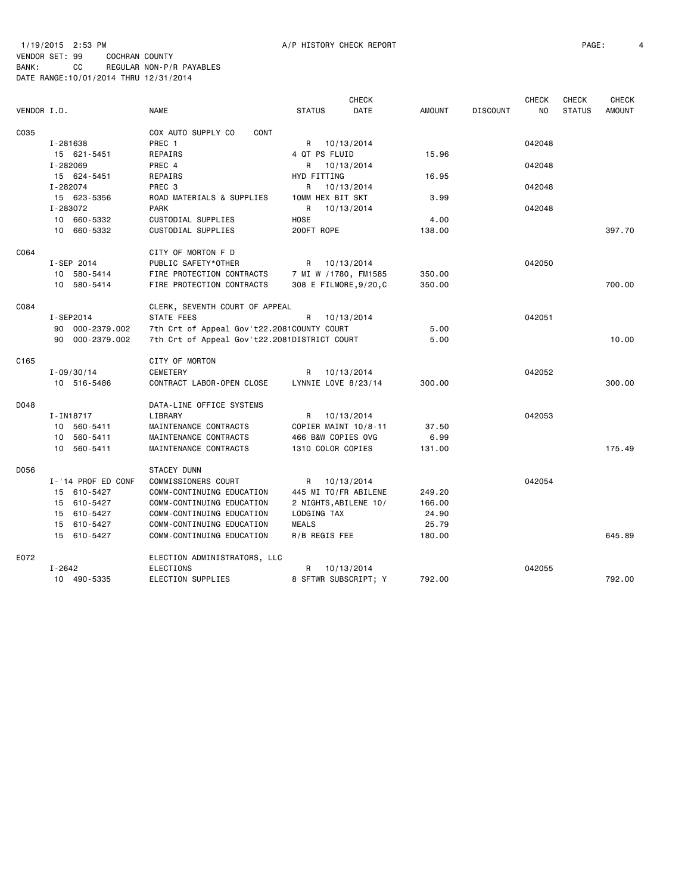1/19/2015 2:53 PM A/P HISTORY CHECK REPORT

VENDOR SET: 99 COCHRAN COUNTY
BANK: CC REGULAR NON-P/R PAYABLES
DATE RANGE:10/01/2014 THRU 12/31/2014

| VENDOR I.D. | NAME | STATUS | CHECK DATE | AMOUNT | DISCOUNT | CHECK NO | CHECK STATUS | CHECK AMOUNT |
|---|---|---|---|---|---|---|---|---|
| C035 | COX AUTO SUPPLY CO CONT | | | | | | | |
| I-281638 | PREC 1 | R | 10/13/2014 | | | 042048 | | |
| 15 621-5451 | REPAIRS | 4 QT PS FLUID | | 15.96 | | | | |
| I-282069 | PREC 4 | R | 10/13/2014 | | | 042048 | | |
| 15 624-5451 | REPAIRS | HYD FITTING | | 16.95 | | | | |
| I-282074 | PREC 3 | R | 10/13/2014 | | | 042048 | | |
| 15 623-5356 | ROAD MATERIALS & SUPPLIES | 10MM HEX BIT SKT | | 3.99 | | | | |
| I-283072 | PARK | R | 10/13/2014 | | | 042048 | | |
| 10 660-5332 | CUSTODIAL SUPPLIES | HOSE | | 4.00 | | | | |
| 10 660-5332 | CUSTODIAL SUPPLIES | 200FT ROPE | | 138.00 | | | | 397.70 |
| C064 | CITY OF MORTON F D | | | | | | | |
| I-SEP 2014 | PUBLIC SAFETY*OTHER | R | 10/13/2014 | | | 042050 | | |
| 10 580-5414 | FIRE PROTECTION CONTRACTS | 7 MI W /1780, FM1585 | | 350.00 | | | | |
| 10 580-5414 | FIRE PROTECTION CONTRACTS | 308 E FILMORE,9/20,C | | 350.00 | | | | 700.00 |
| C084 | CLERK, SEVENTH COURT OF APPEAL | | | | | | | |
| I-SEP2014 | STATE FEES | R | 10/13/2014 | | | 042051 | | |
| 90 000-2379.002 | 7th Crt of Appeal Gov't22.2081 | COUNTY COURT | | 5.00 | | | | |
| 90 000-2379.002 | 7th Crt of Appeal Gov't22.2081 | DISTRICT COURT | | 5.00 | | | | 10.00 |
| C165 | CITY OF MORTON | | | | | | | |
| I-09/30/14 | CEMETERY | R | 10/13/2014 | | | 042052 | | |
| 10 516-5486 | CONTRACT LABOR-OPEN CLOSE | LYNNIE LOVE 8/23/14 | | 300.00 | | | | 300.00 |
| D048 | DATA-LINE OFFICE SYSTEMS | | | | | | | |
| I-IN18717 | LIBRARY | R | 10/13/2014 | | | 042053 | | |
| 10 560-5411 | MAINTENANCE CONTRACTS | COPIER MAINT 10/8-11 | | 37.50 | | | | |
| 10 560-5411 | MAINTENANCE CONTRACTS | 466 B&W COPIES OVG | | 6.99 | | | | |
| 10 560-5411 | MAINTENANCE CONTRACTS | 1310 COLOR COPIES | | 131.00 | | | | 175.49 |
| D056 | STACEY DUNN | | | | | | | |
| I-'14 PROF ED CONF | COMMISSIONERS COURT | R | 10/13/2014 | | | 042054 | | |
| 15 610-5427 | COMM-CONTINUING EDUCATION | 445 MI TO/FR ABILENE | | 249.20 | | | | |
| 15 610-5427 | COMM-CONTINUING EDUCATION | 2 NIGHTS,ABILENE 10/ | | 166.00 | | | | |
| 15 610-5427 | COMM-CONTINUING EDUCATION | LODGING TAX | | 24.90 | | | | |
| 15 610-5427 | COMM-CONTINUING EDUCATION | MEALS | | 25.79 | | | | |
| 15 610-5427 | COMM-CONTINUING EDUCATION | R/B REGIS FEE | | 180.00 | | | | 645.89 |
| E072 | ELECTION ADMINISTRATORS, LLC | | | | | | | |
| I-2642 | ELECTIONS | R | 10/13/2014 | | | 042055 | | |
| 10 490-5335 | ELECTION SUPPLIES | 8 SFTWR SUBSCRIPT; Y | | 792.00 | | | | 792.00 |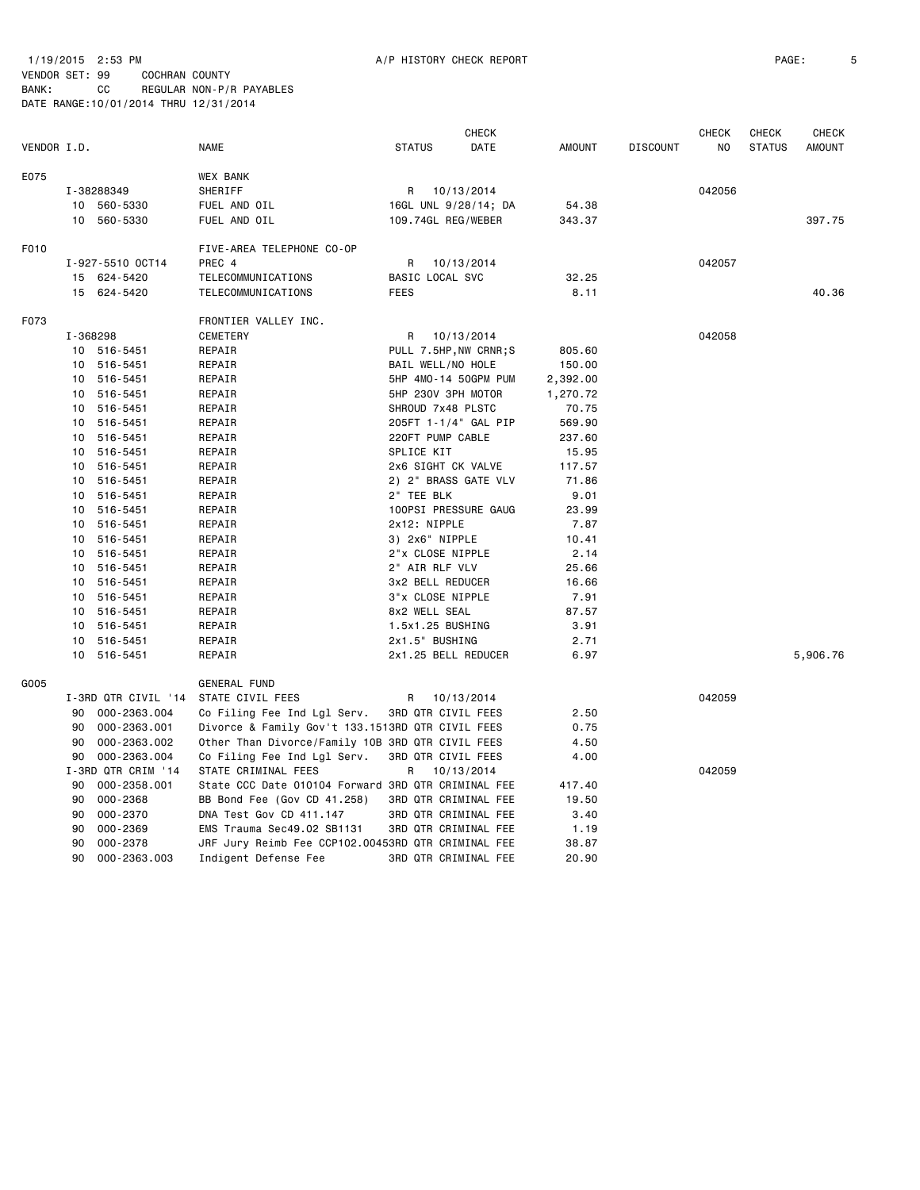1/19/2015 2:53 PM A/P HISTORY CHECK REPORT

VENDOR SET: 99 COCHRAN COUNTY
BANK: CC REGULAR NON-P/R PAYABLES
DATE RANGE:10/01/2014 THRU 12/31/2014

| VENDOR I.D. | | NAME | STATUS | CHECK DATE | AMOUNT | DISCOUNT | CHECK NO | CHECK STATUS | CHECK AMOUNT |
|---|---|---|---|---|---|---|---|---|---|
| E075 | | WEX BANK | | | | | | | |
| | I-38288349 | SHERIFF | R | 10/13/2014 | | | 042056 | | |
| | 10 560-5330 | FUEL AND OIL | 16GL UNL 9/28/14; DA | | 54.38 | | | | |
| | 10 560-5330 | FUEL AND OIL | 109.74GL REG/WEBER | | 343.37 | | | | 397.75 |
| F010 | | FIVE-AREA TELEPHONE CO-OP | | | | | | | |
| | I-927-5510 OCT14 | PREC 4 | R | 10/13/2014 | | | 042057 | | |
| | 15 624-5420 | TELECOMMUNICATIONS | BASIC LOCAL SVC | | 32.25 | | | | |
| | 15 624-5420 | TELECOMMUNICATIONS | FEES | | 8.11 | | | | 40.36 |
| F073 | | FRONTIER VALLEY INC. | | | | | | | |
| | I-368298 | CEMETERY | R | 10/13/2014 | | | 042058 | | |
| | 10 516-5451 | REPAIR | PULL 7.5HP,NW CRNR;S | | 805.60 | | | | |
| | 10 516-5451 | REPAIR | BAIL WELL/NO HOLE | | 150.00 | | | | |
| | 10 516-5451 | REPAIR | 5HP 4MO-14 50GPM PUM | | 2,392.00 | | | | |
| | 10 516-5451 | REPAIR | 5HP 230V 3PH MOTOR | | 1,270.72 | | | | |
| | 10 516-5451 | REPAIR | SHROUD 7x48 PLSTC | | 70.75 | | | | |
| | 10 516-5451 | REPAIR | 205FT 1-1/4" GAL PIP | | 569.90 | | | | |
| | 10 516-5451 | REPAIR | 220FT PUMP CABLE | | 237.60 | | | | |
| | 10 516-5451 | REPAIR | SPLICE KIT | | 15.95 | | | | |
| | 10 516-5451 | REPAIR | 2x6 SIGHT CK VALVE | | 117.57 | | | | |
| | 10 516-5451 | REPAIR | 2) 2" BRASS GATE VLV | | 71.86 | | | | |
| | 10 516-5451 | REPAIR | 2" TEE BLK | | 9.01 | | | | |
| | 10 516-5451 | REPAIR | 100PSI PRESSURE GAUG | | 23.99 | | | | |
| | 10 516-5451 | REPAIR | 2x12: NIPPLE | | 7.87 | | | | |
| | 10 516-5451 | REPAIR | 3) 2x6" NIPPLE | | 10.41 | | | | |
| | 10 516-5451 | REPAIR | 2"x CLOSE NIPPLE | | 2.14 | | | | |
| | 10 516-5451 | REPAIR | 2" AIR RLF VLV | | 25.66 | | | | |
| | 10 516-5451 | REPAIR | 3x2 BELL REDUCER | | 16.66 | | | | |
| | 10 516-5451 | REPAIR | 3"x CLOSE NIPPLE | | 7.91 | | | | |
| | 10 516-5451 | REPAIR | 8x2 WELL SEAL | | 87.57 | | | | |
| | 10 516-5451 | REPAIR | 1.5x1.25 BUSHING | | 3.91 | | | | |
| | 10 516-5451 | REPAIR | 2x1.5" BUSHING | | 2.71 | | | | |
| | 10 516-5451 | REPAIR | 2x1.25 BELL REDUCER | | 6.97 | | | | 5,906.76 |
| G005 | | GENERAL FUND | | | | | | | |
| | I-3RD QTR CIVIL '14 | STATE CIVIL FEES | R | 10/13/2014 | | | 042059 | | |
| | 90 000-2363.004 | Co Filing Fee Ind Lgl Serv. | 3RD QTR CIVIL FEES | | 2.50 | | | | |
| | 90 000-2363.001 | Divorce & Family Gov't 133.151 | 3RD QTR CIVIL FEES | | 0.75 | | | | |
| | 90 000-2363.002 | Other Than Divorce/Family 10B | 3RD QTR CIVIL FEES | | 4.50 | | | | |
| | 90 000-2363.004 | Co Filing Fee Ind Lgl Serv. | 3RD QTR CIVIL FEES | | 4.00 | | | | |
| | I-3RD QTR CRIM '14 | STATE CRIMINAL FEES | R | 10/13/2014 | | | 042059 | | |
| | 90 000-2358.001 | State CCC Date 010104 Forward | 3RD QTR CRIMINAL FEE | | 417.40 | | | | |
| | 90 000-2368 | BB Bond Fee (Gov CD 41.258) | 3RD QTR CRIMINAL FEE | | 19.50 | | | | |
| | 90 000-2370 | DNA Test Gov CD 411.147 | 3RD QTR CRIMINAL FEE | | 3.40 | | | | |
| | 90 000-2369 | EMS Trauma Sec49.02 SB1131 | 3RD QTR CRIMINAL FEE | | 1.19 | | | | |
| | 90 000-2378 | JRF Jury Reimb Fee CCP102.0045 | 3RD QTR CRIMINAL FEE | | 38.87 | | | | |
| | 90 000-2363.003 | Indigent Defense Fee | 3RD QTR CRIMINAL FEE | | 20.90 | | | | |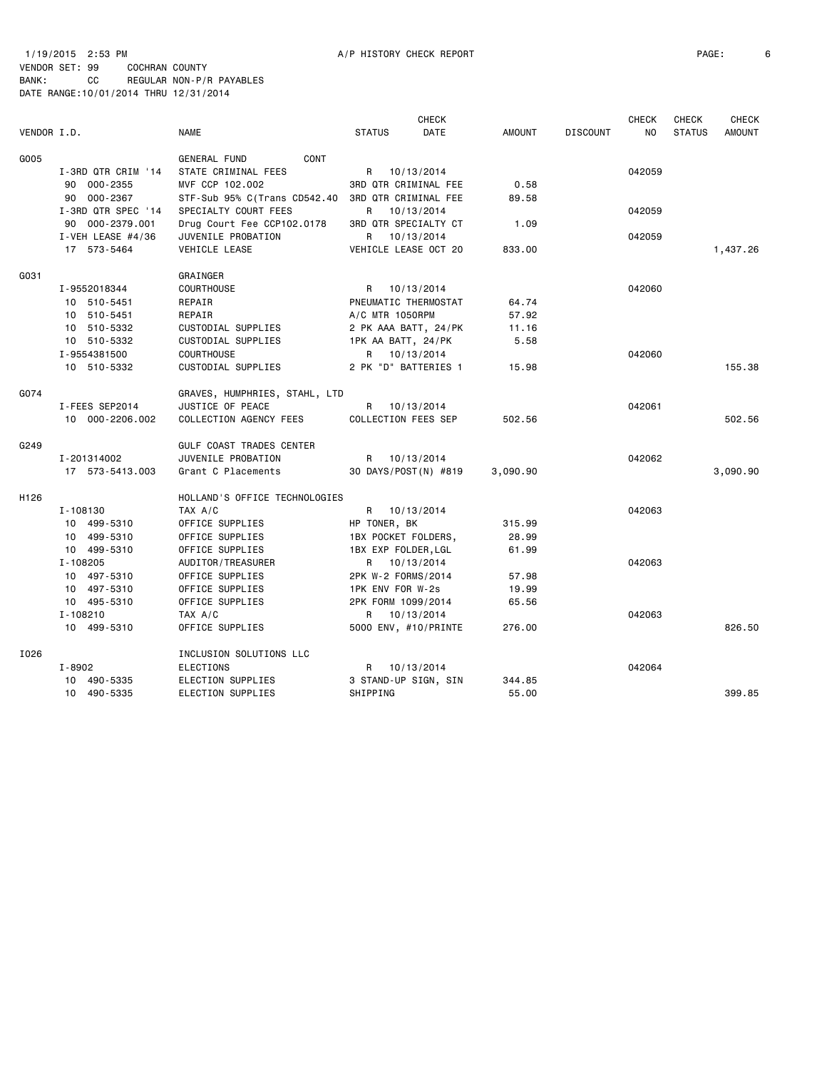1/19/2015 2:53 PM A/P HISTORY CHECK REPORT

VENDOR SET: 99 COCHRAN COUNTY
BANK: CC REGULAR NON-P/R PAYABLES
DATE RANGE:10/01/2014 THRU 12/31/2014

| VENDOR I.D. | | NAME | STATUS | CHECK DATE | AMOUNT | DISCOUNT | CHECK NO | CHECK STATUS | CHECK AMOUNT |
|---|---|---|---|---|---|---|---|---|---|
| G005 | | GENERAL FUND CONT | | | | | | | |
| | I-3RD QTR CRIM '14 | STATE CRIMINAL FEES | R | 10/13/2014 | | | 042059 | | |
| | 90 000-2355 | MVF CCP 102.002 | 3RD QTR CRIMINAL FEE | | 0.58 | | | | |
| | 90 000-2367 | STF-Sub 95% C(Trans CD542.40 | 3RD QTR CRIMINAL FEE | | 89.58 | | | | |
| | I-3RD QTR SPEC '14 | SPECIALTY COURT FEES | R | 10/13/2014 | | | 042059 | | |
| | 90 000-2379.001 | Drug Court Fee CCP102.0178 | 3RD QTR SPECIALTY CT | | 1.09 | | | | |
| | I-VEH LEASE #4/36 | JUVENILE PROBATION | R | 10/13/2014 | | | 042059 | | |
| | 17 573-5464 | VEHICLE LEASE | VEHICLE LEASE OCT 20 | | 833.00 | | | | 1,437.26 |
| G031 | | GRAINGER | | | | | | | |
| | I-9552018344 | COURTHOUSE | R | 10/13/2014 | | | 042060 | | |
| | 10 510-5451 | REPAIR | PNEUMATIC THERMOSTAT | | 64.74 | | | | |
| | 10 510-5451 | REPAIR | A/C MTR 1050RPM | | 57.92 | | | | |
| | 10 510-5332 | CUSTODIAL SUPPLIES | 2 PK AAA BATT, 24/PK | | 11.16 | | | | |
| | 10 510-5332 | CUSTODIAL SUPPLIES | 1PK AA BATT, 24/PK | | 5.58 | | | | |
| | I-9554381500 | COURTHOUSE | R | 10/13/2014 | | | 042060 | | |
| | 10 510-5332 | CUSTODIAL SUPPLIES | 2 PK "D" BATTERIES 1 | | 15.98 | | | | 155.38 |
| G074 | | GRAVES, HUMPHRIES, STAHL, LTD | | | | | | | |
| | I-FEES SEP2014 | JUSTICE OF PEACE | R | 10/13/2014 | | | 042061 | | |
| | 10 000-2206.002 | COLLECTION AGENCY FEES | COLLECTION FEES SEP | | 502.56 | | | | 502.56 |
| G249 | | GULF COAST TRADES CENTER | | | | | | | |
| | I-201314002 | JUVENILE PROBATION | R | 10/13/2014 | | | 042062 | | |
| | 17 573-5413.003 | Grant C Placements | 30 DAYS/POST(N) #819 | | 3,090.90 | | | | 3,090.90 |
| H126 | | HOLLAND'S OFFICE TECHNOLOGIES | | | | | | | |
| | I-108130 | TAX A/C | R | 10/13/2014 | | | 042063 | | |
| | 10 499-5310 | OFFICE SUPPLIES | HP TONER, BK | | 315.99 | | | | |
| | 10 499-5310 | OFFICE SUPPLIES | 1BX POCKET FOLDERS, | | 28.99 | | | | |
| | 10 499-5310 | OFFICE SUPPLIES | 1BX EXP FOLDER,LGL | | 61.99 | | | | |
| | I-108205 | AUDITOR/TREASURER | R | 10/13/2014 | | | 042063 | | |
| | 10 497-5310 | OFFICE SUPPLIES | 2PK W-2 FORMS/2014 | | 57.98 | | | | |
| | 10 497-5310 | OFFICE SUPPLIES | 1PK ENV FOR W-2s | | 19.99 | | | | |
| | 10 495-5310 | OFFICE SUPPLIES | 2PK FORM 1099/2014 | | 65.56 | | | | |
| | I-108210 | TAX A/C | R | 10/13/2014 | | | 042063 | | |
| | 10 499-5310 | OFFICE SUPPLIES | 5000 ENV, #10/PRINTE | | 276.00 | | | | 826.50 |
| I026 | | INCLUSION SOLUTIONS LLC | | | | | | | |
| | I-8902 | ELECTIONS | R | 10/13/2014 | | | 042064 | | |
| | 10 490-5335 | ELECTION SUPPLIES | 3 STAND-UP SIGN, SIN | | 344.85 | | | | |
| | 10 490-5335 | ELECTION SUPPLIES | SHIPPING | | 55.00 | | | | 399.85 |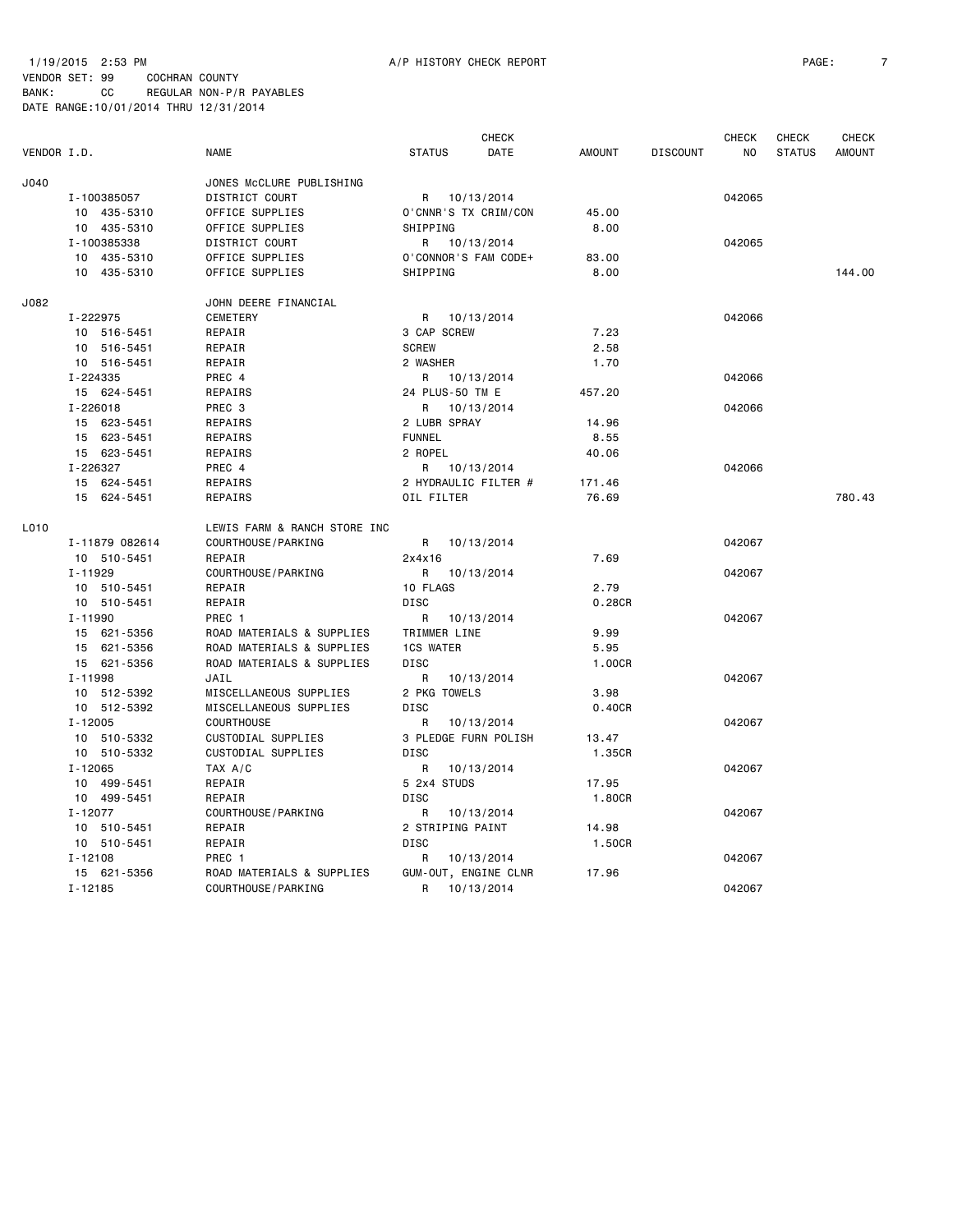1/19/2015 2:53 PM A/P HISTORY CHECK REPORT

VENDOR SET: 99 COCHRAN COUNTY
BANK: CC REGULAR NON-P/R PAYABLES
DATE RANGE:10/01/2014 THRU 12/31/2014

| VENDOR I.D. | NAME | STATUS | CHECK DATE | AMOUNT | DISCOUNT | CHECK NO | CHECK STATUS | CHECK AMOUNT |
|---|---|---|---|---|---|---|---|---|
| J040 | JONES McCLURE PUBLISHING | | | | | | | |
| I-100385057 | DISTRICT COURT | R | 10/13/2014 | | | 042065 | | |
| 10 435-5310 | OFFICE SUPPLIES | O'CNNR'S TX CRIM/CON | | 45.00 | | | | |
| 10 435-5310 | OFFICE SUPPLIES | SHIPPING | | 8.00 | | | | |
| I-100385338 | DISTRICT COURT | R | 10/13/2014 | | | 042065 | | |
| 10 435-5310 | OFFICE SUPPLIES | O'CONNOR'S FAM CODE+ | | 83.00 | | | | |
| 10 435-5310 | OFFICE SUPPLIES | SHIPPING | | 8.00 | | | | 144.00 |
| J082 | JOHN DEERE FINANCIAL | | | | | | | |
| I-222975 | CEMETERY | R | 10/13/2014 | | | 042066 | | |
| 10 516-5451 | REPAIR | 3 CAP SCREW | | 7.23 | | | | |
| 10 516-5451 | REPAIR | SCREW | | 2.58 | | | | |
| 10 516-5451 | REPAIR | 2 WASHER | | 1.70 | | | | |
| I-224335 | PREC 4 | R | 10/13/2014 | | | 042066 | | |
| 15 624-5451 | REPAIRS | 24 PLUS-50 TM E | | 457.20 | | | | |
| I-226018 | PREC 3 | R | 10/13/2014 | | | 042066 | | |
| 15 623-5451 | REPAIRS | 2 LUBR SPRAY | | 14.96 | | | | |
| 15 623-5451 | REPAIRS | FUNNEL | | 8.55 | | | | |
| 15 623-5451 | REPAIRS | 2 ROPEL | | 40.06 | | | | |
| I-226327 | PREC 4 | R | 10/13/2014 | | | 042066 | | |
| 15 624-5451 | REPAIRS | 2 HYDRAULIC FILTER # | | 171.46 | | | | |
| 15 624-5451 | REPAIRS | OIL FILTER | | 76.69 | | | | 780.43 |
| L010 | LEWIS FARM & RANCH STORE INC | | | | | | | |
| I-11879 082614 | COURTHOUSE/PARKING | R | 10/13/2014 | | | 042067 | | |
| 10 510-5451 | REPAIR | 2x4x16 | | 7.69 | | | | |
| I-11929 | COURTHOUSE/PARKING | R | 10/13/2014 | | | 042067 | | |
| 10 510-5451 | REPAIR | 10 FLAGS | | 2.79 | | | | |
| 10 510-5451 | REPAIR | DISC | | 0.28CR | | | | |
| I-11990 | PREC 1 | R | 10/13/2014 | | | 042067 | | |
| 15 621-5356 | ROAD MATERIALS & SUPPLIES | TRIMMER LINE | | 9.99 | | | | |
| 15 621-5356 | ROAD MATERIALS & SUPPLIES | 1CS WATER | | 5.95 | | | | |
| 15 621-5356 | ROAD MATERIALS & SUPPLIES | DISC | | 1.00CR | | | | |
| I-11998 | JAIL | R | 10/13/2014 | | | 042067 | | |
| 10 512-5392 | MISCELLANEOUS SUPPLIES | 2 PKG TOWELS | | 3.98 | | | | |
| 10 512-5392 | MISCELLANEOUS SUPPLIES | DISC | | 0.40CR | | | | |
| I-12005 | COURTHOUSE | R | 10/13/2014 | | | 042067 | | |
| 10 510-5332 | CUSTODIAL SUPPLIES | 3 PLEDGE FURN POLISH | | 13.47 | | | | |
| 10 510-5332 | CUSTODIAL SUPPLIES | DISC | | 1.35CR | | | | |
| I-12065 | TAX A/C | R | 10/13/2014 | | | 042067 | | |
| 10 499-5451 | REPAIR | 5 2x4 STUDS | | 17.95 | | | | |
| 10 499-5451 | REPAIR | DISC | | 1.80CR | | | | |
| I-12077 | COURTHOUSE/PARKING | R | 10/13/2014 | | | 042067 | | |
| 10 510-5451 | REPAIR | 2 STRIPING PAINT | | 14.98 | | | | |
| 10 510-5451 | REPAIR | DISC | | 1.50CR | | | | |
| I-12108 | PREC 1 | R | 10/13/2014 | | | 042067 | | |
| 15 621-5356 | ROAD MATERIALS & SUPPLIES | GUM-OUT, ENGINE CLNR | | 17.96 | | | | |
| I-12185 | COURTHOUSE/PARKING | R | 10/13/2014 | | | 042067 | | |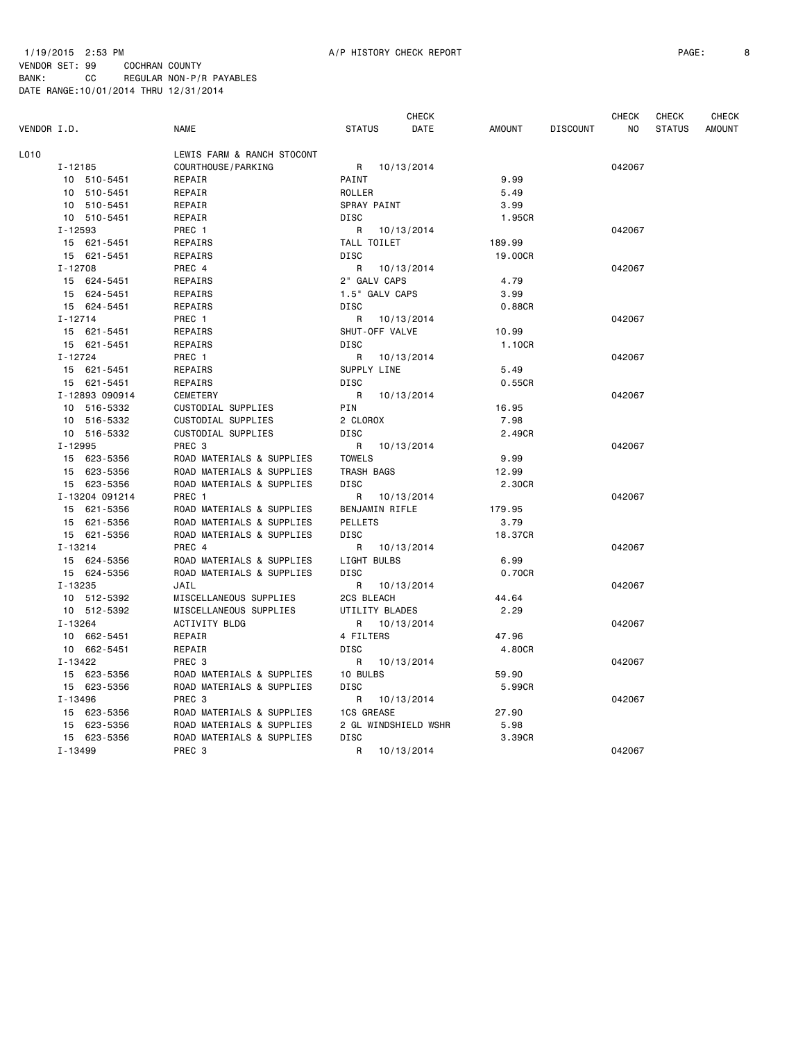1/19/2015 2:53 PM A/P HISTORY CHECK REPORT

VENDOR SET: 99 COCHRAN COUNTY
BANK: CC REGULAR NON-P/R PAYABLES
DATE RANGE:10/01/2014 THRU 12/31/2014

| VENDOR I.D. | NAME | STATUS | CHECK DATE | AMOUNT | DISCOUNT | CHECK NO | CHECK STATUS | CHECK AMOUNT |
|---|---|---|---|---|---|---|---|---|
| L010 | LEWIS FARM & RANCH STOCONT | | | | | | | |
| I-12185 | COURTHOUSE/PARKING | R | 10/13/2014 | | | 042067 | | |
| 10 510-5451 | REPAIR | PAINT | | 9.99 | | | | |
| 10 510-5451 | REPAIR | ROLLER | | 5.49 | | | | |
| 10 510-5451 | REPAIR | SPRAY PAINT | | 3.99 | | | | |
| 10 510-5451 | REPAIR | DISC | | 1.95CR | | | | |
| I-12593 | PREC 1 | R | 10/13/2014 | | | 042067 | | |
| 15 621-5451 | REPAIRS | TALL TOILET | | 189.99 | | | | |
| 15 621-5451 | REPAIRS | DISC | | 19.00CR | | | | |
| I-12708 | PREC 4 | R | 10/13/2014 | | | 042067 | | |
| 15 624-5451 | REPAIRS | 2" GALV CAPS | | 4.79 | | | | |
| 15 624-5451 | REPAIRS | 1.5" GALV CAPS | | 3.99 | | | | |
| 15 624-5451 | REPAIRS | DISC | | 0.88CR | | | | |
| I-12714 | PREC 1 | R | 10/13/2014 | | | 042067 | | |
| 15 621-5451 | REPAIRS | SHUT-OFF VALVE | | 10.99 | | | | |
| 15 621-5451 | REPAIRS | DISC | | 1.10CR | | | | |
| I-12724 | PREC 1 | R | 10/13/2014 | | | 042067 | | |
| 15 621-5451 | REPAIRS | SUPPLY LINE | | 5.49 | | | | |
| 15 621-5451 | REPAIRS | DISC | | 0.55CR | | | | |
| I-12893 090914 | CEMETERY | R | 10/13/2014 | | | 042067 | | |
| 10 516-5332 | CUSTODIAL SUPPLIES | PIN | | 16.95 | | | | |
| 10 516-5332 | CUSTODIAL SUPPLIES | 2 CLOROX | | 7.98 | | | | |
| 10 516-5332 | CUSTODIAL SUPPLIES | DISC | | 2.49CR | | | | |
| I-12995 | PREC 3 | R | 10/13/2014 | | | 042067 | | |
| 15 623-5356 | ROAD MATERIALS & SUPPLIES | TOWELS | | 9.99 | | | | |
| 15 623-5356 | ROAD MATERIALS & SUPPLIES | TRASH BAGS | | 12.99 | | | | |
| 15 623-5356 | ROAD MATERIALS & SUPPLIES | DISC | | 2.30CR | | | | |
| I-13204 091214 | PREC 1 | R | 10/13/2014 | | | 042067 | | |
| 15 621-5356 | ROAD MATERIALS & SUPPLIES | BENJAMIN RIFLE | | 179.95 | | | | |
| 15 621-5356 | ROAD MATERIALS & SUPPLIES | PELLETS | | 3.79 | | | | |
| 15 621-5356 | ROAD MATERIALS & SUPPLIES | DISC | | 18.37CR | | | | |
| I-13214 | PREC 4 | R | 10/13/2014 | | | 042067 | | |
| 15 624-5356 | ROAD MATERIALS & SUPPLIES | LIGHT BULBS | | 6.99 | | | | |
| 15 624-5356 | ROAD MATERIALS & SUPPLIES | DISC | | 0.70CR | | | | |
| I-13235 | JAIL | R | 10/13/2014 | | | 042067 | | |
| 10 512-5392 | MISCELLANEOUS SUPPLIES | 2CS BLEACH | | 44.64 | | | | |
| 10 512-5392 | MISCELLANEOUS SUPPLIES | UTILITY BLADES | | 2.29 | | | | |
| I-13264 | ACTIVITY BLDG | R | 10/13/2014 | | | 042067 | | |
| 10 662-5451 | REPAIR | 4 FILTERS | | 47.96 | | | | |
| 10 662-5451 | REPAIR | DISC | | 4.80CR | | | | |
| I-13422 | PREC 3 | R | 10/13/2014 | | | 042067 | | |
| 15 623-5356 | ROAD MATERIALS & SUPPLIES | 10 BULBS | | 59.90 | | | | |
| 15 623-5356 | ROAD MATERIALS & SUPPLIES | DISC | | 5.99CR | | | | |
| I-13496 | PREC 3 | R | 10/13/2014 | | | 042067 | | |
| 15 623-5356 | ROAD MATERIALS & SUPPLIES | 1CS GREASE | | 27.90 | | | | |
| 15 623-5356 | ROAD MATERIALS & SUPPLIES | 2 GL WINDSHIELD WSHR | | 5.98 | | | | |
| 15 623-5356 | ROAD MATERIALS & SUPPLIES | DISC | | 3.39CR | | | | |
| I-13499 | PREC 3 | R | 10/13/2014 | | | 042067 | | |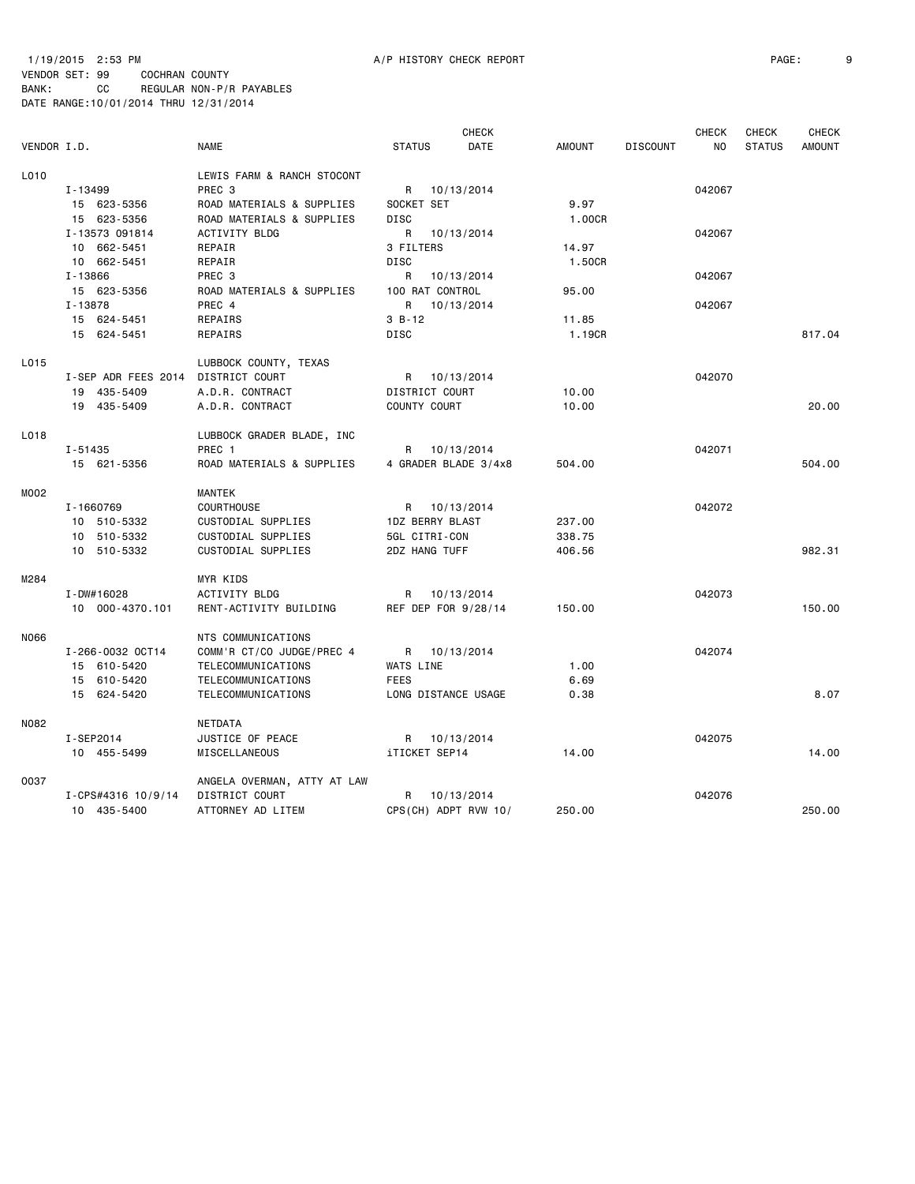1/19/2015 2:53 PM A/P HISTORY CHECK REPORT

VENDOR SET: 99 COCHRAN COUNTY
BANK: CC REGULAR NON-P/R PAYABLES
DATE RANGE:10/01/2014 THRU 12/31/2014

| VENDOR I.D. | NAME | STATUS | CHECK DATE | AMOUNT | DISCOUNT | CHECK NO | CHECK STATUS | CHECK AMOUNT |
|---|---|---|---|---|---|---|---|---|
| L010 | LEWIS FARM & RANCH STOCONT | | | | | | | |
| I-13499 | PREC 3 | R | 10/13/2014 | | | 042067 | | |
| 15 623-5356 | ROAD MATERIALS & SUPPLIES | SOCKET SET | | 9.97 | | | | |
| 15 623-5356 | ROAD MATERIALS & SUPPLIES | DISC | | 1.00CR | | | | |
| I-13573 091814 | ACTIVITY BLDG | R | 10/13/2014 | | | 042067 | | |
| 10 662-5451 | REPAIR | 3 FILTERS | | 14.97 | | | | |
| 10 662-5451 | REPAIR | DISC | | 1.50CR | | | | |
| I-13866 | PREC 3 | R | 10/13/2014 | | | 042067 | | |
| 15 623-5356 | ROAD MATERIALS & SUPPLIES | 100 RAT CONTROL | | 95.00 | | | | |
| I-13878 | PREC 4 | R | 10/13/2014 | | | 042067 | | |
| 15 624-5451 | REPAIRS | 3 B-12 | | 11.85 | | | | |
| 15 624-5451 | REPAIRS | DISC | | 1.19CR | | | | 817.04 |
| L015 | LUBBOCK COUNTY, TEXAS | | | | | | | |
| I-SEP ADR FEES 2014 | DISTRICT COURT | R | 10/13/2014 | | | 042070 | | |
| 19 435-5409 | A.D.R. CONTRACT | DISTRICT COURT | | 10.00 | | | | |
| 19 435-5409 | A.D.R. CONTRACT | COUNTY COURT | | 10.00 | | | | 20.00 |
| L018 | LUBBOCK GRADER BLADE, INC | | | | | | | |
| I-51435 | PREC 1 | R | 10/13/2014 | | | 042071 | | |
| 15 621-5356 | ROAD MATERIALS & SUPPLIES | 4 GRADER BLADE 3/4x8 | | 504.00 | | | | 504.00 |
| M002 | MANTEK | | | | | | | |
| I-1660769 | COURTHOUSE | R | 10/13/2014 | | | 042072 | | |
| 10 510-5332 | CUSTODIAL SUPPLIES | 1DZ BERRY BLAST | | 237.00 | | | | |
| 10 510-5332 | CUSTODIAL SUPPLIES | 5GL CITRI-CON | | 338.75 | | | | |
| 10 510-5332 | CUSTODIAL SUPPLIES | 2DZ HANG TUFF | | 406.56 | | | | 982.31 |
| M284 | MYR KIDS | | | | | | | |
| I-DW#16028 | ACTIVITY BLDG | R | 10/13/2014 | | | 042073 | | |
| 10 000-4370.101 | RENT-ACTIVITY BUILDING | REF DEP FOR 9/28/14 | | 150.00 | | | | 150.00 |
| N066 | NTS COMMUNICATIONS | | | | | | | |
| I-266-0032 OCT14 | COMM'R CT/CO JUDGE/PREC 4 | R | 10/13/2014 | | | 042074 | | |
| 15 610-5420 | TELECOMMUNICATIONS | WATS LINE | | 1.00 | | | | |
| 15 610-5420 | TELECOMMUNICATIONS | FEES | | 6.69 | | | | |
| 15 624-5420 | TELECOMMUNICATIONS | LONG DISTANCE USAGE | | 0.38 | | | | 8.07 |
| N082 | NETDATA | | | | | | | |
| I-SEP2014 | JUSTICE OF PEACE | R | 10/13/2014 | | | 042075 | | |
| 10 455-5499 | MISCELLANEOUS | iTICKET SEP14 | | 14.00 | | | | 14.00 |
| O037 | ANGELA OVERMAN, ATTY AT LAW | | | | | | | |
| I-CPS#4316 10/9/14 | DISTRICT COURT | R | 10/13/2014 | | | 042076 | | |
| 10 435-5400 | ATTORNEY AD LITEM | CPS(CH) ADPT RVW 10/ | | 250.00 | | | | 250.00 |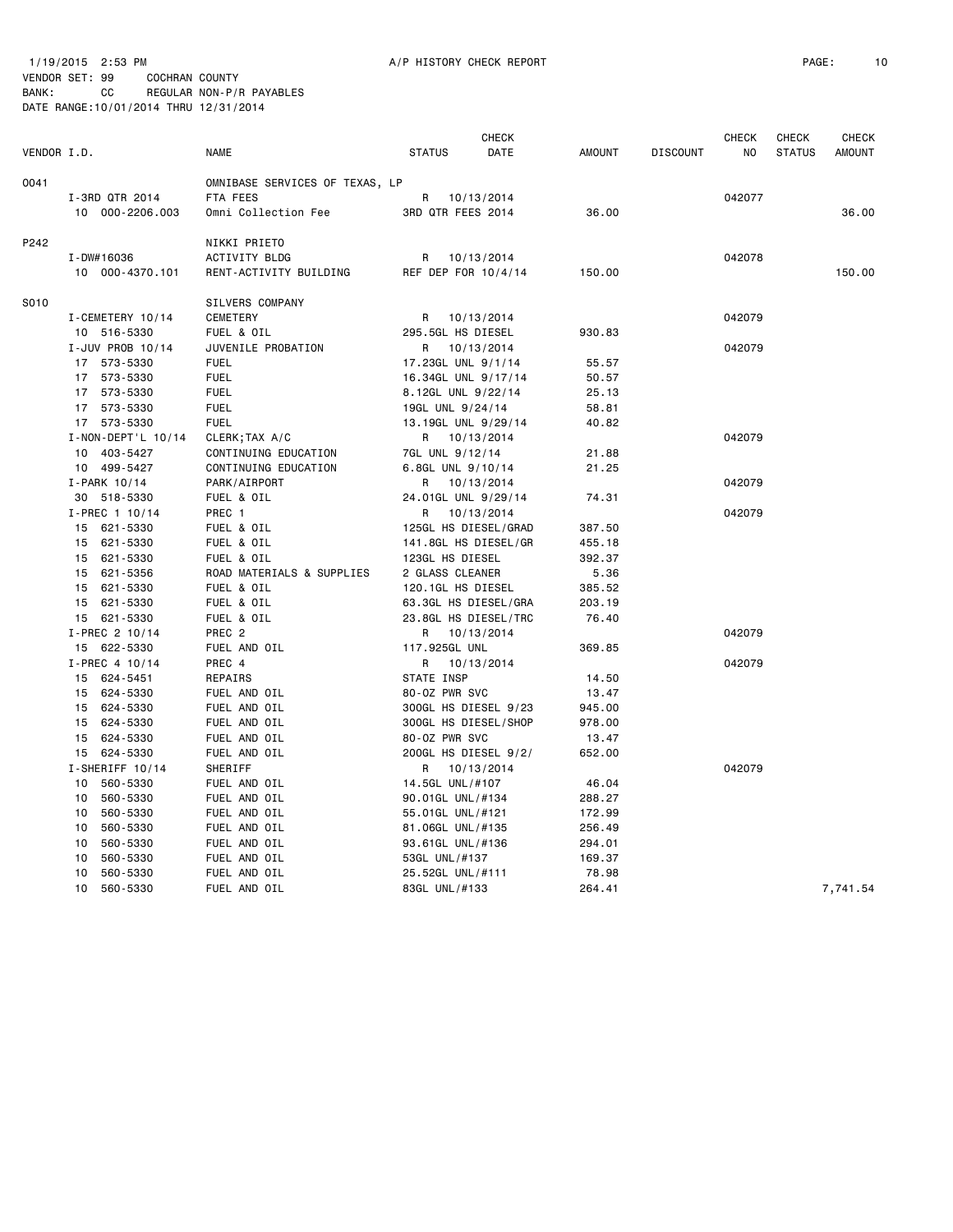1/19/2015 2:53 PM A/P HISTORY CHECK REPORT

VENDOR SET: 99 COCHRAN COUNTY
BANK: CC REGULAR NON-P/R PAYABLES
DATE RANGE:10/01/2014 THRU 12/31/2014

| VENDOR I.D. | NAME | STATUS | CHECK DATE | AMOUNT | DISCOUNT | CHECK NO | CHECK STATUS | CHECK AMOUNT |
|---|---|---|---|---|---|---|---|---|
| 0041 | OMNIBASE SERVICES OF TEXAS, LP | | | | | | | |
| I-3RD QTR 2014 | FTA FEES | R | 10/13/2014 | | | 042077 | | |
| 10 000-2206.003 | Omni Collection Fee | 3RD QTR FEES 2014 | | 36.00 | | | | 36.00 |
| P242 | NIKKI PRIETO | | | | | | | |
| I-DW#16036 | ACTIVITY BLDG | R | 10/13/2014 | | | 042078 | | |
| 10 000-4370.101 | RENT-ACTIVITY BUILDING | REF DEP FOR 10/4/14 | | 150.00 | | | | 150.00 |
| S010 | SILVERS COMPANY | | | | | | | |
| I-CEMETERY 10/14 | CEMETERY | R | 10/13/2014 | | | 042079 | | |
| 10 516-5330 | FUEL & OIL | 295.5GL HS DIESEL | | 930.83 | | | | |
| I-JUV PROB 10/14 | JUVENILE PROBATION | R | 10/13/2014 | | | 042079 | | |
| 17 573-5330 | FUEL | 17.23GL UNL 9/1/14 | | 55.57 | | | | |
| 17 573-5330 | FUEL | 16.34GL UNL 9/17/14 | | 50.57 | | | | |
| 17 573-5330 | FUEL | 8.12GL UNL 9/22/14 | | 25.13 | | | | |
| 17 573-5330 | FUEL | 19GL UNL 9/24/14 | | 58.81 | | | | |
| 17 573-5330 | FUEL | 13.19GL UNL 9/29/14 | | 40.82 | | | | |
| I-NON-DEPT'L 10/14 | CLERK;TAX A/C | R | 10/13/2014 | | | 042079 | | |
| 10 403-5427 | CONTINUING EDUCATION | 7GL UNL 9/12/14 | | 21.88 | | | | |
| 10 499-5427 | CONTINUING EDUCATION | 6.8GL UNL 9/10/14 | | 21.25 | | | | |
| I-PARK 10/14 | PARK/AIRPORT | R | 10/13/2014 | | | 042079 | | |
| 30 518-5330 | FUEL & OIL | 24.01GL UNL 9/29/14 | | 74.31 | | | | |
| I-PREC 1 10/14 | PREC 1 | R | 10/13/2014 | | | 042079 | | |
| 15 621-5330 | FUEL & OIL | 125GL HS DIESEL/GRAD | | 387.50 | | | | |
| 15 621-5330 | FUEL & OIL | 141.8GL HS DIESEL/GR | | 455.18 | | | | |
| 15 621-5330 | FUEL & OIL | 123GL HS DIESEL | | 392.37 | | | | |
| 15 621-5356 | ROAD MATERIALS & SUPPLIES | 2 GLASS CLEANER | | 5.36 | | | | |
| 15 621-5330 | FUEL & OIL | 120.1GL HS DIESEL | | 385.52 | | | | |
| 15 621-5330 | FUEL & OIL | 63.3GL HS DIESEL/GRA | | 203.19 | | | | |
| 15 621-5330 | FUEL & OIL | 23.8GL HS DIESEL/TRC | | 76.40 | | | | |
| I-PREC 2 10/14 | PREC 2 | R | 10/13/2014 | | | 042079 | | |
| 15 622-5330 | FUEL AND OIL | 117.925GL UNL | | 369.85 | | | | |
| I-PREC 4 10/14 | PREC 4 | R | 10/13/2014 | | | 042079 | | |
| 15 624-5451 | REPAIRS | STATE INSP | | 14.50 | | | | |
| 15 624-5330 | FUEL AND OIL | 80-OZ PWR SVC | | 13.47 | | | | |
| 15 624-5330 | FUEL AND OIL | 300GL HS DIESEL 9/23 | | 945.00 | | | | |
| 15 624-5330 | FUEL AND OIL | 300GL HS DIESEL/SHOP | | 978.00 | | | | |
| 15 624-5330 | FUEL AND OIL | 80-OZ PWR SVC | | 13.47 | | | | |
| 15 624-5330 | FUEL AND OIL | 200GL HS DIESEL 9/2/ | | 652.00 | | | | |
| I-SHERIFF 10/14 | SHERIFF | R | 10/13/2014 | | | 042079 | | |
| 10 560-5330 | FUEL AND OIL | 14.5GL UNL/#107 | | 46.04 | | | | |
| 10 560-5330 | FUEL AND OIL | 90.01GL UNL/#134 | | 288.27 | | | | |
| 10 560-5330 | FUEL AND OIL | 55.01GL UNL/#121 | | 172.99 | | | | |
| 10 560-5330 | FUEL AND OIL | 81.06GL UNL/#135 | | 256.49 | | | | |
| 10 560-5330 | FUEL AND OIL | 93.61GL UNL/#136 | | 294.01 | | | | |
| 10 560-5330 | FUEL AND OIL | 53GL UNL/#137 | | 169.37 | | | | |
| 10 560-5330 | FUEL AND OIL | 25.52GL UNL/#111 | | 78.98 | | | | |
| 10 560-5330 | FUEL AND OIL | 83GL UNL/#133 | | 264.41 | | | | 7,741.54 |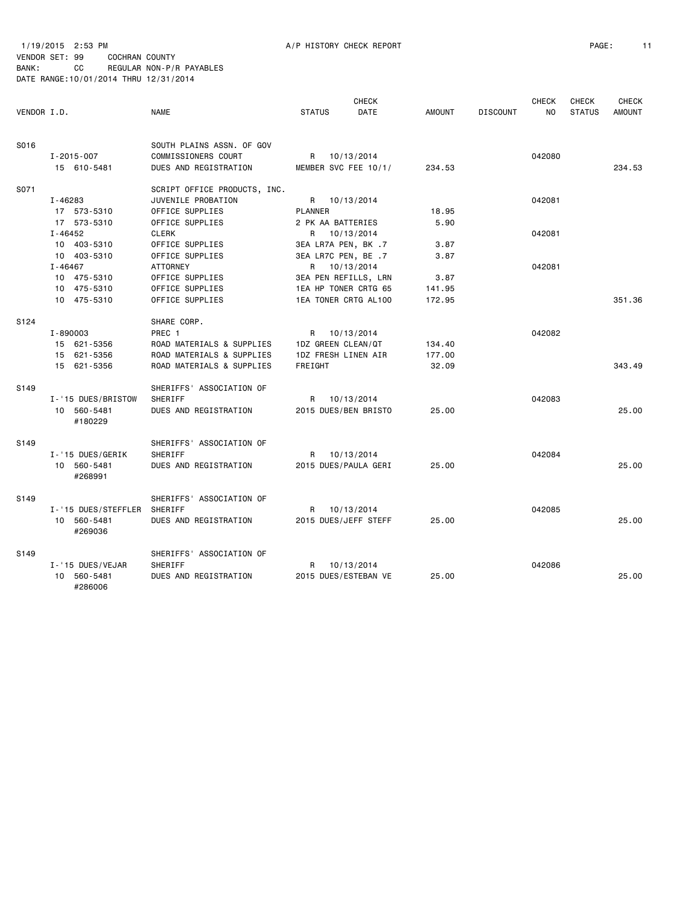1/19/2015 2:53 PM A/P HISTORY CHECK REPORT

VENDOR SET: 99 COCHRAN COUNTY
BANK: CC REGULAR NON-P/R PAYABLES
DATE RANGE:10/01/2014 THRU 12/31/2014

| VENDOR I.D. | NAME | STATUS | CHECK DATE | AMOUNT | DISCOUNT | CHECK NO | CHECK STATUS | CHECK AMOUNT |
|---|---|---|---|---|---|---|---|---|
| S016 | SOUTH PLAINS ASSN. OF GOV | | | | | | | |
| I-2015-007 | COMMISSIONERS COURT | R | 10/13/2014 | | | 042080 | | |
| 15 610-5481 | DUES AND REGISTRATION | MEMBER SVC FEE 10/1/ | | 234.53 | | | | 234.53 |
| S071 | SCRIPT OFFICE PRODUCTS, INC. | | | | | | | |
| I-46283 | JUVENILE PROBATION | R | 10/13/2014 | | | 042081 | | |
| 17 573-5310 | OFFICE SUPPLIES | PLANNER | | 18.95 | | | | |
| 17 573-5310 | OFFICE SUPPLIES | 2 PK AA BATTERIES | | 5.90 | | | | |
| I-46452 | CLERK | R | 10/13/2014 | | | 042081 | | |
| 10 403-5310 | OFFICE SUPPLIES | 3EA LR7A PEN, BK .7 | | 3.87 | | | | |
| 10 403-5310 | OFFICE SUPPLIES | 3EA LR7C PEN, BE .7 | | 3.87 | | | | |
| I-46467 | ATTORNEY | R | 10/13/2014 | | | 042081 | | |
| 10 475-5310 | OFFICE SUPPLIES | 3EA PEN REFILLS, LRN | | 3.87 | | | | |
| 10 475-5310 | OFFICE SUPPLIES | 1EA HP TONER CRTG 65 | | 141.95 | | | | |
| 10 475-5310 | OFFICE SUPPLIES | 1EA TONER CRTG AL100 | | 172.95 | | | | 351.36 |
| S124 | SHARE CORP. | | | | | | | |
| I-890003 | PREC 1 | R | 10/13/2014 | | | 042082 | | |
| 15 621-5356 | ROAD MATERIALS & SUPPLIES | 1DZ GREEN CLEAN/QT | | 134.40 | | | | |
| 15 621-5356 | ROAD MATERIALS & SUPPLIES | 1DZ FRESH LINEN AIR | | 177.00 | | | | |
| 15 621-5356 | ROAD MATERIALS & SUPPLIES | FREIGHT | | 32.09 | | | | 343.49 |
| S149 | SHERIFFS' ASSOCIATION OF | | | | | | | |
| I-'15 DUES/BRISTOW | SHERIFF | R | 10/13/2014 | | | 042083 | | |
| 10 560-5481 #180229 | DUES AND REGISTRATION | 2015 DUES/BEN BRISTO | | 25.00 | | | | 25.00 |
| S149 | SHERIFFS' ASSOCIATION OF | | | | | | | |
| I-'15 DUES/GERIK | SHERIFF | R | 10/13/2014 | | | 042084 | | |
| 10 560-5481 #268991 | DUES AND REGISTRATION | 2015 DUES/PAULA GERI | | 25.00 | | | | 25.00 |
| S149 | SHERIFFS' ASSOCIATION OF | | | | | | | |
| I-'15 DUES/STEFFLER | SHERIFF | R | 10/13/2014 | | | 042085 | | |
| 10 560-5481 #269036 | DUES AND REGISTRATION | 2015 DUES/JEFF STEFF | | 25.00 | | | | 25.00 |
| S149 | SHERIFFS' ASSOCIATION OF | | | | | | | |
| I-'15 DUES/VEJAR | SHERIFF | R | 10/13/2014 | | | 042086 | | |
| 10 560-5481 #286006 | DUES AND REGISTRATION | 2015 DUES/ESTEBAN VE | | 25.00 | | | | 25.00 |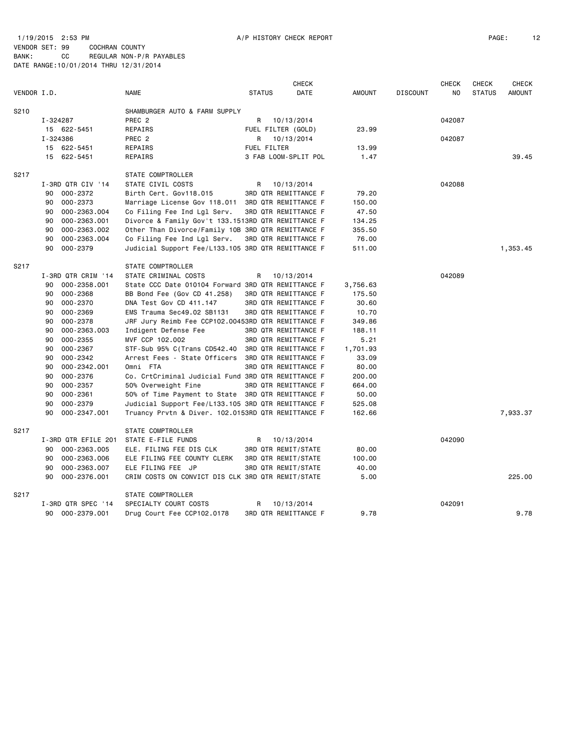1/19/2015 2:53 PM A/P HISTORY CHECK REPORT

VENDOR SET: 99 COCHRAN COUNTY
BANK: CC REGULAR NON-P/R PAYABLES
DATE RANGE:10/01/2014 THRU 12/31/2014

| VENDOR I.D. | NAME | STATUS | CHECK DATE | AMOUNT | DISCOUNT | CHECK NO | CHECK STATUS | CHECK AMOUNT |
|---|---|---|---|---|---|---|---|---|
| S210 | SHAMBURGER AUTO & FARM SUPPLY | | | | | | | |
| I-324287 | PREC 2 | R | 10/13/2014 | | | 042087 | | |
| 15 622-5451 | REPAIRS | FUEL FILTER (GOLD) | | 23.99 | | | | |
| I-324386 | PREC 2 | R | 10/13/2014 | | | 042087 | | |
| 15 622-5451 | REPAIRS | FUEL FILTER | | 13.99 | | | | |
| 15 622-5451 | REPAIRS | 3 FAB LOOM-SPLIT POL | | 1.47 | | | | 39.45 |
| S217 | STATE COMPTROLLER | | | | | | | |
| I-3RD QTR CIV '14 | STATE CIVIL COSTS | R | 10/13/2014 | | | 042088 | | |
| 90 000-2372 | Birth Cert. Gov118.015 | 3RD QTR REMITTANCE F | | 79.20 | | | | |
| 90 000-2373 | Marriage License Gov 118.011 | 3RD QTR REMITTANCE F | | 150.00 | | | | |
| 90 000-2363.004 | Co Filing Fee Ind Lgl Serv. | 3RD QTR REMITTANCE F | | 47.50 | | | | |
| 90 000-2363.001 | Divorce & Family Gov't 133.151 | 3RD QTR REMITTANCE F | | 134.25 | | | | |
| 90 000-2363.002 | Other Than Divorce/Family 10B | 3RD QTR REMITTANCE F | | 355.50 | | | | |
| 90 000-2363.004 | Co Filing Fee Ind Lgl Serv. | 3RD QTR REMITTANCE F | | 76.00 | | | | |
| 90 000-2379 | Judicial Support Fee/L133.105 | 3RD QTR REMITTANCE F | | 511.00 | | | | 1,353.45 |
| S217 | STATE COMPTROLLER | | | | | | | |
| I-3RD QTR CRIM '14 | STATE CRIMINAL COSTS | R | 10/13/2014 | | | 042089 | | |
| 90 000-2358.001 | State CCC Date 010104 Forward | 3RD QTR REMITTANCE F | | 3,756.63 | | | | |
| 90 000-2368 | BB Bond Fee (Gov CD 41.258) | 3RD QTR REMITTANCE F | | 175.50 | | | | |
| 90 000-2370 | DNA Test Gov CD 411.147 | 3RD QTR REMITTANCE F | | 30.60 | | | | |
| 90 000-2369 | EMS Trauma Sec49.02 SB1131 | 3RD QTR REMITTANCE F | | 10.70 | | | | |
| 90 000-2378 | JRF Jury Reimb Fee CCP102.0045 | 3RD QTR REMITTANCE F | | 349.86 | | | | |
| 90 000-2363.003 | Indigent Defense Fee | 3RD QTR REMITTANCE F | | 188.11 | | | | |
| 90 000-2355 | MVF CCP 102.002 | 3RD QTR REMITTANCE F | | 5.21 | | | | |
| 90 000-2367 | STF-Sub 95% C(Trans CD542.40 | 3RD QTR REMITTANCE F | | 1,701.93 | | | | |
| 90 000-2342 | Arrest Fees - State Officers | 3RD QTR REMITTANCE F | | 33.09 | | | | |
| 90 000-2342.001 | Omni FTA | 3RD QTR REMITTANCE F | | 80.00 | | | | |
| 90 000-2376 | Co. CrtCriminal Judicial Fund | 3RD QTR REMITTANCE F | | 200.00 | | | | |
| 90 000-2357 | 50% Overweight Fine | 3RD QTR REMITTANCE F | | 664.00 | | | | |
| 90 000-2361 | 50% of Time Payment to State | 3RD QTR REMITTANCE F | | 50.00 | | | | |
| 90 000-2379 | Judicial Support Fee/L133.105 | 3RD QTR REMITTANCE F | | 525.08 | | | | |
| 90 000-2347.001 | Truancy Prvtn & Diver. 102.015 | 3RD QTR REMITTANCE F | | 162.66 | | | | 7,933.37 |
| S217 | STATE COMPTROLLER | | | | | | | |
| I-3RD QTR EFILE 201 | STATE E-FILE FUNDS | R | 10/13/2014 | | | 042090 | | |
| 90 000-2363.005 | ELE. FILING FEE DIS CLK | 3RD QTR REMIT/STATE | | 80.00 | | | | |
| 90 000-2363.006 | ELE FILING FEE COUNTY CLERK | 3RD QTR REMIT/STATE | | 100.00 | | | | |
| 90 000-2363.007 | ELE FILING FEE JP | 3RD QTR REMIT/STATE | | 40.00 | | | | |
| 90 000-2376.001 | CRIM COSTS ON CONVICT DIS CLK | 3RD QTR REMIT/STATE | | 5.00 | | | | 225.00 |
| S217 | STATE COMPTROLLER | | | | | | | |
| I-3RD QTR SPEC '14 | SPECIALTY COURT COSTS | R | 10/13/2014 | | | 042091 | | |
| 90 000-2379.001 | Drug Court Fee CCP102.0178 | 3RD QTR REMITTANCE F | | 9.78 | | | | 9.78 |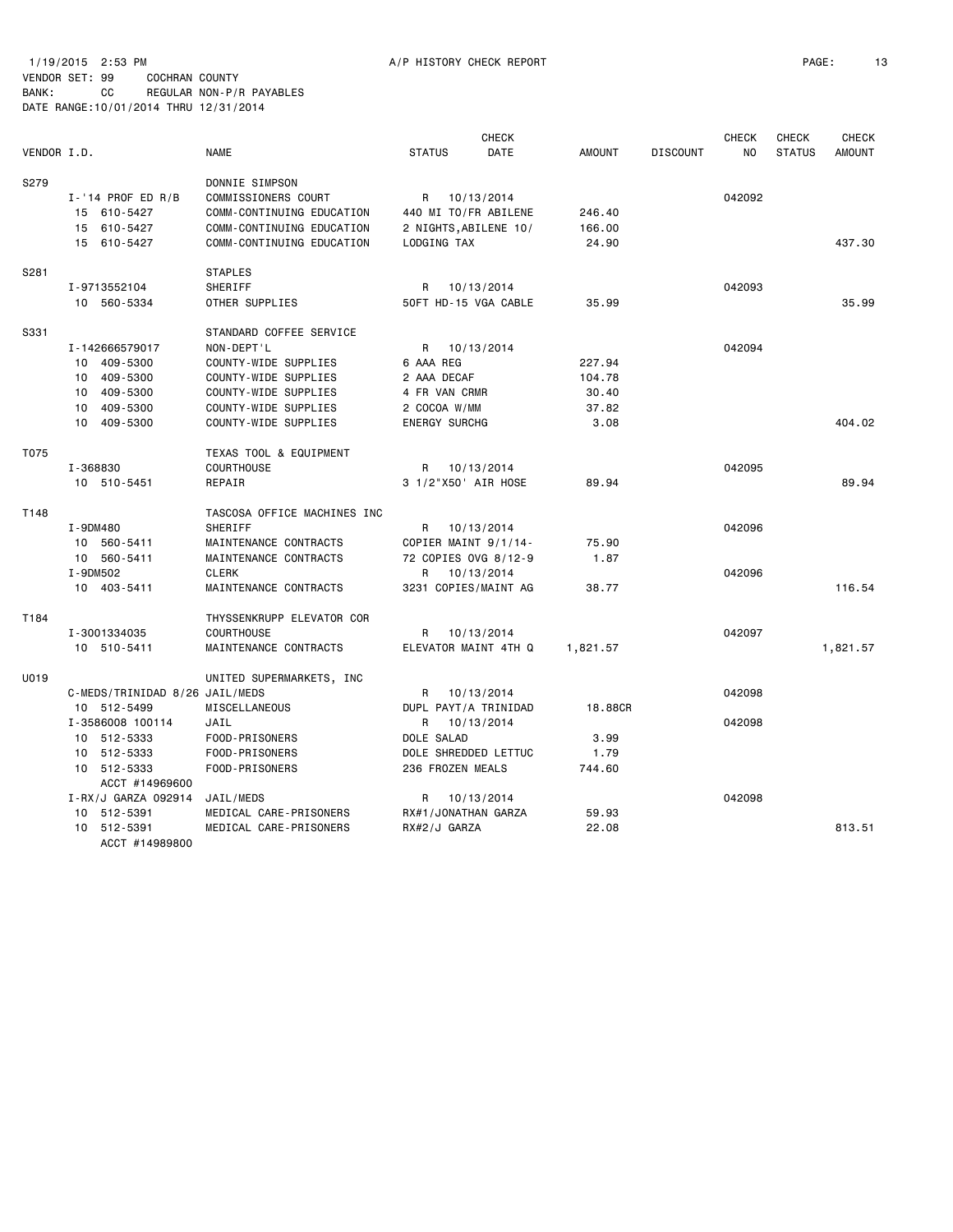1/19/2015 2:53 PM A/P HISTORY CHECK REPORT

VENDOR SET: 99 COCHRAN COUNTY
BANK: CC REGULAR NON-P/R PAYABLES
DATE RANGE:10/01/2014 THRU 12/31/2014

| VENDOR I.D. | NAME | STATUS | CHECK DATE | AMOUNT | DISCOUNT | CHECK NO | CHECK STATUS | CHECK AMOUNT |
|---|---|---|---|---|---|---|---|---|
| S279 | DONNIE SIMPSON | | | | | | | |
| I-'14 PROF ED R/B | COMMISSIONERS COURT | R | 10/13/2014 | | | 042092 | | |
| 15 610-5427 | COMM-CONTINUING EDUCATION | 440 MI TO/FR ABILENE | | 246.40 | | | | |
| 15 610-5427 | COMM-CONTINUING EDUCATION | 2 NIGHTS,ABILENE 10/ | | 166.00 | | | | |
| 15 610-5427 | COMM-CONTINUING EDUCATION | LODGING TAX | | 24.90 | | | | 437.30 |
| S281 | STAPLES | | | | | | | |
| I-9713552104 | SHERIFF | R | 10/13/2014 | | | 042093 | | |
| 10 560-5334 | OTHER SUPPLIES | 50FT HD-15 VGA CABLE | | 35.99 | | | | 35.99 |
| S331 | STANDARD COFFEE SERVICE | | | | | | | |
| I-142666579017 | NON-DEPT'L | R | 10/13/2014 | | | 042094 | | |
| 10 409-5300 | COUNTY-WIDE SUPPLIES | 6 AAA REG | | 227.94 | | | | |
| 10 409-5300 | COUNTY-WIDE SUPPLIES | 2 AAA DECAF | | 104.78 | | | | |
| 10 409-5300 | COUNTY-WIDE SUPPLIES | 4 FR VAN CRMR | | 30.40 | | | | |
| 10 409-5300 | COUNTY-WIDE SUPPLIES | 2 COCOA W/MM | | 37.82 | | | | |
| 10 409-5300 | COUNTY-WIDE SUPPLIES | ENERGY SURCHG | | 3.08 | | | | 404.02 |
| T075 | TEXAS TOOL & EQUIPMENT | | | | | | | |
| I-368830 | COURTHOUSE | R | 10/13/2014 | | | 042095 | | |
| 10 510-5451 | REPAIR | 3 1/2"X50' AIR HOSE | | 89.94 | | | | 89.94 |
| T148 | TASCOSA OFFICE MACHINES INC | | | | | | | |
| I-9DM480 | SHERIFF | R | 10/13/2014 | | | 042096 | | |
| 10 560-5411 | MAINTENANCE CONTRACTS | COPIER MAINT 9/1/14- | | 75.90 | | | | |
| 10 560-5411 | MAINTENANCE CONTRACTS | 72 COPIES OVG 8/12-9 | | 1.87 | | | | |
| I-9DM502 | CLERK | R | 10/13/2014 | | | 042096 | | |
| 10 403-5411 | MAINTENANCE CONTRACTS | 3231 COPIES/MAINT AG | | 38.77 | | | | 116.54 |
| T184 | THYSSENKRUPP ELEVATOR COR | | | | | | | |
| I-3001334035 | COURTHOUSE | R | 10/13/2014 | | | 042097 | | |
| 10 510-5411 | MAINTENANCE CONTRACTS | ELEVATOR MAINT 4TH Q | | 1,821.57 | | | | 1,821.57 |
| U019 | UNITED SUPERMARKETS, INC | | | | | | | |
| C-MEDS/TRINIDAD 8/26 | JAIL/MEDS | R | 10/13/2014 | | | 042098 | | |
| 10 512-5499 | MISCELLANEOUS | DUPL PAYT/A TRINIDAD | | 18.88CR | | | | |
| I-3586008 100114 | JAIL | R | 10/13/2014 | | | 042098 | | |
| 10 512-5333 | FOOD-PRISONERS | DOLE SALAD | | 3.99 | | | | |
| 10 512-5333 | FOOD-PRISONERS | DOLE SHREDDED LETTUC | | 1.79 | | | | |
| 10 512-5333 ACCT #14969600 | FOOD-PRISONERS | 236 FROZEN MEALS | | 744.60 | | | | |
| I-RX/J GARZA 092914 | JAIL/MEDS | R | 10/13/2014 | | | 042098 | | |
| 10 512-5391 | MEDICAL CARE-PRISONERS | RX#1/JONATHAN GARZA | | 59.93 | | | | |
| 10 512-5391 ACCT #14989800 | MEDICAL CARE-PRISONERS | RX#2/J GARZA | | 22.08 | | | | 813.51 |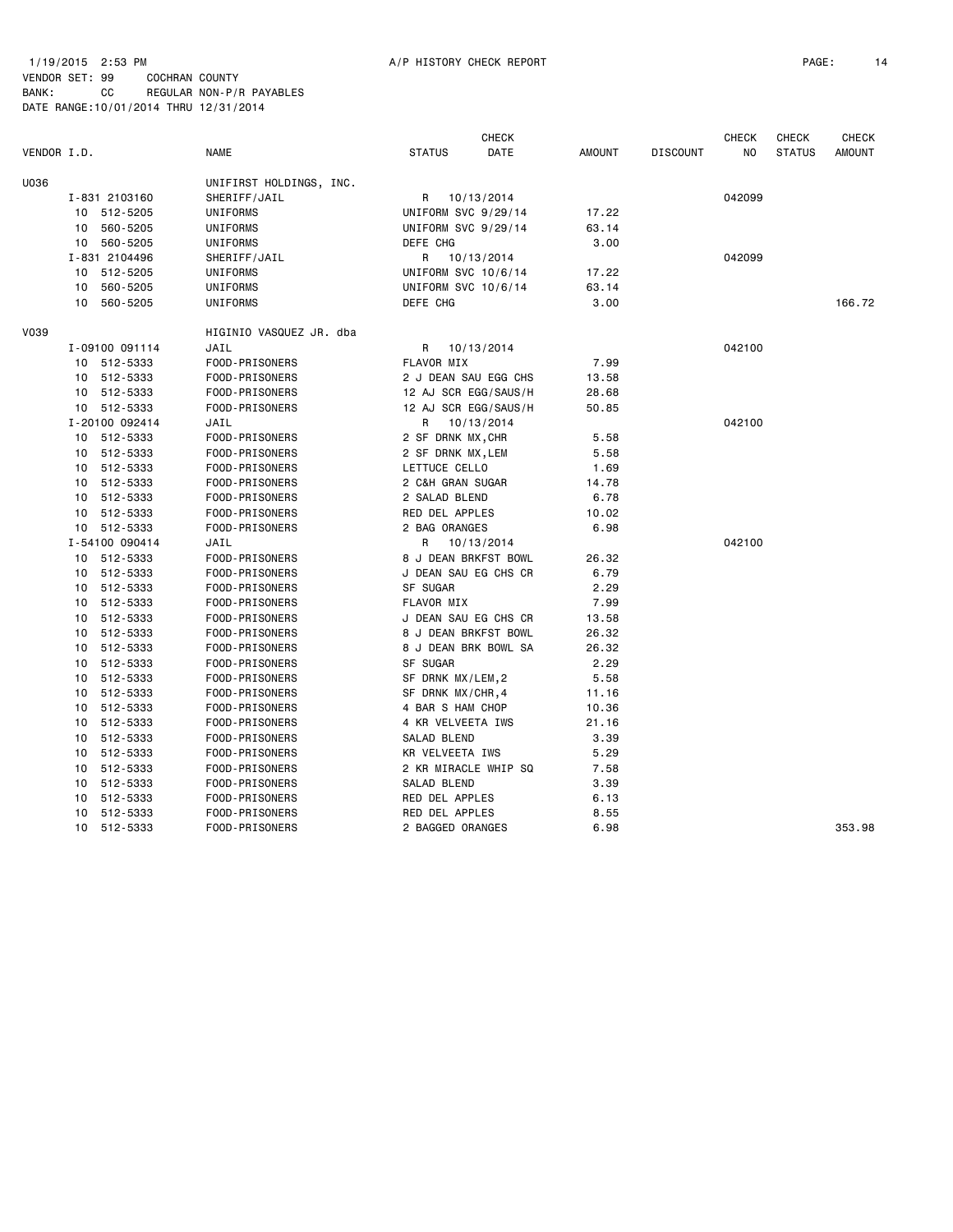1/19/2015 2:53 PM A/P HISTORY CHECK REPORT

VENDOR SET: 99 COCHRAN COUNTY
BANK: CC REGULAR NON-P/R PAYABLES
DATE RANGE:10/01/2014 THRU 12/31/2014

| VENDOR I.D. | NAME | STATUS | CHECK DATE | AMOUNT | DISCOUNT | CHECK NO | CHECK STATUS | CHECK AMOUNT |
|---|---|---|---|---|---|---|---|---|
| U036 | UNIFIRST HOLDINGS, INC. | | | | | | | |
| I-831 2103160 | SHERIFF/JAIL | R | 10/13/2014 | | | 042099 | | |
| 10 512-5205 | UNIFORMS | UNIFORM SVC 9/29/14 | | 17.22 | | | | |
| 10 560-5205 | UNIFORMS | UNIFORM SVC 9/29/14 | | 63.14 | | | | |
| 10 560-5205 | UNIFORMS | DEFE CHG | | 3.00 | | | | |
| I-831 2104496 | SHERIFF/JAIL | R | 10/13/2014 | | | 042099 | | |
| 10 512-5205 | UNIFORMS | UNIFORM SVC 10/6/14 | | 17.22 | | | | |
| 10 560-5205 | UNIFORMS | UNIFORM SVC 10/6/14 | | 63.14 | | | | |
| 10 560-5205 | UNIFORMS | DEFE CHG | | 3.00 | | | | 166.72 |
| V039 | HIGINIO VASQUEZ JR. dba | | | | | | | |
| I-09100 091114 | JAIL | R | 10/13/2014 | | | 042100 | | |
| 10 512-5333 | FOOD-PRISONERS | FLAVOR MIX | | 7.99 | | | | |
| 10 512-5333 | FOOD-PRISONERS | 2 J DEAN SAU EGG CHS | | 13.58 | | | | |
| 10 512-5333 | FOOD-PRISONERS | 12 AJ SCR EGG/SAUS/H | | 28.68 | | | | |
| 10 512-5333 | FOOD-PRISONERS | 12 AJ SCR EGG/SAUS/H | | 50.85 | | | | |
| I-20100 092414 | JAIL | R | 10/13/2014 | | | 042100 | | |
| 10 512-5333 | FOOD-PRISONERS | 2 SF DRNK MX,CHR | | 5.58 | | | | |
| 10 512-5333 | FOOD-PRISONERS | 2 SF DRNK MX,LEM | | 5.58 | | | | |
| 10 512-5333 | FOOD-PRISONERS | LETTUCE CELLO | | 1.69 | | | | |
| 10 512-5333 | FOOD-PRISONERS | 2 C&H GRAN SUGAR | | 14.78 | | | | |
| 10 512-5333 | FOOD-PRISONERS | 2 SALAD BLEND | | 6.78 | | | | |
| 10 512-5333 | FOOD-PRISONERS | RED DEL APPLES | | 10.02 | | | | |
| 10 512-5333 | FOOD-PRISONERS | 2 BAG ORANGES | | 6.98 | | | | |
| I-54100 090414 | JAIL | R | 10/13/2014 | | | 042100 | | |
| 10 512-5333 | FOOD-PRISONERS | 8 J DEAN BRKFST BOWL | | 26.32 | | | | |
| 10 512-5333 | FOOD-PRISONERS | J DEAN SAU EG CHS CR | | 6.79 | | | | |
| 10 512-5333 | FOOD-PRISONERS | SF SUGAR | | 2.29 | | | | |
| 10 512-5333 | FOOD-PRISONERS | FLAVOR MIX | | 7.99 | | | | |
| 10 512-5333 | FOOD-PRISONERS | J DEAN SAU EG CHS CR | | 13.58 | | | | |
| 10 512-5333 | FOOD-PRISONERS | 8 J DEAN BRKFST BOWL | | 26.32 | | | | |
| 10 512-5333 | FOOD-PRISONERS | 8 J DEAN BRK BOWL SA | | 26.32 | | | | |
| 10 512-5333 | FOOD-PRISONERS | SF SUGAR | | 2.29 | | | | |
| 10 512-5333 | FOOD-PRISONERS | SF DRNK MX/LEM,2 | | 5.58 | | | | |
| 10 512-5333 | FOOD-PRISONERS | SF DRNK MX/CHR,4 | | 11.16 | | | | |
| 10 512-5333 | FOOD-PRISONERS | 4 BAR S HAM CHOP | | 10.36 | | | | |
| 10 512-5333 | FOOD-PRISONERS | 4 KR VELVEETA IWS | | 21.16 | | | | |
| 10 512-5333 | FOOD-PRISONERS | SALAD BLEND | | 3.39 | | | | |
| 10 512-5333 | FOOD-PRISONERS | KR VELVEETA IWS | | 5.29 | | | | |
| 10 512-5333 | FOOD-PRISONERS | 2 KR MIRACLE WHIP SQ | | 7.58 | | | | |
| 10 512-5333 | FOOD-PRISONERS | SALAD BLEND | | 3.39 | | | | |
| 10 512-5333 | FOOD-PRISONERS | RED DEL APPLES | | 6.13 | | | | |
| 10 512-5333 | FOOD-PRISONERS | RED DEL APPLES | | 8.55 | | | | |
| 10 512-5333 | FOOD-PRISONERS | 2 BAGGED ORANGES | | 6.98 | | | | 353.98 |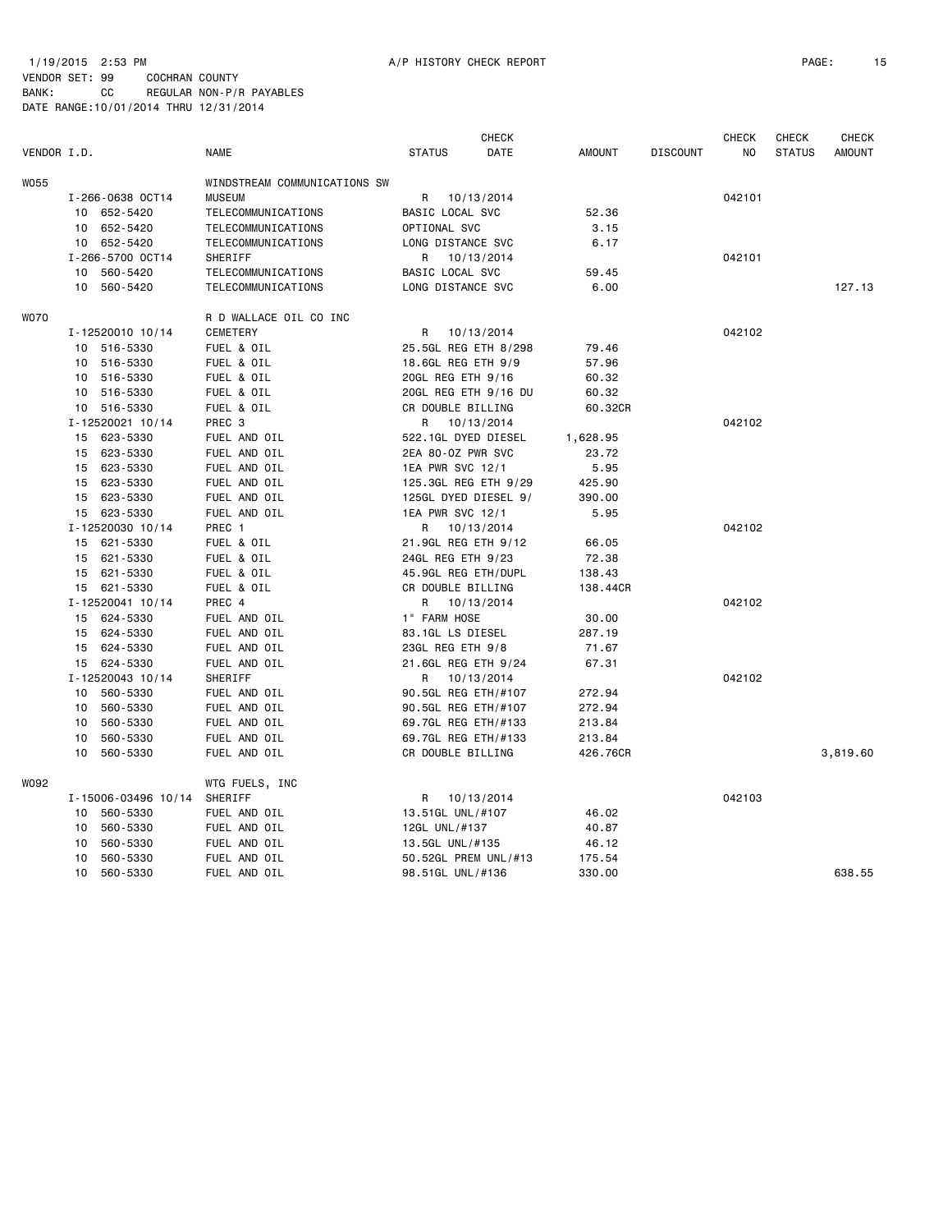1/19/2015 2:53 PM A/P HISTORY CHECK REPORT

VENDOR SET: 99 COCHRAN COUNTY
BANK: CC REGULAR NON-P/R PAYABLES
DATE RANGE:10/01/2014 THRU 12/31/2014

| VENDOR I.D. | NAME | STATUS | CHECK DATE | AMOUNT | DISCOUNT | CHECK NO | CHECK STATUS | CHECK AMOUNT |
|---|---|---|---|---|---|---|---|---|
| W055 | WINDSTREAM COMMUNICATIONS SW | | | | | | | |
| I-266-0638 OCT14 | MUSEUM | R | 10/13/2014 | | | 042101 | | |
| 10 652-5420 | TELECOMMUNICATIONS | BASIC LOCAL SVC | | 52.36 | | | | |
| 10 652-5420 | TELECOMMUNICATIONS | OPTIONAL SVC | | 3.15 | | | | |
| 10 652-5420 | TELECOMMUNICATIONS | LONG DISTANCE SVC | | 6.17 | | | | |
| I-266-5700 OCT14 | SHERIFF | R | 10/13/2014 | | | 042101 | | |
| 10 560-5420 | TELECOMMUNICATIONS | BASIC LOCAL SVC | | 59.45 | | | | |
| 10 560-5420 | TELECOMMUNICATIONS | LONG DISTANCE SVC | | 6.00 | | | | 127.13 |
| W070 | R D WALLACE OIL CO INC | | | | | | | |
| I-12520010 10/14 | CEMETERY | R | 10/13/2014 | | | 042102 | | |
| 10 516-5330 | FUEL & OIL | 25.5GL REG ETH 8/298 | | 79.46 | | | | |
| 10 516-5330 | FUEL & OIL | 18.6GL REG ETH 9/9 | | 57.96 | | | | |
| 10 516-5330 | FUEL & OIL | 20GL REG ETH 9/16 | | 60.32 | | | | |
| 10 516-5330 | FUEL & OIL | 20GL REG ETH 9/16 DU | | 60.32 | | | | |
| 10 516-5330 | FUEL & OIL | CR DOUBLE BILLING | | 60.32CR | | | | |
| I-12520021 10/14 | PREC 3 | R | 10/13/2014 | | | 042102 | | |
| 15 623-5330 | FUEL AND OIL | 522.1GL DYED DIESEL | | 1,628.95 | | | | |
| 15 623-5330 | FUEL AND OIL | 2EA 80-OZ PWR SVC | | 23.72 | | | | |
| 15 623-5330 | FUEL AND OIL | 1EA PWR SVC 12/1 | | 5.95 | | | | |
| 15 623-5330 | FUEL AND OIL | 125.3GL REG ETH 9/29 | | 425.90 | | | | |
| 15 623-5330 | FUEL AND OIL | 125GL DYED DIESEL 9/ | | 390.00 | | | | |
| 15 623-5330 | FUEL AND OIL | 1EA PWR SVC 12/1 | | 5.95 | | | | |
| I-12520030 10/14 | PREC 1 | R | 10/13/2014 | | | 042102 | | |
| 15 621-5330 | FUEL & OIL | 21.9GL REG ETH 9/12 | | 66.05 | | | | |
| 15 621-5330 | FUEL & OIL | 24GL REG ETH 9/23 | | 72.38 | | | | |
| 15 621-5330 | FUEL & OIL | 45.9GL REG ETH/DUPL | | 138.43 | | | | |
| 15 621-5330 | FUEL & OIL | CR DOUBLE BILLING | | 138.44CR | | | | |
| I-12520041 10/14 | PREC 4 | R | 10/13/2014 | | | 042102 | | |
| 15 624-5330 | FUEL AND OIL | 1" FARM HOSE | | 30.00 | | | | |
| 15 624-5330 | FUEL AND OIL | 83.1GL LS DIESEL | | 287.19 | | | | |
| 15 624-5330 | FUEL AND OIL | 23GL REG ETH 9/8 | | 71.67 | | | | |
| 15 624-5330 | FUEL AND OIL | 21.6GL REG ETH 9/24 | | 67.31 | | | | |
| I-12520043 10/14 | SHERIFF | R | 10/13/2014 | | | 042102 | | |
| 10 560-5330 | FUEL AND OIL | 90.5GL REG ETH/#107 | | 272.94 | | | | |
| 10 560-5330 | FUEL AND OIL | 90.5GL REG ETH/#107 | | 272.94 | | | | |
| 10 560-5330 | FUEL AND OIL | 69.7GL REG ETH/#133 | | 213.84 | | | | |
| 10 560-5330 | FUEL AND OIL | 69.7GL REG ETH/#133 | | 213.84 | | | | |
| 10 560-5330 | FUEL AND OIL | CR DOUBLE BILLING | | 426.76CR | | | | 3,819.60 |
| W092 | WTG FUELS, INC | | | | | | | |
| I-15006-03496 10/14 | SHERIFF | R | 10/13/2014 | | | 042103 | | |
| 10 560-5330 | FUEL AND OIL | 13.51GL UNL/#107 | | 46.02 | | | | |
| 10 560-5330 | FUEL AND OIL | 12GL UNL/#137 | | 40.87 | | | | |
| 10 560-5330 | FUEL AND OIL | 13.5GL UNL/#135 | | 46.12 | | | | |
| 10 560-5330 | FUEL AND OIL | 50.52GL PREM UNL/#13 | | 175.54 | | | | |
| 10 560-5330 | FUEL AND OIL | 98.51GL UNL/#136 | | 330.00 | | | | 638.55 |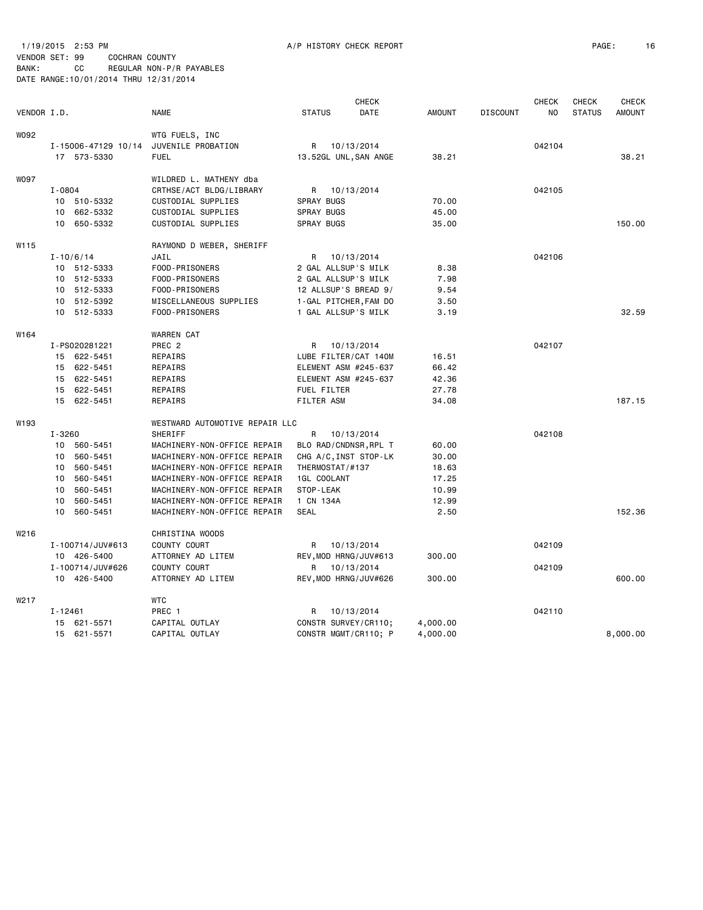1/19/2015 2:53 PM A/P HISTORY CHECK REPORT

VENDOR SET: 99 COCHRAN COUNTY
BANK: CC REGULAR NON-P/R PAYABLES
DATE RANGE:10/01/2014 THRU 12/31/2014

| VENDOR I.D. | NAME | STATUS | CHECK DATE | AMOUNT | DISCOUNT | CHECK NO | CHECK STATUS | CHECK AMOUNT |
|---|---|---|---|---|---|---|---|---|
| W092 | WTG FUELS, INC | | | | | | | |
| I-15006-47129 10/14 | JUVENILE PROBATION | R | 10/13/2014 | | | 042104 | | |
| 17 573-5330 | FUEL | 13.52GL UNL,SAN ANGE | | 38.21 | | | | 38.21 |
| W097 | WILDRED L. MATHENY dba | | | | | | | |
| I-0804 | CRTHSE/ACT BLDG/LIBRARY | R | 10/13/2014 | | | 042105 | | |
| 10 510-5332 | CUSTODIAL SUPPLIES | SPRAY BUGS | | 70.00 | | | | |
| 10 662-5332 | CUSTODIAL SUPPLIES | SPRAY BUGS | | 45.00 | | | | |
| 10 650-5332 | CUSTODIAL SUPPLIES | SPRAY BUGS | | 35.00 | | | | 150.00 |
| W115 | RAYMOND D WEBER, SHERIFF | | | | | | | |
| I-10/6/14 | JAIL | R | 10/13/2014 | | | 042106 | | |
| 10 512-5333 | FOOD-PRISONERS | 2 GAL ALLSUP'S MILK | | 8.38 | | | | |
| 10 512-5333 | FOOD-PRISONERS | 2 GAL ALLSUP'S MILK | | 7.98 | | | | |
| 10 512-5333 | FOOD-PRISONERS | 12 ALLSUP'S BREAD 9/ | | 9.54 | | | | |
| 10 512-5392 | MISCELLANEOUS SUPPLIES | 1-GAL PITCHER,FAM DO | | 3.50 | | | | |
| 10 512-5333 | FOOD-PRISONERS | 1 GAL ALLSUP'S MILK | | 3.19 | | | | 32.59 |
| W164 | WARREN CAT | | | | | | | |
| I-PS020281221 | PREC 2 | R | 10/13/2014 | | | 042107 | | |
| 15 622-5451 | REPAIRS | LUBE FILTER/CAT 140M | | 16.51 | | | | |
| 15 622-5451 | REPAIRS | ELEMENT ASM #245-637 | | 66.42 | | | | |
| 15 622-5451 | REPAIRS | ELEMENT ASM #245-637 | | 42.36 | | | | |
| 15 622-5451 | REPAIRS | FUEL FILTER | | 27.78 | | | | |
| 15 622-5451 | REPAIRS | FILTER ASM | | 34.08 | | | | 187.15 |
| W193 | WESTWARD AUTOMOTIVE REPAIR LLC | | | | | | | |
| I-3260 | SHERIFF | R | 10/13/2014 | | | 042108 | | |
| 10 560-5451 | MACHINERY-NON-OFFICE REPAIR | BLO RAD/CNDNSR,RPL T | | 60.00 | | | | |
| 10 560-5451 | MACHINERY-NON-OFFICE REPAIR | CHG A/C,INST STOP-LK | | 30.00 | | | | |
| 10 560-5451 | MACHINERY-NON-OFFICE REPAIR | THERMOSTAT/#137 | | 18.63 | | | | |
| 10 560-5451 | MACHINERY-NON-OFFICE REPAIR | 1GL COOLANT | | 17.25 | | | | |
| 10 560-5451 | MACHINERY-NON-OFFICE REPAIR | STOP-LEAK | | 10.99 | | | | |
| 10 560-5451 | MACHINERY-NON-OFFICE REPAIR | 1 CN 134A | | 12.99 | | | | |
| 10 560-5451 | MACHINERY-NON-OFFICE REPAIR | SEAL | | 2.50 | | | | 152.36 |
| W216 | CHRISTINA WOODS | | | | | | | |
| I-100714/JUV#613 | COUNTY COURT | R | 10/13/2014 | | | 042109 | | |
| 10 426-5400 | ATTORNEY AD LITEM | REV,MOD HRNG/JUV#613 | | 300.00 | | | | |
| I-100714/JUV#626 | COUNTY COURT | R | 10/13/2014 | | | 042109 | | |
| 10 426-5400 | ATTORNEY AD LITEM | REV,MOD HRNG/JUV#626 | | 300.00 | | | | 600.00 |
| W217 | WTC | | | | | | | |
| I-12461 | PREC 1 | R | 10/13/2014 | | | 042110 | | |
| 15 621-5571 | CAPITAL OUTLAY | CONSTR SURVEY/CR110; | | 4,000.00 | | | | |
| 15 621-5571 | CAPITAL OUTLAY | CONSTR MGMT/CR110; P | | 4,000.00 | | | | 8,000.00 |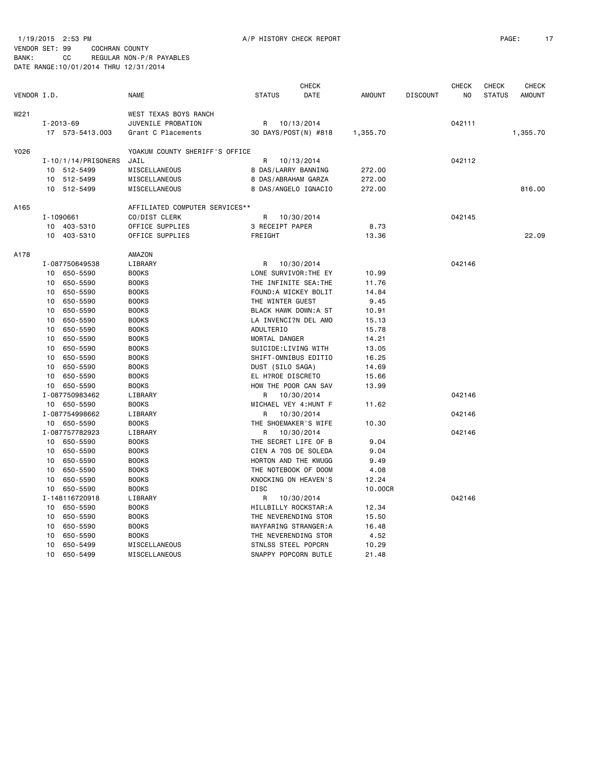1/19/2015 2:53 PM A/P HISTORY CHECK REPORT

VENDOR SET: 99 COCHRAN COUNTY
BANK: CC REGULAR NON-P/R PAYABLES
DATE RANGE:10/01/2014 THRU 12/31/2014

| VENDOR I.D. | | NAME | STATUS | CHECK DATE | AMOUNT | DISCOUNT | CHECK NO | CHECK STATUS | CHECK AMOUNT |
|---|---|---|---|---|---|---|---|---|---|
| W221 | | WEST TEXAS BOYS RANCH | | | | | | | |
| | I-2013-69 | JUVENILE PROBATION | R | 10/13/2014 | | | 042111 | | |
| | 17 573-5413.003 | Grant C Placements | 30 DAYS/POST(N) #818 | | 1,355.70 | | | | 1,355.70 |
| Y026 | | YOAKUM COUNTY SHERIFF'S OFFICE | | | | | | | |
| | I-10/1/14/PRISONERS | JAIL | R | 10/13/2014 | | | 042112 | | |
| | 10 512-5499 | MISCELLANEOUS | 8 DAS/LARRY BANNING | | 272.00 | | | | |
| | 10 512-5499 | MISCELLANEOUS | 8 DAS/ABRAHAM GARZA | | 272.00 | | | | |
| | 10 512-5499 | MISCELLANEOUS | 8 DAS/ANGELO IGNACIO | | 272.00 | | | | 816.00 |
| A165 | | AFFILIATED COMPUTER SERVICES** | | | | | | | |
| | I-1090661 | CO/DIST CLERK | R | 10/30/2014 | | | 042145 | | |
| | 10 403-5310 | OFFICE SUPPLIES | 3 RECEIPT PAPER | | 8.73 | | | | |
| | 10 403-5310 | OFFICE SUPPLIES | FREIGHT | | 13.36 | | | | 22.09 |
| A178 | | AMAZON | | | | | | | |
| | I-087750649538 | LIBRARY | R | 10/30/2014 | | | 042146 | | |
| | 10 650-5590 | BOOKS | LONE SURVIVOR:THE EY | | 10.99 | | | | |
| | 10 650-5590 | BOOKS | THE INFINITE SEA:THE | | 11.76 | | | | |
| | 10 650-5590 | BOOKS | FOUND:A MICKEY BOLIT | | 14.84 | | | | |
| | 10 650-5590 | BOOKS | THE WINTER GUEST | | 9.45 | | | | |
| | 10 650-5590 | BOOKS | BLACK HAWK DOWN:A ST | | 10.91 | | | | |
| | 10 650-5590 | BOOKS | LA INVENCI?N DEL AMO | | 15.13 | | | | |
| | 10 650-5590 | BOOKS | ADULTERIO | | 15.78 | | | | |
| | 10 650-5590 | BOOKS | MORTAL DANGER | | 14.21 | | | | |
| | 10 650-5590 | BOOKS | SUICIDE:LIVING WITH | | 13.05 | | | | |
| | 10 650-5590 | BOOKS | SHIFT-OMNIBUS EDITIO | | 16.25 | | | | |
| | 10 650-5590 | BOOKS | DUST (SILO SAGA) | | 14.69 | | | | |
| | 10 650-5590 | BOOKS | EL H?ROE DISCRETO | | 15.66 | | | | |
| | 10 650-5590 | BOOKS | HOW THE POOR CAN SAV | | 13.99 | | | | |
| | I-087750983462 | LIBRARY | R | 10/30/2014 | | | 042146 | | |
| | 10 650-5590 | BOOKS | MICHAEL VEY 4:HUNT F | | 11.62 | | | | |
| | I-087754998662 | LIBRARY | R | 10/30/2014 | | | 042146 | | |
| | 10 650-5590 | BOOKS | THE SHOEMAKER'S WIFE | | 10.30 | | | | |
| | I-087757782923 | LIBRARY | R | 10/30/2014 | | | 042146 | | |
| | 10 650-5590 | BOOKS | THE SECRET LIFE OF B | | 9.04 | | | | |
| | 10 650-5590 | BOOKS | CIEN A ?OS DE SOLEDA | | 9.04 | | | | |
| | 10 650-5590 | BOOKS | HORTON AND THE KWUGG | | 9.49 | | | | |
| | 10 650-5590 | BOOKS | THE NOTEBOOK OF DOOM | | 4.08 | | | | |
| | 10 650-5590 | BOOKS | KNOCKING ON HEAVEN'S | | 12.24 | | | | |
| | 10 650-5590 | BOOKS | DISC | | 10.00CR | | | | |
| | I-148116720918 | LIBRARY | R | 10/30/2014 | | | 042146 | | |
| | 10 650-5590 | BOOKS | HILLBILLY ROCKSTAR:A | | 12.34 | | | | |
| | 10 650-5590 | BOOKS | THE NEVERENDING STOR | | 15.50 | | | | |
| | 10 650-5590 | BOOKS | WAYFARING STRANGER:A | | 16.48 | | | | |
| | 10 650-5590 | BOOKS | THE NEVERENDING STOR | | 4.52 | | | | |
| | 10 650-5499 | MISCELLANEOUS | STNLSS STEEL POPCRN | | 10.29 | | | | |
| | 10 650-5499 | MISCELLANEOUS | SNAPPY POPCORN BUTLE | | 21.48 | | | | |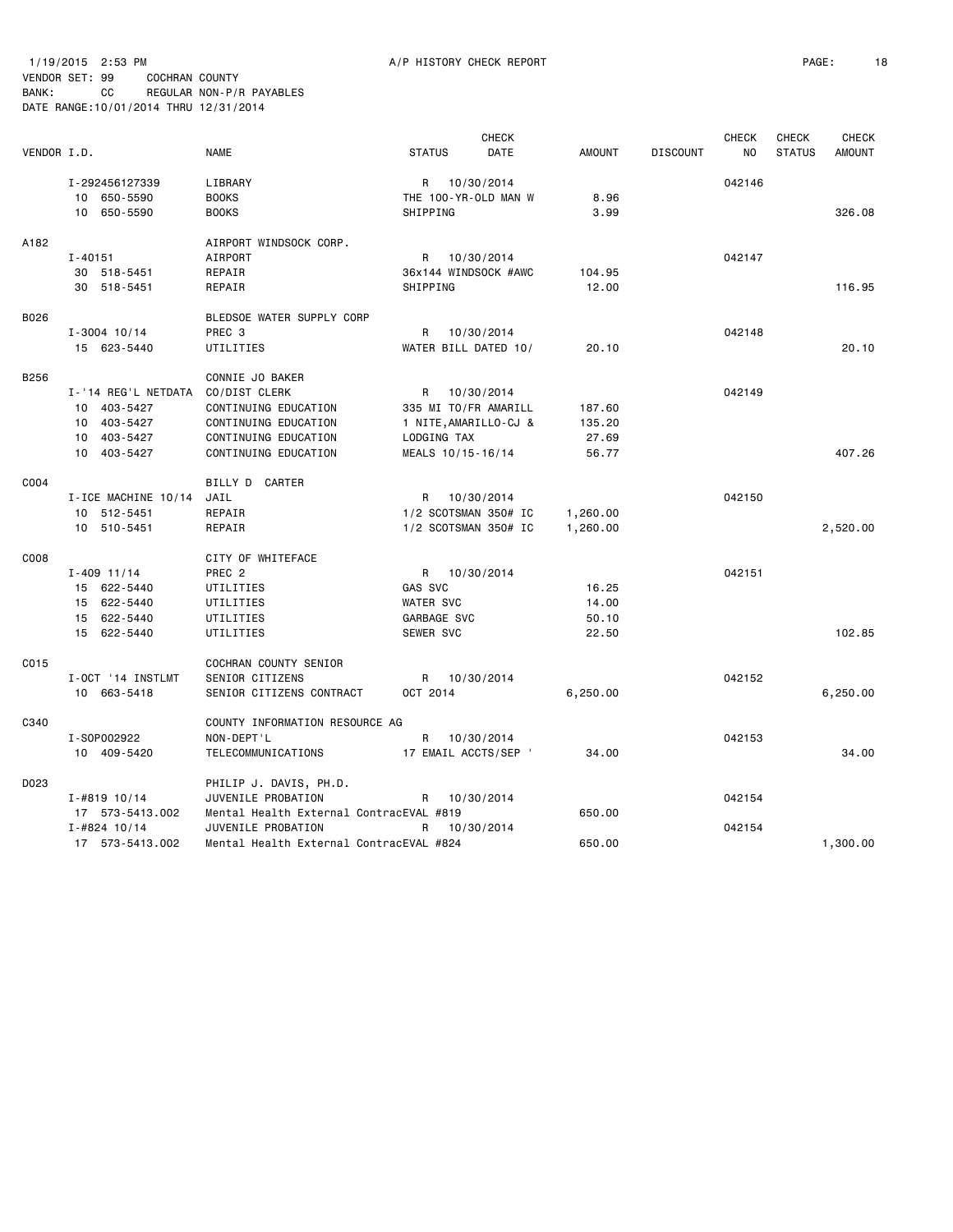1/19/2015 2:53 PM A/P HISTORY CHECK REPORT

VENDOR SET: 99 COCHRAN COUNTY
BANK: CC REGULAR NON-P/R PAYABLES
DATE RANGE:10/01/2014 THRU 12/31/2014

| VENDOR I.D. | NAME | STATUS | CHECK DATE | AMOUNT | DISCOUNT | CHECK NO | CHECK STATUS | CHECK AMOUNT |
|---|---|---|---|---|---|---|---|---|
| I-292456127339 | LIBRARY | R | 10/30/2014 | | | 042146 | | |
| 10 650-5590 | BOOKS | THE 100-YR-OLD MAN W | | 8.96 | | | | |
| 10 650-5590 | BOOKS | SHIPPING | | 3.99 | | | | 326.08 |
| A182 | AIRPORT WINDSOCK CORP. | | | | | | | |
| I-40151 | AIRPORT | R | 10/30/2014 | | | 042147 | | |
| 30 518-5451 | REPAIR | 36x144 WINDSOCK #AWC | | 104.95 | | | | |
| 30 518-5451 | REPAIR | SHIPPING | | 12.00 | | | | 116.95 |
| B026 | BLEDSOE WATER SUPPLY CORP | | | | | | | |
| I-3004 10/14 | PREC 3 | R | 10/30/2014 | | | 042148 | | |
| 15 623-5440 | UTILITIES | WATER BILL DATED 10/ | | 20.10 | | | | 20.10 |
| B256 | CONNIE JO BAKER | | | | | | | |
| I-'14 REG'L NETDATA | CO/DIST CLERK | R | 10/30/2014 | | | 042149 | | |
| 10 403-5427 | CONTINUING EDUCATION | 335 MI TO/FR AMARILL | | 187.60 | | | | |
| 10 403-5427 | CONTINUING EDUCATION | 1 NITE,AMARILLO-CJ & | | 135.20 | | | | |
| 10 403-5427 | CONTINUING EDUCATION | LODGING TAX | | 27.69 | | | | |
| 10 403-5427 | CONTINUING EDUCATION | MEALS 10/15-16/14 | | 56.77 | | | | 407.26 |
| C004 | BILLY D CARTER | | | | | | | |
| I-ICE MACHINE 10/14 | JAIL | R | 10/30/2014 | | | 042150 | | |
| 10 512-5451 | REPAIR | 1/2 SCOTSMAN 350# IC | | 1,260.00 | | | | |
| 10 510-5451 | REPAIR | 1/2 SCOTSMAN 350# IC | | 1,260.00 | | | | 2,520.00 |
| C008 | CITY OF WHITEFACE | | | | | | | |
| I-409 11/14 | PREC 2 | R | 10/30/2014 | | | 042151 | | |
| 15 622-5440 | UTILITIES | GAS SVC | | 16.25 | | | | |
| 15 622-5440 | UTILITIES | WATER SVC | | 14.00 | | | | |
| 15 622-5440 | UTILITIES | GARBAGE SVC | | 50.10 | | | | |
| 15 622-5440 | UTILITIES | SEWER SVC | | 22.50 | | | | 102.85 |
| C015 | COCHRAN COUNTY SENIOR | | | | | | | |
| I-OCT '14 INSTLMT | SENIOR CITIZENS | R | 10/30/2014 | | | 042152 | | |
| 10 663-5418 | SENIOR CITIZENS CONTRACT | OCT 2014 | | 6,250.00 | | | | 6,250.00 |
| C340 | COUNTY INFORMATION RESOURCE AG | | | | | | | |
| I-SOP002922 | NON-DEPT'L | R | 10/30/2014 | | | 042153 | | |
| 10 409-5420 | TELECOMMUNICATIONS | 17 EMAIL ACCTS/SEP ' | | 34.00 | | | | 34.00 |
| D023 | PHILIP J. DAVIS, PH.D. | | | | | | | |
| I-#819 10/14 | JUVENILE PROBATION | R | 10/30/2014 | | | 042154 | | |
| 17 573-5413.002 | Mental Health External Contrac | EVAL #819 | | 650.00 | | | | |
| I-#824 10/14 | JUVENILE PROBATION | R | 10/30/2014 | | | 042154 | | |
| 17 573-5413.002 | Mental Health External Contrac | EVAL #824 | | 650.00 | | | | 1,300.00 |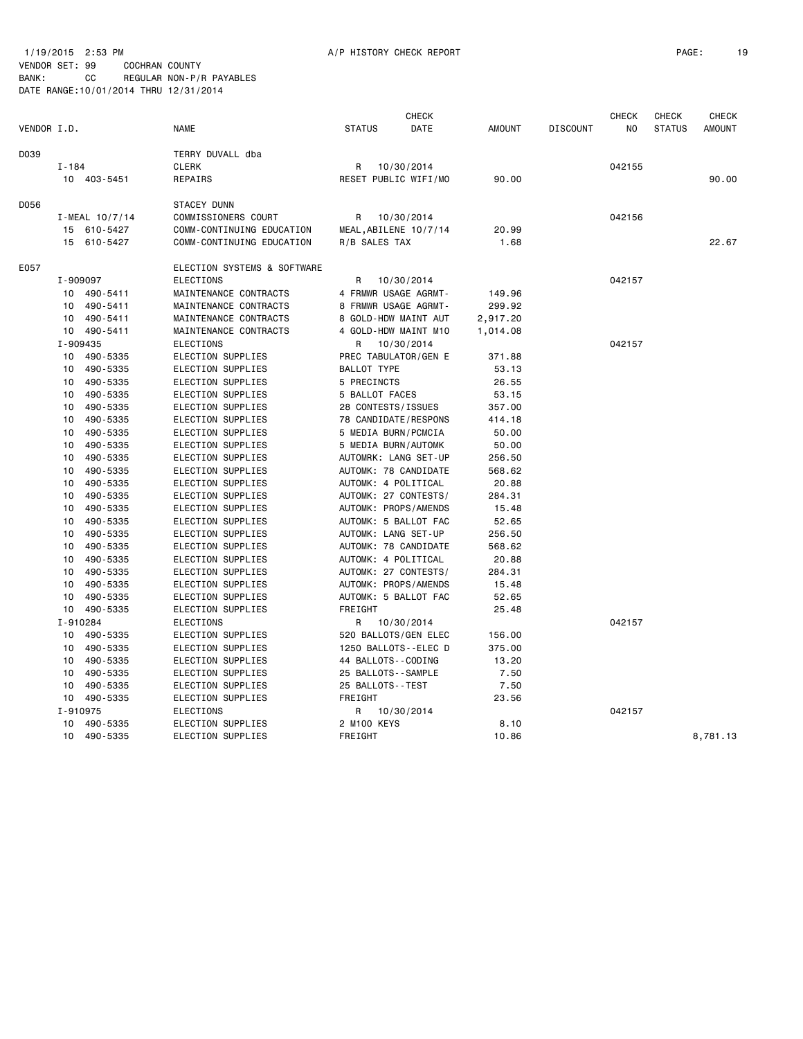1/19/2015 2:53 PM A/P HISTORY CHECK REPORT

VENDOR SET: 99 COCHRAN COUNTY
BANK: CC REGULAR NON-P/R PAYABLES
DATE RANGE:10/01/2014 THRU 12/31/2014

| VENDOR I.D. | | NAME | STATUS | CHECK DATE | AMOUNT | DISCOUNT | CHECK NO | CHECK STATUS | CHECK AMOUNT |
|---|---|---|---|---|---|---|---|---|---|
| D039 | | TERRY DUVALL dba | | | | | | | |
| | I-184 | CLERK | R | 10/30/2014 | | | 042155 | | |
| | 10 403-5451 | REPAIRS | RESET PUBLIC WIFI/MO | | 90.00 | | | | 90.00 |
| D056 | | STACEY DUNN | | | | | | | |
| | I-MEAL 10/7/14 | COMMISSIONERS COURT | R | 10/30/2014 | | | 042156 | | |
| | 15 610-5427 | COMM-CONTINUING EDUCATION | MEAL,ABILENE 10/7/14 | | 20.99 | | | | |
| | 15 610-5427 | COMM-CONTINUING EDUCATION | R/B SALES TAX | | 1.68 | | | | 22.67 |
| E057 | | ELECTION SYSTEMS & SOFTWARE | | | | | | | |
| | I-909097 | ELECTIONS | R | 10/30/2014 | | | 042157 | | |
| | 10 490-5411 | MAINTENANCE CONTRACTS | 4 FRMWR USAGE AGRMT- | | 149.96 | | | | |
| | 10 490-5411 | MAINTENANCE CONTRACTS | 8 FRMWR USAGE AGRMT- | | 299.92 | | | | |
| | 10 490-5411 | MAINTENANCE CONTRACTS | 8 GOLD-HDW MAINT AUT | | 2,917.20 | | | | |
| | 10 490-5411 | MAINTENANCE CONTRACTS | 4 GOLD-HDW MAINT M10 | | 1,014.08 | | | | |
| | I-909435 | ELECTIONS | R | 10/30/2014 | | | 042157 | | |
| | 10 490-5335 | ELECTION SUPPLIES | PREC TABULATOR/GEN E | | 371.88 | | | | |
| | 10 490-5335 | ELECTION SUPPLIES | BALLOT TYPE | | 53.13 | | | | |
| | 10 490-5335 | ELECTION SUPPLIES | 5 PRECINCTS | | 26.55 | | | | |
| | 10 490-5335 | ELECTION SUPPLIES | 5 BALLOT FACES | | 53.15 | | | | |
| | 10 490-5335 | ELECTION SUPPLIES | 28 CONTESTS/ISSUES | | 357.00 | | | | |
| | 10 490-5335 | ELECTION SUPPLIES | 78 CANDIDATE/RESPONS | | 414.18 | | | | |
| | 10 490-5335 | ELECTION SUPPLIES | 5 MEDIA BURN/PCMCIA | | 50.00 | | | | |
| | 10 490-5335 | ELECTION SUPPLIES | 5 MEDIA BURN/AUTOMK | | 50.00 | | | | |
| | 10 490-5335 | ELECTION SUPPLIES | AUTOMRK: LANG SET-UP | | 256.50 | | | | |
| | 10 490-5335 | ELECTION SUPPLIES | AUTOMK: 78 CANDIDATE | | 568.62 | | | | |
| | 10 490-5335 | ELECTION SUPPLIES | AUTOMK: 4 POLITICAL | | 20.88 | | | | |
| | 10 490-5335 | ELECTION SUPPLIES | AUTOMK: 27 CONTESTS/ | | 284.31 | | | | |
| | 10 490-5335 | ELECTION SUPPLIES | AUTOMK: PROPS/AMENDS | | 15.48 | | | | |
| | 10 490-5335 | ELECTION SUPPLIES | AUTOMK: 5 BALLOT FAC | | 52.65 | | | | |
| | 10 490-5335 | ELECTION SUPPLIES | AUTOMK: LANG SET-UP | | 256.50 | | | | |
| | 10 490-5335 | ELECTION SUPPLIES | AUTOMK: 78 CANDIDATE | | 568.62 | | | | |
| | 10 490-5335 | ELECTION SUPPLIES | AUTOMK: 4 POLITICAL | | 20.88 | | | | |
| | 10 490-5335 | ELECTION SUPPLIES | AUTOMK: 27 CONTESTS/ | | 284.31 | | | | |
| | 10 490-5335 | ELECTION SUPPLIES | AUTOMK: PROPS/AMENDS | | 15.48 | | | | |
| | 10 490-5335 | ELECTION SUPPLIES | AUTOMK: 5 BALLOT FAC | | 52.65 | | | | |
| | 10 490-5335 | ELECTION SUPPLIES | FREIGHT | | 25.48 | | | | |
| | I-910284 | ELECTIONS | R | 10/30/2014 | | | 042157 | | |
| | 10 490-5335 | ELECTION SUPPLIES | 520 BALLOTS/GEN ELEC | | 156.00 | | | | |
| | 10 490-5335 | ELECTION SUPPLIES | 1250 BALLOTS--ELEC D | | 375.00 | | | | |
| | 10 490-5335 | ELECTION SUPPLIES | 44 BALLOTS--CODING | | 13.20 | | | | |
| | 10 490-5335 | ELECTION SUPPLIES | 25 BALLOTS--SAMPLE | | 7.50 | | | | |
| | 10 490-5335 | ELECTION SUPPLIES | 25 BALLOTS--TEST | | 7.50 | | | | |
| | 10 490-5335 | ELECTION SUPPLIES | FREIGHT | | 23.56 | | | | |
| | I-910975 | ELECTIONS | R | 10/30/2014 | | | 042157 | | |
| | 10 490-5335 | ELECTION SUPPLIES | 2 M100 KEYS | | 8.10 | | | | |
| | 10 490-5335 | ELECTION SUPPLIES | FREIGHT | | 10.86 | | | | 8,781.13 |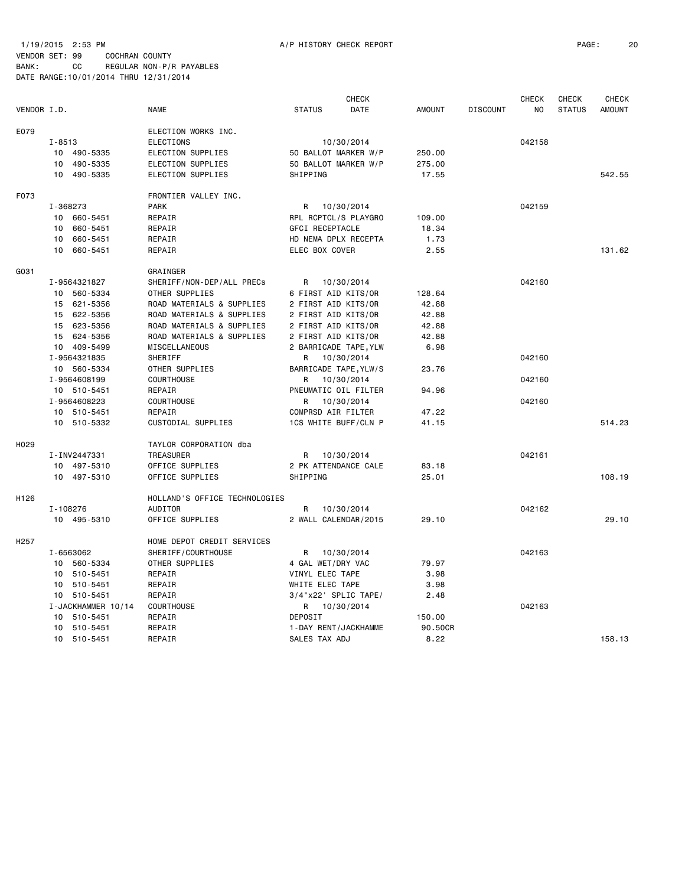1/19/2015 2:53 PM A/P HISTORY CHECK REPORT

VENDOR SET: 99 COCHRAN COUNTY
BANK: CC REGULAR NON-P/R PAYABLES
DATE RANGE:10/01/2014 THRU 12/31/2014

| VENDOR I.D. | NAME | STATUS | CHECK DATE | AMOUNT | DISCOUNT | CHECK NO | CHECK STATUS | CHECK AMOUNT |
|---|---|---|---|---|---|---|---|---|
| E079 | ELECTION WORKS INC. | | | | | | | |
| I-8513 | ELECTIONS | | 10/30/2014 | | | 042158 | | |
| 10 490-5335 | ELECTION SUPPLIES | 50 BALLOT MARKER W/P | | 250.00 | | | | |
| 10 490-5335 | ELECTION SUPPLIES | 50 BALLOT MARKER W/P | | 275.00 | | | | |
| 10 490-5335 | ELECTION SUPPLIES | SHIPPING | | 17.55 | | | | 542.55 |
| F073 | FRONTIER VALLEY INC. | | | | | | | |
| I-368273 | PARK | R | 10/30/2014 | | | 042159 | | |
| 10 660-5451 | REPAIR | RPL RCPTCL/S PLAYGRO | | 109.00 | | | | |
| 10 660-5451 | REPAIR | GFCI RECEPTACLE | | 18.34 | | | | |
| 10 660-5451 | REPAIR | HD NEMA DPLX RECEPTA | | 1.73 | | | | |
| 10 660-5451 | REPAIR | ELEC BOX COVER | | 2.55 | | | | 131.62 |
| G031 | GRAINGER | | | | | | | |
| I-9564321827 | SHERIFF/NON-DEP/ALL PRECs | R | 10/30/2014 | | | 042160 | | |
| 10 560-5334 | OTHER SUPPLIES | 6 FIRST AID KITS/OR | | 128.64 | | | | |
| 15 621-5356 | ROAD MATERIALS & SUPPLIES | 2 FIRST AID KITS/OR | | 42.88 | | | | |
| 15 622-5356 | ROAD MATERIALS & SUPPLIES | 2 FIRST AID KITS/OR | | 42.88 | | | | |
| 15 623-5356 | ROAD MATERIALS & SUPPLIES | 2 FIRST AID KITS/OR | | 42.88 | | | | |
| 15 624-5356 | ROAD MATERIALS & SUPPLIES | 2 FIRST AID KITS/OR | | 42.88 | | | | |
| 10 409-5499 | MISCELLANEOUS | 2 BARRICADE TAPE,YLW | | 6.98 | | | | |
| I-9564321835 | SHERIFF | R | 10/30/2014 | | | 042160 | | |
| 10 560-5334 | OTHER SUPPLIES | BARRICADE TAPE,YLW/S | | 23.76 | | | | |
| I-9564608199 | COURTHOUSE | R | 10/30/2014 | | | 042160 | | |
| 10 510-5451 | REPAIR | PNEUMATIC OIL FILTER | | 94.96 | | | | |
| I-9564608223 | COURTHOUSE | R | 10/30/2014 | | | 042160 | | |
| 10 510-5451 | REPAIR | COMPRSD AIR FILTER | | 47.22 | | | | |
| 10 510-5332 | CUSTODIAL SUPPLIES | 1CS WHITE BUFF/CLN P | | 41.15 | | | | 514.23 |
| H029 | TAYLOR CORPORATION dba | | | | | | | |
| I-INV2447331 | TREASURER | R | 10/30/2014 | | | 042161 | | |
| 10 497-5310 | OFFICE SUPPLIES | 2 PK ATTENDANCE CALE | | 83.18 | | | | |
| 10 497-5310 | OFFICE SUPPLIES | SHIPPING | | 25.01 | | | | 108.19 |
| H126 | HOLLAND'S OFFICE TECHNOLOGIES | | | | | | | |
| I-108276 | AUDITOR | R | 10/30/2014 | | | 042162 | | |
| 10 495-5310 | OFFICE SUPPLIES | 2 WALL CALENDAR/2015 | | 29.10 | | | | 29.10 |
| H257 | HOME DEPOT CREDIT SERVICES | | | | | | | |
| I-6563062 | SHERIFF/COURTHOUSE | R | 10/30/2014 | | | 042163 | | |
| 10 560-5334 | OTHER SUPPLIES | 4 GAL WET/DRY VAC | | 79.97 | | | | |
| 10 510-5451 | REPAIR | VINYL ELEC TAPE | | 3.98 | | | | |
| 10 510-5451 | REPAIR | WHITE ELEC TAPE | | 3.98 | | | | |
| 10 510-5451 | REPAIR | 3/4"x22' SPLIC TAPE/ | | 2.48 | | | | |
| I-JACKHAMMER 10/14 | COURTHOUSE | R | 10/30/2014 | | | 042163 | | |
| 10 510-5451 | REPAIR | DEPOSIT | | 150.00 | | | | |
| 10 510-5451 | REPAIR | 1-DAY RENT/JACKHAMME | | 90.50CR | | | | |
| 10 510-5451 | REPAIR | SALES TAX ADJ | | 8.22 | | | | 158.13 |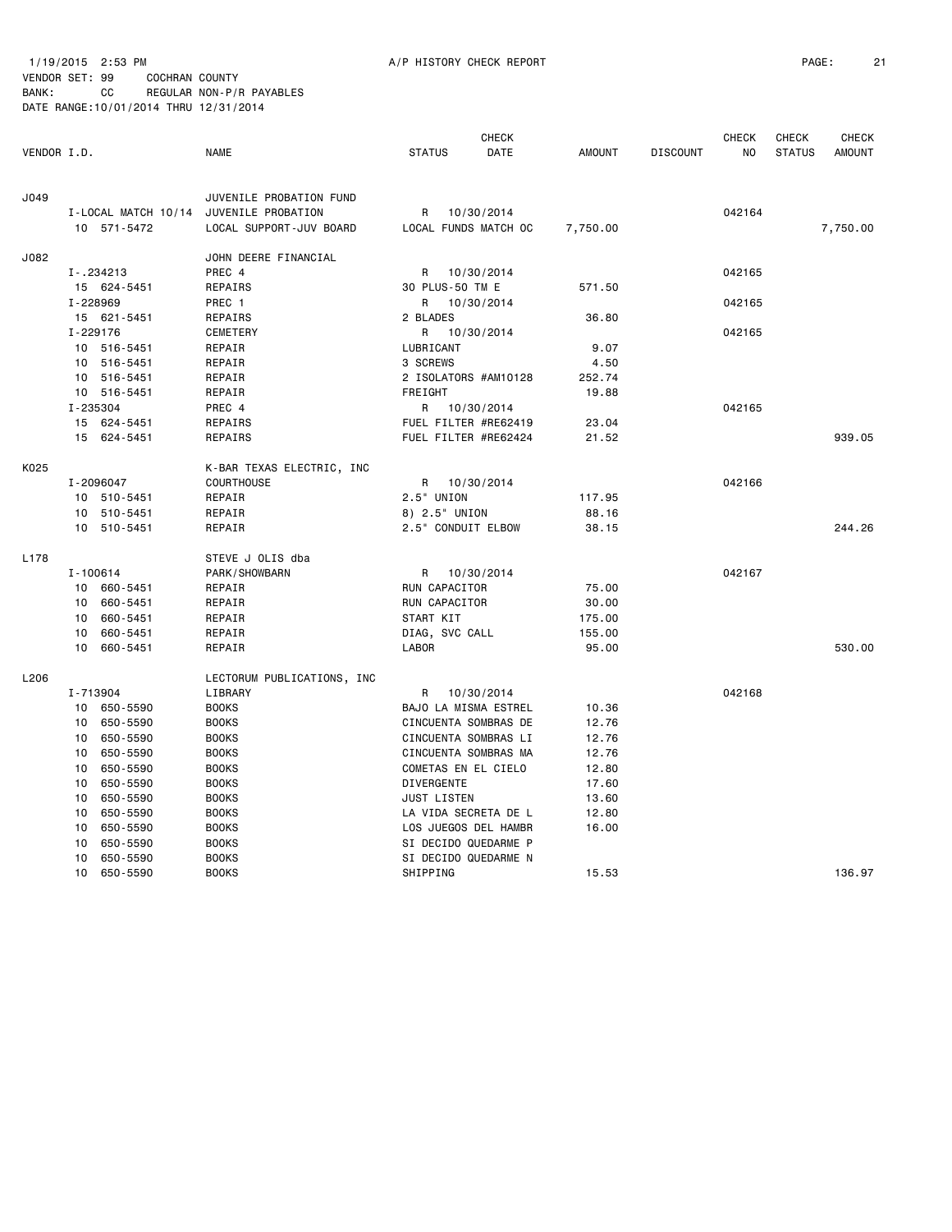1/19/2015 2:53 PM A/P HISTORY CHECK REPORT

VENDOR SET: 99 COCHRAN COUNTY
BANK: CC REGULAR NON-P/R PAYABLES
DATE RANGE:10/01/2014 THRU 12/31/2014

| VENDOR I.D. | NAME | STATUS | CHECK DATE | AMOUNT | DISCOUNT | CHECK NO | CHECK STATUS | CHECK AMOUNT |
|---|---|---|---|---|---|---|---|---|
| J049 | JUVENILE PROBATION FUND | | | | | | | |
| I-LOCAL MATCH 10/14 | JUVENILE PROBATION | R | 10/30/2014 | | | 042164 | | |
| 10 571-5472 | LOCAL SUPPORT-JUV BOARD | LOCAL FUNDS MATCH OC | | 7,750.00 | | | | 7,750.00 |
| J082 | JOHN DEERE FINANCIAL | | | | | | | |
| I-.234213 | PREC 4 | R | 10/30/2014 | | | 042165 | | |
| 15 624-5451 | REPAIRS | 30 PLUS-50 TM E | | 571.50 | | | | |
| I-228969 | PREC 1 | R | 10/30/2014 | | | 042165 | | |
| 15 621-5451 | REPAIRS | 2 BLADES | | 36.80 | | | | |
| I-229176 | CEMETERY | R | 10/30/2014 | | | 042165 | | |
| 10 516-5451 | REPAIR | LUBRICANT | | 9.07 | | | | |
| 10 516-5451 | REPAIR | 3 SCREWS | | 4.50 | | | | |
| 10 516-5451 | REPAIR | 2 ISOLATORS #AM10128 | | 252.74 | | | | |
| 10 516-5451 | REPAIR | FREIGHT | | 19.88 | | | | |
| I-235304 | PREC 4 | R | 10/30/2014 | | | 042165 | | |
| 15 624-5451 | REPAIRS | FUEL FILTER #RE62419 | | 23.04 | | | | |
| 15 624-5451 | REPAIRS | FUEL FILTER #RE62424 | | 21.52 | | | | 939.05 |
| K025 | K-BAR TEXAS ELECTRIC, INC | | | | | | | |
| I-2096047 | COURTHOUSE | R | 10/30/2014 | | | 042166 | | |
| 10 510-5451 | REPAIR | 2.5" UNION | | 117.95 | | | | |
| 10 510-5451 | REPAIR | 8) 2.5" UNION | | 88.16 | | | | |
| 10 510-5451 | REPAIR | 2.5" CONDUIT ELBOW | | 38.15 | | | | 244.26 |
| L178 | STEVE J OLIS dba | | | | | | | |
| I-100614 | PARK/SHOWBARN | R | 10/30/2014 | | | 042167 | | |
| 10 660-5451 | REPAIR | RUN CAPACITOR | | 75.00 | | | | |
| 10 660-5451 | REPAIR | RUN CAPACITOR | | 30.00 | | | | |
| 10 660-5451 | REPAIR | START KIT | | 175.00 | | | | |
| 10 660-5451 | REPAIR | DIAG, SVC CALL | | 155.00 | | | | |
| 10 660-5451 | REPAIR | LABOR | | 95.00 | | | | 530.00 |
| L206 | LECTORUM PUBLICATIONS, INC | | | | | | | |
| I-713904 | LIBRARY | R | 10/30/2014 | | | 042168 | | |
| 10 650-5590 | BOOKS | BAJO LA MISMA ESTREL | | 10.36 | | | | |
| 10 650-5590 | BOOKS | CINCUENTA SOMBRAS DE | | 12.76 | | | | |
| 10 650-5590 | BOOKS | CINCUENTA SOMBRAS LI | | 12.76 | | | | |
| 10 650-5590 | BOOKS | CINCUENTA SOMBRAS MA | | 12.76 | | | | |
| 10 650-5590 | BOOKS | COMETAS EN EL CIELO | | 12.80 | | | | |
| 10 650-5590 | BOOKS | DIVERGENTE | | 17.60 | | | | |
| 10 650-5590 | BOOKS | JUST LISTEN | | 13.60 | | | | |
| 10 650-5590 | BOOKS | LA VIDA SECRETA DE L | | 12.80 | | | | |
| 10 650-5590 | BOOKS | LOS JUEGOS DEL HAMBR | | 16.00 | | | | |
| 10 650-5590 | BOOKS | SI DECIDO QUEDARME P | | | | | | |
| 10 650-5590 | BOOKS | SI DECIDO QUEDARME N | | | | | | |
| 10 650-5590 | BOOKS | SHIPPING | | 15.53 | | | | 136.97 |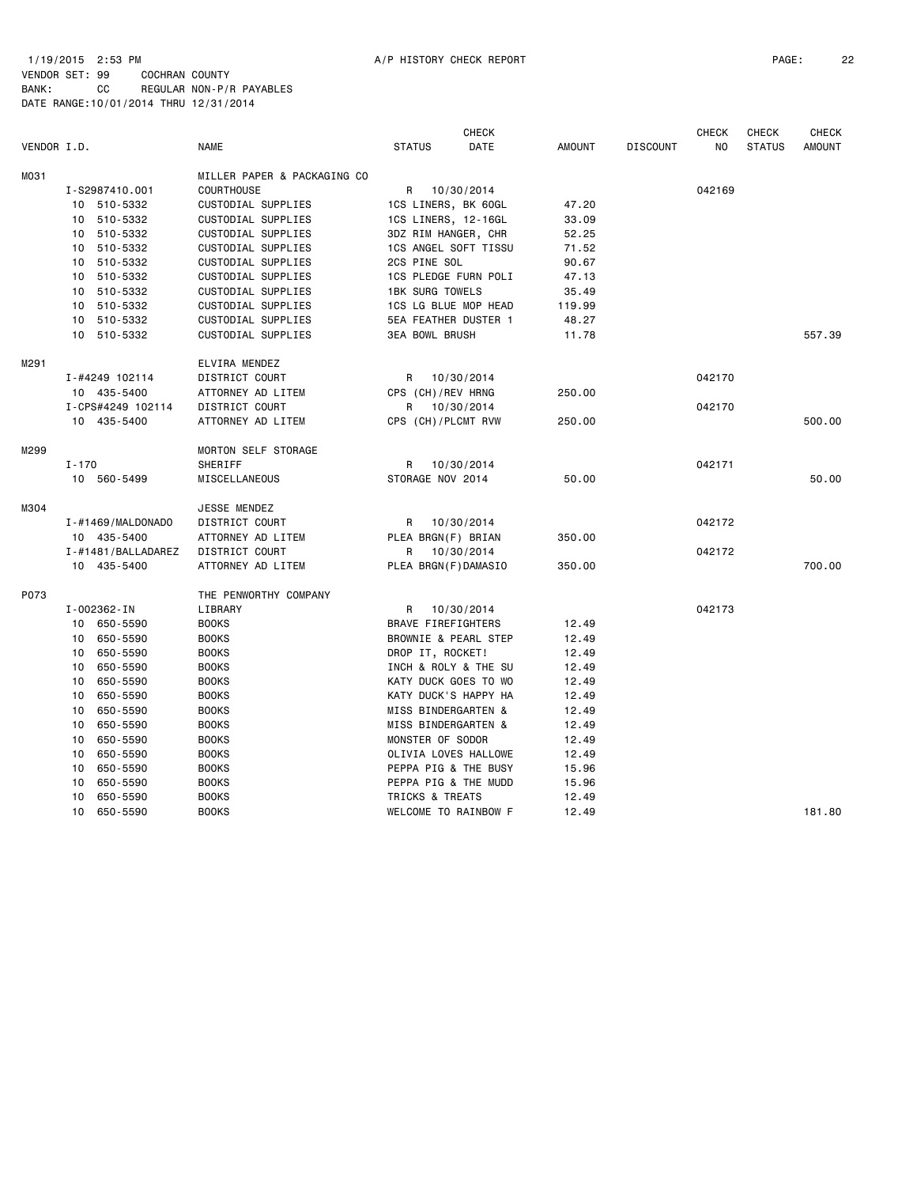1/19/2015 2:53 PM A/P HISTORY CHECK REPORT

VENDOR SET: 99 COCHRAN COUNTY
BANK: CC REGULAR NON-P/R PAYABLES
DATE RANGE:10/01/2014 THRU 12/31/2014

| VENDOR I.D. | NAME | STATUS | CHECK DATE | AMOUNT | DISCOUNT | CHECK NO | CHECK STATUS | CHECK AMOUNT |
|---|---|---|---|---|---|---|---|---|
| M031 | MILLER PAPER & PACKAGING CO | | | | | | | |
| I-S2987410.001 | COURTHOUSE | R | 10/30/2014 | | | 042169 | | |
| 10 510-5332 | CUSTODIAL SUPPLIES | 1CS LINERS, BK 60GL | | 47.20 | | | | |
| 10 510-5332 | CUSTODIAL SUPPLIES | 1CS LINERS, 12-16GL | | 33.09 | | | | |
| 10 510-5332 | CUSTODIAL SUPPLIES | 3DZ RIM HANGER, CHR | | 52.25 | | | | |
| 10 510-5332 | CUSTODIAL SUPPLIES | 1CS ANGEL SOFT TISSU | | 71.52 | | | | |
| 10 510-5332 | CUSTODIAL SUPPLIES | 2CS PINE SOL | | 90.67 | | | | |
| 10 510-5332 | CUSTODIAL SUPPLIES | 1CS PLEDGE FURN POLI | | 47.13 | | | | |
| 10 510-5332 | CUSTODIAL SUPPLIES | 1BK SURG TOWELS | | 35.49 | | | | |
| 10 510-5332 | CUSTODIAL SUPPLIES | 1CS LG BLUE MOP HEAD | | 119.99 | | | | |
| 10 510-5332 | CUSTODIAL SUPPLIES | 5EA FEATHER DUSTER 1 | | 48.27 | | | | |
| 10 510-5332 | CUSTODIAL SUPPLIES | 3EA BOWL BRUSH | | 11.78 | | | | 557.39 |
| M291 | ELVIRA MENDEZ | | | | | | | |
| I-#4249 102114 | DISTRICT COURT | R | 10/30/2014 | | | 042170 | | |
| 10 435-5400 | ATTORNEY AD LITEM | CPS (CH)/REV HRNG | | 250.00 | | | | |
| I-CPS#4249 102114 | DISTRICT COURT | R | 10/30/2014 | | | 042170 | | |
| 10 435-5400 | ATTORNEY AD LITEM | CPS (CH)/PLCMT RVW | | 250.00 | | | | 500.00 |
| M299 | MORTON SELF STORAGE | | | | | | | |
| I-170 | SHERIFF | R | 10/30/2014 | | | 042171 | | |
| 10 560-5499 | MISCELLANEOUS | STORAGE NOV 2014 | | 50.00 | | | | 50.00 |
| M304 | JESSE MENDEZ | | | | | | | |
| I-#1469/MALDONADO | DISTRICT COURT | R | 10/30/2014 | | | 042172 | | |
| 10 435-5400 | ATTORNEY AD LITEM | PLEA BRGN(F) BRIAN | | 350.00 | | | | |
| I-#1481/BALLADAREZ | DISTRICT COURT | R | 10/30/2014 | | | 042172 | | |
| 10 435-5400 | ATTORNEY AD LITEM | PLEA BRGN(F)DAMASIO | | 350.00 | | | | 700.00 |
| P073 | THE PENWORTHY COMPANY | | | | | | | |
| I-002362-IN | LIBRARY | R | 10/30/2014 | | | 042173 | | |
| 10 650-5590 | BOOKS | BRAVE FIREFIGHTERS | | 12.49 | | | | |
| 10 650-5590 | BOOKS | BROWNIE & PEARL STEP | | 12.49 | | | | |
| 10 650-5590 | BOOKS | DROP IT, ROCKET! | | 12.49 | | | | |
| 10 650-5590 | BOOKS | INCH & ROLY & THE SU | | 12.49 | | | | |
| 10 650-5590 | BOOKS | KATY DUCK GOES TO WO | | 12.49 | | | | |
| 10 650-5590 | BOOKS | KATY DUCK'S HAPPY HA | | 12.49 | | | | |
| 10 650-5590 | BOOKS | MISS BINDERGARTEN & | | 12.49 | | | | |
| 10 650-5590 | BOOKS | MISS BINDERGARTEN & | | 12.49 | | | | |
| 10 650-5590 | BOOKS | MONSTER OF SODOR | | 12.49 | | | | |
| 10 650-5590 | BOOKS | OLIVIA LOVES HALLOWE | | 12.49 | | | | |
| 10 650-5590 | BOOKS | PEPPA PIG & THE BUSY | | 15.96 | | | | |
| 10 650-5590 | BOOKS | PEPPA PIG & THE MUDD | | 15.96 | | | | |
| 10 650-5590 | BOOKS | TRICKS & TREATS | | 12.49 | | | | |
| 10 650-5590 | BOOKS | WELCOME TO RAINBOW F | | 12.49 | | | | 181.80 |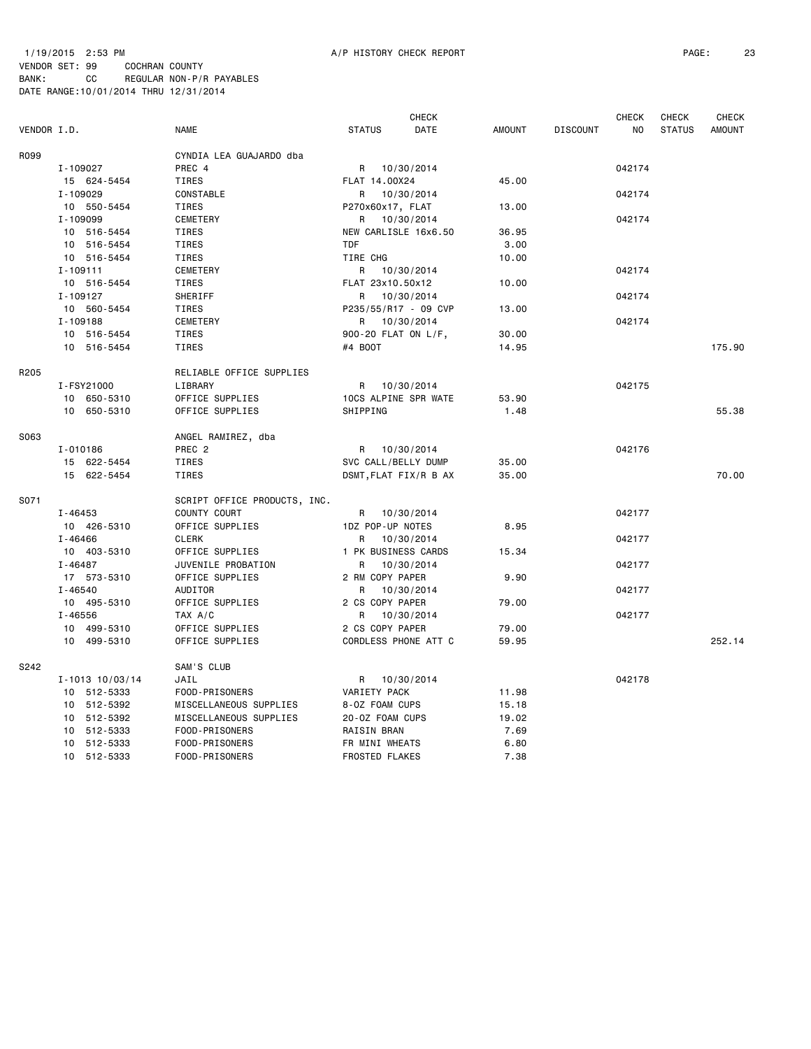1/19/2015 2:53 PM A/P HISTORY CHECK REPORT

VENDOR SET: 99 COCHRAN COUNTY
BANK: CC REGULAR NON-P/R PAYABLES
DATE RANGE:10/01/2014 THRU 12/31/2014

| VENDOR I.D. | NAME | STATUS | CHECK DATE | AMOUNT | DISCOUNT | CHECK NO | CHECK STATUS | CHECK AMOUNT |
|---|---|---|---|---|---|---|---|---|
| R099 | CYNDIA LEA GUAJARDO dba | | | | | | | |
| I-109027 | PREC 4 | R | 10/30/2014 | | | 042174 | | |
| 15 624-5454 | TIRES | FLAT 14.00X24 | | 45.00 | | | | |
| I-109029 | CONSTABLE | R | 10/30/2014 | | | 042174 | | |
| 10 550-5454 | TIRES | P270x60x17, FLAT | | 13.00 | | | | |
| I-109099 | CEMETERY | R | 10/30/2014 | | | 042174 | | |
| 10 516-5454 | TIRES | NEW CARLISLE 16x6.50 | | 36.95 | | | | |
| 10 516-5454 | TIRES | TDF | | 3.00 | | | | |
| 10 516-5454 | TIRES | TIRE CHG | | 10.00 | | | | |
| I-109111 | CEMETERY | R | 10/30/2014 | | | 042174 | | |
| 10 516-5454 | TIRES | FLAT 23x10.50x12 | | 10.00 | | | | |
| I-109127 | SHERIFF | R | 10/30/2014 | | | 042174 | | |
| 10 560-5454 | TIRES | P235/55/R17 - 09 CVP | | 13.00 | | | | |
| I-109188 | CEMETERY | R | 10/30/2014 | | | 042174 | | |
| 10 516-5454 | TIRES | 900-20 FLAT ON L/F, | | 30.00 | | | | |
| 10 516-5454 | TIRES | #4 BOOT | | 14.95 | | | | 175.90 |
| R205 | RELIABLE OFFICE SUPPLIES | | | | | | | |
| I-FSY21000 | LIBRARY | R | 10/30/2014 | | | 042175 | | |
| 10 650-5310 | OFFICE SUPPLIES | 10CS ALPINE SPR WATE | | 53.90 | | | | |
| 10 650-5310 | OFFICE SUPPLIES | SHIPPING | | 1.48 | | | | 55.38 |
| S063 | ANGEL RAMIREZ, dba | | | | | | | |
| I-010186 | PREC 2 | R | 10/30/2014 | | | 042176 | | |
| 15 622-5454 | TIRES | SVC CALL/BELLY DUMP | | 35.00 | | | | |
| 15 622-5454 | TIRES | DSMT,FLAT FIX/R B AX | | 35.00 | | | | 70.00 |
| S071 | SCRIPT OFFICE PRODUCTS, INC. | | | | | | | |
| I-46453 | COUNTY COURT | R | 10/30/2014 | | | 042177 | | |
| 10 426-5310 | OFFICE SUPPLIES | 1DZ POP-UP NOTES | | 8.95 | | | | |
| I-46466 | CLERK | R | 10/30/2014 | | | 042177 | | |
| 10 403-5310 | OFFICE SUPPLIES | 1 PK BUSINESS CARDS | | 15.34 | | | | |
| I-46487 | JUVENILE PROBATION | R | 10/30/2014 | | | 042177 | | |
| 17 573-5310 | OFFICE SUPPLIES | 2 RM COPY PAPER | | 9.90 | | | | |
| I-46540 | AUDITOR | R | 10/30/2014 | | | 042177 | | |
| 10 495-5310 | OFFICE SUPPLIES | 2 CS COPY PAPER | | 79.00 | | | | |
| I-46556 | TAX A/C | R | 10/30/2014 | | | 042177 | | |
| 10 499-5310 | OFFICE SUPPLIES | 2 CS COPY PAPER | | 79.00 | | | | |
| 10 499-5310 | OFFICE SUPPLIES | CORDLESS PHONE ATT C | | 59.95 | | | | 252.14 |
| S242 | SAM'S CLUB | | | | | | | |
| I-1013 10/03/14 | JAIL | R | 10/30/2014 | | | 042178 | | |
| 10 512-5333 | FOOD-PRISONERS | VARIETY PACK | | 11.98 | | | | |
| 10 512-5392 | MISCELLANEOUS SUPPLIES | 8-OZ FOAM CUPS | | 15.18 | | | | |
| 10 512-5392 | MISCELLANEOUS SUPPLIES | 20-OZ FOAM CUPS | | 19.02 | | | | |
| 10 512-5333 | FOOD-PRISONERS | RAISIN BRAN | | 7.69 | | | | |
| 10 512-5333 | FOOD-PRISONERS | FR MINI WHEATS | | 6.80 | | | | |
| 10 512-5333 | FOOD-PRISONERS | FROSTED FLAKES | | 7.38 | | | | |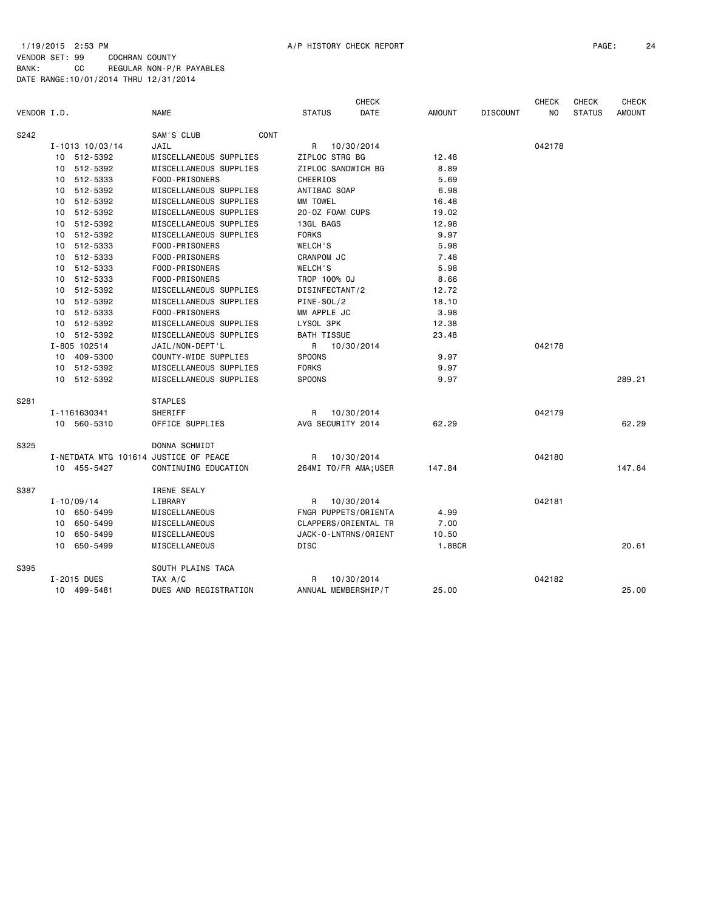1/19/2015 2:53 PM A/P HISTORY CHECK REPORT

VENDOR SET: 99 COCHRAN COUNTY
BANK: CC REGULAR NON-P/R PAYABLES
DATE RANGE:10/01/2014 THRU 12/31/2014

| VENDOR I.D. | NAME | STATUS | CHECK DATE | AMOUNT | DISCOUNT | CHECK NO | CHECK STATUS | CHECK AMOUNT |
|---|---|---|---|---|---|---|---|---|
| S242 | SAM'S CLUB CONT | | | | | | | |
| I-1013 10/03/14 | JAIL | R | 10/30/2014 | | | 042178 | | |
| 10 512-5392 | MISCELLANEOUS SUPPLIES | ZIPLOC STRG BG | | 12.48 | | | | |
| 10 512-5392 | MISCELLANEOUS SUPPLIES | ZIPLOC SANDWICH BG | | 8.89 | | | | |
| 10 512-5333 | FOOD-PRISONERS | CHEERIOS | | 5.69 | | | | |
| 10 512-5392 | MISCELLANEOUS SUPPLIES | ANTIBAC SOAP | | 6.98 | | | | |
| 10 512-5392 | MISCELLANEOUS SUPPLIES | MM TOWEL | | 16.48 | | | | |
| 10 512-5392 | MISCELLANEOUS SUPPLIES | 20-OZ FOAM CUPS | | 19.02 | | | | |
| 10 512-5392 | MISCELLANEOUS SUPPLIES | 13GL BAGS | | 12.98 | | | | |
| 10 512-5392 | MISCELLANEOUS SUPPLIES | FORKS | | 9.97 | | | | |
| 10 512-5333 | FOOD-PRISONERS | WELCH'S | | 5.98 | | | | |
| 10 512-5333 | FOOD-PRISONERS | CRANPOM JC | | 7.48 | | | | |
| 10 512-5333 | FOOD-PRISONERS | WELCH'S | | 5.98 | | | | |
| 10 512-5333 | FOOD-PRISONERS | TROP 100% OJ | | 8.66 | | | | |
| 10 512-5392 | MISCELLANEOUS SUPPLIES | DISINFECTANT/2 | | 12.72 | | | | |
| 10 512-5392 | MISCELLANEOUS SUPPLIES | PINE-SOL/2 | | 18.10 | | | | |
| 10 512-5333 | FOOD-PRISONERS | MM APPLE JC | | 3.98 | | | | |
| 10 512-5392 | MISCELLANEOUS SUPPLIES | LYSOL 3PK | | 12.38 | | | | |
| 10 512-5392 | MISCELLANEOUS SUPPLIES | BATH TISSUE | | 23.48 | | | | |
| I-805 102514 | JAIL/NON-DEPT'L | R | 10/30/2014 | | | 042178 | | |
| 10 409-5300 | COUNTY-WIDE SUPPLIES | SPOONS | | 9.97 | | | | |
| 10 512-5392 | MISCELLANEOUS SUPPLIES | FORKS | | 9.97 | | | | |
| 10 512-5392 | MISCELLANEOUS SUPPLIES | SPOONS | | 9.97 | | | | 289.21 |
| S281 | STAPLES | | | | | | | |
| I-1161630341 | SHERIFF | R | 10/30/2014 | | | 042179 | | |
| 10 560-5310 | OFFICE SUPPLIES | AVG SECURITY 2014 | | 62.29 | | | | 62.29 |
| S325 | DONNA SCHMIDT | | | | | | | |
| I-NETDATA MTG 101614 | JUSTICE OF PEACE | R | 10/30/2014 | | | 042180 | | |
| 10 455-5427 | CONTINUING EDUCATION | 264MI TO/FR AMA;USER | | 147.84 | | | | 147.84 |
| S387 | IRENE SEALY | | | | | | | |
| I-10/09/14 | LIBRARY | R | 10/30/2014 | | | 042181 | | |
| 10 650-5499 | MISCELLANEOUS | FNGR PUPPETS/ORIENTA | | 4.99 | | | | |
| 10 650-5499 | MISCELLANEOUS | CLAPPERS/ORIENTAL TR | | 7.00 | | | | |
| 10 650-5499 | MISCELLANEOUS | JACK-O-LNTRNS/ORIENT | | 10.50 | | | | |
| 10 650-5499 | MISCELLANEOUS | DISC | | 1.88CR | | | | 20.61 |
| S395 | SOUTH PLAINS TACA | | | | | | | |
| I-2015 DUES | TAX A/C | R | 10/30/2014 | | | 042182 | | |
| 10 499-5481 | DUES AND REGISTRATION | ANNUAL MEMBERSHIP/T | | 25.00 | | | | 25.00 |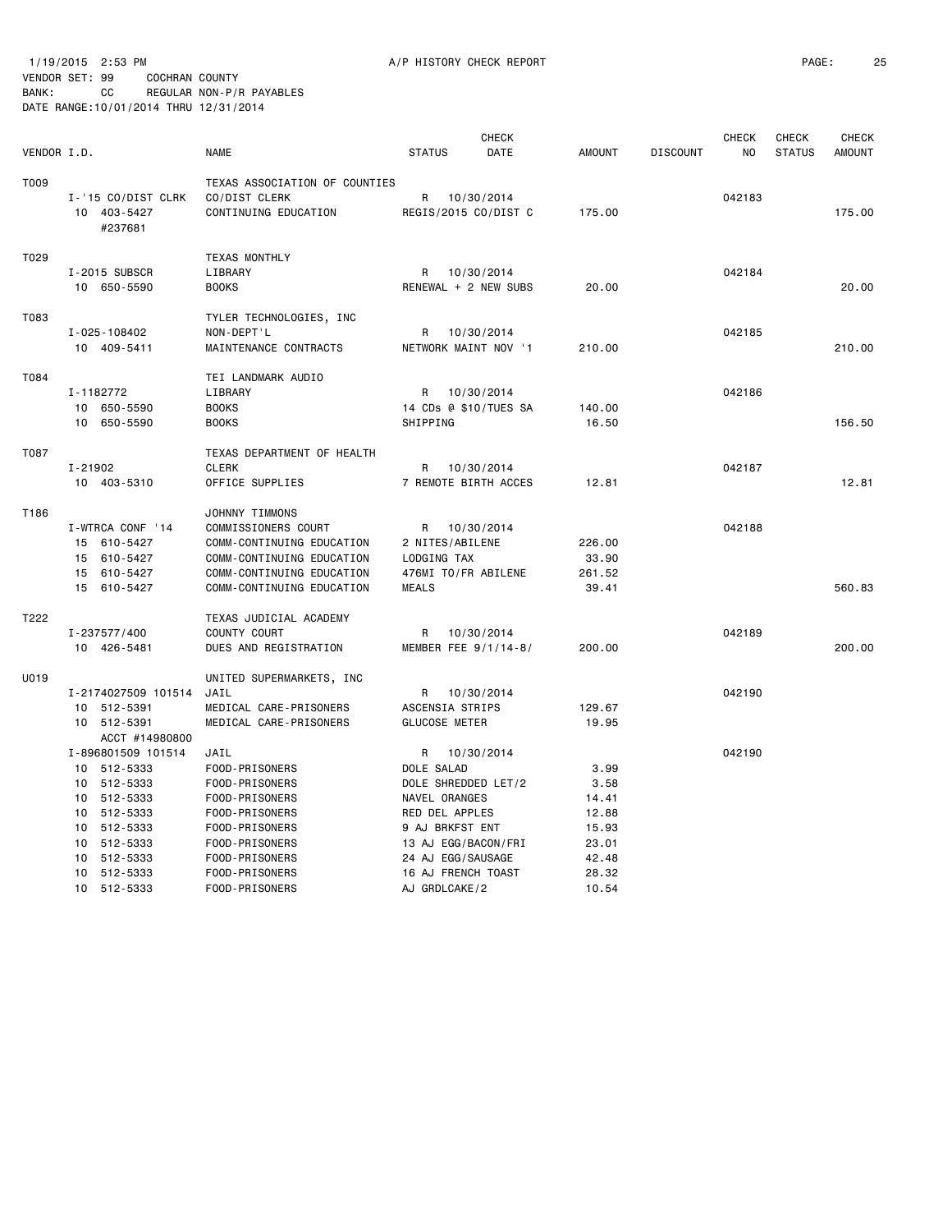1/19/2015 2:53 PM A/P HISTORY CHECK REPORT

VENDOR SET: 99 COCHRAN COUNTY
BANK: CC REGULAR NON-P/R PAYABLES
DATE RANGE:10/01/2014 THRU 12/31/2014

| VENDOR I.D. | NAME | STATUS | CHECK DATE | AMOUNT | DISCOUNT | CHECK NO | CHECK STATUS | CHECK AMOUNT |
|---|---|---|---|---|---|---|---|---|
| T009 | TEXAS ASSOCIATION OF COUNTIES | | | | | | | |
| I-'15 CO/DIST CLRK | CO/DIST CLERK | R | 10/30/2014 | | | 042183 | | |
| 10 403-5427 | CONTINUING EDUCATION | REGIS/2015 CO/DIST C | | 175.00 | | | | 175.00 |
| #237681 | | | | | | | | |
| T029 | TEXAS MONTHLY | | | | | | | |
| I-2015 SUBSCR | LIBRARY | R | 10/30/2014 | | | 042184 | | |
| 10 650-5590 | BOOKS | RENEWAL + 2 NEW SUBS | | 20.00 | | | | 20.00 |
| T083 | TYLER TECHNOLOGIES, INC | | | | | | | |
| I-025-108402 | NON-DEPT'L | R | 10/30/2014 | | | 042185 | | |
| 10 409-5411 | MAINTENANCE CONTRACTS | NETWORK MAINT NOV '1 | | 210.00 | | | | 210.00 |
| T084 | TEI LANDMARK AUDIO | | | | | | | |
| I-1182772 | LIBRARY | R | 10/30/2014 | | | 042186 | | |
| 10 650-5590 | BOOKS | 14 CDs @ $10/TUES SA | | 140.00 | | | | |
| 10 650-5590 | BOOKS | SHIPPING | | 16.50 | | | | 156.50 |
| T087 | TEXAS DEPARTMENT OF HEALTH | | | | | | | |
| I-21902 | CLERK | R | 10/30/2014 | | | 042187 | | |
| 10 403-5310 | OFFICE SUPPLIES | 7 REMOTE BIRTH ACCES | | 12.81 | | | | 12.81 |
| T186 | JOHNNY TIMMONS | | | | | | | |
| I-WTRCA CONF '14 | COMMISSIONERS COURT | R | 10/30/2014 | | | 042188 | | |
| 15 610-5427 | COMM-CONTINUING EDUCATION | 2 NITES/ABILENE | | 226.00 | | | | |
| 15 610-5427 | COMM-CONTINUING EDUCATION | LODGING TAX | | 33.90 | | | | |
| 15 610-5427 | COMM-CONTINUING EDUCATION | 476MI TO/FR ABILENE | | 261.52 | | | | |
| 15 610-5427 | COMM-CONTINUING EDUCATION | MEALS | | 39.41 | | | | 560.83 |
| T222 | TEXAS JUDICIAL ACADEMY | | | | | | | |
| I-237577/400 | COUNTY COURT | R | 10/30/2014 | | | 042189 | | |
| 10 426-5481 | DUES AND REGISTRATION | MEMBER FEE 9/1/14-8/ | | 200.00 | | | | 200.00 |
| U019 | UNITED SUPERMARKETS, INC | | | | | | | |
| I-2174027509 101514 | JAIL | R | 10/30/2014 | | | 042190 | | |
| 10 512-5391 | MEDICAL CARE-PRISONERS | ASCENSIA STRIPS | | 129.67 | | | | |
| 10 512-5391 | MEDICAL CARE-PRISONERS | GLUCOSE METER | | 19.95 | | | | |
| ACCT #14980800 | | | | | | | | |
| I-896801509 101514 | JAIL | R | 10/30/2014 | | | 042190 | | |
| 10 512-5333 | FOOD-PRISONERS | DOLE SALAD | | 3.99 | | | | |
| 10 512-5333 | FOOD-PRISONERS | DOLE SHREDDED LET/2 | | 3.58 | | | | |
| 10 512-5333 | FOOD-PRISONERS | NAVEL ORANGES | | 14.41 | | | | |
| 10 512-5333 | FOOD-PRISONERS | RED DEL APPLES | | 12.88 | | | | |
| 10 512-5333 | FOOD-PRISONERS | 9 AJ BRKFST ENT | | 15.93 | | | | |
| 10 512-5333 | FOOD-PRISONERS | 13 AJ EGG/BACON/FRI | | 23.01 | | | | |
| 10 512-5333 | FOOD-PRISONERS | 24 AJ EGG/SAUSAGE | | 42.48 | | | | |
| 10 512-5333 | FOOD-PRISONERS | 16 AJ FRENCH TOAST | | 28.32 | | | | |
| 10 512-5333 | FOOD-PRISONERS | AJ GRDLCAKE/2 | | 10.54 | | | | |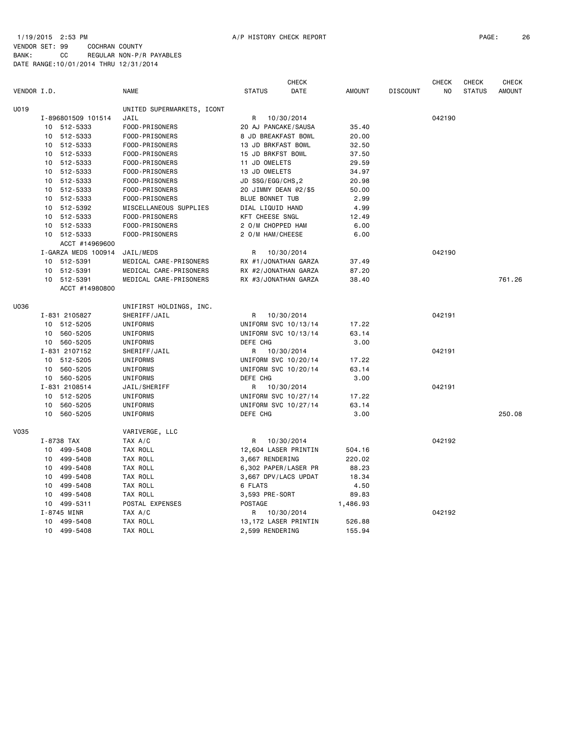1/19/2015 2:53 PM A/P HISTORY CHECK REPORT

VENDOR SET: 99 COCHRAN COUNTY
BANK: CC REGULAR NON-P/R PAYABLES
DATE RANGE:10/01/2014 THRU 12/31/2014

| VENDOR I.D. | NAME | STATUS | CHECK DATE | AMOUNT | DISCOUNT | CHECK NO | CHECK STATUS | CHECK AMOUNT |
|---|---|---|---|---|---|---|---|---|
| U019 | UNITED SUPERMARKETS, ICONT | | | | | | | |
| I-896801509 101514 | JAIL | R | 10/30/2014 | | | 042190 | | |
| 10 512-5333 | FOOD-PRISONERS | 20 AJ PANCAKE/SAUSA | | 35.40 | | | | |
| 10 512-5333 | FOOD-PRISONERS | 8 JD BREAKFAST BOWL | | 20.00 | | | | |
| 10 512-5333 | FOOD-PRISONERS | 13 JD BRKFAST BOWL | | 32.50 | | | | |
| 10 512-5333 | FOOD-PRISONERS | 15 JD BRKFST BOWL | | 37.50 | | | | |
| 10 512-5333 | FOOD-PRISONERS | 11 JD OMELETS | | 29.59 | | | | |
| 10 512-5333 | FOOD-PRISONERS | 13 JD OMELETS | | 34.97 | | | | |
| 10 512-5333 | FOOD-PRISONERS | JD SSG/EGG/CHS,2 | | 20.98 | | | | |
| 10 512-5333 | FOOD-PRISONERS | 20 JIMMY DEAN @2/$5 | | 50.00 | | | | |
| 10 512-5333 | FOOD-PRISONERS | BLUE BONNET TUB | | 2.99 | | | | |
| 10 512-5392 | MISCELLANEOUS SUPPLIES | DIAL LIQUID HAND | | 4.99 | | | | |
| 10 512-5333 | FOOD-PRISONERS | KFT CHEESE SNGL | | 12.49 | | | | |
| 10 512-5333 | FOOD-PRISONERS | 2 O/M CHOPPED HAM | | 6.00 | | | | |
| 10 512-5333 | FOOD-PRISONERS | 2 O/M HAM/CHEESE | | 6.00 | | | | |
| ACCT #14969600 | | | | | | | | |
| I-GARZA MEDS 100914 | JAIL/MEDS | R | 10/30/2014 | | | 042190 | | |
| 10 512-5391 | MEDICAL CARE-PRISONERS | RX #1/JONATHAN GARZA | | 37.49 | | | | |
| 10 512-5391 | MEDICAL CARE-PRISONERS | RX #2/JONATHAN GARZA | | 87.20 | | | | |
| 10 512-5391 | MEDICAL CARE-PRISONERS | RX #3/JONATHAN GARZA | | 38.40 | | | | 761.26 |
| ACCT #14980800 | | | | | | | | |
| U036 | UNIFIRST HOLDINGS, INC. | | | | | | | |
| I-831 2105827 | SHERIFF/JAIL | R | 10/30/2014 | | | 042191 | | |
| 10 512-5205 | UNIFORMS | UNIFORM SVC 10/13/14 | | 17.22 | | | | |
| 10 560-5205 | UNIFORMS | UNIFORM SVC 10/13/14 | | 63.14 | | | | |
| 10 560-5205 | UNIFORMS | DEFE CHG | | 3.00 | | | | |
| I-831 2107152 | SHERIFF/JAIL | R | 10/30/2014 | | | 042191 | | |
| 10 512-5205 | UNIFORMS | UNIFORM SVC 10/20/14 | | 17.22 | | | | |
| 10 560-5205 | UNIFORMS | UNIFORM SVC 10/20/14 | | 63.14 | | | | |
| 10 560-5205 | UNIFORMS | DEFE CHG | | 3.00 | | | | |
| I-831 2108514 | JAIL/SHERIFF | R | 10/30/2014 | | | 042191 | | |
| 10 512-5205 | UNIFORMS | UNIFORM SVC 10/27/14 | | 17.22 | | | | |
| 10 560-5205 | UNIFORMS | UNIFORM SVC 10/27/14 | | 63.14 | | | | |
| 10 560-5205 | UNIFORMS | DEFE CHG | | 3.00 | | | | 250.08 |
| V035 | VARIVERGE, LLC | | | | | | | |
| I-8738 TAX | TAX A/C | R | 10/30/2014 | | | 042192 | | |
| 10 499-5408 | TAX ROLL | 12,604 LASER PRINTIN | | 504.16 | | | | |
| 10 499-5408 | TAX ROLL | 3,667 RENDERING | | 220.02 | | | | |
| 10 499-5408 | TAX ROLL | 6,302 PAPER/LASER PR | | 88.23 | | | | |
| 10 499-5408 | TAX ROLL | 3,667 DPV/LACS UPDAT | | 18.34 | | | | |
| 10 499-5408 | TAX ROLL | 6 FLATS | | 4.50 | | | | |
| 10 499-5408 | TAX ROLL | 3,593 PRE-SORT | | 89.83 | | | | |
| 10 499-5311 | POSTAL EXPENSES | POSTAGE | | 1,486.93 | | | | |
| I-8745 MINR | TAX A/C | R | 10/30/2014 | | | 042192 | | |
| 10 499-5408 | TAX ROLL | 13,172 LASER PRINTIN | | 526.88 | | | | |
| 10 499-5408 | TAX ROLL | 2,599 RENDERING | | 155.94 | | | | |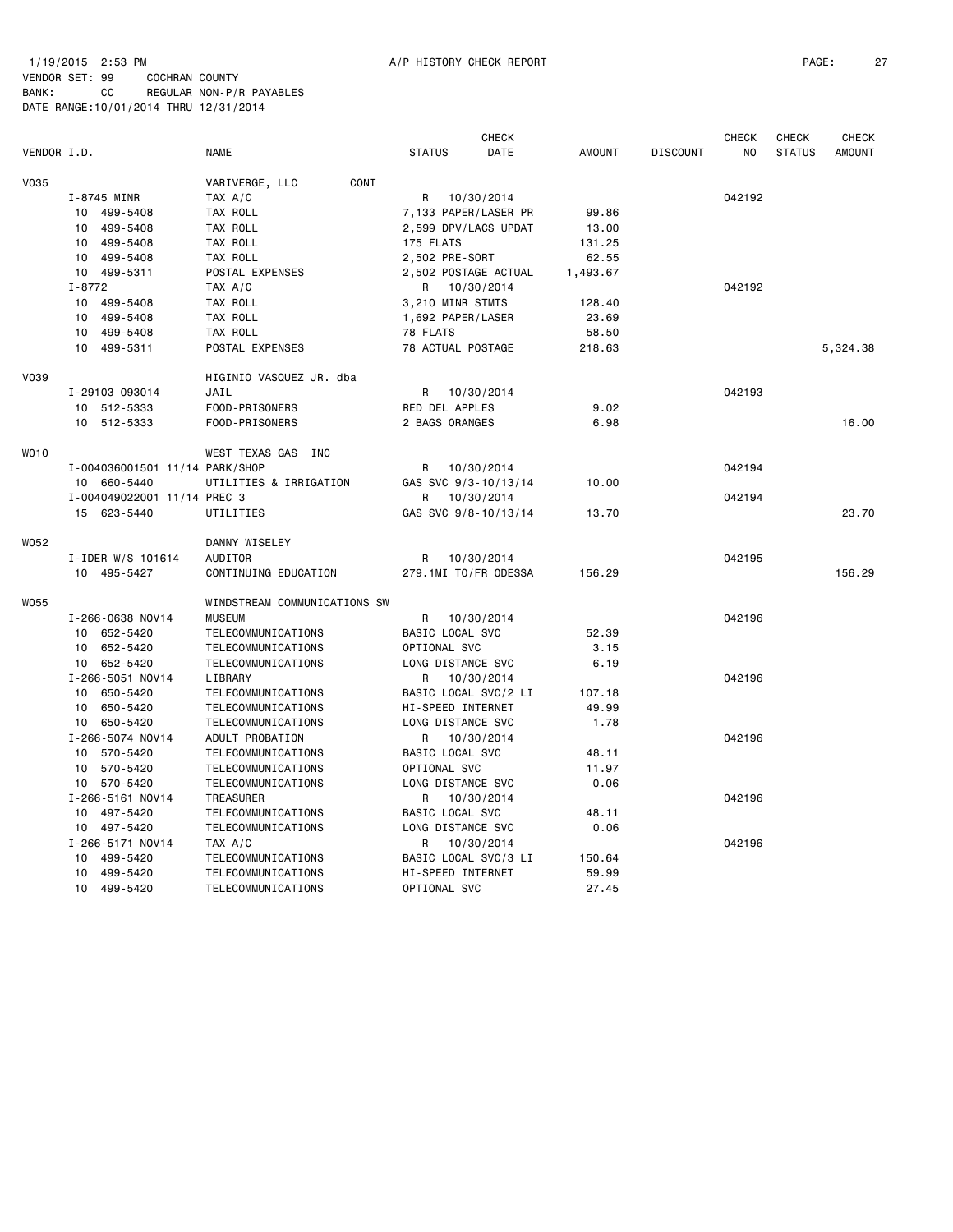1/19/2015 2:53 PM A/P HISTORY CHECK REPORT

VENDOR SET: 99 COCHRAN COUNTY
BANK: CC REGULAR NON-P/R PAYABLES
DATE RANGE:10/01/2014 THRU 12/31/2014

| VENDOR I.D. | NAME | STATUS | CHECK DATE | AMOUNT | DISCOUNT | CHECK NO | CHECK STATUS | CHECK AMOUNT |
|---|---|---|---|---|---|---|---|---|
| V035 | VARIVERGE, LLC CONT | | | | | | | |
| I-8745 MINR | TAX A/C | R | 10/30/2014 | | | 042192 | | |
| 10 499-5408 | TAX ROLL | 7,133 PAPER/LASER PR | | 99.86 | | | | |
| 10 499-5408 | TAX ROLL | 2,599 DPV/LACS UPDAT | | 13.00 | | | | |
| 10 499-5408 | TAX ROLL | 175 FLATS | | 131.25 | | | | |
| 10 499-5408 | TAX ROLL | 2,502 PRE-SORT | | 62.55 | | | | |
| 10 499-5311 | POSTAL EXPENSES | 2,502 POSTAGE ACTUAL | | 1,493.67 | | | | |
| I-8772 | TAX A/C | R | 10/30/2014 | | | 042192 | | |
| 10 499-5408 | TAX ROLL | 3,210 MINR STMTS | | 128.40 | | | | |
| 10 499-5408 | TAX ROLL | 1,692 PAPER/LASER | | 23.69 | | | | |
| 10 499-5408 | TAX ROLL | 78 FLATS | | 58.50 | | | | |
| 10 499-5311 | POSTAL EXPENSES | 78 ACTUAL POSTAGE | | 218.63 | | | | 5,324.38 |
| V039 | HIGINIO VASQUEZ JR. dba | | | | | | | |
| I-29103 093014 | JAIL | R | 10/30/2014 | | | 042193 | | |
| 10 512-5333 | FOOD-PRISONERS | RED DEL APPLES | | 9.02 | | | | |
| 10 512-5333 | FOOD-PRISONERS | 2 BAGS ORANGES | | 6.98 | | | | 16.00 |
| W010 | WEST TEXAS GAS INC | | | | | | | |
| I-004036001501 11/14 PARK/SHOP | | R | 10/30/2014 | | | 042194 | | |
| 10 660-5440 | UTILITIES & IRRIGATION | GAS SVC 9/3-10/13/14 | | 10.00 | | | | |
| I-004049022001 11/14 PREC 3 | | R | 10/30/2014 | | | 042194 | | |
| 15 623-5440 | UTILITIES | GAS SVC 9/8-10/13/14 | | 13.70 | | | | 23.70 |
| W052 | DANNY WISELEY | | | | | | | |
| I-IDER W/S 101614 | AUDITOR | R | 10/30/2014 | | | 042195 | | |
| 10 495-5427 | CONTINUING EDUCATION | 279.1MI TO/FR ODESSA | | 156.29 | | | | 156.29 |
| W055 | WINDSTREAM COMMUNICATIONS SW | | | | | | | |
| I-266-0638 NOV14 | MUSEUM | R | 10/30/2014 | | | 042196 | | |
| 10 652-5420 | TELECOMMUNICATIONS | BASIC LOCAL SVC | | 52.39 | | | | |
| 10 652-5420 | TELECOMMUNICATIONS | OPTIONAL SVC | | 3.15 | | | | |
| 10 652-5420 | TELECOMMUNICATIONS | LONG DISTANCE SVC | | 6.19 | | | | |
| I-266-5051 NOV14 | LIBRARY | R | 10/30/2014 | | | 042196 | | |
| 10 650-5420 | TELECOMMUNICATIONS | BASIC LOCAL SVC/2 LI | | 107.18 | | | | |
| 10 650-5420 | TELECOMMUNICATIONS | HI-SPEED INTERNET | | 49.99 | | | | |
| 10 650-5420 | TELECOMMUNICATIONS | LONG DISTANCE SVC | | 1.78 | | | | |
| I-266-5074 NOV14 | ADULT PROBATION | R | 10/30/2014 | | | 042196 | | |
| 10 570-5420 | TELECOMMUNICATIONS | BASIC LOCAL SVC | | 48.11 | | | | |
| 10 570-5420 | TELECOMMUNICATIONS | OPTIONAL SVC | | 11.97 | | | | |
| 10 570-5420 | TELECOMMUNICATIONS | LONG DISTANCE SVC | | 0.06 | | | | |
| I-266-5161 NOV14 | TREASURER | R | 10/30/2014 | | | 042196 | | |
| 10 497-5420 | TELECOMMUNICATIONS | BASIC LOCAL SVC | | 48.11 | | | | |
| 10 497-5420 | TELECOMMUNICATIONS | LONG DISTANCE SVC | | 0.06 | | | | |
| I-266-5171 NOV14 | TAX A/C | R | 10/30/2014 | | | 042196 | | |
| 10 499-5420 | TELECOMMUNICATIONS | BASIC LOCAL SVC/3 LI | | 150.64 | | | | |
| 10 499-5420 | TELECOMMUNICATIONS | HI-SPEED INTERNET | | 59.99 | | | | |
| 10 499-5420 | TELECOMMUNICATIONS | OPTIONAL SVC | | 27.45 | | | | |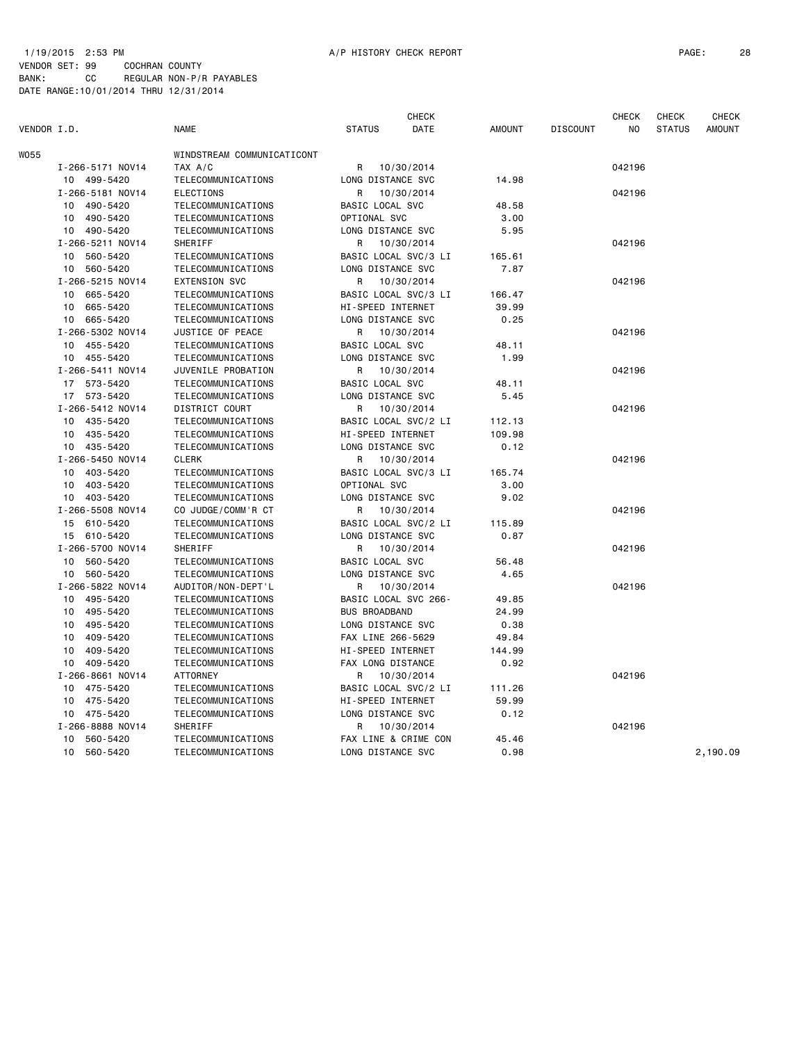1/19/2015 2:53 PM A/P HISTORY CHECK REPORT

VENDOR SET: 99 COCHRAN COUNTY
BANK: CC REGULAR NON-P/R PAYABLES
DATE RANGE:10/01/2014 THRU 12/31/2014

| VENDOR I.D. | NAME | STATUS | CHECK DATE | AMOUNT | DISCOUNT | CHECK NO | CHECK STATUS | CHECK AMOUNT |
|---|---|---|---|---|---|---|---|---|
| W055 | WINDSTREAM COMMUNICATICONT | | | | | | | |
| I-266-5171 NOV14 | TAX A/C | R | 10/30/2014 | | | 042196 | | |
| 10 499-5420 | TELECOMMUNICATIONS | LONG DISTANCE SVC | | 14.98 | | | | |
| I-266-5181 NOV14 | ELECTIONS | R | 10/30/2014 | | | 042196 | | |
| 10 490-5420 | TELECOMMUNICATIONS | BASIC LOCAL SVC | | 48.58 | | | | |
| 10 490-5420 | TELECOMMUNICATIONS | OPTIONAL SVC | | 3.00 | | | | |
| 10 490-5420 | TELECOMMUNICATIONS | LONG DISTANCE SVC | | 5.95 | | | | |
| I-266-5211 NOV14 | SHERIFF | R | 10/30/2014 | | | 042196 | | |
| 10 560-5420 | TELECOMMUNICATIONS | BASIC LOCAL SVC/3 LI | | 165.61 | | | | |
| 10 560-5420 | TELECOMMUNICATIONS | LONG DISTANCE SVC | | 7.87 | | | | |
| I-266-5215 NOV14 | EXTENSION SVC | R | 10/30/2014 | | | 042196 | | |
| 10 665-5420 | TELECOMMUNICATIONS | BASIC LOCAL SVC/3 LI | | 166.47 | | | | |
| 10 665-5420 | TELECOMMUNICATIONS | HI-SPEED INTERNET | | 39.99 | | | | |
| 10 665-5420 | TELECOMMUNICATIONS | LONG DISTANCE SVC | | 0.25 | | | | |
| I-266-5302 NOV14 | JUSTICE OF PEACE | R | 10/30/2014 | | | 042196 | | |
| 10 455-5420 | TELECOMMUNICATIONS | BASIC LOCAL SVC | | 48.11 | | | | |
| 10 455-5420 | TELECOMMUNICATIONS | LONG DISTANCE SVC | | 1.99 | | | | |
| I-266-5411 NOV14 | JUVENILE PROBATION | R | 10/30/2014 | | | 042196 | | |
| 17 573-5420 | TELECOMMUNICATIONS | BASIC LOCAL SVC | | 48.11 | | | | |
| 17 573-5420 | TELECOMMUNICATIONS | LONG DISTANCE SVC | | 5.45 | | | | |
| I-266-5412 NOV14 | DISTRICT COURT | R | 10/30/2014 | | | 042196 | | |
| 10 435-5420 | TELECOMMUNICATIONS | BASIC LOCAL SVC/2 LI | | 112.13 | | | | |
| 10 435-5420 | TELECOMMUNICATIONS | HI-SPEED INTERNET | | 109.98 | | | | |
| 10 435-5420 | TELECOMMUNICATIONS | LONG DISTANCE SVC | | 0.12 | | | | |
| I-266-5450 NOV14 | CLERK | R | 10/30/2014 | | | 042196 | | |
| 10 403-5420 | TELECOMMUNICATIONS | BASIC LOCAL SVC/3 LI | | 165.74 | | | | |
| 10 403-5420 | TELECOMMUNICATIONS | OPTIONAL SVC | | 3.00 | | | | |
| 10 403-5420 | TELECOMMUNICATIONS | LONG DISTANCE SVC | | 9.02 | | | | |
| I-266-5508 NOV14 | CO JUDGE/COMM'R CT | R | 10/30/2014 | | | 042196 | | |
| 15 610-5420 | TELECOMMUNICATIONS | BASIC LOCAL SVC/2 LI | | 115.89 | | | | |
| 15 610-5420 | TELECOMMUNICATIONS | LONG DISTANCE SVC | | 0.87 | | | | |
| I-266-5700 NOV14 | SHERIFF | R | 10/30/2014 | | | 042196 | | |
| 10 560-5420 | TELECOMMUNICATIONS | BASIC LOCAL SVC | | 56.48 | | | | |
| 10 560-5420 | TELECOMMUNICATIONS | LONG DISTANCE SVC | | 4.65 | | | | |
| I-266-5822 NOV14 | AUDITOR/NON-DEPT'L | R | 10/30/2014 | | | 042196 | | |
| 10 495-5420 | TELECOMMUNICATIONS | BASIC LOCAL SVC 266- | | 49.85 | | | | |
| 10 495-5420 | TELECOMMUNICATIONS | BUS BROADBAND | | 24.99 | | | | |
| 10 495-5420 | TELECOMMUNICATIONS | LONG DISTANCE SVC | | 0.38 | | | | |
| 10 409-5420 | TELECOMMUNICATIONS | FAX LINE 266-5629 | | 49.84 | | | | |
| 10 409-5420 | TELECOMMUNICATIONS | HI-SPEED INTERNET | | 144.99 | | | | |
| 10 409-5420 | TELECOMMUNICATIONS | FAX LONG DISTANCE | | 0.92 | | | | |
| I-266-8661 NOV14 | ATTORNEY | R | 10/30/2014 | | | 042196 | | |
| 10 475-5420 | TELECOMMUNICATIONS | BASIC LOCAL SVC/2 LI | | 111.26 | | | | |
| 10 475-5420 | TELECOMMUNICATIONS | HI-SPEED INTERNET | | 59.99 | | | | |
| 10 475-5420 | TELECOMMUNICATIONS | LONG DISTANCE SVC | | 0.12 | | | | |
| I-266-8888 NOV14 | SHERIFF | R | 10/30/2014 | | | 042196 | | |
| 10 560-5420 | TELECOMMUNICATIONS | FAX LINE & CRIME CON | | 45.46 | | | | |
| 10 560-5420 | TELECOMMUNICATIONS | LONG DISTANCE SVC | | 0.98 | | | | 2,190.09 |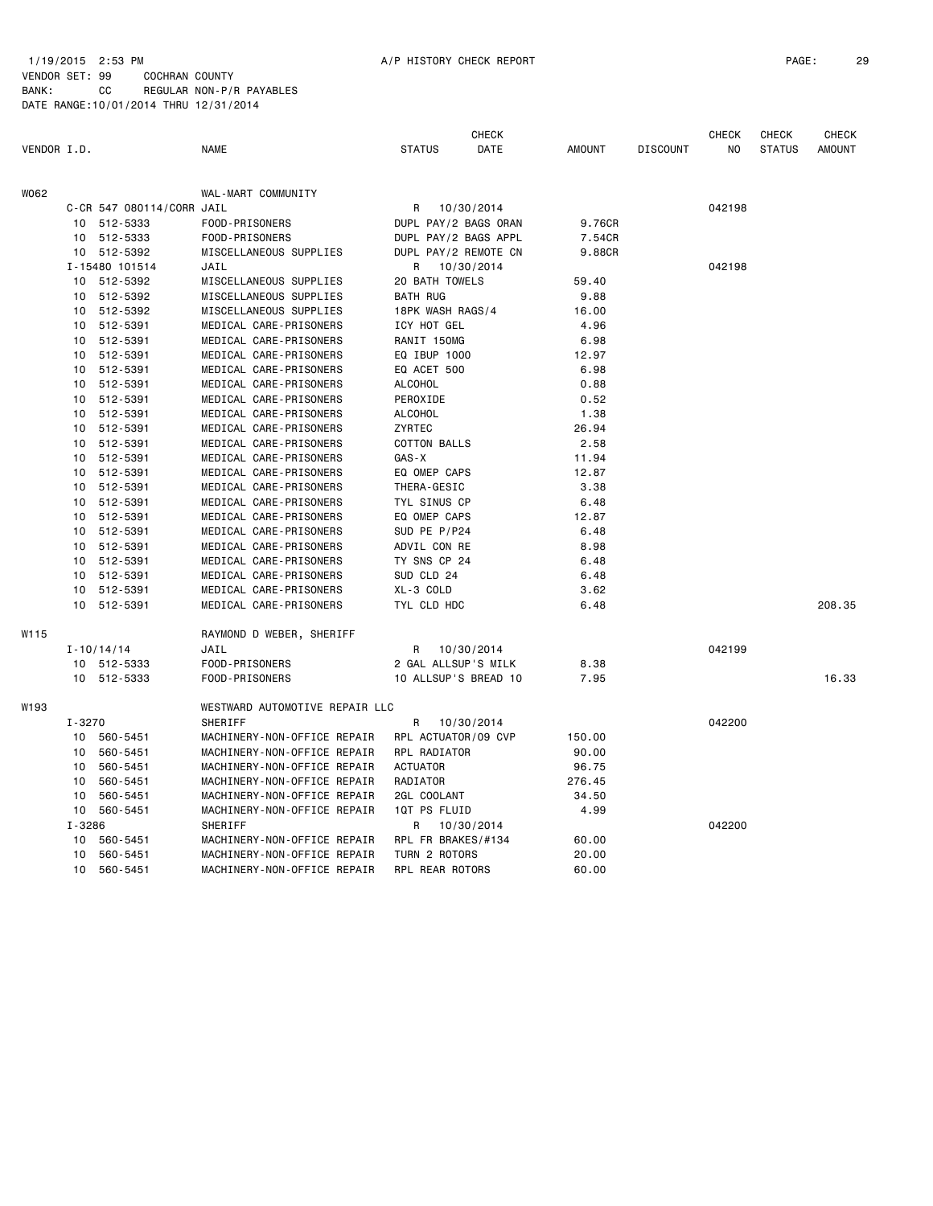1/19/2015 2:53 PM A/P HISTORY CHECK REPORT

VENDOR SET: 99 COCHRAN COUNTY
BANK: CC REGULAR NON-P/R PAYABLES
DATE RANGE:10/01/2014 THRU 12/31/2014

| VENDOR I.D. | | NAME | STATUS | CHECK DATE | AMOUNT | DISCOUNT | CHECK NO | CHECK STATUS | CHECK AMOUNT |
|---|---|---|---|---|---|---|---|---|---|
| W062 | | WAL-MART COMMUNITY | | | | | | | |
| | C-CR 547 080114/CORR | JAIL | R | 10/30/2014 | | | 042198 | | |
| | 10 512-5333 | FOOD-PRISONERS | DUPL PAY/2 BAGS ORAN | | 9.76CR | | | | |
| | 10 512-5333 | FOOD-PRISONERS | DUPL PAY/2 BAGS APPL | | 7.54CR | | | | |
| | 10 512-5392 | MISCELLANEOUS SUPPLIES | DUPL PAY/2 REMOTE CN | | 9.88CR | | | | |
| | I-15480 101514 | JAIL | R | 10/30/2014 | | | 042198 | | |
| | 10 512-5392 | MISCELLANEOUS SUPPLIES | 20 BATH TOWELS | | 59.40 | | | | |
| | 10 512-5392 | MISCELLANEOUS SUPPLIES | BATH RUG | | 9.88 | | | | |
| | 10 512-5392 | MISCELLANEOUS SUPPLIES | 18PK WASH RAGS/4 | | 16.00 | | | | |
| | 10 512-5391 | MEDICAL CARE-PRISONERS | ICY HOT GEL | | 4.96 | | | | |
| | 10 512-5391 | MEDICAL CARE-PRISONERS | RANIT 150MG | | 6.98 | | | | |
| | 10 512-5391 | MEDICAL CARE-PRISONERS | EQ IBUP 1000 | | 12.97 | | | | |
| | 10 512-5391 | MEDICAL CARE-PRISONERS | EQ ACET 500 | | 6.98 | | | | |
| | 10 512-5391 | MEDICAL CARE-PRISONERS | ALCOHOL | | 0.88 | | | | |
| | 10 512-5391 | MEDICAL CARE-PRISONERS | PEROXIDE | | 0.52 | | | | |
| | 10 512-5391 | MEDICAL CARE-PRISONERS | ALCOHOL | | 1.38 | | | | |
| | 10 512-5391 | MEDICAL CARE-PRISONERS | ZYRTEC | | 26.94 | | | | |
| | 10 512-5391 | MEDICAL CARE-PRISONERS | COTTON BALLS | | 2.58 | | | | |
| | 10 512-5391 | MEDICAL CARE-PRISONERS | GAS-X | | 11.94 | | | | |
| | 10 512-5391 | MEDICAL CARE-PRISONERS | EQ OMEP CAPS | | 12.87 | | | | |
| | 10 512-5391 | MEDICAL CARE-PRISONERS | THERA-GESIC | | 3.38 | | | | |
| | 10 512-5391 | MEDICAL CARE-PRISONERS | TYL SINUS CP | | 6.48 | | | | |
| | 10 512-5391 | MEDICAL CARE-PRISONERS | EQ OMEP CAPS | | 12.87 | | | | |
| | 10 512-5391 | MEDICAL CARE-PRISONERS | SUD PE P/P24 | | 6.48 | | | | |
| | 10 512-5391 | MEDICAL CARE-PRISONERS | ADVIL CON RE | | 8.98 | | | | |
| | 10 512-5391 | MEDICAL CARE-PRISONERS | TY SNS CP 24 | | 6.48 | | | | |
| | 10 512-5391 | MEDICAL CARE-PRISONERS | SUD CLD 24 | | 6.48 | | | | |
| | 10 512-5391 | MEDICAL CARE-PRISONERS | XL-3 COLD | | 3.62 | | | | |
| | 10 512-5391 | MEDICAL CARE-PRISONERS | TYL CLD HDC | | 6.48 | | | | 208.35 |
| W115 | | RAYMOND D WEBER, SHERIFF | | | | | | | |
| | I-10/14/14 | JAIL | R | 10/30/2014 | | | 042199 | | |
| | 10 512-5333 | FOOD-PRISONERS | 2 GAL ALLSUP'S MILK | | 8.38 | | | | |
| | 10 512-5333 | FOOD-PRISONERS | 10 ALLSUP'S BREAD 10 | | 7.95 | | | | 16.33 |
| W193 | | WESTWARD AUTOMOTIVE REPAIR LLC | | | | | | | |
| | I-3270 | SHERIFF | R | 10/30/2014 | | | 042200 | | |
| | 10 560-5451 | MACHINERY-NON-OFFICE REPAIR | RPL ACTUATOR/09 CVP | | 150.00 | | | | |
| | 10 560-5451 | MACHINERY-NON-OFFICE REPAIR | RPL RADIATOR | | 90.00 | | | | |
| | 10 560-5451 | MACHINERY-NON-OFFICE REPAIR | ACTUATOR | | 96.75 | | | | |
| | 10 560-5451 | MACHINERY-NON-OFFICE REPAIR | RADIATOR | | 276.45 | | | | |
| | 10 560-5451 | MACHINERY-NON-OFFICE REPAIR | 2GL COOLANT | | 34.50 | | | | |
| | 10 560-5451 | MACHINERY-NON-OFFICE REPAIR | 1QT PS FLUID | | 4.99 | | | | |
| | I-3286 | SHERIFF | R | 10/30/2014 | | | 042200 | | |
| | 10 560-5451 | MACHINERY-NON-OFFICE REPAIR | RPL FR BRAKES/#134 | | 60.00 | | | | |
| | 10 560-5451 | MACHINERY-NON-OFFICE REPAIR | TURN 2 ROTORS | | 20.00 | | | | |
| | 10 560-5451 | MACHINERY-NON-OFFICE REPAIR | RPL REAR ROTORS | | 60.00 | | | | |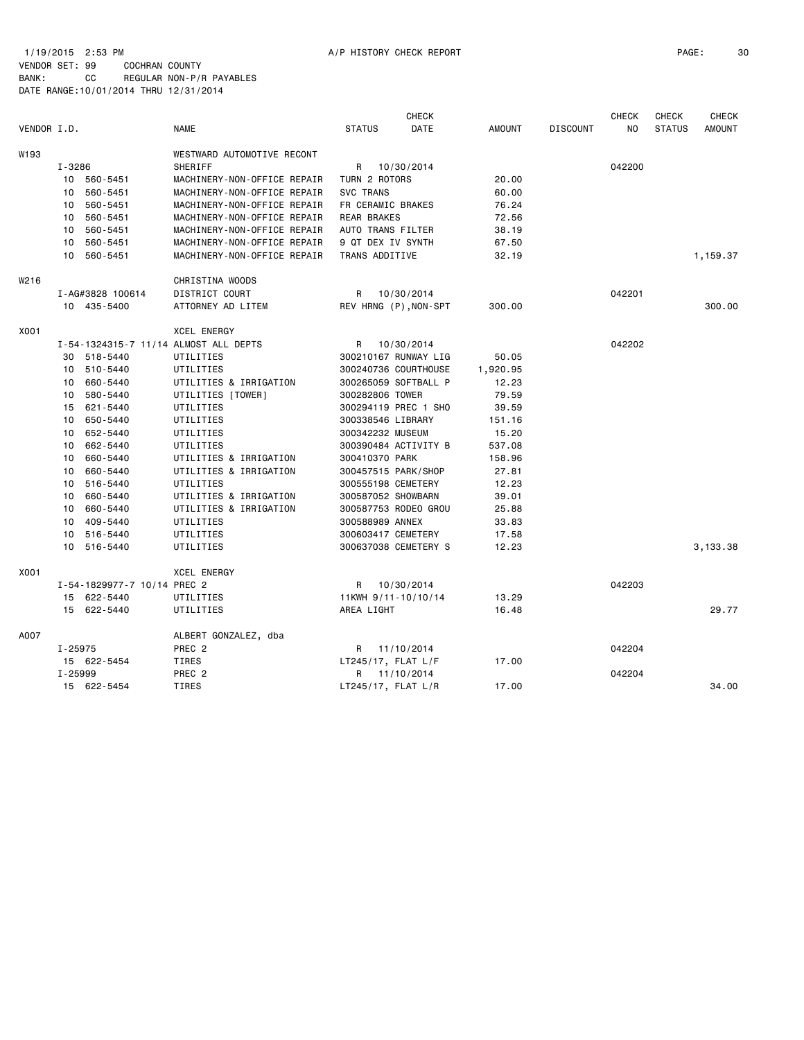1/19/2015 2:53 PM A/P HISTORY CHECK REPORT

VENDOR SET: 99 COCHRAN COUNTY
BANK: CC REGULAR NON-P/R PAYABLES
DATE RANGE:10/01/2014 THRU 12/31/2014

| VENDOR I.D. | | NAME | STATUS | CHECK DATE | AMOUNT | DISCOUNT | CHECK NO | CHECK STATUS | CHECK AMOUNT |
|---|---|---|---|---|---|---|---|---|---|
| W193 | | WESTWARD AUTOMOTIVE RECONT | | | | | | | |
| | I-3286 | SHERIFF | R | 10/30/2014 | | | 042200 | | |
| | 10 560-5451 | MACHINERY-NON-OFFICE REPAIR | TURN 2 ROTORS | | 20.00 | | | | |
| | 10 560-5451 | MACHINERY-NON-OFFICE REPAIR | SVC TRANS | | 60.00 | | | | |
| | 10 560-5451 | MACHINERY-NON-OFFICE REPAIR | FR CERAMIC BRAKES | | 76.24 | | | | |
| | 10 560-5451 | MACHINERY-NON-OFFICE REPAIR | REAR BRAKES | | 72.56 | | | | |
| | 10 560-5451 | MACHINERY-NON-OFFICE REPAIR | AUTO TRANS FILTER | | 38.19 | | | | |
| | 10 560-5451 | MACHINERY-NON-OFFICE REPAIR | 9 QT DEX IV SYNTH | | 67.50 | | | | |
| | 10 560-5451 | MACHINERY-NON-OFFICE REPAIR | TRANS ADDITIVE | | 32.19 | | | | 1,159.37 |
| W216 | | CHRISTINA WOODS | | | | | | | |
| | I-AG#3828 100614 | DISTRICT COURT | R | 10/30/2014 | | | 042201 | | |
| | 10 435-5400 | ATTORNEY AD LITEM | REV HRNG (P),NON-SPT | | 300.00 | | | | 300.00 |
| X001 | | XCEL ENERGY | | | | | | | |
| | I-54-1324315-7 11/14 | ALMOST ALL DEPTS | R | 10/30/2014 | | | 042202 | | |
| | 30 518-5440 | UTILITIES | 300210167 RUNWAY LIG | | 50.05 | | | | |
| | 10 510-5440 | UTILITIES | 300240736 COURTHOUSE | | 1,920.95 | | | | |
| | 10 660-5440 | UTILITIES & IRRIGATION | 300265059 SOFTBALL P | | 12.23 | | | | |
| | 10 580-5440 | UTILITIES [TOWER] | 300282806 TOWER | | 79.59 | | | | |
| | 15 621-5440 | UTILITIES | 300294119 PREC 1 SHO | | 39.59 | | | | |
| | 10 650-5440 | UTILITIES | 300338546 LIBRARY | | 151.16 | | | | |
| | 10 652-5440 | UTILITIES | 300342232 MUSEUM | | 15.20 | | | | |
| | 10 662-5440 | UTILITIES | 300390484 ACTIVITY B | | 537.08 | | | | |
| | 10 660-5440 | UTILITIES & IRRIGATION | 300410370 PARK | | 158.96 | | | | |
| | 10 660-5440 | UTILITIES & IRRIGATION | 300457515 PARK/SHOP | | 27.81 | | | | |
| | 10 516-5440 | UTILITIES | 300555198 CEMETERY | | 12.23 | | | | |
| | 10 660-5440 | UTILITIES & IRRIGATION | 300587052 SHOWBARN | | 39.01 | | | | |
| | 10 660-5440 | UTILITIES & IRRIGATION | 300587753 RODEO GROU | | 25.88 | | | | |
| | 10 409-5440 | UTILITIES | 300588989 ANNEX | | 33.83 | | | | |
| | 10 516-5440 | UTILITIES | 300603417 CEMETERY | | 17.58 | | | | |
| | 10 516-5440 | UTILITIES | 300637038 CEMETERY S | | 12.23 | | | | 3,133.38 |
| X001 | | XCEL ENERGY | | | | | | | |
| | I-54-1829977-7 10/14 | PREC 2 | R | 10/30/2014 | | | 042203 | | |
| | 15 622-5440 | UTILITIES | 11KWH 9/11-10/10/14 | | 13.29 | | | | |
| | 15 622-5440 | UTILITIES | AREA LIGHT | | 16.48 | | | | 29.77 |
| A007 | | ALBERT GONZALEZ, dba | | | | | | | |
| | I-25975 | PREC 2 | R | 11/10/2014 | | | 042204 | | |
| | 15 622-5454 | TIRES | LT245/17, FLAT L/F | | 17.00 | | | | |
| | I-25999 | PREC 2 | R | 11/10/2014 | | | 042204 | | |
| | 15 622-5454 | TIRES | LT245/17, FLAT L/R | | 17.00 | | | | 34.00 |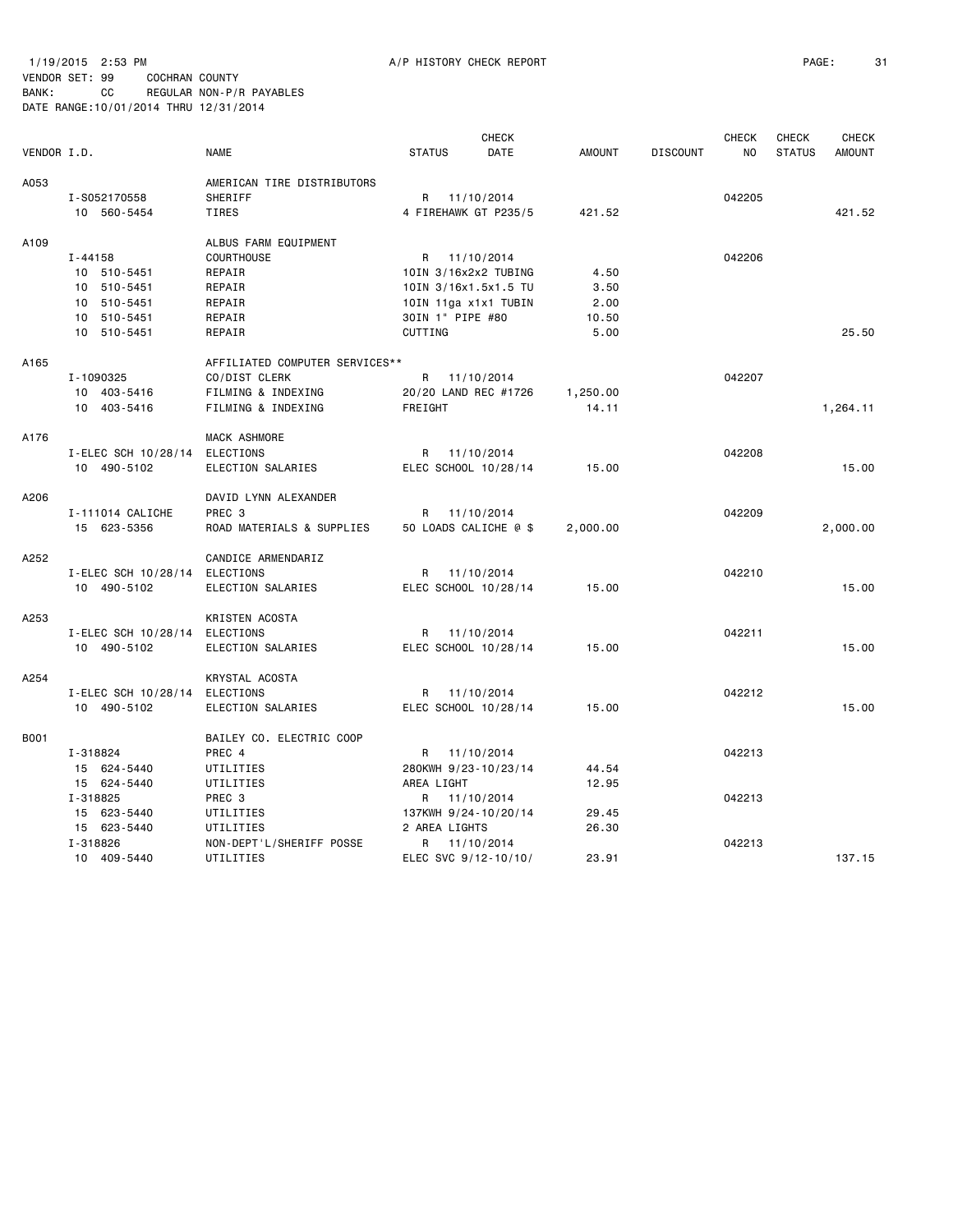1/19/2015 2:53 PM A/P HISTORY CHECK REPORT

VENDOR SET: 99 COCHRAN COUNTY
BANK: CC REGULAR NON-P/R PAYABLES
DATE RANGE:10/01/2014 THRU 12/31/2014

| VENDOR I.D. | | NAME | STATUS | CHECK DATE | AMOUNT | DISCOUNT | CHECK NO | CHECK STATUS | CHECK AMOUNT |
|---|---|---|---|---|---|---|---|---|---|
| A053 | | AMERICAN TIRE DISTRIBUTORS | | | | | | | |
| | I-S052170558 | SHERIFF | R | 11/10/2014 | | | 042205 | | |
| | 10 560-5454 | TIRES | 4 FIREHAWK GT P235/5 | | 421.52 | | | | 421.52 |
| A109 | | ALBUS FARM EQUIPMENT | | | | | | | |
| | I-44158 | COURTHOUSE | R | 11/10/2014 | | | 042206 | | |
| | 10 510-5451 | REPAIR | 10IN 3/16x2x2 TUBING | | 4.50 | | | | |
| | 10 510-5451 | REPAIR | 10IN 3/16x1.5x1.5 TU | | 3.50 | | | | |
| | 10 510-5451 | REPAIR | 10IN 11ga x1x1 TUBIN | | 2.00 | | | | |
| | 10 510-5451 | REPAIR | 30IN 1" PIPE #80 | | 10.50 | | | | |
| | 10 510-5451 | REPAIR | CUTTING | | 5.00 | | | | 25.50 |
| A165 | | AFFILIATED COMPUTER SERVICES** | | | | | | | |
| | I-1090325 | CO/DIST CLERK | R | 11/10/2014 | | | 042207 | | |
| | 10 403-5416 | FILMING & INDEXING | 20/20 LAND REC #1726 | | 1,250.00 | | | | |
| | 10 403-5416 | FILMING & INDEXING | FREIGHT | | 14.11 | | | | 1,264.11 |
| A176 | | MACK ASHMORE | | | | | | | |
| | I-ELEC SCH 10/28/14 | ELECTIONS | R | 11/10/2014 | | | 042208 | | |
| | 10 490-5102 | ELECTION SALARIES | ELEC SCHOOL 10/28/14 | | 15.00 | | | | 15.00 |
| A206 | | DAVID LYNN ALEXANDER | | | | | | | |
| | I-111014 CALICHE | PREC 3 | R | 11/10/2014 | | | 042209 | | |
| | 15 623-5356 | ROAD MATERIALS & SUPPLIES | 50 LOADS CALICHE @ $ | | 2,000.00 | | | | 2,000.00 |
| A252 | | CANDICE ARMENDARIZ | | | | | | | |
| | I-ELEC SCH 10/28/14 | ELECTIONS | R | 11/10/2014 | | | 042210 | | |
| | 10 490-5102 | ELECTION SALARIES | ELEC SCHOOL 10/28/14 | | 15.00 | | | | 15.00 |
| A253 | | KRISTEN ACOSTA | | | | | | | |
| | I-ELEC SCH 10/28/14 | ELECTIONS | R | 11/10/2014 | | | 042211 | | |
| | 10 490-5102 | ELECTION SALARIES | ELEC SCHOOL 10/28/14 | | 15.00 | | | | 15.00 |
| A254 | | KRYSTAL ACOSTA | | | | | | | |
| | I-ELEC SCH 10/28/14 | ELECTIONS | R | 11/10/2014 | | | 042212 | | |
| | 10 490-5102 | ELECTION SALARIES | ELEC SCHOOL 10/28/14 | | 15.00 | | | | 15.00 |
| B001 | | BAILEY CO. ELECTRIC COOP | | | | | | | |
| | I-318824 | PREC 4 | R | 11/10/2014 | | | 042213 | | |
| | 15 624-5440 | UTILITIES | 280KWH 9/23-10/23/14 | | 44.54 | | | | |
| | 15 624-5440 | UTILITIES | AREA LIGHT | | 12.95 | | | | |
| | I-318825 | PREC 3 | R | 11/10/2014 | | | 042213 | | |
| | 15 623-5440 | UTILITIES | 137KWH 9/24-10/20/14 | | 29.45 | | | | |
| | 15 623-5440 | UTILITIES | 2 AREA LIGHTS | | 26.30 | | | | |
| | I-318826 | NON-DEPT'L/SHERIFF POSSE | R | 11/10/2014 | | | 042213 | | |
| | 10 409-5440 | UTILITIES | ELEC SVC 9/12-10/10/ | | 23.91 | | | | 137.15 |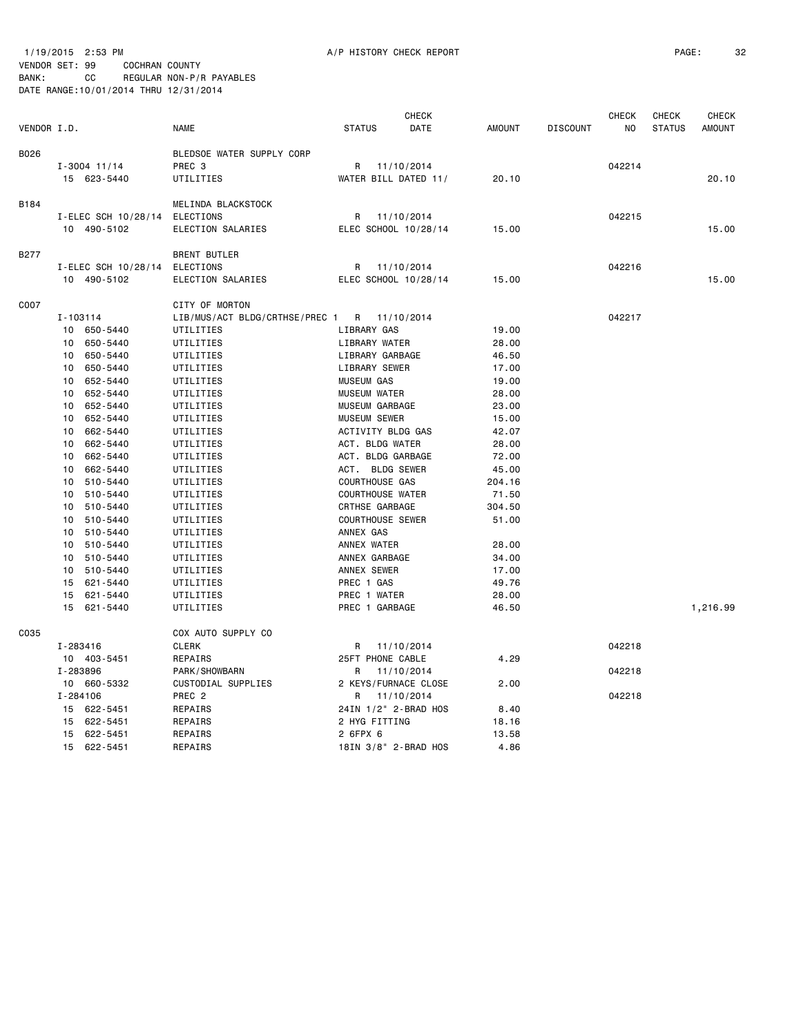1/19/2015 2:53 PM A/P HISTORY CHECK REPORT

VENDOR SET: 99 COCHRAN COUNTY
BANK: CC REGULAR NON-P/R PAYABLES
DATE RANGE:10/01/2014 THRU 12/31/2014

| VENDOR I.D. | | NAME | STATUS | CHECK DATE | AMOUNT | DISCOUNT | CHECK NO | CHECK STATUS | CHECK AMOUNT |
|---|---|---|---|---|---|---|---|---|---|
| B026 | | BLEDSOE WATER SUPPLY CORP | | | | | | | |
| | I-3004 11/14 | PREC 3 | R | 11/10/2014 | | | 042214 | | |
| | 15 623-5440 | UTILITIES | WATER BILL DATED 11/ | | 20.10 | | | | 20.10 |
| B184 | | MELINDA BLACKSTOCK | | | | | | | |
| | I-ELEC SCH 10/28/14 | ELECTIONS | R | 11/10/2014 | | | 042215 | | |
| | 10 490-5102 | ELECTION SALARIES | ELEC SCHOOL 10/28/14 | | 15.00 | | | | 15.00 |
| B277 | | BRENT BUTLER | | | | | | | |
| | I-ELEC SCH 10/28/14 | ELECTIONS | R | 11/10/2014 | | | 042216 | | |
| | 10 490-5102 | ELECTION SALARIES | ELEC SCHOOL 10/28/14 | | 15.00 | | | | 15.00 |
| C007 | | CITY OF MORTON | | | | | | | |
| | I-103114 | LIB/MUS/ACT BLDG/CRTHSE/PREC 1 | R | 11/10/2014 | | | 042217 | | |
| | 10 650-5440 | UTILITIES | LIBRARY GAS | | 19.00 | | | | |
| | 10 650-5440 | UTILITIES | LIBRARY WATER | | 28.00 | | | | |
| | 10 650-5440 | UTILITIES | LIBRARY GARBAGE | | 46.50 | | | | |
| | 10 650-5440 | UTILITIES | LIBRARY SEWER | | 17.00 | | | | |
| | 10 652-5440 | UTILITIES | MUSEUM GAS | | 19.00 | | | | |
| | 10 652-5440 | UTILITIES | MUSEUM WATER | | 28.00 | | | | |
| | 10 652-5440 | UTILITIES | MUSEUM GARBAGE | | 23.00 | | | | |
| | 10 652-5440 | UTILITIES | MUSEUM SEWER | | 15.00 | | | | |
| | 10 662-5440 | UTILITIES | ACTIVITY BLDG GAS | | 42.07 | | | | |
| | 10 662-5440 | UTILITIES | ACT. BLDG WATER | | 28.00 | | | | |
| | 10 662-5440 | UTILITIES | ACT. BLDG GARBAGE | | 72.00 | | | | |
| | 10 662-5440 | UTILITIES | ACT. BLDG SEWER | | 45.00 | | | | |
| | 10 510-5440 | UTILITIES | COURTHOUSE GAS | | 204.16 | | | | |
| | 10 510-5440 | UTILITIES | COURTHOUSE WATER | | 71.50 | | | | |
| | 10 510-5440 | UTILITIES | CRTHSE GARBAGE | | 304.50 | | | | |
| | 10 510-5440 | UTILITIES | COURTHOUSE SEWER | | 51.00 | | | | |
| | 10 510-5440 | UTILITIES | ANNEX GAS | | | | | | |
| | 10 510-5440 | UTILITIES | ANNEX WATER | | 28.00 | | | | |
| | 10 510-5440 | UTILITIES | ANNEX GARBAGE | | 34.00 | | | | |
| | 10 510-5440 | UTILITIES | ANNEX SEWER | | 17.00 | | | | |
| | 15 621-5440 | UTILITIES | PREC 1 GAS | | 49.76 | | | | |
| | 15 621-5440 | UTILITIES | PREC 1 WATER | | 28.00 | | | | |
| | 15 621-5440 | UTILITIES | PREC 1 GARBAGE | | 46.50 | | | | 1,216.99 |
| C035 | | COX AUTO SUPPLY CO | | | | | | | |
| | I-283416 | CLERK | R | 11/10/2014 | | | 042218 | | |
| | 10 403-5451 | REPAIRS | 25FT PHONE CABLE | | 4.29 | | | | |
| | I-283896 | PARK/SHOWBARN | R | 11/10/2014 | | | 042218 | | |
| | 10 660-5332 | CUSTODIAL SUPPLIES | 2 KEYS/FURNACE CLOSE | | 2.00 | | | | |
| | I-284106 | PREC 2 | R | 11/10/2014 | | | 042218 | | |
| | 15 622-5451 | REPAIRS | 24IN 1/2" 2-BRAD HOS | | 8.40 | | | | |
| | 15 622-5451 | REPAIRS | 2 HYG FITTING | | 18.16 | | | | |
| | 15 622-5451 | REPAIRS | 2 6FPX 6 | | 13.58 | | | | |
| | 15 622-5451 | REPAIRS | 18IN 3/8" 2-BRAD HOS | | 4.86 | | | | |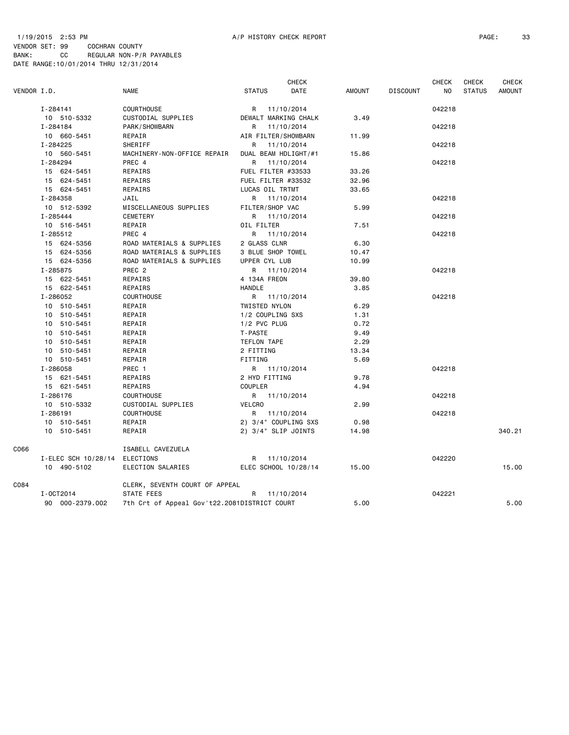1/19/2015 2:53 PM A/P HISTORY CHECK REPORT

VENDOR SET: 99 COCHRAN COUNTY
BANK: CC REGULAR NON-P/R PAYABLES
DATE RANGE:10/01/2014 THRU 12/31/2014

| VENDOR I.D. | NAME | STATUS | CHECK DATE | AMOUNT | DISCOUNT | CHECK NO | CHECK STATUS | CHECK AMOUNT |
|---|---|---|---|---|---|---|---|---|
| I-284141 | COURTHOUSE | R | 11/10/2014 | | | 042218 | | |
| 10 510-5332 | CUSTODIAL SUPPLIES | DEWALT MARKING CHALK | | 3.49 | | | | |
| I-284184 | PARK/SHOWBARN | R | 11/10/2014 | | | 042218 | | |
| 10 660-5451 | REPAIR | AIR FILTER/SHOWBARN | | 11.99 | | | | |
| I-284225 | SHERIFF | R | 11/10/2014 | | | 042218 | | |
| 10 560-5451 | MACHINERY-NON-OFFICE REPAIR | DUAL BEAM HDLIGHT/#1 | | 15.86 | | | | |
| I-284294 | PREC 4 | R | 11/10/2014 | | | 042218 | | |
| 15 624-5451 | REPAIRS | FUEL FILTER #33533 | | 33.26 | | | | |
| 15 624-5451 | REPAIRS | FUEL FILTER #33532 | | 32.96 | | | | |
| 15 624-5451 | REPAIRS | LUCAS OIL TRTMT | | 33.65 | | | | |
| I-284358 | JAIL | R | 11/10/2014 | | | 042218 | | |
| 10 512-5392 | MISCELLANEOUS SUPPLIES | FILTER/SHOP VAC | | 5.99 | | | | |
| I-285444 | CEMETERY | R | 11/10/2014 | | | 042218 | | |
| 10 516-5451 | REPAIR | OIL FILTER | | 7.51 | | | | |
| I-285512 | PREC 4 | R | 11/10/2014 | | | 042218 | | |
| 15 624-5356 | ROAD MATERIALS & SUPPLIES | 2 GLASS CLNR | | 6.30 | | | | |
| 15 624-5356 | ROAD MATERIALS & SUPPLIES | 3 BLUE SHOP TOWEL | | 10.47 | | | | |
| 15 624-5356 | ROAD MATERIALS & SUPPLIES | UPPER CYL LUB | | 10.99 | | | | |
| I-285875 | PREC 2 | R | 11/10/2014 | | | 042218 | | |
| 15 622-5451 | REPAIRS | 4 134A FREON | | 39.80 | | | | |
| 15 622-5451 | REPAIRS | HANDLE | | 3.85 | | | | |
| I-286052 | COURTHOUSE | R | 11/10/2014 | | | 042218 | | |
| 10 510-5451 | REPAIR | TWISTED NYLON | | 6.29 | | | | |
| 10 510-5451 | REPAIR | 1/2 COUPLING SXS | | 1.31 | | | | |
| 10 510-5451 | REPAIR | 1/2 PVC PLUG | | 0.72 | | | | |
| 10 510-5451 | REPAIR | T-PASTE | | 9.49 | | | | |
| 10 510-5451 | REPAIR | TEFLON TAPE | | 2.29 | | | | |
| 10 510-5451 | REPAIR | 2 FITTING | | 13.34 | | | | |
| 10 510-5451 | REPAIR | FITTING | | 5.69 | | | | |
| I-286058 | PREC 1 | R | 11/10/2014 | | | 042218 | | |
| 15 621-5451 | REPAIRS | 2 HYD FITTING | | 9.78 | | | | |
| 15 621-5451 | REPAIRS | COUPLER | | 4.94 | | | | |
| I-286176 | COURTHOUSE | R | 11/10/2014 | | | 042218 | | |
| 10 510-5332 | CUSTODIAL SUPPLIES | VELCRO | | 2.99 | | | | |
| I-286191 | COURTHOUSE | R | 11/10/2014 | | | 042218 | | |
| 10 510-5451 | REPAIR | 2) 3/4" COUPLING SXS | | 0.98 | | | | |
| 10 510-5451 | REPAIR | 2) 3/4" SLIP JOINTS | | 14.98 | | | | 340.21 |
| C066 | ISABELL CAVEZUELA | | | | | | | |
| I-ELEC SCH 10/28/14 | ELECTIONS | R | 11/10/2014 | | | 042220 | | |
| 10 490-5102 | ELECTION SALARIES | ELEC SCHOOL 10/28/14 | | 15.00 | | | | 15.00 |
| C084 | CLERK, SEVENTH COURT OF APPEAL | | | | | | | |
| I-OCT2014 | STATE FEES | R | 11/10/2014 | | | 042221 | | |
| 90 000-2379.002 | 7th Crt of Appeal Gov't22.2081 | DISTRICT COURT | | 5.00 | | | | 5.00 |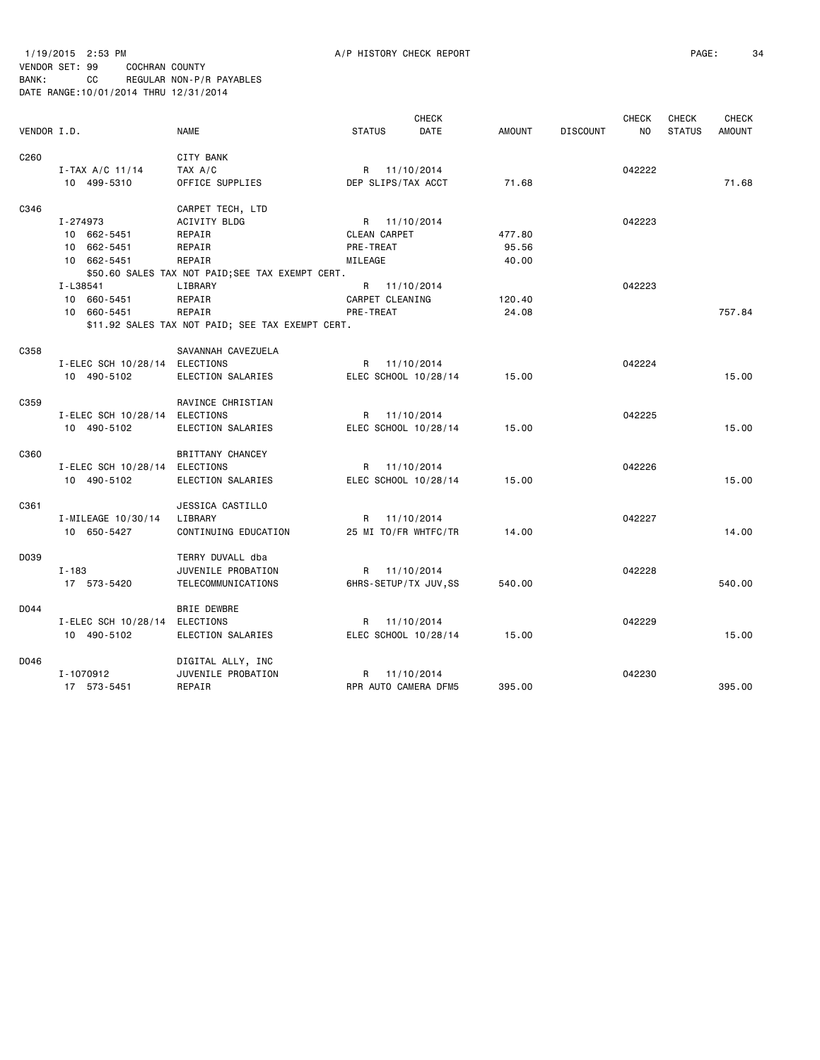1/19/2015 2:53 PM A/P HISTORY CHECK REPORT

VENDOR SET: 99 COCHRAN COUNTY
BANK: CC REGULAR NON-P/R PAYABLES
DATE RANGE:10/01/2014 THRU 12/31/2014

| VENDOR I.D. | NAME | STATUS | CHECK DATE | AMOUNT | DISCOUNT | CHECK NO | CHECK STATUS | CHECK AMOUNT |
|---|---|---|---|---|---|---|---|---|
| C260 | CITY BANK | | | | | | | |
| I-TAX A/C 11/14 | TAX A/C | R | 11/10/2014 | | | 042222 | | |
| 10 499-5310 | OFFICE SUPPLIES | DEP SLIPS/TAX ACCT | | 71.68 | | | | 71.68 |
| C346 | CARPET TECH, LTD | | | | | | | |
| I-274973 | ACIVITY BLDG | R | 11/10/2014 | | | 042223 | | |
| 10 662-5451 | REPAIR | CLEAN CARPET | | 477.80 | | | | |
| 10 662-5451 | REPAIR | PRE-TREAT | | 95.56 | | | | |
| 10 662-5451 | REPAIR | MILEAGE | | 40.00 | | | | |
| | $50.60 SALES TAX NOT PAID;SEE TAX EXEMPT CERT. | | | | | | | |
| I-L38541 | LIBRARY | R | 11/10/2014 | | | 042223 | | |
| 10 660-5451 | REPAIR | CARPET CLEANING | | 120.40 | | | | |
| 10 660-5451 | REPAIR | PRE-TREAT | | 24.08 | | | | 757.84 |
| | $11.92 SALES TAX NOT PAID; SEE TAX EXEMPT CERT. | | | | | | | |
| C358 | SAVANNAH CAVEZUELA | | | | | | | |
| I-ELEC SCH 10/28/14 | ELECTIONS | R | 11/10/2014 | | | 042224 | | |
| 10 490-5102 | ELECTION SALARIES | ELEC SCHOOL 10/28/14 | | 15.00 | | | | 15.00 |
| C359 | RAVINCE CHRISTIAN | | | | | | | |
| I-ELEC SCH 10/28/14 | ELECTIONS | R | 11/10/2014 | | | 042225 | | |
| 10 490-5102 | ELECTION SALARIES | ELEC SCHOOL 10/28/14 | | 15.00 | | | | 15.00 |
| C360 | BRITTANY CHANCEY | | | | | | | |
| I-ELEC SCH 10/28/14 | ELECTIONS | R | 11/10/2014 | | | 042226 | | |
| 10 490-5102 | ELECTION SALARIES | ELEC SCHOOL 10/28/14 | | 15.00 | | | | 15.00 |
| C361 | JESSICA CASTILLO | | | | | | | |
| I-MILEAGE 10/30/14 | LIBRARY | R | 11/10/2014 | | | 042227 | | |
| 10 650-5427 | CONTINUING EDUCATION | 25 MI TO/FR WHTFC/TR | | 14.00 | | | | 14.00 |
| D039 | TERRY DUVALL dba | | | | | | | |
| I-183 | JUVENILE PROBATION | R | 11/10/2014 | | | 042228 | | |
| 17 573-5420 | TELECOMMUNICATIONS | 6HRS-SETUP/TX JUV,SS | | 540.00 | | | | 540.00 |
| D044 | BRIE DEWBRE | | | | | | | |
| I-ELEC SCH 10/28/14 | ELECTIONS | R | 11/10/2014 | | | 042229 | | |
| 10 490-5102 | ELECTION SALARIES | ELEC SCHOOL 10/28/14 | | 15.00 | | | | 15.00 |
| D046 | DIGITAL ALLY, INC | | | | | | | |
| I-1070912 | JUVENILE PROBATION | R | 11/10/2014 | | | 042230 | | |
| 17 573-5451 | REPAIR | RPR AUTO CAMERA DFM5 | | 395.00 | | | | 395.00 |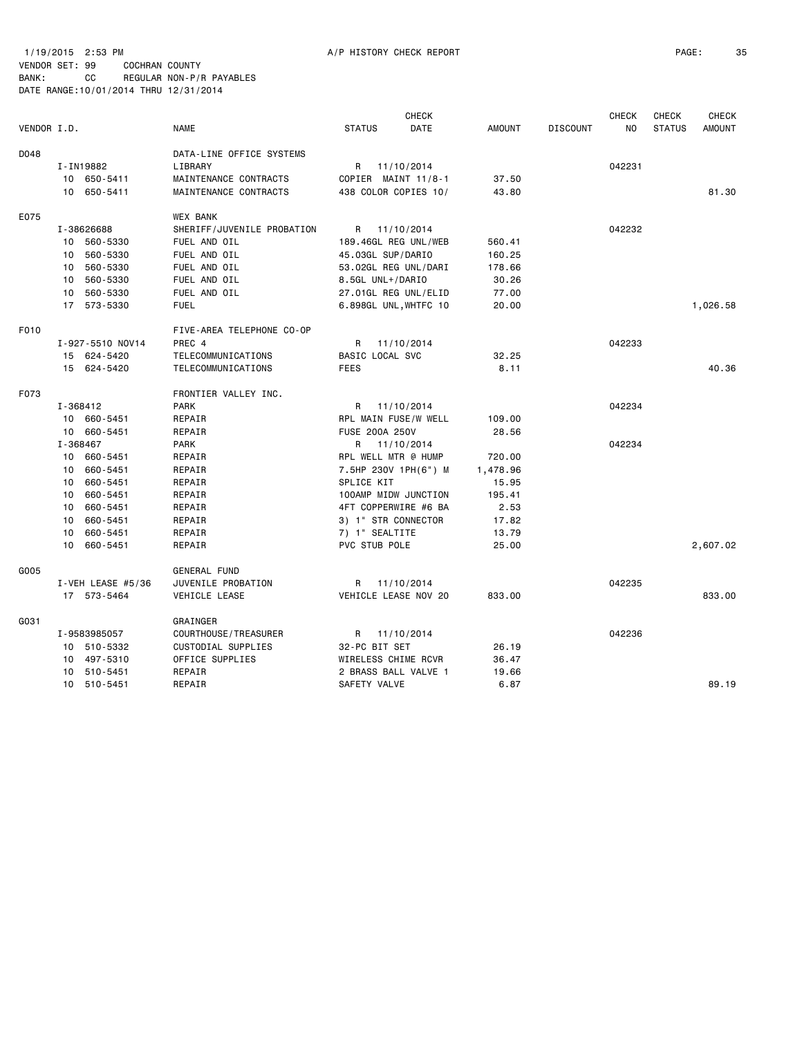1/19/2015 2:53 PM A/P HISTORY CHECK REPORT

VENDOR SET: 99 COCHRAN COUNTY
BANK: CC REGULAR NON-P/R PAYABLES
DATE RANGE:10/01/2014 THRU 12/31/2014

| VENDOR I.D. | NAME | STATUS | CHECK DATE | AMOUNT | DISCOUNT | CHECK NO | CHECK STATUS | CHECK AMOUNT |
|---|---|---|---|---|---|---|---|---|
| D048 | DATA-LINE OFFICE SYSTEMS | | | | | | | |
| I-IN19882 | LIBRARY | R | 11/10/2014 | | | 042231 | | |
| 10 650-5411 | MAINTENANCE CONTRACTS | COPIER MAINT 11/8-1 | | 37.50 | | | | |
| 10 650-5411 | MAINTENANCE CONTRACTS | 438 COLOR COPIES 10/ | | 43.80 | | | | 81.30 |
| E075 | WEX BANK | | | | | | | |
| I-38626688 | SHERIFF/JUVENILE PROBATION | R | 11/10/2014 | | | 042232 | | |
| 10 560-5330 | FUEL AND OIL | 189.46GL REG UNL/WEB | | 560.41 | | | | |
| 10 560-5330 | FUEL AND OIL | 45.03GL SUP/DARIO | | 160.25 | | | | |
| 10 560-5330 | FUEL AND OIL | 53.02GL REG UNL/DARI | | 178.66 | | | | |
| 10 560-5330 | FUEL AND OIL | 8.5GL UNL+/DARIO | | 30.26 | | | | |
| 10 560-5330 | FUEL AND OIL | 27.01GL REG UNL/ELID | | 77.00 | | | | |
| 17 573-5330 | FUEL | 6.898GL UNL,WHTFC 10 | | 20.00 | | | | 1,026.58 |
| F010 | FIVE-AREA TELEPHONE CO-OP | | | | | | | |
| I-927-5510 NOV14 | PREC 4 | R | 11/10/2014 | | | 042233 | | |
| 15 624-5420 | TELECOMMUNICATIONS | BASIC LOCAL SVC | | 32.25 | | | | |
| 15 624-5420 | TELECOMMUNICATIONS | FEES | | 8.11 | | | | 40.36 |
| F073 | FRONTIER VALLEY INC. | | | | | | | |
| I-368412 | PARK | R | 11/10/2014 | | | 042234 | | |
| 10 660-5451 | REPAIR | RPL MAIN FUSE/W WELL | | 109.00 | | | | |
| 10 660-5451 | REPAIR | FUSE 200A 250V | | 28.56 | | | | |
| I-368467 | PARK | R | 11/10/2014 | | | 042234 | | |
| 10 660-5451 | REPAIR | RPL WELL MTR @ HUMP | | 720.00 | | | | |
| 10 660-5451 | REPAIR | 7.5HP 230V 1PH(6") M | | 1,478.96 | | | | |
| 10 660-5451 | REPAIR | SPLICE KIT | | 15.95 | | | | |
| 10 660-5451 | REPAIR | 100AMP MIDW JUNCTION | | 195.41 | | | | |
| 10 660-5451 | REPAIR | 4FT COPPERWIRE #6 BA | | 2.53 | | | | |
| 10 660-5451 | REPAIR | 3) 1" STR CONNECTOR | | 17.82 | | | | |
| 10 660-5451 | REPAIR | 7) 1" SEALTITE | | 13.79 | | | | |
| 10 660-5451 | REPAIR | PVC STUB POLE | | 25.00 | | | | 2,607.02 |
| G005 | GENERAL FUND | | | | | | | |
| I-VEH LEASE #5/36 | JUVENILE PROBATION | R | 11/10/2014 | | | 042235 | | |
| 17 573-5464 | VEHICLE LEASE | VEHICLE LEASE NOV 20 | | 833.00 | | | | 833.00 |
| G031 | GRAINGER | | | | | | | |
| I-9583985057 | COURTHOUSE/TREASURER | R | 11/10/2014 | | | 042236 | | |
| 10 510-5332 | CUSTODIAL SUPPLIES | 32-PC BIT SET | | 26.19 | | | | |
| 10 497-5310 | OFFICE SUPPLIES | WIRELESS CHIME RCVR | | 36.47 | | | | |
| 10 510-5451 | REPAIR | 2 BRASS BALL VALVE 1 | | 19.66 | | | | |
| 10 510-5451 | REPAIR | SAFETY VALVE | | 6.87 | | | | 89.19 |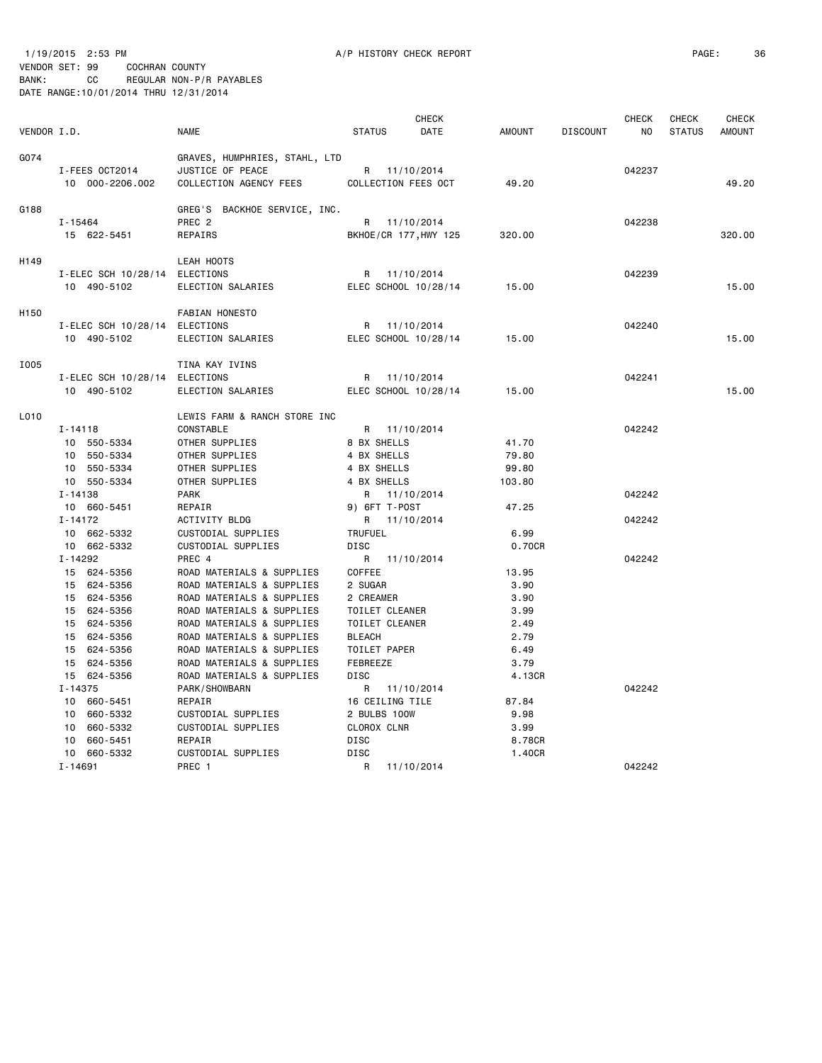1/19/2015 2:53 PM A/P HISTORY CHECK REPORT

VENDOR SET: 99 COCHRAN COUNTY
BANK: CC REGULAR NON-P/R PAYABLES
DATE RANGE:10/01/2014 THRU 12/31/2014

| VENDOR I.D. | | NAME | STATUS | CHECK DATE | AMOUNT | DISCOUNT | CHECK NO | CHECK STATUS | CHECK AMOUNT |
|---|---|---|---|---|---|---|---|---|---|
| G074 | | GRAVES, HUMPHRIES, STAHL, LTD | | | | | | | |
| | I-FEES OCT2014 | JUSTICE OF PEACE | R | 11/10/2014 | | | 042237 | | |
| | 10 000-2206.002 | COLLECTION AGENCY FEES | COLLECTION FEES OCT | | 49.20 | | | | 49.20 |
| G188 | | GREG'S BACKHOE SERVICE, INC. | | | | | | | |
| | I-15464 | PREC 2 | R | 11/10/2014 | | | 042238 | | |
| | 15 622-5451 | REPAIRS | BKHOE/CR 177,HWY 125 | | 320.00 | | | | 320.00 |
| H149 | | LEAH HOOTS | | | | | | | |
| | I-ELEC SCH 10/28/14 | ELECTIONS | R | 11/10/2014 | | | 042239 | | |
| | 10 490-5102 | ELECTION SALARIES | ELEC SCHOOL 10/28/14 | | 15.00 | | | | 15.00 |
| H150 | | FABIAN HONESTO | | | | | | | |
| | I-ELEC SCH 10/28/14 | ELECTIONS | R | 11/10/2014 | | | 042240 | | |
| | 10 490-5102 | ELECTION SALARIES | ELEC SCHOOL 10/28/14 | | 15.00 | | | | 15.00 |
| I005 | | TINA KAY IVINS | | | | | | | |
| | I-ELEC SCH 10/28/14 | ELECTIONS | R | 11/10/2014 | | | 042241 | | |
| | 10 490-5102 | ELECTION SALARIES | ELEC SCHOOL 10/28/14 | | 15.00 | | | | 15.00 |
| L010 | | LEWIS FARM & RANCH STORE INC | | | | | | | |
| | I-14118 | CONSTABLE | R | 11/10/2014 | | | 042242 | | |
| | 10 550-5334 | OTHER SUPPLIES | 8 BX SHELLS | | 41.70 | | | | |
| | 10 550-5334 | OTHER SUPPLIES | 4 BX SHELLS | | 79.80 | | | | |
| | 10 550-5334 | OTHER SUPPLIES | 4 BX SHELLS | | 99.80 | | | | |
| | 10 550-5334 | OTHER SUPPLIES | 4 BX SHELLS | | 103.80 | | | | |
| | I-14138 | PARK | R | 11/10/2014 | | | 042242 | | |
| | 10 660-5451 | REPAIR | 9) 6FT T-POST | | 47.25 | | | | |
| | I-14172 | ACTIVITY BLDG | R | 11/10/2014 | | | 042242 | | |
| | 10 662-5332 | CUSTODIAL SUPPLIES | TRUFUEL | | 6.99 | | | | |
| | 10 662-5332 | CUSTODIAL SUPPLIES | DISC | | 0.70CR | | | | |
| | I-14292 | PREC 4 | R | 11/10/2014 | | | 042242 | | |
| | 15 624-5356 | ROAD MATERIALS & SUPPLIES | COFFEE | | 13.95 | | | | |
| | 15 624-5356 | ROAD MATERIALS & SUPPLIES | 2 SUGAR | | 3.90 | | | | |
| | 15 624-5356 | ROAD MATERIALS & SUPPLIES | 2 CREAMER | | 3.90 | | | | |
| | 15 624-5356 | ROAD MATERIALS & SUPPLIES | TOILET CLEANER | | 3.99 | | | | |
| | 15 624-5356 | ROAD MATERIALS & SUPPLIES | TOILET CLEANER | | 2.49 | | | | |
| | 15 624-5356 | ROAD MATERIALS & SUPPLIES | BLEACH | | 2.79 | | | | |
| | 15 624-5356 | ROAD MATERIALS & SUPPLIES | TOILET PAPER | | 6.49 | | | | |
| | 15 624-5356 | ROAD MATERIALS & SUPPLIES | FEBREEZE | | 3.79 | | | | |
| | 15 624-5356 | ROAD MATERIALS & SUPPLIES | DISC | | 4.13CR | | | | |
| | I-14375 | PARK/SHOWBARN | R | 11/10/2014 | | | 042242 | | |
| | 10 660-5451 | REPAIR | 16 CEILING TILE | | 87.84 | | | | |
| | 10 660-5332 | CUSTODIAL SUPPLIES | 2 BULBS 100W | | 9.98 | | | | |
| | 10 660-5332 | CUSTODIAL SUPPLIES | CLOROX CLNR | | 3.99 | | | | |
| | 10 660-5451 | REPAIR | DISC | | 8.78CR | | | | |
| | 10 660-5332 | CUSTODIAL SUPPLIES | DISC | | 1.40CR | | | | |
| | I-14691 | PREC 1 | R | 11/10/2014 | | | 042242 | | |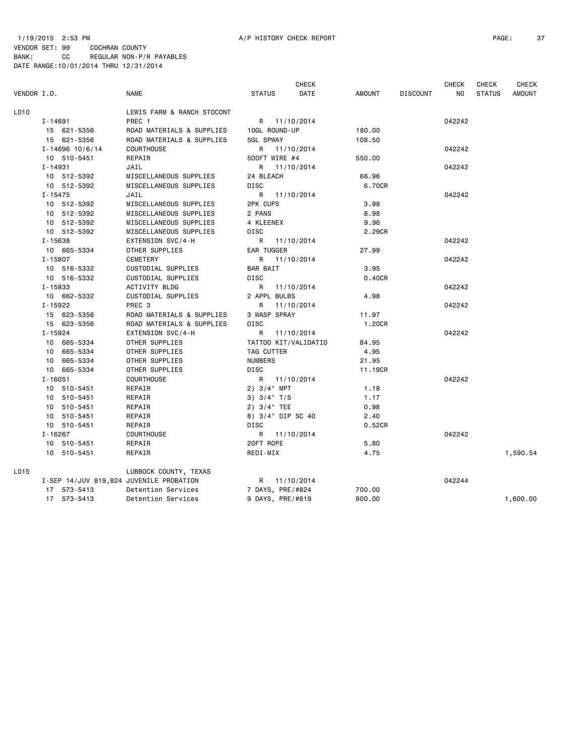1/19/2015 2:53 PM A/P HISTORY CHECK REPORT

VENDOR SET: 99 COCHRAN COUNTY
BANK: CC REGULAR NON-P/R PAYABLES
DATE RANGE:10/01/2014 THRU 12/31/2014

| VENDOR I.D. | NAME | STATUS | CHECK DATE | AMOUNT | DISCOUNT | CHECK NO | CHECK STATUS | CHECK AMOUNT |
|---|---|---|---|---|---|---|---|---|
| L010 | LEWIS FARM & RANCH STOCONT | | | | | | | |
| I-14691 | PREC 1 | R | 11/10/2014 | | | 042242 | | |
| 15 621-5356 | ROAD MATERIALS & SUPPLIES | 10GL ROUND-UP | | 180.00 | | | | |
| 15 621-5356 | ROAD MATERIALS & SUPPLIES | 5GL SPWAY | | 108.50 | | | | |
| I-14696 10/6/14 | COURTHOUSE | R | 11/10/2014 | | | 042242 | | |
| 10 510-5451 | REPAIR | 500FT WIRE #4 | | 550.00 | | | | |
| I-14931 | JAIL | R | 11/10/2014 | | | 042242 | | |
| 10 512-5392 | MISCELLANEOUS SUPPLIES | 24 BLEACH | | 66.96 | | | | |
| 10 512-5392 | MISCELLANEOUS SUPPLIES | DISC | | 6.70CR | | | | |
| I-15475 | JAIL | R | 11/10/2014 | | | 042242 | | |
| 10 512-5392 | MISCELLANEOUS SUPPLIES | 2PK CUPS | | 3.98 | | | | |
| 10 512-5392 | MISCELLANEOUS SUPPLIES | 2 PANS | | 8.98 | | | | |
| 10 512-5392 | MISCELLANEOUS SUPPLIES | 4 KLEENEX | | 9.96 | | | | |
| 10 512-5392 | MISCELLANEOUS SUPPLIES | DISC | | 2.29CR | | | | |
| I-15638 | EXTENSION SVC/4-H | R | 11/10/2014 | | | 042242 | | |
| 10 665-5334 | OTHER SUPPLIES | EAR TUGGER | | 27.99 | | | | |
| I-15807 | CEMETERY | R | 11/10/2014 | | | 042242 | | |
| 10 516-5332 | CUSTODIAL SUPPLIES | BAR BAIT | | 3.95 | | | | |
| 10 516-5332 | CUSTODIAL SUPPLIES | DISC | | 0.40CR | | | | |
| I-15833 | ACTIVITY BLDG | R | 11/10/2014 | | | 042242 | | |
| 10 662-5332 | CUSTODIAL SUPPLIES | 2 APPL BULBS | | 4.98 | | | | |
| I-15922 | PREC 3 | R | 11/10/2014 | | | 042242 | | |
| 15 623-5356 | ROAD MATERIALS & SUPPLIES | 3 WASP SPRAY | | 11.97 | | | | |
| 15 623-5356 | ROAD MATERIALS & SUPPLIES | DISC | | 1.20CR | | | | |
| I-15924 | EXTENSION SVC/4-H | R | 11/10/2014 | | | 042242 | | |
| 10 665-5334 | OTHER SUPPLIES | TATTOO KIT/VALIDATIO | | 84.95 | | | | |
| 10 665-5334 | OTHER SUPPLIES | TAG CUTTER | | 4.95 | | | | |
| 10 665-5334 | OTHER SUPPLIES | NUMBERS | | 21.95 | | | | |
| 10 665-5334 | OTHER SUPPLIES | DISC | | 11.19CR | | | | |
| I-16051 | COURTHOUSE | R | 11/10/2014 | | | 042242 | | |
| 10 510-5451 | REPAIR | 2) 3/4" MPT | | 1.18 | | | | |
| 10 510-5451 | REPAIR | 3) 3/4" T/S | | 1.17 | | | | |
| 10 510-5451 | REPAIR | 2) 3/4" TEE | | 0.98 | | | | |
| 10 510-5451 | REPAIR | 8) 3/4" DIP SC 40 | | 2.40 | | | | |
| 10 510-5451 | REPAIR | DISC | | 0.52CR | | | | |
| I-16267 | COURTHOUSE | R | 11/10/2014 | | | 042242 | | |
| 10 510-5451 | REPAIR | 20FT ROPE | | 5.80 | | | | |
| 10 510-5451 | REPAIR | REDI-MIX | | 4.75 | | | | 1,590.54 |
| L015 | LUBBOCK COUNTY, TEXAS | | | | | | | |
| I-SEP 14/JUV 819,824 | JUVENILE PROBATION | R | 11/10/2014 | | | 042244 | | |
| 17 573-5413 | Detention Services | 7 DAYS, PRE/#824 | | 700.00 | | | | |
| 17 573-5413 | Detention Services | 9 DAYS, PRE/#819 | | 900.00 | | | | 1,600.00 |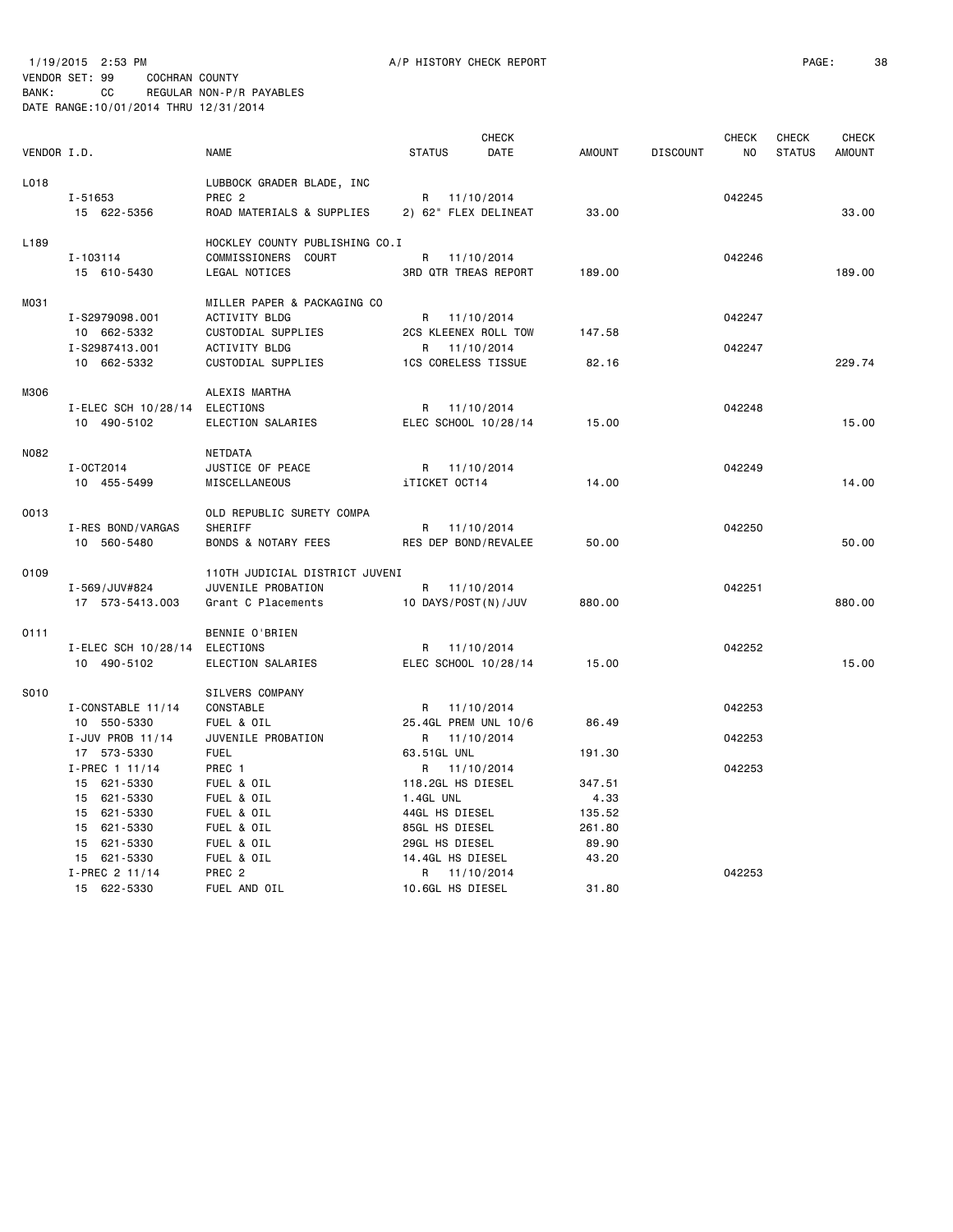1/19/2015 2:53 PM A/P HISTORY CHECK REPORT

VENDOR SET: 99 COCHRAN COUNTY
BANK: CC REGULAR NON-P/R PAYABLES
DATE RANGE:10/01/2014 THRU 12/31/2014

| VENDOR I.D. | NAME | STATUS | CHECK DATE | AMOUNT | DISCOUNT | CHECK NO | CHECK STATUS | CHECK AMOUNT |
|---|---|---|---|---|---|---|---|---|
| L018 | LUBBOCK GRADER BLADE, INC | | | | | | | |
| I-51653 | PREC 2 | R | 11/10/2014 | | | 042245 | | |
| 15 622-5356 | ROAD MATERIALS & SUPPLIES | 2) 62" FLEX DELINEAT | | 33.00 | | | | 33.00 |
| L189 | HOCKLEY COUNTY PUBLISHING CO.I | | | | | | | |
| I-103114 | COMMISSIONERS COURT | R | 11/10/2014 | | | 042246 | | |
| 15 610-5430 | LEGAL NOTICES | 3RD QTR TREAS REPORT | | 189.00 | | | | 189.00 |
| M031 | MILLER PAPER & PACKAGING CO | | | | | | | |
| I-S2979098.001 | ACTIVITY BLDG | R | 11/10/2014 | | | 042247 | | |
| 10 662-5332 | CUSTODIAL SUPPLIES | 2CS KLEENEX ROLL TOW | | 147.58 | | | | |
| I-S2987413.001 | ACTIVITY BLDG | R | 11/10/2014 | | | 042247 | | |
| 10 662-5332 | CUSTODIAL SUPPLIES | 1CS CORELESS TISSUE | | 82.16 | | | | 229.74 |
| M306 | ALEXIS MARTHA | | | | | | | |
| I-ELEC SCH 10/28/14 | ELECTIONS | R | 11/10/2014 | | | 042248 | | |
| 10 490-5102 | ELECTION SALARIES | ELEC SCHOOL 10/28/14 | | 15.00 | | | | 15.00 |
| N082 | NETDATA | | | | | | | |
| I-OCT2014 | JUSTICE OF PEACE | R | 11/10/2014 | | | 042249 | | |
| 10 455-5499 | MISCELLANEOUS | iTICKET OCT14 | | 14.00 | | | | 14.00 |
| O013 | OLD REPUBLIC SURETY COMPA | | | | | | | |
| I-RES BOND/VARGAS | SHERIFF | R | 11/10/2014 | | | 042250 | | |
| 10 560-5480 | BONDS & NOTARY FEES | RES DEP BOND/REVALEE | | 50.00 | | | | 50.00 |
| O109 | 110TH JUDICIAL DISTRICT JUVENI | | | | | | | |
| I-569/JUV#824 | JUVENILE PROBATION | R | 11/10/2014 | | | 042251 | | |
| 17 573-5413.003 | Grant C Placements | 10 DAYS/POST(N)/JUV | | 880.00 | | | | 880.00 |
| O111 | BENNIE O'BRIEN | | | | | | | |
| I-ELEC SCH 10/28/14 | ELECTIONS | R | 11/10/2014 | | | 042252 | | |
| 10 490-5102 | ELECTION SALARIES | ELEC SCHOOL 10/28/14 | | 15.00 | | | | 15.00 |
| S010 | SILVERS COMPANY | | | | | | | |
| I-CONSTABLE 11/14 | CONSTABLE | R | 11/10/2014 | | | 042253 | | |
| 10 550-5330 | FUEL & OIL | 25.4GL PREM UNL 10/6 | | 86.49 | | | | |
| I-JUV PROB 11/14 | JUVENILE PROBATION | R | 11/10/2014 | | | 042253 | | |
| 17 573-5330 | FUEL | 63.51GL UNL | | 191.30 | | | | |
| I-PREC 1 11/14 | PREC 1 | R | 11/10/2014 | | | 042253 | | |
| 15 621-5330 | FUEL & OIL | 118.2GL HS DIESEL | | 347.51 | | | | |
| 15 621-5330 | FUEL & OIL | 1.4GL UNL | | 4.33 | | | | |
| 15 621-5330 | FUEL & OIL | 44GL HS DIESEL | | 135.52 | | | | |
| 15 621-5330 | FUEL & OIL | 85GL HS DIESEL | | 261.80 | | | | |
| 15 621-5330 | FUEL & OIL | 29GL HS DIESEL | | 89.90 | | | | |
| 15 621-5330 | FUEL & OIL | 14.4GL HS DIESEL | | 43.20 | | | | |
| I-PREC 2 11/14 | PREC 2 | R | 11/10/2014 | | | 042253 | | |
| 15 622-5330 | FUEL AND OIL | 10.6GL HS DIESEL | | 31.80 | | | | |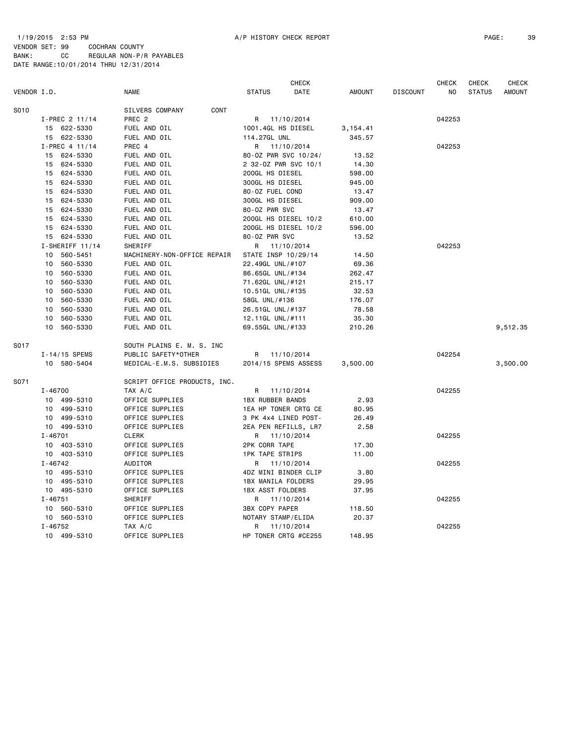1/19/2015 2:53 PM A/P HISTORY CHECK REPORT

VENDOR SET: 99 COCHRAN COUNTY
BANK: CC REGULAR NON-P/R PAYABLES
DATE RANGE:10/01/2014 THRU 12/31/2014

| VENDOR I.D. | NAME | STATUS | CHECK DATE | AMOUNT | DISCOUNT | CHECK NO | CHECK STATUS | CHECK AMOUNT |
|---|---|---|---|---|---|---|---|---|
| S010 | SILVERS COMPANY CONT | | | | | | | |
| I-PREC 2 11/14 | PREC 2 | R | 11/10/2014 | | | 042253 | | |
| 15 622-5330 | FUEL AND OIL | 1001.4GL HS DIESEL | | 3,154.41 | | | | |
| 15 622-5330 | FUEL AND OIL | 114.27GL UNL | | 345.57 | | | | |
| I-PREC 4 11/14 | PREC 4 | R | 11/10/2014 | | | 042253 | | |
| 15 624-5330 | FUEL AND OIL | 80-OZ PWR SVC 10/24/ | | 13.52 | | | | |
| 15 624-5330 | FUEL AND OIL | 2 32-OZ PWR SVC 10/1 | | 14.30 | | | | |
| 15 624-5330 | FUEL AND OIL | 200GL HS DIESEL | | 598.00 | | | | |
| 15 624-5330 | FUEL AND OIL | 300GL HS DIESEL | | 945.00 | | | | |
| 15 624-5330 | FUEL AND OIL | 80-OZ FUEL COND | | 13.47 | | | | |
| 15 624-5330 | FUEL AND OIL | 300GL HS DIESEL | | 909.00 | | | | |
| 15 624-5330 | FUEL AND OIL | 80-OZ PWR SVC | | 13.47 | | | | |
| 15 624-5330 | FUEL AND OIL | 200GL HS DIESEL 10/2 | | 610.00 | | | | |
| 15 624-5330 | FUEL AND OIL | 200GL HS DIESEL 10/2 | | 596.00 | | | | |
| 15 624-5330 | FUEL AND OIL | 80-OZ PWR SVC | | 13.52 | | | | |
| I-SHERIFF 11/14 | SHERIFF | R | 11/10/2014 | | | 042253 | | |
| 10 560-5451 | MACHINERY-NON-OFFICE REPAIR | STATE INSP 10/29/14 | | 14.50 | | | | |
| 10 560-5330 | FUEL AND OIL | 22.49GL UNL/#107 | | 69.36 | | | | |
| 10 560-5330 | FUEL AND OIL | 86.65GL UNL/#134 | | 262.47 | | | | |
| 10 560-5330 | FUEL AND OIL | 71.62GL UNL/#121 | | 215.17 | | | | |
| 10 560-5330 | FUEL AND OIL | 10.51GL UNL/#135 | | 32.53 | | | | |
| 10 560-5330 | FUEL AND OIL | 58GL UNL/#136 | | 176.07 | | | | |
| 10 560-5330 | FUEL AND OIL | 26.51GL UNL/#137 | | 78.58 | | | | |
| 10 560-5330 | FUEL AND OIL | 12.11GL UNL/#111 | | 35.30 | | | | |
| 10 560-5330 | FUEL AND OIL | 69.55GL UNL/#133 | | 210.26 | | | | 9,512.35 |
| S017 | SOUTH PLAINS E. M. S. INC | | | | | | | |
| I-14/15 SPEMS | PUBLIC SAFETY*OTHER | R | 11/10/2014 | | | 042254 | | |
| 10 580-5404 | MEDICAL-E.M.S. SUBSIDIES | 2014/15 SPEMS ASSESS | | 3,500.00 | | | | 3,500.00 |
| S071 | SCRIPT OFFICE PRODUCTS, INC. | | | | | | | |
| I-46700 | TAX A/C | R | 11/10/2014 | | | 042255 | | |
| 10 499-5310 | OFFICE SUPPLIES | 1BX RUBBER BANDS | | 2.93 | | | | |
| 10 499-5310 | OFFICE SUPPLIES | 1EA HP TONER CRTG CE | | 80.95 | | | | |
| 10 499-5310 | OFFICE SUPPLIES | 3 PK 4x4 LINED POST- | | 26.49 | | | | |
| 10 499-5310 | OFFICE SUPPLIES | 2EA PEN REFILLS, LR7 | | 2.58 | | | | |
| I-46701 | CLERK | R | 11/10/2014 | | | 042255 | | |
| 10 403-5310 | OFFICE SUPPLIES | 2PK CORR TAPE | | 17.30 | | | | |
| 10 403-5310 | OFFICE SUPPLIES | 1PK TAPE STRIPS | | 11.00 | | | | |
| I-46742 | AUDITOR | R | 11/10/2014 | | | 042255 | | |
| 10 495-5310 | OFFICE SUPPLIES | 4DZ MINI BINDER CLIP | | 3.80 | | | | |
| 10 495-5310 | OFFICE SUPPLIES | 1BX MANILA FOLDERS | | 29.95 | | | | |
| 10 495-5310 | OFFICE SUPPLIES | 1BX ASST FOLDERS | | 37.95 | | | | |
| I-46751 | SHERIFF | R | 11/10/2014 | | | 042255 | | |
| 10 560-5310 | OFFICE SUPPLIES | 3BX COPY PAPER | | 118.50 | | | | |
| 10 560-5310 | OFFICE SUPPLIES | NOTARY STAMP/ELIDA | | 20.37 | | | | |
| I-46752 | TAX A/C | R | 11/10/2014 | | | 042255 | | |
| 10 499-5310 | OFFICE SUPPLIES | HP TONER CRTG #CE255 | | 148.95 | | | | |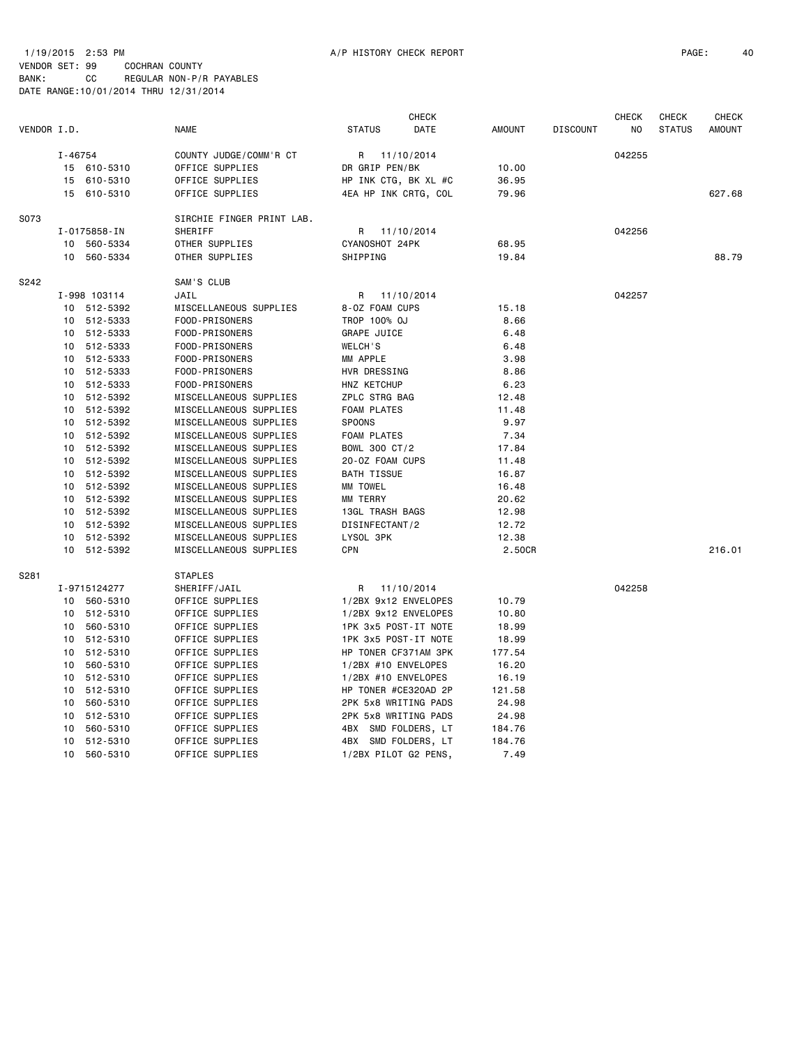1/19/2015 2:53 PM A/P HISTORY CHECK REPORT

VENDOR SET: 99 COCHRAN COUNTY
BANK: CC REGULAR NON-P/R PAYABLES
DATE RANGE:10/01/2014 THRU 12/31/2014

| VENDOR I.D. | NAME | STATUS | CHECK DATE | AMOUNT | DISCOUNT | CHECK NO | CHECK STATUS | CHECK AMOUNT |
|---|---|---|---|---|---|---|---|---|
| I-46754 | COUNTY JUDGE/COMM'R CT | R | 11/10/2014 | | | 042255 | | |
| 15 610-5310 | OFFICE SUPPLIES | DR GRIP PEN/BK | | 10.00 | | | | |
| 15 610-5310 | OFFICE SUPPLIES | HP INK CTG, BK XL #C | | 36.95 | | | | |
| 15 610-5310 | OFFICE SUPPLIES | 4EA HP INK CRTG, COL | | 79.96 | | | | 627.68 |
| S073 | SIRCHIE FINGER PRINT LAB. | | | | | | | |
| I-0175858-IN | SHERIFF | R | 11/10/2014 | | | 042256 | | |
| 10 560-5334 | OTHER SUPPLIES | CYANOSHOT 24PK | | 68.95 | | | | |
| 10 560-5334 | OTHER SUPPLIES | SHIPPING | | 19.84 | | | | 88.79 |
| S242 | SAM'S CLUB | | | | | | | |
| I-998 103114 | JAIL | R | 11/10/2014 | | | 042257 | | |
| 10 512-5392 | MISCELLANEOUS SUPPLIES | 8-OZ FOAM CUPS | | 15.18 | | | | |
| 10 512-5333 | FOOD-PRISONERS | TROP 100% OJ | | 8.66 | | | | |
| 10 512-5333 | FOOD-PRISONERS | GRAPE JUICE | | 6.48 | | | | |
| 10 512-5333 | FOOD-PRISONERS | WELCH'S | | 6.48 | | | | |
| 10 512-5333 | FOOD-PRISONERS | MM APPLE | | 3.98 | | | | |
| 10 512-5333 | FOOD-PRISONERS | HVR DRESSING | | 8.86 | | | | |
| 10 512-5333 | FOOD-PRISONERS | HNZ KETCHUP | | 6.23 | | | | |
| 10 512-5392 | MISCELLANEOUS SUPPLIES | ZPLC STRG BAG | | 12.48 | | | | |
| 10 512-5392 | MISCELLANEOUS SUPPLIES | FOAM PLATES | | 11.48 | | | | |
| 10 512-5392 | MISCELLANEOUS SUPPLIES | SPOONS | | 9.97 | | | | |
| 10 512-5392 | MISCELLANEOUS SUPPLIES | FOAM PLATES | | 7.34 | | | | |
| 10 512-5392 | MISCELLANEOUS SUPPLIES | BOWL 300 CT/2 | | 17.84 | | | | |
| 10 512-5392 | MISCELLANEOUS SUPPLIES | 20-OZ FOAM CUPS | | 11.48 | | | | |
| 10 512-5392 | MISCELLANEOUS SUPPLIES | BATH TISSUE | | 16.87 | | | | |
| 10 512-5392 | MISCELLANEOUS SUPPLIES | MM TOWEL | | 16.48 | | | | |
| 10 512-5392 | MISCELLANEOUS SUPPLIES | MM TERRY | | 20.62 | | | | |
| 10 512-5392 | MISCELLANEOUS SUPPLIES | 13GL TRASH BAGS | | 12.98 | | | | |
| 10 512-5392 | MISCELLANEOUS SUPPLIES | DISINFECTANT/2 | | 12.72 | | | | |
| 10 512-5392 | MISCELLANEOUS SUPPLIES | LYSOL 3PK | | 12.38 | | | | |
| 10 512-5392 | MISCELLANEOUS SUPPLIES | CPN | | 2.50CR | | | | 216.01 |
| S281 | STAPLES | | | | | | | |
| I-9715124277 | SHERIFF/JAIL | R | 11/10/2014 | | | 042258 | | |
| 10 560-5310 | OFFICE SUPPLIES | 1/2BX 9x12 ENVELOPES | | 10.79 | | | | |
| 10 512-5310 | OFFICE SUPPLIES | 1/2BX 9x12 ENVELOPES | | 10.80 | | | | |
| 10 560-5310 | OFFICE SUPPLIES | 1PK 3x5 POST-IT NOTE | | 18.99 | | | | |
| 10 512-5310 | OFFICE SUPPLIES | 1PK 3x5 POST-IT NOTE | | 18.99 | | | | |
| 10 512-5310 | OFFICE SUPPLIES | HP TONER CF371AM 3PK | | 177.54 | | | | |
| 10 560-5310 | OFFICE SUPPLIES | 1/2BX #10 ENVELOPES | | 16.20 | | | | |
| 10 512-5310 | OFFICE SUPPLIES | 1/2BX #10 ENVELOPES | | 16.19 | | | | |
| 10 512-5310 | OFFICE SUPPLIES | HP TONER #CE320AD 2P | | 121.58 | | | | |
| 10 560-5310 | OFFICE SUPPLIES | 2PK 5x8 WRITING PADS | | 24.98 | | | | |
| 10 512-5310 | OFFICE SUPPLIES | 2PK 5x8 WRITING PADS | | 24.98 | | | | |
| 10 560-5310 | OFFICE SUPPLIES | 4BX SMD FOLDERS, LT | | 184.76 | | | | |
| 10 512-5310 | OFFICE SUPPLIES | 4BX SMD FOLDERS, LT | | 184.76 | | | | |
| 10 560-5310 | OFFICE SUPPLIES | 1/2BX PILOT G2 PENS, | | 7.49 | | | | |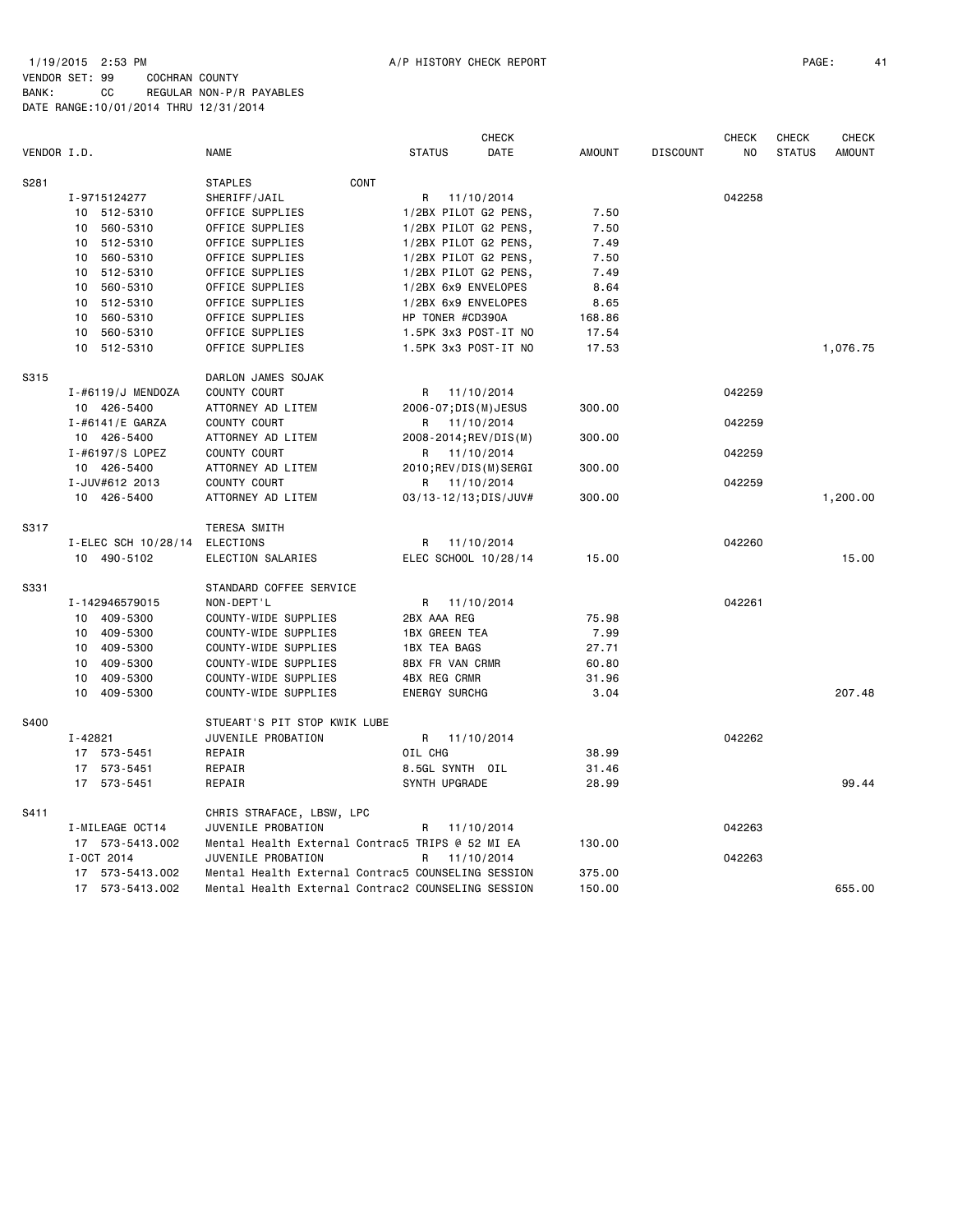1/19/2015 2:53 PM A/P HISTORY CHECK REPORT

VENDOR SET: 99 COCHRAN COUNTY
BANK: CC REGULAR NON-P/R PAYABLES
DATE RANGE:10/01/2014 THRU 12/31/2014

| VENDOR I.D. | NAME | STATUS | CHECK DATE | AMOUNT | DISCOUNT | CHECK NO | CHECK STATUS | CHECK AMOUNT |
|---|---|---|---|---|---|---|---|---|
| S281 | STAPLES CONT | | | | | | | |
| I-9715124277 | SHERIFF/JAIL | R | 11/10/2014 | | | 042258 | | |
| 10 512-5310 | OFFICE SUPPLIES | 1/2BX PILOT G2 PENS, | | 7.50 | | | | |
| 10 560-5310 | OFFICE SUPPLIES | 1/2BX PILOT G2 PENS, | | 7.50 | | | | |
| 10 512-5310 | OFFICE SUPPLIES | 1/2BX PILOT G2 PENS, | | 7.49 | | | | |
| 10 560-5310 | OFFICE SUPPLIES | 1/2BX PILOT G2 PENS, | | 7.50 | | | | |
| 10 512-5310 | OFFICE SUPPLIES | 1/2BX PILOT G2 PENS, | | 7.49 | | | | |
| 10 560-5310 | OFFICE SUPPLIES | 1/2BX 6x9 ENVELOPES | | 8.64 | | | | |
| 10 512-5310 | OFFICE SUPPLIES | 1/2BX 6x9 ENVELOPES | | 8.65 | | | | |
| 10 560-5310 | OFFICE SUPPLIES | HP TONER #CD390A | | 168.86 | | | | |
| 10 560-5310 | OFFICE SUPPLIES | 1.5PK 3x3 POST-IT NO | | 17.54 | | | | |
| 10 512-5310 | OFFICE SUPPLIES | 1.5PK 3x3 POST-IT NO | | 17.53 | | | | 1,076.75 |
| S315 | DARLON JAMES SOJAK | | | | | | | |
| I-#6119/J MENDOZA | COUNTY COURT | R | 11/10/2014 | | | 042259 | | |
| 10 426-5400 | ATTORNEY AD LITEM | 2006-07;DIS(M)JESUS | | 300.00 | | | | |
| I-#6141/E GARZA | COUNTY COURT | R | 11/10/2014 | | | 042259 | | |
| 10 426-5400 | ATTORNEY AD LITEM | 2008-2014;REV/DIS(M) | | 300.00 | | | | |
| I-#6197/S LOPEZ | COUNTY COURT | R | 11/10/2014 | | | 042259 | | |
| 10 426-5400 | ATTORNEY AD LITEM | 2010;REV/DIS(M)SERGI | | 300.00 | | | | |
| I-JUV#612 2013 | COUNTY COURT | R | 11/10/2014 | | | 042259 | | |
| 10 426-5400 | ATTORNEY AD LITEM | 03/13-12/13;DIS/JUV# | | 300.00 | | | | 1,200.00 |
| S317 | TERESA SMITH | | | | | | | |
| I-ELEC SCH 10/28/14 | ELECTIONS | R | 11/10/2014 | | | 042260 | | |
| 10 490-5102 | ELECTION SALARIES | ELEC SCHOOL 10/28/14 | | 15.00 | | | | 15.00 |
| S331 | STANDARD COFFEE SERVICE | | | | | | | |
| I-142946579015 | NON-DEPT'L | R | 11/10/2014 | | | 042261 | | |
| 10 409-5300 | COUNTY-WIDE SUPPLIES | 2BX AAA REG | | 75.98 | | | | |
| 10 409-5300 | COUNTY-WIDE SUPPLIES | 1BX GREEN TEA | | 7.99 | | | | |
| 10 409-5300 | COUNTY-WIDE SUPPLIES | 1BX TEA BAGS | | 27.71 | | | | |
| 10 409-5300 | COUNTY-WIDE SUPPLIES | 8BX FR VAN CRMR | | 60.80 | | | | |
| 10 409-5300 | COUNTY-WIDE SUPPLIES | 4BX REG CRMR | | 31.96 | | | | |
| 10 409-5300 | COUNTY-WIDE SUPPLIES | ENERGY SURCHG | | 3.04 | | | | 207.48 |
| S400 | STUEART'S PIT STOP KWIK LUBE | | | | | | | |
| I-42821 | JUVENILE PROBATION | R | 11/10/2014 | | | 042262 | | |
| 17 573-5451 | REPAIR | OIL CHG | | 38.99 | | | | |
| 17 573-5451 | REPAIR | 8.5GL SYNTH OIL | | 31.46 | | | | |
| 17 573-5451 | REPAIR | SYNTH UPGRADE | | 28.99 | | | | 99.44 |
| S411 | CHRIS STRAFACE, LBSW, LPC | | | | | | | |
| I-MILEAGE OCT14 | JUVENILE PROBATION | R | 11/10/2014 | | | 042263 | | |
| 17 573-5413.002 | Mental Health External Contrac5 TRIPS @ 52 MI EA | | | 130.00 | | | | |
| I-OCT 2014 | JUVENILE PROBATION | R | 11/10/2014 | | | 042263 | | |
| 17 573-5413.002 | Mental Health External Contrac5 COUNSELING SESSION | | | 375.00 | | | | |
| 17 573-5413.002 | Mental Health External Contrac2 COUNSELING SESSION | | | 150.00 | | | | 655.00 |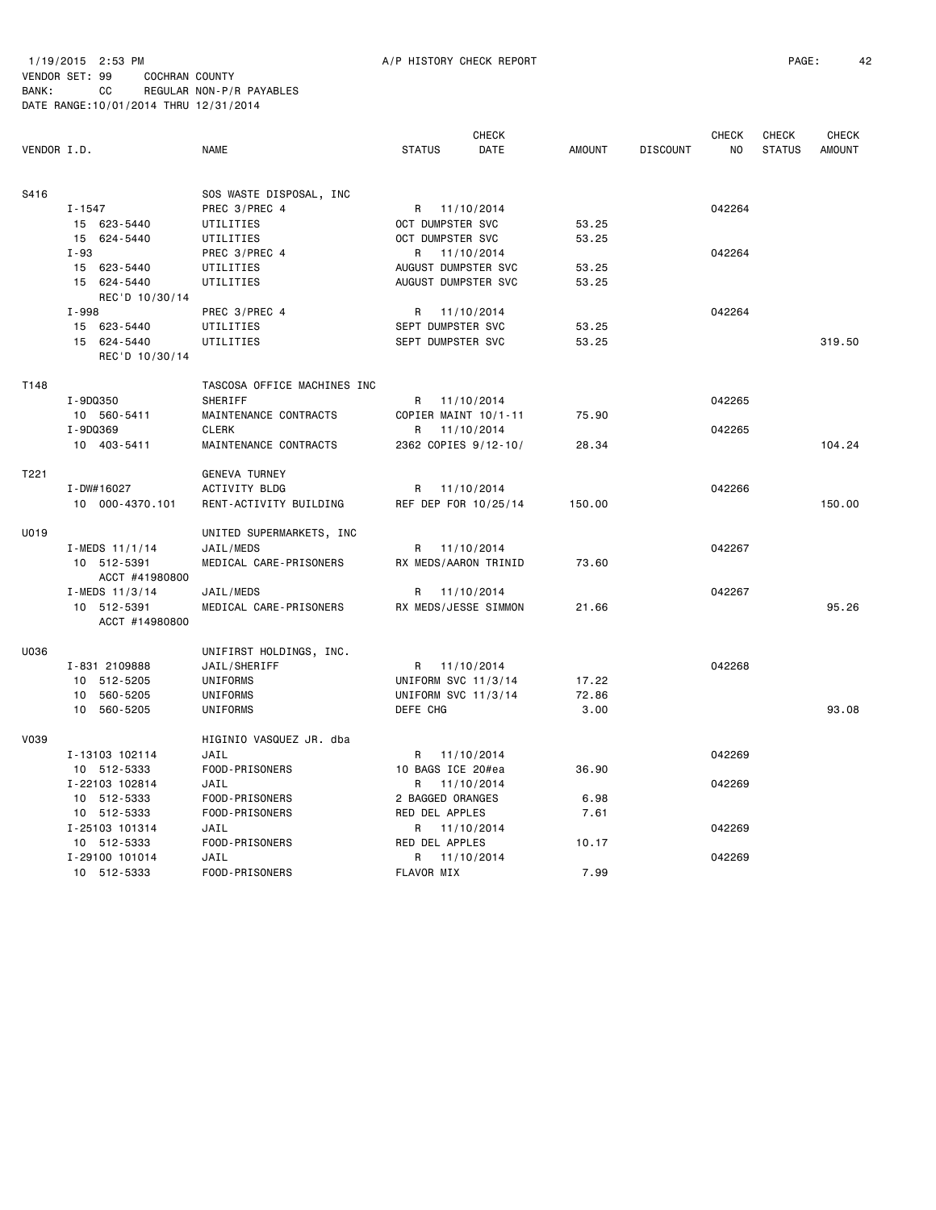1/19/2015 2:53 PM A/P HISTORY CHECK REPORT

VENDOR SET: 99 COCHRAN COUNTY
BANK: CC REGULAR NON-P/R PAYABLES
DATE RANGE:10/01/2014 THRU 12/31/2014

| VENDOR I.D. | | NAME | STATUS | CHECK DATE | AMOUNT | DISCOUNT | CHECK NO | CHECK STATUS | CHECK AMOUNT |
|---|---|---|---|---|---|---|---|---|---|
| S416 | | SOS WASTE DISPOSAL, INC | | | | | | | |
| | I-1547 | PREC 3/PREC 4 | R | 11/10/2014 | | | 042264 | | |
| | 15 623-5440 | UTILITIES | OCT DUMPSTER SVC | | 53.25 | | | | |
| | 15 624-5440 | UTILITIES | OCT DUMPSTER SVC | | 53.25 | | | | |
| | I-93 | PREC 3/PREC 4 | R | 11/10/2014 | | | 042264 | | |
| | 15 623-5440 | UTILITIES | AUGUST DUMPSTER SVC | | 53.25 | | | | |
| | 15 624-5440 | UTILITIES | AUGUST DUMPSTER SVC | | 53.25 | | | | |
| | REC'D 10/30/14 | | | | | | | | |
| | I-998 | PREC 3/PREC 4 | R | 11/10/2014 | | | 042264 | | |
| | 15 623-5440 | UTILITIES | SEPT DUMPSTER SVC | | 53.25 | | | | |
| | 15 624-5440 | UTILITIES | SEPT DUMPSTER SVC | | 53.25 | | | | 319.50 |
| | REC'D 10/30/14 | | | | | | | | |
| T148 | | TASCOSA OFFICE MACHINES INC | | | | | | | |
| | I-9DQ350 | SHERIFF | R | 11/10/2014 | | | 042265 | | |
| | 10 560-5411 | MAINTENANCE CONTRACTS | COPIER MAINT 10/1-11 | | 75.90 | | | | |
| | I-9DQ369 | CLERK | R | 11/10/2014 | | | 042265 | | |
| | 10 403-5411 | MAINTENANCE CONTRACTS | 2362 COPIES 9/12-10/ | | 28.34 | | | | 104.24 |
| T221 | | GENEVA TURNEY | | | | | | | |
| | I-DW#16027 | ACTIVITY BLDG | R | 11/10/2014 | | | 042266 | | |
| | 10 000-4370.101 | RENT-ACTIVITY BUILDING | REF DEP FOR 10/25/14 | | 150.00 | | | | 150.00 |
| U019 | | UNITED SUPERMARKETS, INC | | | | | | | |
| | I-MEDS 11/1/14 | JAIL/MEDS | R | 11/10/2014 | | | 042267 | | |
| | 10 512-5391 | MEDICAL CARE-PRISONERS | RX MEDS/AARON TRINID | | 73.60 | | | | |
| | ACCT #41980800 | | | | | | | | |
| | I-MEDS 11/3/14 | JAIL/MEDS | R | 11/10/2014 | | | 042267 | | |
| | 10 512-5391 | MEDICAL CARE-PRISONERS | RX MEDS/JESSE SIMMON | | 21.66 | | | | 95.26 |
| | ACCT #14980800 | | | | | | | | |
| U036 | | UNIFIRST HOLDINGS, INC. | | | | | | | |
| | I-831 2109888 | JAIL/SHERIFF | R | 11/10/2014 | | | 042268 | | |
| | 10 512-5205 | UNIFORMS | UNIFORM SVC 11/3/14 | | 17.22 | | | | |
| | 10 560-5205 | UNIFORMS | UNIFORM SVC 11/3/14 | | 72.86 | | | | |
| | 10 560-5205 | UNIFORMS | DEFE CHG | | 3.00 | | | | 93.08 |
| V039 | | HIGINIO VASQUEZ JR. dba | | | | | | | |
| | I-13103 102114 | JAIL | R | 11/10/2014 | | | 042269 | | |
| | 10 512-5333 | FOOD-PRISONERS | 10 BAGS ICE 20#ea | | 36.90 | | | | |
| | I-22103 102814 | JAIL | R | 11/10/2014 | | | 042269 | | |
| | 10 512-5333 | FOOD-PRISONERS | 2 BAGGED ORANGES | | 6.98 | | | | |
| | 10 512-5333 | FOOD-PRISONERS | RED DEL APPLES | | 7.61 | | | | |
| | I-25103 101314 | JAIL | R | 11/10/2014 | | | 042269 | | |
| | 10 512-5333 | FOOD-PRISONERS | RED DEL APPLES | | 10.17 | | | | |
| | I-29100 101014 | JAIL | R | 11/10/2014 | | | 042269 | | |
| | 10 512-5333 | FOOD-PRISONERS | FLAVOR MIX | | 7.99 | | | | |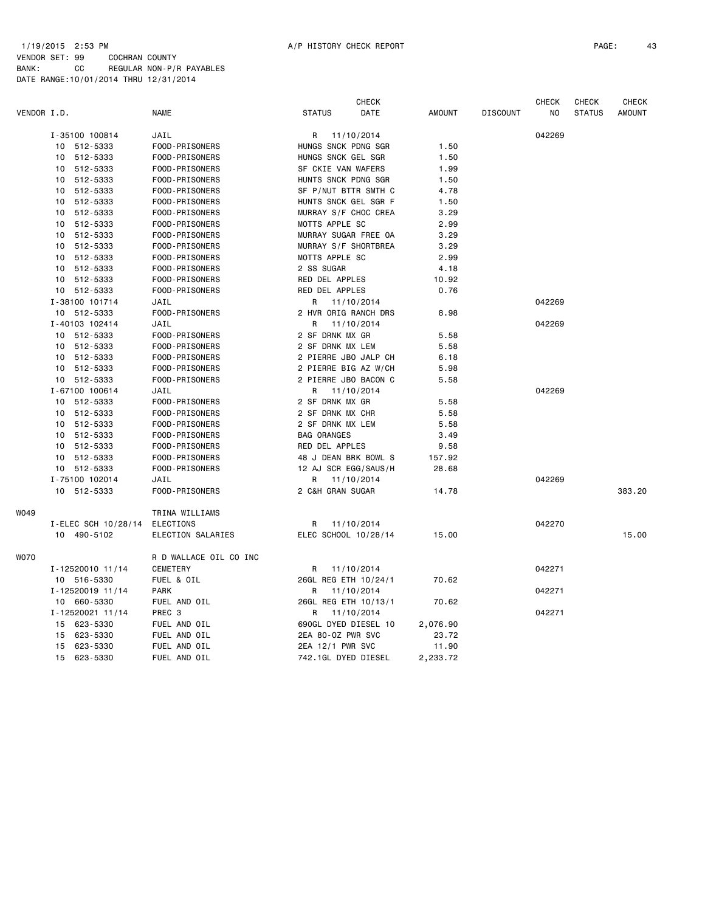1/19/2015 2:53 PM A/P HISTORY CHECK REPORT

VENDOR SET: 99 COCHRAN COUNTY
BANK: CC REGULAR NON-P/R PAYABLES
DATE RANGE:10/01/2014 THRU 12/31/2014

| VENDOR I.D. | NAME | STATUS | CHECK DATE | AMOUNT | DISCOUNT | CHECK NO | CHECK STATUS | CHECK AMOUNT |
|---|---|---|---|---|---|---|---|---|
| I-35100 100814 | JAIL | R | 11/10/2014 | | | 042269 | | |
| 10 512-5333 | FOOD-PRISONERS | HUNGS SNCK PDNG SGR | | 1.50 | | | | |
| 10 512-5333 | FOOD-PRISONERS | HUNGS SNCK GEL SGR | | 1.50 | | | | |
| 10 512-5333 | FOOD-PRISONERS | SF CKIE VAN WAFERS | | 1.99 | | | | |
| 10 512-5333 | FOOD-PRISONERS | HUNTS SNCK PDNG SGR | | 1.50 | | | | |
| 10 512-5333 | FOOD-PRISONERS | SF P/NUT BTTR SMTH C | | 4.78 | | | | |
| 10 512-5333 | FOOD-PRISONERS | HUNTS SNCK GEL SGR F | | 1.50 | | | | |
| 10 512-5333 | FOOD-PRISONERS | MURRAY S/F CHOC CREA | | 3.29 | | | | |
| 10 512-5333 | FOOD-PRISONERS | MOTTS APPLE SC | | 2.99 | | | | |
| 10 512-5333 | FOOD-PRISONERS | MURRAY SUGAR FREE OA | | 3.29 | | | | |
| 10 512-5333 | FOOD-PRISONERS | MURRAY S/F SHORTBREA | | 3.29 | | | | |
| 10 512-5333 | FOOD-PRISONERS | MOTTS APPLE SC | | 2.99 | | | | |
| 10 512-5333 | FOOD-PRISONERS | 2 SS SUGAR | | 4.18 | | | | |
| 10 512-5333 | FOOD-PRISONERS | RED DEL APPLES | | 10.92 | | | | |
| 10 512-5333 | FOOD-PRISONERS | RED DEL APPLES | | 0.76 | | | | |
| I-38100 101714 | JAIL | R | 11/10/2014 | | | 042269 | | |
| 10 512-5333 | FOOD-PRISONERS | 2 HVR ORIG RANCH DRS | | 8.98 | | | | |
| I-40103 102414 | JAIL | R | 11/10/2014 | | | 042269 | | |
| 10 512-5333 | FOOD-PRISONERS | 2 SF DRNK MX GR | | 5.58 | | | | |
| 10 512-5333 | FOOD-PRISONERS | 2 SF DRNK MX LEM | | 5.58 | | | | |
| 10 512-5333 | FOOD-PRISONERS | 2 PIERRE JBO JALP CH | | 6.18 | | | | |
| 10 512-5333 | FOOD-PRISONERS | 2 PIERRE BIG AZ W/CH | | 5.98 | | | | |
| 10 512-5333 | FOOD-PRISONERS | 2 PIERRE JBO BACON C | | 5.58 | | | | |
| I-67100 100614 | JAIL | R | 11/10/2014 | | | 042269 | | |
| 10 512-5333 | FOOD-PRISONERS | 2 SF DRNK MX GR | | 5.58 | | | | |
| 10 512-5333 | FOOD-PRISONERS | 2 SF DRNK MX CHR | | 5.58 | | | | |
| 10 512-5333 | FOOD-PRISONERS | 2 SF DRNK MX LEM | | 5.58 | | | | |
| 10 512-5333 | FOOD-PRISONERS | BAG ORANGES | | 3.49 | | | | |
| 10 512-5333 | FOOD-PRISONERS | RED DEL APPLES | | 9.58 | | | | |
| 10 512-5333 | FOOD-PRISONERS | 48 J DEAN BRK BOWL S | | 157.92 | | | | |
| 10 512-5333 | FOOD-PRISONERS | 12 AJ SCR EGG/SAUS/H | | 28.68 | | | | |
| I-75100 102014 | JAIL | R | 11/10/2014 | | | 042269 | | |
| 10 512-5333 | FOOD-PRISONERS | 2 C&H GRAN SUGAR | | 14.78 | | | | 383.20 |
| W049 | TRINA WILLIAMS | | | | | | | |
| I-ELEC SCH 10/28/14 | ELECTIONS | R | 11/10/2014 | | | 042270 | | |
| 10 490-5102 | ELECTION SALARIES | ELEC SCHOOL 10/28/14 | | 15.00 | | | | 15.00 |
| W070 | R D WALLACE OIL CO INC | | | | | | | |
| I-12520010 11/14 | CEMETERY | R | 11/10/2014 | | | 042271 | | |
| 10 516-5330 | FUEL & OIL | 26GL REG ETH 10/24/1 | | 70.62 | | | | |
| I-12520019 11/14 | PARK | R | 11/10/2014 | | | 042271 | | |
| 10 660-5330 | FUEL AND OIL | 26GL REG ETH 10/13/1 | | 70.62 | | | | |
| I-12520021 11/14 | PREC 3 | R | 11/10/2014 | | | 042271 | | |
| 15 623-5330 | FUEL AND OIL | 690GL DYED DIESEL 10 | | 2,076.90 | | | | |
| 15 623-5330 | FUEL AND OIL | 2EA 80-OZ PWR SVC | | 23.72 | | | | |
| 15 623-5330 | FUEL AND OIL | 2EA 12/1 PWR SVC | | 11.90 | | | | |
| 15 623-5330 | FUEL AND OIL | 742.1GL DYED DIESEL | | 2,233.72 | | | | |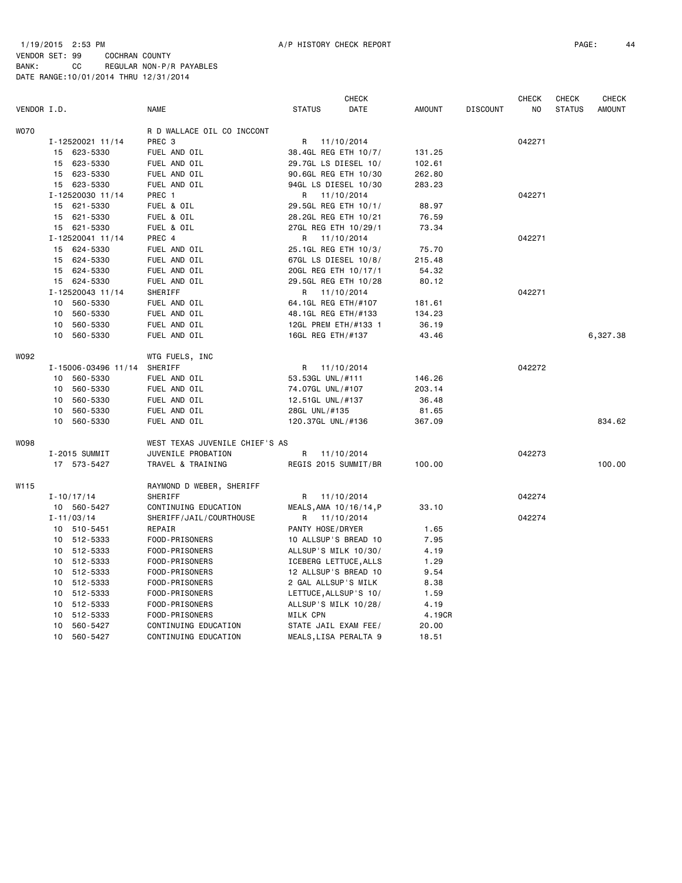1/19/2015 2:53 PM A/P HISTORY CHECK REPORT

VENDOR SET: 99 COCHRAN COUNTY
BANK: CC REGULAR NON-P/R PAYABLES
DATE RANGE:10/01/2014 THRU 12/31/2014

| VENDOR I.D. | NAME | STATUS | CHECK DATE | AMOUNT | DISCOUNT | CHECK NO | CHECK STATUS | CHECK AMOUNT |
|---|---|---|---|---|---|---|---|---|
| W070 | R D WALLACE OIL CO INCCONT | | | | | | | |
| I-12520021 11/14 | PREC 3 | R | 11/10/2014 | | | 042271 | | |
| 15 623-5330 | FUEL AND OIL | 38.4GL REG ETH 10/7/ | | 131.25 | | | | |
| 15 623-5330 | FUEL AND OIL | 29.7GL LS DIESEL 10/ | | 102.61 | | | | |
| 15 623-5330 | FUEL AND OIL | 90.6GL REG ETH 10/30 | | 262.80 | | | | |
| 15 623-5330 | FUEL AND OIL | 94GL LS DIESEL 10/30 | | 283.23 | | | | |
| I-12520030 11/14 | PREC 1 | R | 11/10/2014 | | | 042271 | | |
| 15 621-5330 | FUEL & OIL | 29.5GL REG ETH 10/1/ | | 88.97 | | | | |
| 15 621-5330 | FUEL & OIL | 28.2GL REG ETH 10/21 | | 76.59 | | | | |
| 15 621-5330 | FUEL & OIL | 27GL REG ETH 10/29/1 | | 73.34 | | | | |
| I-12520041 11/14 | PREC 4 | R | 11/10/2014 | | | 042271 | | |
| 15 624-5330 | FUEL AND OIL | 25.1GL REG ETH 10/3/ | | 75.70 | | | | |
| 15 624-5330 | FUEL AND OIL | 67GL LS DIESEL 10/8/ | | 215.48 | | | | |
| 15 624-5330 | FUEL AND OIL | 20GL REG ETH 10/17/1 | | 54.32 | | | | |
| 15 624-5330 | FUEL AND OIL | 29.5GL REG ETH 10/28 | | 80.12 | | | | |
| I-12520043 11/14 | SHERIFF | R | 11/10/2014 | | | 042271 | | |
| 10 560-5330 | FUEL AND OIL | 64.1GL REG ETH/#107 | | 181.61 | | | | |
| 10 560-5330 | FUEL AND OIL | 48.1GL REG ETH/#133 | | 134.23 | | | | |
| 10 560-5330 | FUEL AND OIL | 12GL PREM ETH/#133 1 | | 36.19 | | | | |
| 10 560-5330 | FUEL AND OIL | 16GL REG ETH/#137 | | 43.46 | | | | 6,327.38 |
| W092 | WTG FUELS, INC | | | | | | | |
| I-15006-03496 11/14 | SHERIFF | R | 11/10/2014 | | | 042272 | | |
| 10 560-5330 | FUEL AND OIL | 53.53GL UNL/#111 | | 146.26 | | | | |
| 10 560-5330 | FUEL AND OIL | 74.07GL UNL/#107 | | 203.14 | | | | |
| 10 560-5330 | FUEL AND OIL | 12.51GL UNL/#137 | | 36.48 | | | | |
| 10 560-5330 | FUEL AND OIL | 28GL UNL/#135 | | 81.65 | | | | |
| 10 560-5330 | FUEL AND OIL | 120.37GL UNL/#136 | | 367.09 | | | | 834.62 |
| W098 | WEST TEXAS JUVENILE CHIEF'S AS | | | | | | | |
| I-2015 SUMMIT | JUVENILE PROBATION | R | 11/10/2014 | | | 042273 | | |
| 17 573-5427 | TRAVEL & TRAINING | REGIS 2015 SUMMIT/BR | | 100.00 | | | | 100.00 |
| W115 | RAYMOND D WEBER, SHERIFF | | | | | | | |
| I-10/17/14 | SHERIFF | R | 11/10/2014 | | | 042274 | | |
| 10 560-5427 | CONTINUING EDUCATION | MEALS,AMA 10/16/14,P | | 33.10 | | | | |
| I-11/03/14 | SHERIFF/JAIL/COURTHOUSE | R | 11/10/2014 | | | 042274 | | |
| 10 510-5451 | REPAIR | PANTY HOSE/DRYER | | 1.65 | | | | |
| 10 512-5333 | FOOD-PRISONERS | 10 ALLSUP'S BREAD 10 | | 7.95 | | | | |
| 10 512-5333 | FOOD-PRISONERS | ALLSUP'S MILK 10/30/ | | 4.19 | | | | |
| 10 512-5333 | FOOD-PRISONERS | ICEBERG LETTUCE,ALLS | | 1.29 | | | | |
| 10 512-5333 | FOOD-PRISONERS | 12 ALLSUP'S BREAD 10 | | 9.54 | | | | |
| 10 512-5333 | FOOD-PRISONERS | 2 GAL ALLSUP'S MILK | | 8.38 | | | | |
| 10 512-5333 | FOOD-PRISONERS | LETTUCE,ALLSUP'S 10/ | | 1.59 | | | | |
| 10 512-5333 | FOOD-PRISONERS | ALLSUP'S MILK 10/28/ | | 4.19 | | | | |
| 10 512-5333 | FOOD-PRISONERS | MILK CPN | | 4.19CR | | | | |
| 10 560-5427 | CONTINUING EDUCATION | STATE JAIL EXAM FEE/ | | 20.00 | | | | |
| 10 560-5427 | CONTINUING EDUCATION | MEALS,LISA PERALTA 9 | | 18.51 | | | | |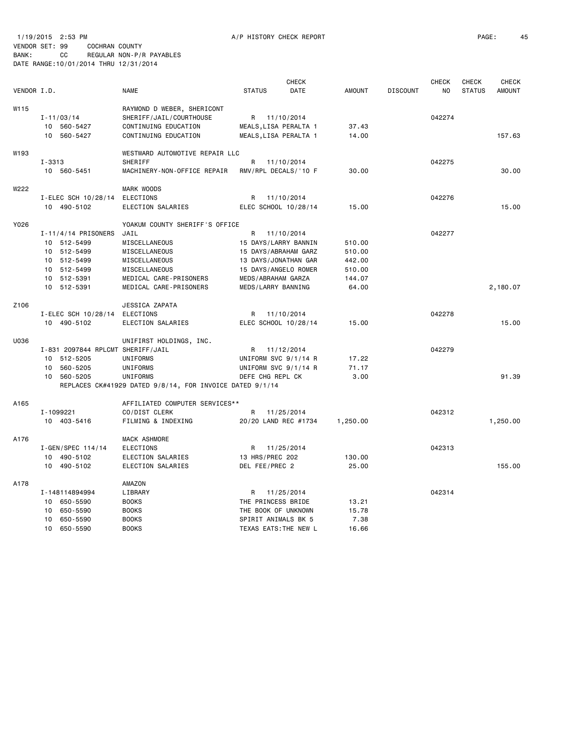1/19/2015 2:53 PM A/P HISTORY CHECK REPORT

VENDOR SET: 99 COCHRAN COUNTY
BANK: CC REGULAR NON-P/R PAYABLES
DATE RANGE:10/01/2014 THRU 12/31/2014

| VENDOR I.D. | | NAME | STATUS | CHECK DATE | AMOUNT | DISCOUNT | CHECK NO | CHECK STATUS | CHECK AMOUNT |
|---|---|---|---|---|---|---|---|---|---|
| W115 | | RAYMOND D WEBER, SHERICONT | | | | | | | |
| | I-11/03/14 | SHERIFF/JAIL/COURTHOUSE | R | 11/10/2014 | | | 042274 | | |
| | 10 560-5427 | CONTINUING EDUCATION | MEALS,LISA PERALTA 1 | | 37.43 | | | | |
| | 10 560-5427 | CONTINUING EDUCATION | MEALS,LISA PERALTA 1 | | 14.00 | | | | 157.63 |
| W193 | | WESTWARD AUTOMOTIVE REPAIR LLC | | | | | | | |
| | I-3313 | SHERIFF | R | 11/10/2014 | | | 042275 | | |
| | 10 560-5451 | MACHINERY-NON-OFFICE REPAIR | RMV/RPL DECALS/'10 F | | 30.00 | | | | 30.00 |
| W222 | | MARK WOODS | | | | | | | |
| | I-ELEC SCH 10/28/14 | ELECTIONS | R | 11/10/2014 | | | 042276 | | |
| | 10 490-5102 | ELECTION SALARIES | ELEC SCHOOL 10/28/14 | | 15.00 | | | | 15.00 |
| Y026 | | YOAKUM COUNTY SHERIFF'S OFFICE | | | | | | | |
| | I-11/4/14 PRISONERS | JAIL | R | 11/10/2014 | | | 042277 | | |
| | 10 512-5499 | MISCELLANEOUS | 15 DAYS/LARRY BANNIN | | 510.00 | | | | |
| | 10 512-5499 | MISCELLANEOUS | 15 DAYS/ABRAHAM GARZ | | 510.00 | | | | |
| | 10 512-5499 | MISCELLANEOUS | 13 DAYS/JONATHAN GAR | | 442.00 | | | | |
| | 10 512-5499 | MISCELLANEOUS | 15 DAYS/ANGELO ROMER | | 510.00 | | | | |
| | 10 512-5391 | MEDICAL CARE-PRISONERS | MEDS/ABRAHAM GARZA | | 144.07 | | | | |
| | 10 512-5391 | MEDICAL CARE-PRISONERS | MEDS/LARRY BANNING | | 64.00 | | | | 2,180.07 |
| Z106 | | JESSICA ZAPATA | | | | | | | |
| | I-ELEC SCH 10/28/14 | ELECTIONS | R | 11/10/2014 | | | 042278 | | |
| | 10 490-5102 | ELECTION SALARIES | ELEC SCHOOL 10/28/14 | | 15.00 | | | | 15.00 |
| U036 | | UNIFIRST HOLDINGS, INC. | | | | | | | |
| | I-831 2097844 RPLCMT | SHERIFF/JAIL | R | 11/12/2014 | | | 042279 | | |
| | 10 512-5205 | UNIFORMS | UNIFORM SVC 9/1/14 R | | 17.22 | | | | |
| | 10 560-5205 | UNIFORMS | UNIFORM SVC 9/1/14 R | | 71.17 | | | | |
| | 10 560-5205 | UNIFORMS | DEFE CHG REPL CK | | 3.00 | | | | 91.39 |
| | | REPLACES CK#41929 DATED 9/8/14, FOR INVOICE DATED 9/1/14 | | | | | | | |
| A165 | | AFFILIATED COMPUTER SERVICES** | | | | | | | |
| | I-1099221 | CO/DIST CLERK | R | 11/25/2014 | | | 042312 | | |
| | 10 403-5416 | FILMING & INDEXING | 20/20 LAND REC #1734 | | 1,250.00 | | | | 1,250.00 |
| A176 | | MACK ASHMORE | | | | | | | |
| | I-GEN/SPEC 114/14 | ELECTIONS | R | 11/25/2014 | | | 042313 | | |
| | 10 490-5102 | ELECTION SALARIES | 13 HRS/PREC 202 | | 130.00 | | | | |
| | 10 490-5102 | ELECTION SALARIES | DEL FEE/PREC 2 | | 25.00 | | | | 155.00 |
| A178 | | AMAZON | | | | | | | |
| | I-148114894994 | LIBRARY | R | 11/25/2014 | | | 042314 | | |
| | 10 650-5590 | BOOKS | THE PRINCESS BRIDE | | 13.21 | | | | |
| | 10 650-5590 | BOOKS | THE BOOK OF UNKNOWN | | 15.78 | | | | |
| | 10 650-5590 | BOOKS | SPIRIT ANIMALS BK 5 | | 7.38 | | | | |
| | 10 650-5590 | BOOKS | TEXAS EATS:THE NEW L | | 16.66 | | | | |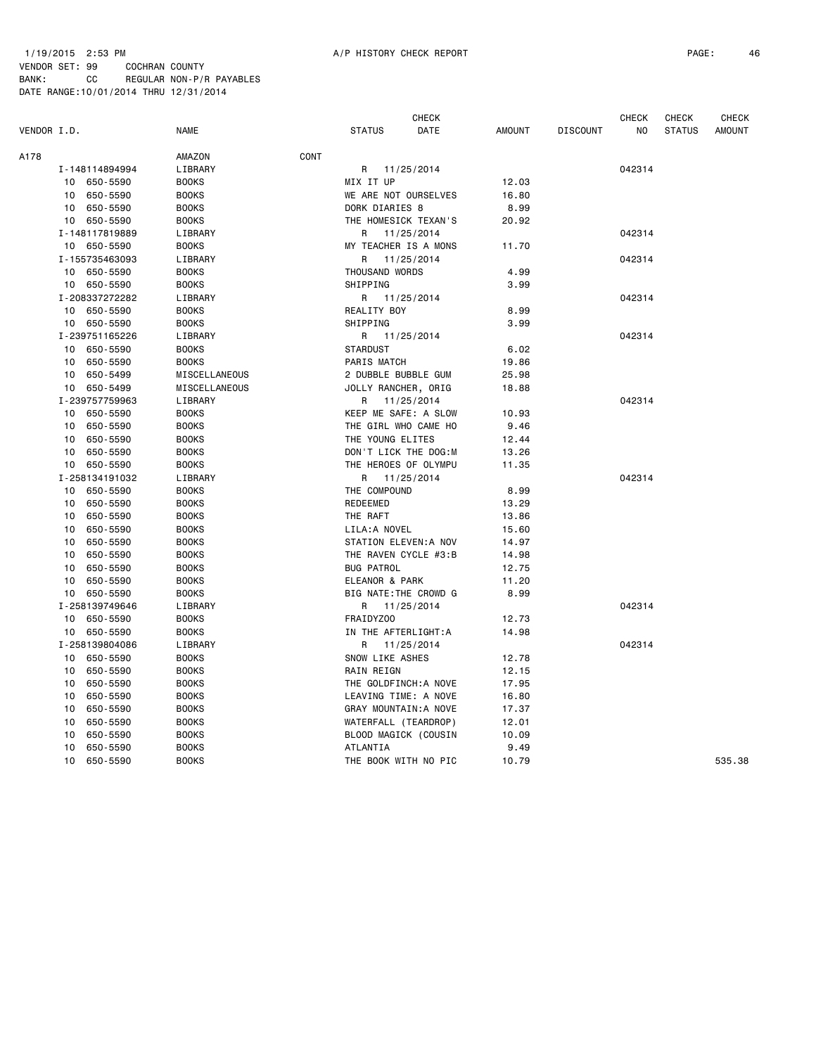1/19/2015 2:53 PM A/P HISTORY CHECK REPORT

VENDOR SET: 99 COCHRAN COUNTY
BANK: CC REGULAR NON-P/R PAYABLES
DATE RANGE:10/01/2014 THRU 12/31/2014

| VENDOR I.D. | NAME | STATUS | CHECK DATE | AMOUNT | DISCOUNT | CHECK NO | CHECK STATUS | CHECK AMOUNT |
|---|---|---|---|---|---|---|---|---|
| A178 | AMAZON CONT | | | | | | | |
| I-148114894994 | LIBRARY | R | 11/25/2014 | | | 042314 | | |
| 10 650-5590 | BOOKS | MIX IT UP | | 12.03 | | | | |
| 10 650-5590 | BOOKS | WE ARE NOT OURSELVES | | 16.80 | | | | |
| 10 650-5590 | BOOKS | DORK DIARIES 8 | | 8.99 | | | | |
| 10 650-5590 | BOOKS | THE HOMESICK TEXAN'S | | 20.92 | | | | |
| I-148117819889 | LIBRARY | R | 11/25/2014 | | | 042314 | | |
| 10 650-5590 | BOOKS | MY TEACHER IS A MONS | | 11.70 | | | | |
| I-155735463093 | LIBRARY | R | 11/25/2014 | | | 042314 | | |
| 10 650-5590 | BOOKS | THOUSAND WORDS | | 4.99 | | | | |
| 10 650-5590 | BOOKS | SHIPPING | | 3.99 | | | | |
| I-208337272282 | LIBRARY | R | 11/25/2014 | | | 042314 | | |
| 10 650-5590 | BOOKS | REALITY BOY | | 8.99 | | | | |
| 10 650-5590 | BOOKS | SHIPPING | | 3.99 | | | | |
| I-239751165226 | LIBRARY | R | 11/25/2014 | | | 042314 | | |
| 10 650-5590 | BOOKS | STARDUST | | 6.02 | | | | |
| 10 650-5590 | BOOKS | PARIS MATCH | | 19.86 | | | | |
| 10 650-5499 | MISCELLANEOUS | 2 DUBBLE BUBBLE GUM | | 25.98 | | | | |
| 10 650-5499 | MISCELLANEOUS | JOLLY RANCHER, ORIG | | 18.88 | | | | |
| I-239757759963 | LIBRARY | R | 11/25/2014 | | | 042314 | | |
| 10 650-5590 | BOOKS | KEEP ME SAFE: A SLOW | | 10.93 | | | | |
| 10 650-5590 | BOOKS | THE GIRL WHO CAME HO | | 9.46 | | | | |
| 10 650-5590 | BOOKS | THE YOUNG ELITES | | 12.44 | | | | |
| 10 650-5590 | BOOKS | DON'T LICK THE DOG:M | | 13.26 | | | | |
| 10 650-5590 | BOOKS | THE HEROES OF OLYMPU | | 11.35 | | | | |
| I-258134191032 | LIBRARY | R | 11/25/2014 | | | 042314 | | |
| 10 650-5590 | BOOKS | THE COMPOUND | | 8.99 | | | | |
| 10 650-5590 | BOOKS | REDEEMED | | 13.29 | | | | |
| 10 650-5590 | BOOKS | THE RAFT | | 13.86 | | | | |
| 10 650-5590 | BOOKS | LILA:A NOVEL | | 15.60 | | | | |
| 10 650-5590 | BOOKS | STATION ELEVEN:A NOV | | 14.97 | | | | |
| 10 650-5590 | BOOKS | THE RAVEN CYCLE #3:B | | 14.98 | | | | |
| 10 650-5590 | BOOKS | BUG PATROL | | 12.75 | | | | |
| 10 650-5590 | BOOKS | ELEANOR & PARK | | 11.20 | | | | |
| 10 650-5590 | BOOKS | BIG NATE:THE CROWD G | | 8.99 | | | | |
| I-258139749646 | LIBRARY | R | 11/25/2014 | | | 042314 | | |
| 10 650-5590 | BOOKS | FRAIDYZOO | | 12.73 | | | | |
| 10 650-5590 | BOOKS | IN THE AFTERLIGHT:A | | 14.98 | | | | |
| I-258139804086 | LIBRARY | R | 11/25/2014 | | | 042314 | | |
| 10 650-5590 | BOOKS | SNOW LIKE ASHES | | 12.78 | | | | |
| 10 650-5590 | BOOKS | RAIN REIGN | | 12.15 | | | | |
| 10 650-5590 | BOOKS | THE GOLDFINCH:A NOVE | | 17.95 | | | | |
| 10 650-5590 | BOOKS | LEAVING TIME: A NOVE | | 16.80 | | | | |
| 10 650-5590 | BOOKS | GRAY MOUNTAIN:A NOVE | | 17.37 | | | | |
| 10 650-5590 | BOOKS | WATERFALL (TEARDROP) | | 12.01 | | | | |
| 10 650-5590 | BOOKS | BLOOD MAGICK (COUSIN | | 10.09 | | | | |
| 10 650-5590 | BOOKS | ATLANTIA | | 9.49 | | | | |
| 10 650-5590 | BOOKS | THE BOOK WITH NO PIC | | 10.79 | | | | 535.38 |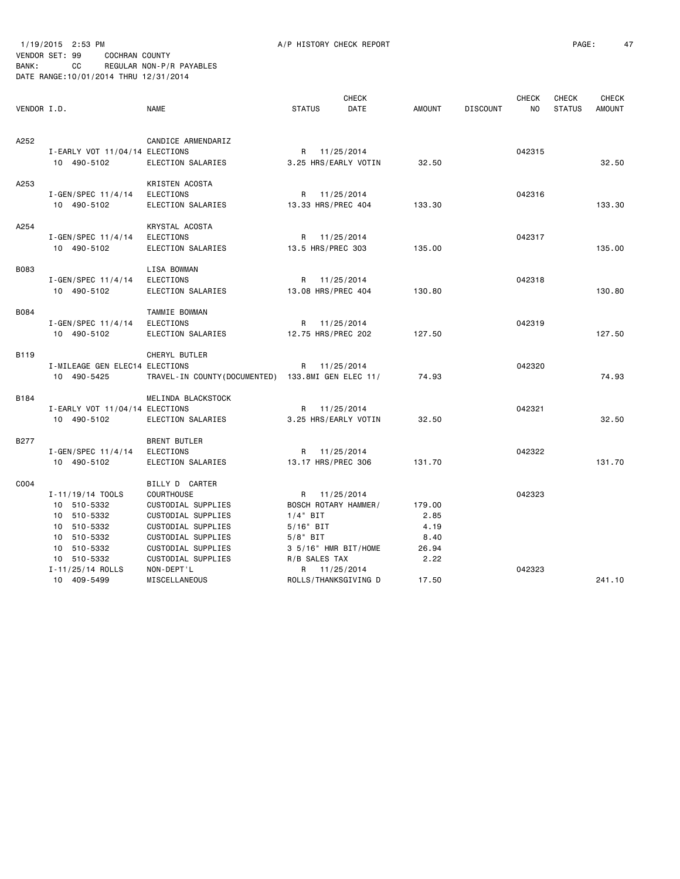1/19/2015 2:53 PM A/P HISTORY CHECK REPORT
VENDOR SET: 99 COCHRAN COUNTY
BANK: CC REGULAR NON-P/R PAYABLES
DATE RANGE:10/01/2014 THRU 12/31/2014

| VENDOR I.D. | NAME | STATUS | CHECK DATE | AMOUNT | DISCOUNT | CHECK NO | CHECK STATUS | CHECK AMOUNT |
|---|---|---|---|---|---|---|---|---|
| A252 | CANDICE ARMENDARIZ | | | | | | | |
| I-EARLY VOT 11/04/14 | ELECTIONS | R | 11/25/2014 | | | 042315 | | |
| 10 490-5102 | ELECTION SALARIES | 3.25 HRS/EARLY VOTIN | | 32.50 | | | | 32.50 |
| A253 | KRISTEN ACOSTA | | | | | | | |
| I-GEN/SPEC 11/4/14 | ELECTIONS | R | 11/25/2014 | | | 042316 | | |
| 10 490-5102 | ELECTION SALARIES | 13.33 HRS/PREC 404 | | 133.30 | | | | 133.30 |
| A254 | KRYSTAL ACOSTA | | | | | | | |
| I-GEN/SPEC 11/4/14 | ELECTIONS | R | 11/25/2014 | | | 042317 | | |
| 10 490-5102 | ELECTION SALARIES | 13.5 HRS/PREC 303 | | 135.00 | | | | 135.00 |
| B083 | LISA BOWMAN | | | | | | | |
| I-GEN/SPEC 11/4/14 | ELECTIONS | R | 11/25/2014 | | | 042318 | | |
| 10 490-5102 | ELECTION SALARIES | 13.08 HRS/PREC 404 | | 130.80 | | | | 130.80 |
| B084 | TAMMIE BOWMAN | | | | | | | |
| I-GEN/SPEC 11/4/14 | ELECTIONS | R | 11/25/2014 | | | 042319 | | |
| 10 490-5102 | ELECTION SALARIES | 12.75 HRS/PREC 202 | | 127.50 | | | | 127.50 |
| B119 | CHERYL BUTLER | | | | | | | |
| I-MILEAGE GEN ELEC14 | ELECTIONS | R | 11/25/2014 | | | 042320 | | |
| 10 490-5425 | TRAVEL-IN COUNTY(DOCUMENTED) | 133.8MI GEN ELEC 11/ | | 74.93 | | | | 74.93 |
| B184 | MELINDA BLACKSTOCK | | | | | | | |
| I-EARLY VOT 11/04/14 | ELECTIONS | R | 11/25/2014 | | | 042321 | | |
| 10 490-5102 | ELECTION SALARIES | 3.25 HRS/EARLY VOTIN | | 32.50 | | | | 32.50 |
| B277 | BRENT BUTLER | | | | | | | |
| I-GEN/SPEC 11/4/14 | ELECTIONS | R | 11/25/2014 | | | 042322 | | |
| 10 490-5102 | ELECTION SALARIES | 13.17 HRS/PREC 306 | | 131.70 | | | | 131.70 |
| C004 | BILLY D CARTER | | | | | | | |
| I-11/19/14 TOOLS | COURTHOUSE | R | 11/25/2014 | | | 042323 | | |
| 10 510-5332 | CUSTODIAL SUPPLIES | BOSCH ROTARY HAMMER/ | | 179.00 | | | | |
| 10 510-5332 | CUSTODIAL SUPPLIES | 1/4" BIT | | 2.85 | | | | |
| 10 510-5332 | CUSTODIAL SUPPLIES | 5/16" BIT | | 4.19 | | | | |
| 10 510-5332 | CUSTODIAL SUPPLIES | 5/8" BIT | | 8.40 | | | | |
| 10 510-5332 | CUSTODIAL SUPPLIES | 3 5/16" HMR BIT/HOME | | 26.94 | | | | |
| 10 510-5332 | CUSTODIAL SUPPLIES | R/B SALES TAX | | 2.22 | | | | |
| I-11/25/14 ROLLS | NON-DEPT'L | R | 11/25/2014 | | | 042323 | | |
| 10 409-5499 | MISCELLANEOUS | ROLLS/THANKSGIVING D | | 17.50 | | | | 241.10 |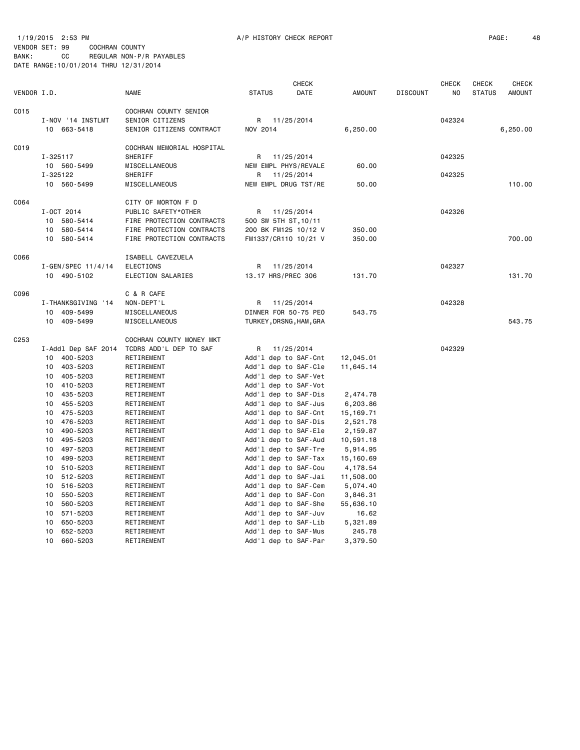1/19/2015 2:53 PM A/P HISTORY CHECK REPORT

VENDOR SET: 99 COCHRAN COUNTY
BANK: CC REGULAR NON-P/R PAYABLES
DATE RANGE:10/01/2014 THRU 12/31/2014

| VENDOR I.D. | NAME | STATUS | CHECK DATE | AMOUNT | DISCOUNT | CHECK NO | CHECK STATUS | CHECK AMOUNT |
|---|---|---|---|---|---|---|---|---|
| C015 | COCHRAN COUNTY SENIOR | | | | | | | |
| I-NOV '14 INSTLMT | SENIOR CITIZENS | R | 11/25/2014 | | | 042324 | | |
| 10 663-5418 | SENIOR CITIZENS CONTRACT | NOV 2014 | | 6,250.00 | | | | 6,250.00 |
| C019 | COCHRAN MEMORIAL HOSPITAL | | | | | | | |
| I-325117 | SHERIFF | R | 11/25/2014 | | | 042325 | | |
| 10 560-5499 | MISCELLANEOUS | NEW EMPL PHYS/REVALE | | 60.00 | | | | |
| I-325122 | SHERIFF | R | 11/25/2014 | | | 042325 | | |
| 10 560-5499 | MISCELLANEOUS | NEW EMPL DRUG TST/RE | | 50.00 | | | | 110.00 |
| C064 | CITY OF MORTON F D | | | | | | | |
| I-OCT 2014 | PUBLIC SAFETY*OTHER | R | 11/25/2014 | | | 042326 | | |
| 10 580-5414 | FIRE PROTECTION CONTRACTS | 500 SW 5TH ST,10/11 | | | | | | |
| 10 580-5414 | FIRE PROTECTION CONTRACTS | 200 BK FM125 10/12 V | | 350.00 | | | | |
| 10 580-5414 | FIRE PROTECTION CONTRACTS | FM1337/CR110 10/21 V | | 350.00 | | | | 700.00 |
| C066 | ISABELL CAVEZUELA | | | | | | | |
| I-GEN/SPEC 11/4/14 | ELECTIONS | R | 11/25/2014 | | | 042327 | | |
| 10 490-5102 | ELECTION SALARIES | 13.17 HRS/PREC 306 | | 131.70 | | | | 131.70 |
| C096 | C & R CAFE | | | | | | | |
| I-THANKSGIVING '14 | NON-DEPT'L | R | 11/25/2014 | | | 042328 | | |
| 10 409-5499 | MISCELLANEOUS | DINNER FOR 50-75 PEO | | 543.75 | | | | |
| 10 409-5499 | MISCELLANEOUS | TURKEY,DRSNG,HAM,GRA | | | | | | 543.75 |
| C253 | COCHRAN COUNTY MONEY MKT | | | | | | | |
| I-Addl Dep SAF 2014 | TCDRS ADD'L DEP TO SAF | R | 11/25/2014 | | | 042329 | | |
| 10 400-5203 | RETIREMENT | Add'l dep to SAF-Cnt | | 12,045.01 | | | | |
| 10 403-5203 | RETIREMENT | Add'l dep to SAF-Cle | | 11,645.14 | | | | |
| 10 405-5203 | RETIREMENT | Add'l dep to SAF-Vet | | | | | | |
| 10 410-5203 | RETIREMENT | Add'l dep to SAF-Vot | | | | | | |
| 10 435-5203 | RETIREMENT | Add'l dep to SAF-Dis | | 2,474.78 | | | | |
| 10 455-5203 | RETIREMENT | Add'l dep to SAF-Jus | | 6,203.86 | | | | |
| 10 475-5203 | RETIREMENT | Add'l dep to SAF-Cnt | | 15,169.71 | | | | |
| 10 476-5203 | RETIREMENT | Add'l dep to SAF-Dis | | 2,521.78 | | | | |
| 10 490-5203 | RETIREMENT | Add'l dep to SAF-Ele | | 2,159.87 | | | | |
| 10 495-5203 | RETIREMENT | Add'l dep to SAF-Aud | | 10,591.18 | | | | |
| 10 497-5203 | RETIREMENT | Add'l dep to SAF-Tre | | 5,914.95 | | | | |
| 10 499-5203 | RETIREMENT | Add'l dep to SAF-Tax | | 15,160.69 | | | | |
| 10 510-5203 | RETIREMENT | Add'l dep to SAF-Cou | | 4,178.54 | | | | |
| 10 512-5203 | RETIREMENT | Add'l dep to SAF-Jai | | 11,508.00 | | | | |
| 10 516-5203 | RETIREMENT | Add'l dep to SAF-Cem | | 5,074.40 | | | | |
| 10 550-5203 | RETIREMENT | Add'l dep to SAF-Con | | 3,846.31 | | | | |
| 10 560-5203 | RETIREMENT | Add'l dep to SAF-She | | 55,636.10 | | | | |
| 10 571-5203 | RETIREMENT | Add'l dep to SAF-Juv | | 16.62 | | | | |
| 10 650-5203 | RETIREMENT | Add'l dep to SAF-Lib | | 5,321.89 | | | | |
| 10 652-5203 | RETIREMENT | Add'l dep to SAF-Mus | | 245.78 | | | | |
| 10 660-5203 | RETIREMENT | Add'l dep to SAF-Par | | 3,379.50 | | | | |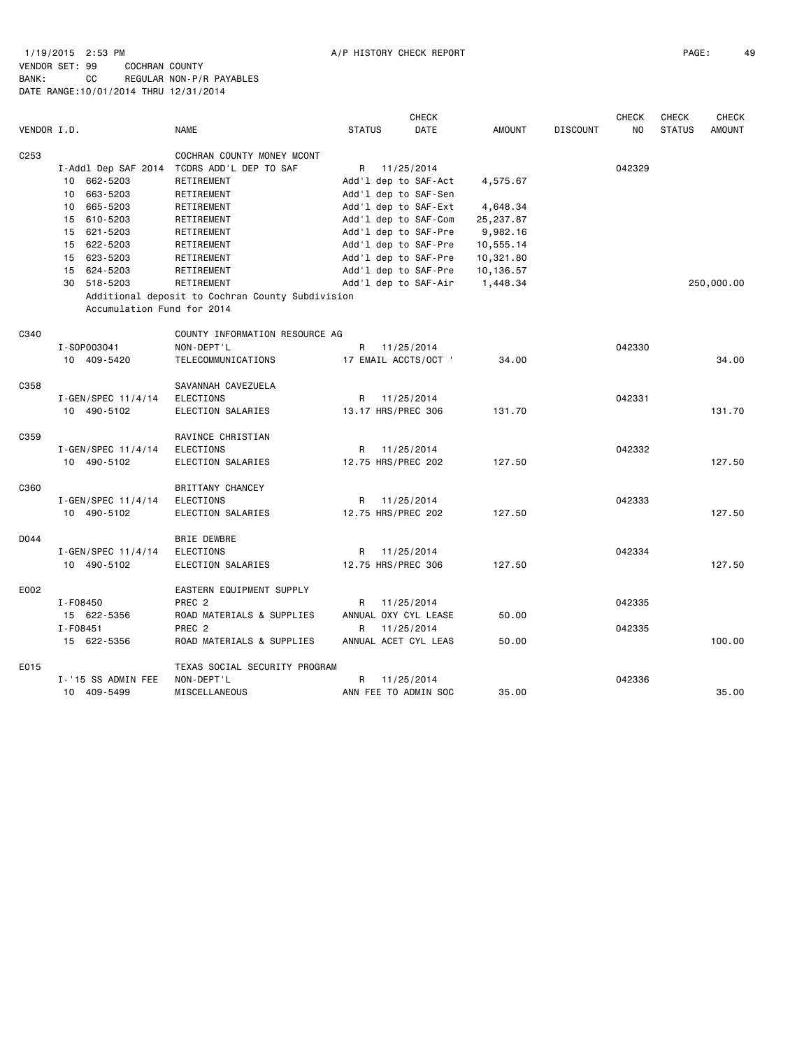1/19/2015 2:53 PM A/P HISTORY CHECK REPORT

VENDOR SET: 99 COCHRAN COUNTY
BANK: CC REGULAR NON-P/R PAYABLES
DATE RANGE:10/01/2014 THRU 12/31/2014

| VENDOR I.D. | NAME | STATUS | CHECK DATE | AMOUNT | DISCOUNT | CHECK NO | CHECK STATUS | CHECK AMOUNT |
|---|---|---|---|---|---|---|---|---|
| C253 | COCHRAN COUNTY MONEY MCONT | | | | | | | |
| I-Addl Dep SAF 2014 | TCDRS ADD'L DEP TO SAF | R | 11/25/2014 | | | 042329 | | |
| 10 662-5203 | RETIREMENT | Add'l dep to SAF-Act | | 4,575.67 | | | | |
| 10 663-5203 | RETIREMENT | Add'l dep to SAF-Sen | | | | | | |
| 10 665-5203 | RETIREMENT | Add'l dep to SAF-Ext | | 4,648.34 | | | | |
| 15 610-5203 | RETIREMENT | Add'l dep to SAF-Com | | 25,237.87 | | | | |
| 15 621-5203 | RETIREMENT | Add'l dep to SAF-Pre | | 9,982.16 | | | | |
| 15 622-5203 | RETIREMENT | Add'l dep to SAF-Pre | | 10,555.14 | | | | |
| 15 623-5203 | RETIREMENT | Add'l dep to SAF-Pre | | 10,321.80 | | | | |
| 15 624-5203 | RETIREMENT | Add'l dep to SAF-Pre | | 10,136.57 | | | | |
| 30 518-5203 | RETIREMENT | Add'l dep to SAF-Air | | 1,448.34 | | | | 250,000.00 |
| | Additional deposit to Cochran County Subdivision Accumulation Fund for 2014 | | | | | | | |
| C340 | COUNTY INFORMATION RESOURCE AG | | | | | | | |
| I-SOP003041 | NON-DEPT'L | R | 11/25/2014 | | | 042330 | | |
| 10 409-5420 | TELECOMMUNICATIONS | 17 EMAIL ACCTS/OCT ' | | 34.00 | | | | 34.00 |
| C358 | SAVANNAH CAVEZUELA | | | | | | | |
| I-GEN/SPEC 11/4/14 | ELECTIONS | R | 11/25/2014 | | | 042331 | | |
| 10 490-5102 | ELECTION SALARIES | 13.17 HRS/PREC 306 | | 131.70 | | | | 131.70 |
| C359 | RAVINCE CHRISTIAN | | | | | | | |
| I-GEN/SPEC 11/4/14 | ELECTIONS | R | 11/25/2014 | | | 042332 | | |
| 10 490-5102 | ELECTION SALARIES | 12.75 HRS/PREC 202 | | 127.50 | | | | 127.50 |
| C360 | BRITTANY CHANCEY | | | | | | | |
| I-GEN/SPEC 11/4/14 | ELECTIONS | R | 11/25/2014 | | | 042333 | | |
| 10 490-5102 | ELECTION SALARIES | 12.75 HRS/PREC 202 | | 127.50 | | | | 127.50 |
| D044 | BRIE DEWBRE | | | | | | | |
| I-GEN/SPEC 11/4/14 | ELECTIONS | R | 11/25/2014 | | | 042334 | | |
| 10 490-5102 | ELECTION SALARIES | 12.75 HRS/PREC 306 | | 127.50 | | | | 127.50 |
| E002 | EASTERN EQUIPMENT SUPPLY | | | | | | | |
| I-F08450 | PREC 2 | R | 11/25/2014 | | | 042335 | | |
| 15 622-5356 | ROAD MATERIALS & SUPPLIES | ANNUAL OXY CYL LEASE | | 50.00 | | | | |
| I-F08451 | PREC 2 | R | 11/25/2014 | | | 042335 | | |
| 15 622-5356 | ROAD MATERIALS & SUPPLIES | ANNUAL ACET CYL LEAS | | 50.00 | | | | 100.00 |
| E015 | TEXAS SOCIAL SECURITY PROGRAM | | | | | | | |
| I-'15 SS ADMIN FEE | NON-DEPT'L | R | 11/25/2014 | | | 042336 | | |
| 10 409-5499 | MISCELLANEOUS | ANN FEE TO ADMIN SOC | | 35.00 | | | | 35.00 |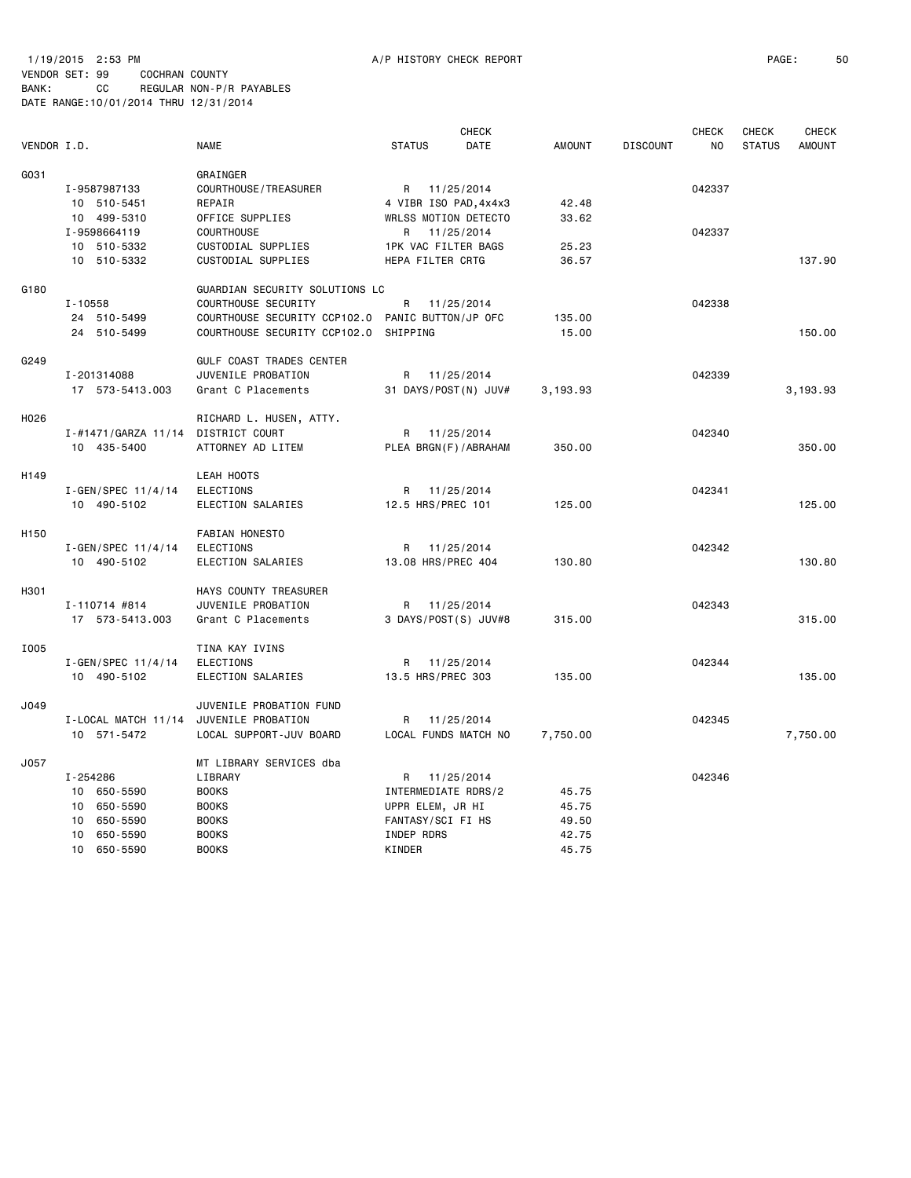1/19/2015 2:53 PM A/P HISTORY CHECK REPORT

VENDOR SET: 99 COCHRAN COUNTY
BANK: CC REGULAR NON-P/R PAYABLES
DATE RANGE:10/01/2014 THRU 12/31/2014

| VENDOR I.D. | NAME | STATUS | CHECK DATE | AMOUNT | DISCOUNT | CHECK NO | CHECK STATUS | CHECK AMOUNT |
|---|---|---|---|---|---|---|---|---|
| G031 | GRAINGER | | | | | | | |
| I-9587987133 | COURTHOUSE/TREASURER | R | 11/25/2014 | | | 042337 | | |
| 10 510-5451 | REPAIR | 4 VIBR ISO PAD,4x4x3 | | 42.48 | | | | |
| 10 499-5310 | OFFICE SUPPLIES | WRLSS MOTION DETECTO | | 33.62 | | | | |
| I-9598664119 | COURTHOUSE | R | 11/25/2014 | | | 042337 | | |
| 10 510-5332 | CUSTODIAL SUPPLIES | 1PK VAC FILTER BAGS | | 25.23 | | | | |
| 10 510-5332 | CUSTODIAL SUPPLIES | HEPA FILTER CRTG | | 36.57 | | | | 137.90 |
| G180 | GUARDIAN SECURITY SOLUTIONS LC | | | | | | | |
| I-10558 | COURTHOUSE SECURITY | R | 11/25/2014 | | | 042338 | | |
| 24 510-5499 | COURTHOUSE SECURITY CCP102.0 | PANIC BUTTON/JP OFC | | 135.00 | | | | |
| 24 510-5499 | COURTHOUSE SECURITY CCP102.0 | SHIPPING | | 15.00 | | | | 150.00 |
| G249 | GULF COAST TRADES CENTER | | | | | | | |
| I-201314088 | JUVENILE PROBATION | R | 11/25/2014 | | | 042339 | | |
| 17 573-5413.003 | Grant C Placements | 31 DAYS/POST(N) JUV# | | 3,193.93 | | | | 3,193.93 |
| H026 | RICHARD L. HUSEN, ATTY. | | | | | | | |
| I-#1471/GARZA 11/14 | DISTRICT COURT | R | 11/25/2014 | | | 042340 | | |
| 10 435-5400 | ATTORNEY AD LITEM | PLEA BRGN(F)/ABRAHAM | | 350.00 | | | | 350.00 |
| H149 | LEAH HOOTS | | | | | | | |
| I-GEN/SPEC 11/4/14 | ELECTIONS | R | 11/25/2014 | | | 042341 | | |
| 10 490-5102 | ELECTION SALARIES | 12.5 HRS/PREC 101 | | 125.00 | | | | 125.00 |
| H150 | FABIAN HONESTO | | | | | | | |
| I-GEN/SPEC 11/4/14 | ELECTIONS | R | 11/25/2014 | | | 042342 | | |
| 10 490-5102 | ELECTION SALARIES | 13.08 HRS/PREC 404 | | 130.80 | | | | 130.80 |
| H301 | HAYS COUNTY TREASURER | | | | | | | |
| I-110714 #814 | JUVENILE PROBATION | R | 11/25/2014 | | | 042343 | | |
| 17 573-5413.003 | Grant C Placements | 3 DAYS/POST(S) JUV#8 | | 315.00 | | | | 315.00 |
| I005 | TINA KAY IVINS | | | | | | | |
| I-GEN/SPEC 11/4/14 | ELECTIONS | R | 11/25/2014 | | | 042344 | | |
| 10 490-5102 | ELECTION SALARIES | 13.5 HRS/PREC 303 | | 135.00 | | | | 135.00 |
| J049 | JUVENILE PROBATION FUND | | | | | | | |
| I-LOCAL MATCH 11/14 | JUVENILE PROBATION | R | 11/25/2014 | | | 042345 | | |
| 10 571-5472 | LOCAL SUPPORT-JUV BOARD | LOCAL FUNDS MATCH NO | | 7,750.00 | | | | 7,750.00 |
| J057 | MT LIBRARY SERVICES dba | | | | | | | |
| I-254286 | LIBRARY | R | 11/25/2014 | | | 042346 | | |
| 10 650-5590 | BOOKS | INTERMEDIATE RDRS/2 | | 45.75 | | | | |
| 10 650-5590 | BOOKS | UPPR ELEM, JR HI | | 45.75 | | | | |
| 10 650-5590 | BOOKS | FANTASY/SCI FI HS | | 49.50 | | | | |
| 10 650-5590 | BOOKS | INDEP RDRS | | 42.75 | | | | |
| 10 650-5590 | BOOKS | KINDER | | 45.75 | | | | |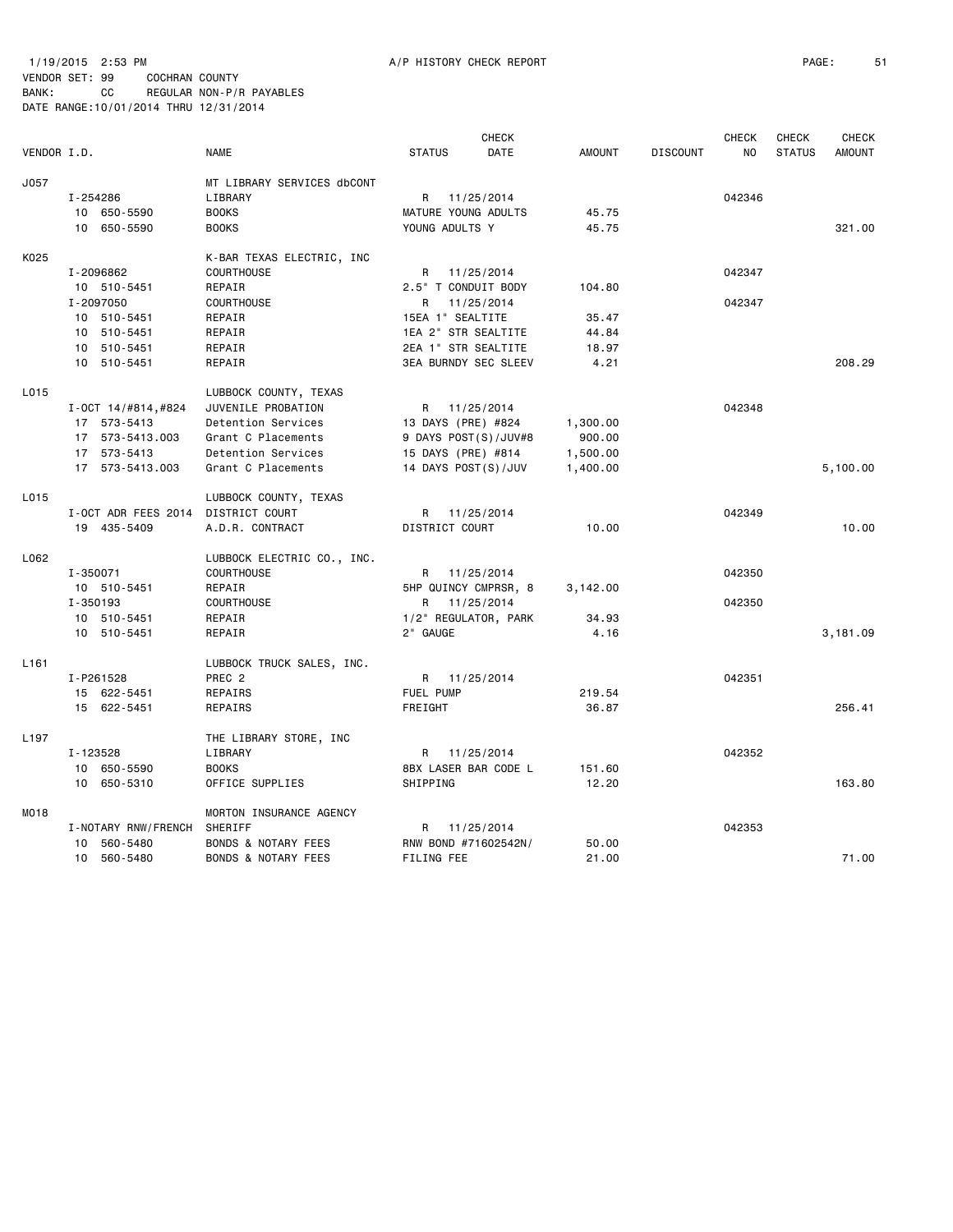1/19/2015 2:53 PM A/P HISTORY CHECK REPORT

VENDOR SET: 99 COCHRAN COUNTY
BANK: CC REGULAR NON-P/R PAYABLES
DATE RANGE:10/01/2014 THRU 12/31/2014

| VENDOR I.D. | NAME | STATUS | CHECK DATE | AMOUNT | DISCOUNT | CHECK NO | CHECK STATUS | CHECK AMOUNT |
|---|---|---|---|---|---|---|---|---|
| J057 | MT LIBRARY SERVICES dbCONT | | | | | | | |
| I-254286 | LIBRARY | R | 11/25/2014 | | | 042346 | | |
| 10 650-5590 | BOOKS | MATURE YOUNG ADULTS | | 45.75 | | | | |
| 10 650-5590 | BOOKS | YOUNG ADULTS Y | | 45.75 | | | | 321.00 |
| K025 | K-BAR TEXAS ELECTRIC, INC | | | | | | | |
| I-2096862 | COURTHOUSE | R | 11/25/2014 | | | 042347 | | |
| 10 510-5451 | REPAIR | 2.5" T CONDUIT BODY | | 104.80 | | | | |
| I-2097050 | COURTHOUSE | R | 11/25/2014 | | | 042347 | | |
| 10 510-5451 | REPAIR | 15EA 1" SEALTITE | | 35.47 | | | | |
| 10 510-5451 | REPAIR | 1EA 2" STR SEALTITE | | 44.84 | | | | |
| 10 510-5451 | REPAIR | 2EA 1" STR SEALTITE | | 18.97 | | | | |
| 10 510-5451 | REPAIR | 3EA BURNDY SEC SLEEV | | 4.21 | | | | 208.29 |
| L015 | LUBBOCK COUNTY, TEXAS | | | | | | | |
| I-OCT 14/#814,#824 | JUVENILE PROBATION | R | 11/25/2014 | | | 042348 | | |
| 17 573-5413 | Detention Services | 13 DAYS (PRE) #824 | | 1,300.00 | | | | |
| 17 573-5413.003 | Grant C Placements | 9 DAYS POST(S)/JUV#8 | | 900.00 | | | | |
| 17 573-5413 | Detention Services | 15 DAYS (PRE) #814 | | 1,500.00 | | | | |
| 17 573-5413.003 | Grant C Placements | 14 DAYS POST(S)/JUV | | 1,400.00 | | | | 5,100.00 |
| L015 | LUBBOCK COUNTY, TEXAS | | | | | | | |
| I-OCT ADR FEES 2014 | DISTRICT COURT | R | 11/25/2014 | | | 042349 | | |
| 19 435-5409 | A.D.R. CONTRACT | DISTRICT COURT | | 10.00 | | | | 10.00 |
| L062 | LUBBOCK ELECTRIC CO., INC. | | | | | | | |
| I-350071 | COURTHOUSE | R | 11/25/2014 | | | 042350 | | |
| 10 510-5451 | REPAIR | 5HP QUINCY CMPRSR, 8 | | 3,142.00 | | | | |
| I-350193 | COURTHOUSE | R | 11/25/2014 | | | 042350 | | |
| 10 510-5451 | REPAIR | 1/2" REGULATOR, PARK | | 34.93 | | | | |
| 10 510-5451 | REPAIR | 2" GAUGE | | 4.16 | | | | 3,181.09 |
| L161 | LUBBOCK TRUCK SALES, INC. | | | | | | | |
| I-P261528 | PREC 2 | R | 11/25/2014 | | | 042351 | | |
| 15 622-5451 | REPAIRS | FUEL PUMP | | 219.54 | | | | |
| 15 622-5451 | REPAIRS | FREIGHT | | 36.87 | | | | 256.41 |
| L197 | THE LIBRARY STORE, INC | | | | | | | |
| I-123528 | LIBRARY | R | 11/25/2014 | | | 042352 | | |
| 10 650-5590 | BOOKS | 8BX LASER BAR CODE L | | 151.60 | | | | |
| 10 650-5310 | OFFICE SUPPLIES | SHIPPING | | 12.20 | | | | 163.80 |
| M018 | MORTON INSURANCE AGENCY | | | | | | | |
| I-NOTARY RNW/FRENCH | SHERIFF | R | 11/25/2014 | | | 042353 | | |
| 10 560-5480 | BONDS & NOTARY FEES | RNW BOND #71602542N/ | | 50.00 | | | | |
| 10 560-5480 | BONDS & NOTARY FEES | FILING FEE | | 21.00 | | | | 71.00 |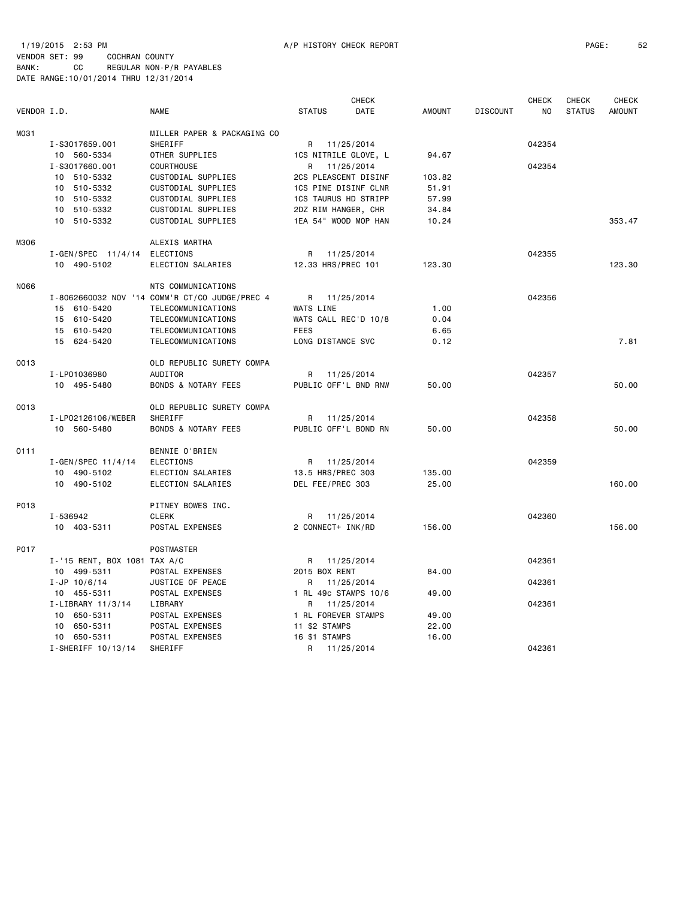1/19/2015 2:53 PM A/P HISTORY CHECK REPORT

VENDOR SET: 99 COCHRAN COUNTY
BANK: CC REGULAR NON-P/R PAYABLES
DATE RANGE:10/01/2014 THRU 12/31/2014

| VENDOR I.D. | NAME | STATUS | CHECK DATE | AMOUNT | DISCOUNT | CHECK NO | CHECK STATUS | CHECK AMOUNT |
|---|---|---|---|---|---|---|---|---|
| M031 | MILLER PAPER & PACKAGING CO | | | | | | | |
| I-S3017659.001 | SHERIFF | R | 11/25/2014 | | | 042354 | | |
| 10 560-5334 | OTHER SUPPLIES | 1CS NITRILE GLOVE, L | | 94.67 | | | | |
| I-S3017660.001 | COURTHOUSE | R | 11/25/2014 | | | 042354 | | |
| 10 510-5332 | CUSTODIAL SUPPLIES | 2CS PLEASCENT DISINF | | 103.82 | | | | |
| 10 510-5332 | CUSTODIAL SUPPLIES | 1CS PINE DISINF CLNR | | 51.91 | | | | |
| 10 510-5332 | CUSTODIAL SUPPLIES | 1CS TAURUS HD STRIPP | | 57.99 | | | | |
| 10 510-5332 | CUSTODIAL SUPPLIES | 2DZ RIM HANGER, CHR | | 34.84 | | | | |
| 10 510-5332 | CUSTODIAL SUPPLIES | 1EA 54" WOOD MOP HAN | | 10.24 | | | | 353.47 |
| M306 | ALEXIS MARTHA | | | | | | | |
| I-GEN/SPEC 11/4/14 | ELECTIONS | R | 11/25/2014 | | | 042355 | | |
| 10 490-5102 | ELECTION SALARIES | 12.33 HRS/PREC 101 | | 123.30 | | | | 123.30 |
| N066 | NTS COMMUNICATIONS | | | | | | | |
| I-8062660032 NOV '14 | COMM'R CT/CO JUDGE/PREC 4 | R | 11/25/2014 | | | 042356 | | |
| 15 610-5420 | TELECOMMUNICATIONS | WATS LINE | | 1.00 | | | | |
| 15 610-5420 | TELECOMMUNICATIONS | WATS CALL REC'D 10/8 | | 0.04 | | | | |
| 15 610-5420 | TELECOMMUNICATIONS | FEES | | 6.65 | | | | |
| 15 624-5420 | TELECOMMUNICATIONS | LONG DISTANCE SVC | | 0.12 | | | | 7.81 |
| O013 | OLD REPUBLIC SURETY COMPA | | | | | | | |
| I-LP01036980 | AUDITOR | R | 11/25/2014 | | | 042357 | | |
| 10 495-5480 | BONDS & NOTARY FEES | PUBLIC OFF'L BND RNW | | 50.00 | | | | 50.00 |
| O013 | OLD REPUBLIC SURETY COMPA | | | | | | | |
| I-LP02126106/WEBER | SHERIFF | R | 11/25/2014 | | | 042358 | | |
| 10 560-5480 | BONDS & NOTARY FEES | PUBLIC OFF'L BOND RN | | 50.00 | | | | 50.00 |
| O111 | BENNIE O'BRIEN | | | | | | | |
| I-GEN/SPEC 11/4/14 | ELECTIONS | R | 11/25/2014 | | | 042359 | | |
| 10 490-5102 | ELECTION SALARIES | 13.5 HRS/PREC 303 | | 135.00 | | | | |
| 10 490-5102 | ELECTION SALARIES | DEL FEE/PREC 303 | | 25.00 | | | | 160.00 |
| P013 | PITNEY BOWES INC. | | | | | | | |
| I-536942 | CLERK | R | 11/25/2014 | | | 042360 | | |
| 10 403-5311 | POSTAL EXPENSES | 2 CONNECT+ INK/RD | | 156.00 | | | | 156.00 |
| P017 | POSTMASTER | | | | | | | |
| I-'15 RENT, BOX 1081 | TAX A/C | R | 11/25/2014 | | | 042361 | | |
| 10 499-5311 | POSTAL EXPENSES | 2015 BOX RENT | | 84.00 | | | | |
| I-JP 10/6/14 | JUSTICE OF PEACE | R | 11/25/2014 | | | 042361 | | |
| 10 455-5311 | POSTAL EXPENSES | 1 RL 49c STAMPS 10/6 | | 49.00 | | | | |
| I-LIBRARY 11/3/14 | LIBRARY | R | 11/25/2014 | | | 042361 | | |
| 10 650-5311 | POSTAL EXPENSES | 1 RL FOREVER STAMPS | | 49.00 | | | | |
| 10 650-5311 | POSTAL EXPENSES | 11 $2 STAMPS | | 22.00 | | | | |
| 10 650-5311 | POSTAL EXPENSES | 16 $1 STAMPS | | 16.00 | | | | |
| I-SHERIFF 10/13/14 | SHERIFF | R | 11/25/2014 | | | 042361 | | |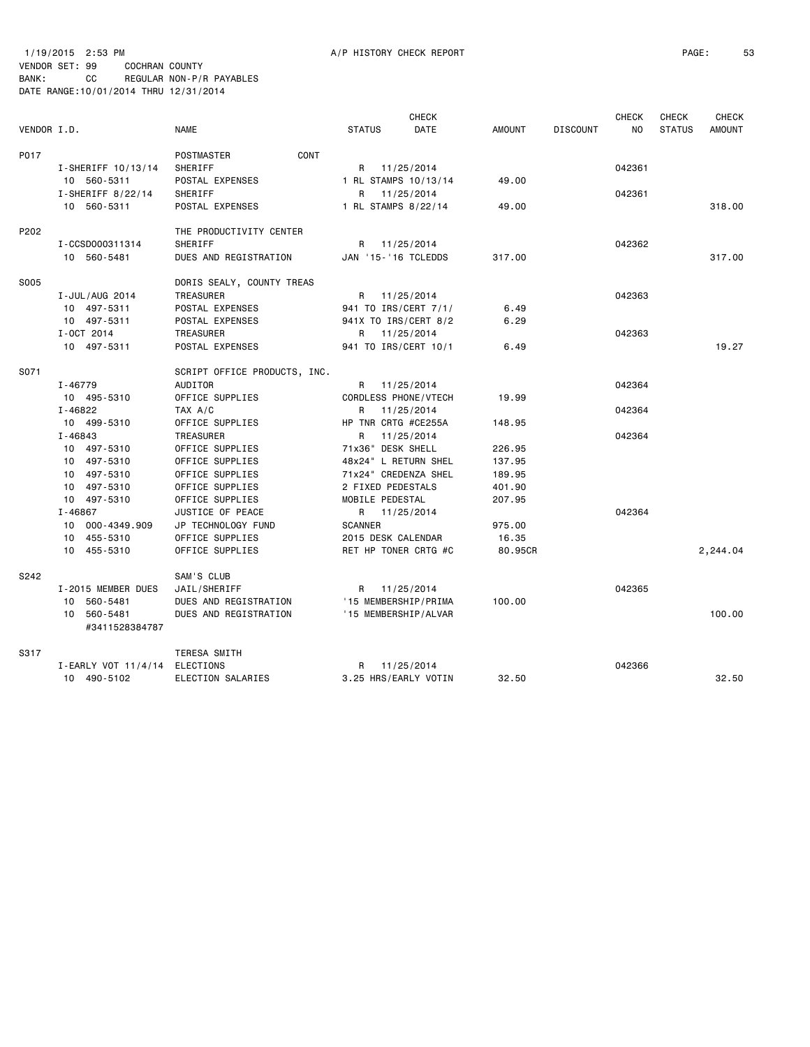1/19/2015 2:53 PM A/P HISTORY CHECK REPORT

VENDOR SET: 99 COCHRAN COUNTY
BANK: CC REGULAR NON-P/R PAYABLES
DATE RANGE:10/01/2014 THRU 12/31/2014

| VENDOR I.D. | NAME | STATUS | CHECK DATE | AMOUNT | DISCOUNT | CHECK NO | CHECK STATUS | CHECK AMOUNT |
|---|---|---|---|---|---|---|---|---|
| P017 | POSTMASTER CONT | | | | | | | |
| I-SHERIFF 10/13/14 | SHERIFF | R | 11/25/2014 | | | 042361 | | |
| 10 560-5311 | POSTAL EXPENSES | 1 RL STAMPS 10/13/14 | | 49.00 | | | | |
| I-SHERIFF 8/22/14 | SHERIFF | R | 11/25/2014 | | | 042361 | | |
| 10 560-5311 | POSTAL EXPENSES | 1 RL STAMPS 8/22/14 | | 49.00 | | | | 318.00 |
| P202 | THE PRODUCTIVITY CENTER | | | | | | | |
| I-CCSD000311314 | SHERIFF | R | 11/25/2014 | | | 042362 | | |
| 10 560-5481 | DUES AND REGISTRATION | JAN '15-'16 TCLEDDS | | 317.00 | | | | 317.00 |
| S005 | DORIS SEALY, COUNTY TREAS | | | | | | | |
| I-JUL/AUG 2014 | TREASURER | R | 11/25/2014 | | | 042363 | | |
| 10 497-5311 | POSTAL EXPENSES | 941 TO IRS/CERT 7/1/ | | 6.49 | | | | |
| 10 497-5311 | POSTAL EXPENSES | 941X TO IRS/CERT 8/2 | | 6.29 | | | | |
| I-OCT 2014 | TREASURER | R | 11/25/2014 | | | 042363 | | |
| 10 497-5311 | POSTAL EXPENSES | 941 TO IRS/CERT 10/1 | | 6.49 | | | | 19.27 |
| S071 | SCRIPT OFFICE PRODUCTS, INC. | | | | | | | |
| I-46779 | AUDITOR | R | 11/25/2014 | | | 042364 | | |
| 10 495-5310 | OFFICE SUPPLIES | CORDLESS PHONE/VTECH | | 19.99 | | | | |
| I-46822 | TAX A/C | R | 11/25/2014 | | | 042364 | | |
| 10 499-5310 | OFFICE SUPPLIES | HP TNR CRTG #CE255A | | 148.95 | | | | |
| I-46843 | TREASURER | R | 11/25/2014 | | | 042364 | | |
| 10 497-5310 | OFFICE SUPPLIES | 71x36" DESK SHELL | | 226.95 | | | | |
| 10 497-5310 | OFFICE SUPPLIES | 48x24" L RETURN SHEL | | 137.95 | | | | |
| 10 497-5310 | OFFICE SUPPLIES | 71x24" CREDENZA SHEL | | 189.95 | | | | |
| 10 497-5310 | OFFICE SUPPLIES | 2 FIXED PEDESTALS | | 401.90 | | | | |
| 10 497-5310 | OFFICE SUPPLIES | MOBILE PEDESTAL | | 207.95 | | | | |
| I-46867 | JUSTICE OF PEACE | R | 11/25/2014 | | | 042364 | | |
| 10 000-4349.909 | JP TECHNOLOGY FUND | SCANNER | | 975.00 | | | | |
| 10 455-5310 | OFFICE SUPPLIES | 2015 DESK CALENDAR | | 16.35 | | | | |
| 10 455-5310 | OFFICE SUPPLIES | RET HP TONER CRTG #C | | 80.95CR | | | | 2,244.04 |
| S242 | SAM'S CLUB | | | | | | | |
| I-2015 MEMBER DUES | JAIL/SHERIFF | R | 11/25/2014 | | | 042365 | | |
| 10 560-5481 | DUES AND REGISTRATION | '15 MEMBERSHIP/PRIMA | | 100.00 | | | | |
| 10 560-5481 #3411528384787 | DUES AND REGISTRATION | '15 MEMBERSHIP/ALVAR | | | | | | 100.00 |
| S317 | TERESA SMITH | | | | | | | |
| I-EARLY VOT 11/4/14 | ELECTIONS | R | 11/25/2014 | | | 042366 | | |
| 10 490-5102 | ELECTION SALARIES | 3.25 HRS/EARLY VOTIN | | 32.50 | | | | 32.50 |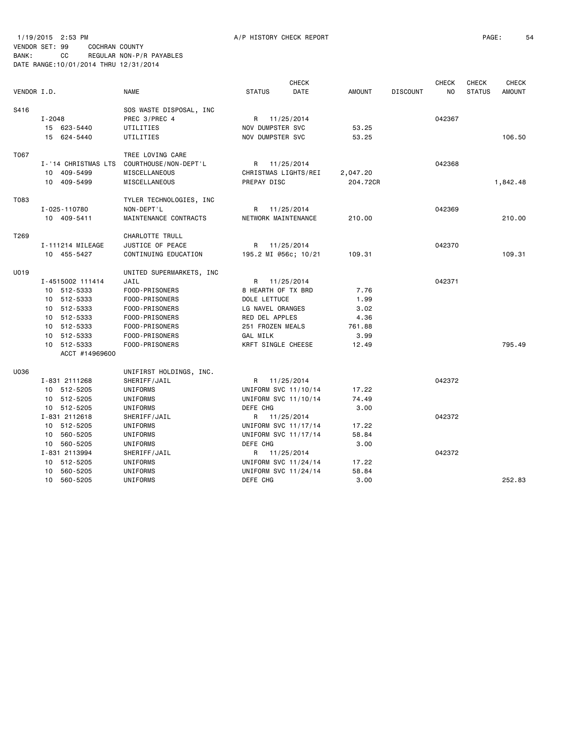1/19/2015 2:53 PM A/P HISTORY CHECK REPORT

VENDOR SET: 99 COCHRAN COUNTY
BANK: CC REGULAR NON-P/R PAYABLES
DATE RANGE:10/01/2014 THRU 12/31/2014

| VENDOR I.D. | NAME | STATUS | CHECK DATE | AMOUNT | DISCOUNT | CHECK NO | CHECK STATUS | CHECK AMOUNT |
|---|---|---|---|---|---|---|---|---|
| S416 | SOS WASTE DISPOSAL, INC | | | | | | | |
| I-2048 | PREC 3/PREC 4 | R | 11/25/2014 | | | 042367 | | |
| 15 623-5440 | UTILITIES | NOV DUMPSTER SVC | | 53.25 | | | | |
| 15 624-5440 | UTILITIES | NOV DUMPSTER SVC | | 53.25 | | | | 106.50 |
| T067 | TREE LOVING CARE | | | | | | | |
| I-'14 CHRISTMAS LTS | COURTHOUSE/NON-DEPT'L | R | 11/25/2014 | | | 042368 | | |
| 10 409-5499 | MISCELLANEOUS | CHRISTMAS LIGHTS/REI | | 2,047.20 | | | | |
| 10 409-5499 | MISCELLANEOUS | PREPAY DISC | | 204.72CR | | | | 1,842.48 |
| T083 | TYLER TECHNOLOGIES, INC | | | | | | | |
| I-025-110780 | NON-DEPT'L | R | 11/25/2014 | | | 042369 | | |
| 10 409-5411 | MAINTENANCE CONTRACTS | NETWORK MAINTENANCE | | 210.00 | | | | 210.00 |
| T269 | CHARLOTTE TRULL | | | | | | | |
| I-111214 MILEAGE | JUSTICE OF PEACE | R | 11/25/2014 | | | 042370 | | |
| 10 455-5427 | CONTINUING EDUCATION | 195.2 MI @56c; 10/21 | | 109.31 | | | | 109.31 |
| U019 | UNITED SUPERMARKETS, INC | | | | | | | |
| I-4515002 111414 | JAIL | R | 11/25/2014 | | | 042371 | | |
| 10 512-5333 | FOOD-PRISONERS | 8 HEARTH OF TX BRD | | 7.76 | | | | |
| 10 512-5333 | FOOD-PRISONERS | DOLE LETTUCE | | 1.99 | | | | |
| 10 512-5333 | FOOD-PRISONERS | LG NAVEL ORANGES | | 3.02 | | | | |
| 10 512-5333 | FOOD-PRISONERS | RED DEL APPLES | | 4.36 | | | | |
| 10 512-5333 | FOOD-PRISONERS | 251 FROZEN MEALS | | 761.88 | | | | |
| 10 512-5333 | FOOD-PRISONERS | GAL MILK | | 3.99 | | | | |
| 10 512-5333 | FOOD-PRISONERS | KRFT SINGLE CHEESE | | 12.49 | | | | 795.49 |
| ACCT #14969600 | | | | | | | | |
| U036 | UNIFIRST HOLDINGS, INC. | | | | | | | |
| I-831 2111268 | SHERIFF/JAIL | R | 11/25/2014 | | | 042372 | | |
| 10 512-5205 | UNIFORMS | UNIFORM SVC 11/10/14 | | 17.22 | | | | |
| 10 512-5205 | UNIFORMS | UNIFORM SVC 11/10/14 | | 74.49 | | | | |
| 10 512-5205 | UNIFORMS | DEFE CHG | | 3.00 | | | | |
| I-831 2112618 | SHERIFF/JAIL | R | 11/25/2014 | | | 042372 | | |
| 10 512-5205 | UNIFORMS | UNIFORM SVC 11/17/14 | | 17.22 | | | | |
| 10 560-5205 | UNIFORMS | UNIFORM SVC 11/17/14 | | 58.84 | | | | |
| 10 560-5205 | UNIFORMS | DEFE CHG | | 3.00 | | | | |
| I-831 2113994 | SHERIFF/JAIL | R | 11/25/2014 | | | 042372 | | |
| 10 512-5205 | UNIFORMS | UNIFORM SVC 11/24/14 | | 17.22 | | | | |
| 10 560-5205 | UNIFORMS | UNIFORM SVC 11/24/14 | | 58.84 | | | | |
| 10 560-5205 | UNIFORMS | DEFE CHG | | 3.00 | | | | 252.83 |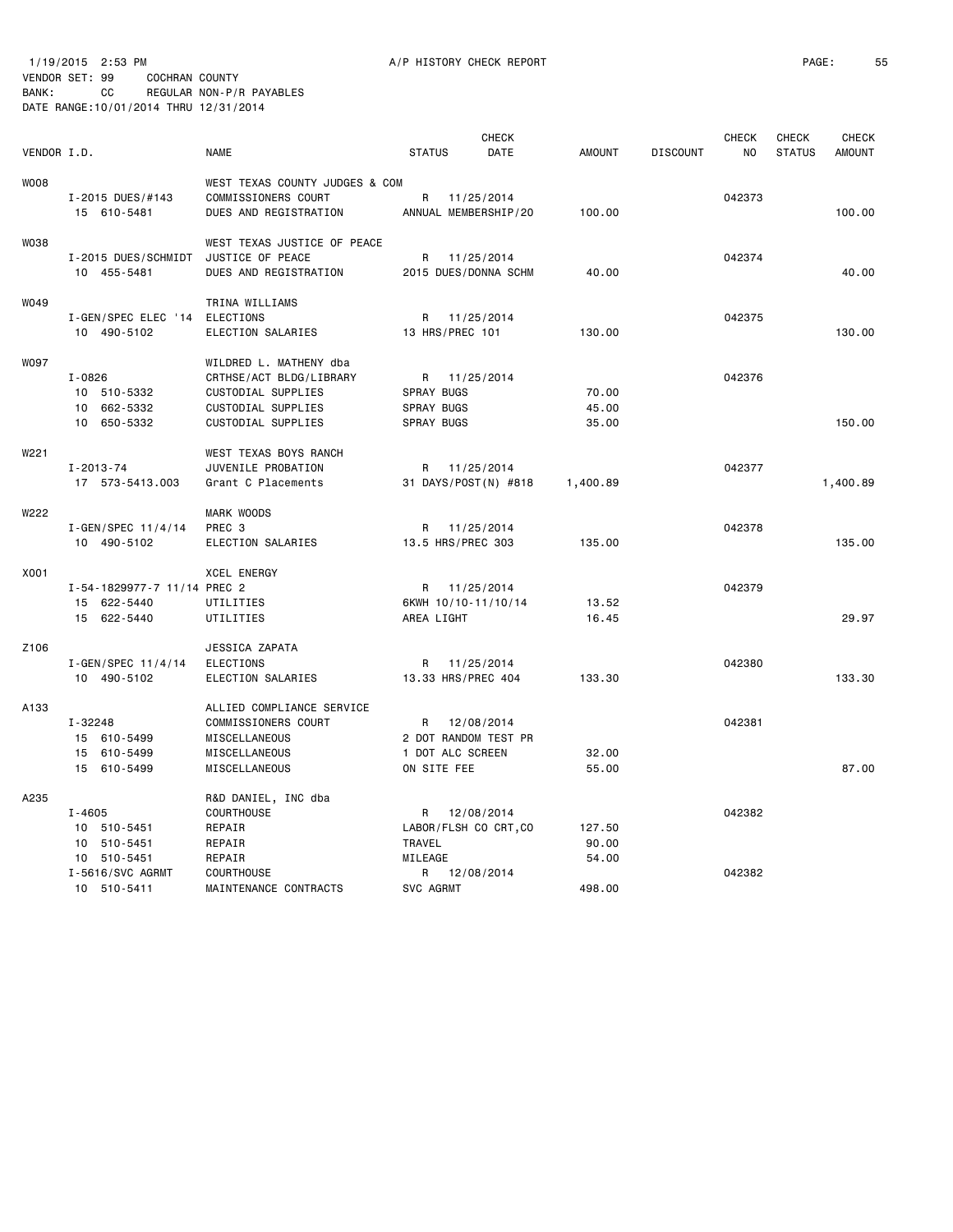1/19/2015 2:53 PM A/P HISTORY CHECK REPORT

VENDOR SET: 99 COCHRAN COUNTY
BANK: CC REGULAR NON-P/R PAYABLES
DATE RANGE:10/01/2014 THRU 12/31/2014

| VENDOR I.D. | NAME | STATUS | CHECK DATE | AMOUNT | DISCOUNT | CHECK NO | CHECK STATUS | CHECK AMOUNT |
|---|---|---|---|---|---|---|---|---|
| W008 | WEST TEXAS COUNTY JUDGES & COM | | | | | | | |
| I-2015 DUES/#143 | COMMISSIONERS COURT | R | 11/25/2014 | | | 042373 | | |
| 15 610-5481 | DUES AND REGISTRATION | ANNUAL MEMBERSHIP/20 | | 100.00 | | | | 100.00 |
| W038 | WEST TEXAS JUSTICE OF PEACE | | | | | | | |
| I-2015 DUES/SCHMIDT | JUSTICE OF PEACE | R | 11/25/2014 | | | 042374 | | |
| 10 455-5481 | DUES AND REGISTRATION | 2015 DUES/DONNA SCHM | | 40.00 | | | | 40.00 |
| W049 | TRINA WILLIAMS | | | | | | | |
| I-GEN/SPEC ELEC '14 | ELECTIONS | R | 11/25/2014 | | | 042375 | | |
| 10 490-5102 | ELECTION SALARIES | 13 HRS/PREC 101 | | 130.00 | | | | 130.00 |
| W097 | WILDRED L. MATHENY dba | | | | | | | |
| I-0826 | CRTHSE/ACT BLDG/LIBRARY | R | 11/25/2014 | | | 042376 | | |
| 10 510-5332 | CUSTODIAL SUPPLIES | SPRAY BUGS | | 70.00 | | | | |
| 10 662-5332 | CUSTODIAL SUPPLIES | SPRAY BUGS | | 45.00 | | | | |
| 10 650-5332 | CUSTODIAL SUPPLIES | SPRAY BUGS | | 35.00 | | | | 150.00 |
| W221 | WEST TEXAS BOYS RANCH | | | | | | | |
| I-2013-74 | JUVENILE PROBATION | R | 11/25/2014 | | | 042377 | | |
| 17 573-5413.003 | Grant C Placements | 31 DAYS/POST(N) #818 | | 1,400.89 | | | | 1,400.89 |
| W222 | MARK WOODS | | | | | | | |
| I-GEN/SPEC 11/4/14 | PREC 3 | R | 11/25/2014 | | | 042378 | | |
| 10 490-5102 | ELECTION SALARIES | 13.5 HRS/PREC 303 | | 135.00 | | | | 135.00 |
| X001 | XCEL ENERGY | | | | | | | |
| I-54-1829977-7 11/14 | PREC 2 | R | 11/25/2014 | | | 042379 | | |
| 15 622-5440 | UTILITIES | 6KWH 10/10-11/10/14 | | 13.52 | | | | |
| 15 622-5440 | UTILITIES | AREA LIGHT | | 16.45 | | | | 29.97 |
| Z106 | JESSICA ZAPATA | | | | | | | |
| I-GEN/SPEC 11/4/14 | ELECTIONS | R | 11/25/2014 | | | 042380 | | |
| 10 490-5102 | ELECTION SALARIES | 13.33 HRS/PREC 404 | | 133.30 | | | | 133.30 |
| A133 | ALLIED COMPLIANCE SERVICE | | | | | | | |
| I-32248 | COMMISSIONERS COURT | R | 12/08/2014 | | | 042381 | | |
| 15 610-5499 | MISCELLANEOUS | 2 DOT RANDOM TEST PR | | | | | | |
| 15 610-5499 | MISCELLANEOUS | 1 DOT ALC SCREEN | | 32.00 | | | | |
| 15 610-5499 | MISCELLANEOUS | ON SITE FEE | | 55.00 | | | | 87.00 |
| A235 | R&D DANIEL, INC dba | | | | | | | |
| I-4605 | COURTHOUSE | R | 12/08/2014 | | | 042382 | | |
| 10 510-5451 | REPAIR | LABOR/FLSH CO CRT,CO | | 127.50 | | | | |
| 10 510-5451 | REPAIR | TRAVEL | | 90.00 | | | | |
| 10 510-5451 | REPAIR | MILEAGE | | 54.00 | | | | |
| I-5616/SVC AGRMT | COURTHOUSE | R | 12/08/2014 | | | 042382 | | |
| 10 510-5411 | MAINTENANCE CONTRACTS | SVC AGRMT | | 498.00 | | | | |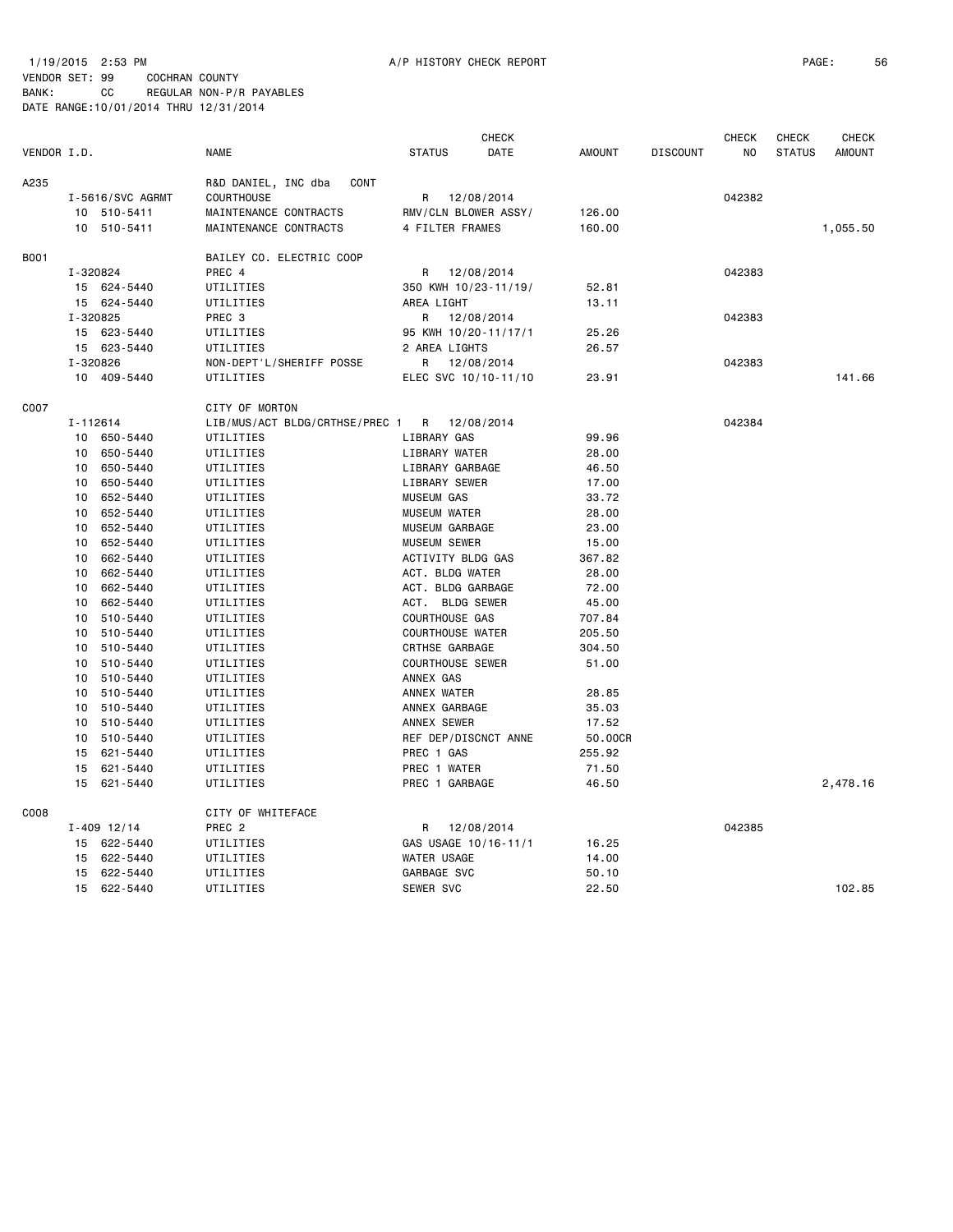1/19/2015 2:53 PM A/P HISTORY CHECK REPORT

VENDOR SET: 99 COCHRAN COUNTY
BANK: CC REGULAR NON-P/R PAYABLES
DATE RANGE:10/01/2014 THRU 12/31/2014

| VENDOR I.D. | NAME | STATUS | CHECK DATE | AMOUNT | DISCOUNT | CHECK NO | CHECK STATUS | CHECK AMOUNT |
|---|---|---|---|---|---|---|---|---|
| A235 | R&D DANIEL, INC dba CONT | | | | | | | |
| I-5616/SVC AGRMT | COURTHOUSE | R | 12/08/2014 | | | 042382 | | |
| 10 510-5411 | MAINTENANCE CONTRACTS | RMV/CLN BLOWER ASSY/ | | 126.00 | | | | |
| 10 510-5411 | MAINTENANCE CONTRACTS | 4 FILTER FRAMES | | 160.00 | | | | 1,055.50 |
| B001 | BAILEY CO. ELECTRIC COOP | | | | | | | |
| I-320824 | PREC 4 | R | 12/08/2014 | | | 042383 | | |
| 15 624-5440 | UTILITIES | 350 KWH 10/23-11/19/ | | 52.81 | | | | |
| 15 624-5440 | UTILITIES | AREA LIGHT | | 13.11 | | | | |
| I-320825 | PREC 3 | R | 12/08/2014 | | | 042383 | | |
| 15 623-5440 | UTILITIES | 95 KWH 10/20-11/17/1 | | 25.26 | | | | |
| 15 623-5440 | UTILITIES | 2 AREA LIGHTS | | 26.57 | | | | |
| I-320826 | NON-DEPT'L/SHERIFF POSSE | R | 12/08/2014 | | | 042383 | | |
| 10 409-5440 | UTILITIES | ELEC SVC 10/10-11/10 | | 23.91 | | | | 141.66 |
| C007 | CITY OF MORTON | | | | | | | |
| I-112614 | LIB/MUS/ACT BLDG/CRTHSE/PREC 1 | R | 12/08/2014 | | | 042384 | | |
| 10 650-5440 | UTILITIES | LIBRARY GAS | | 99.96 | | | | |
| 10 650-5440 | UTILITIES | LIBRARY WATER | | 28.00 | | | | |
| 10 650-5440 | UTILITIES | LIBRARY GARBAGE | | 46.50 | | | | |
| 10 650-5440 | UTILITIES | LIBRARY SEWER | | 17.00 | | | | |
| 10 652-5440 | UTILITIES | MUSEUM GAS | | 33.72 | | | | |
| 10 652-5440 | UTILITIES | MUSEUM WATER | | 28.00 | | | | |
| 10 652-5440 | UTILITIES | MUSEUM GARBAGE | | 23.00 | | | | |
| 10 652-5440 | UTILITIES | MUSEUM SEWER | | 15.00 | | | | |
| 10 662-5440 | UTILITIES | ACTIVITY BLDG GAS | | 367.82 | | | | |
| 10 662-5440 | UTILITIES | ACT. BLDG WATER | | 28.00 | | | | |
| 10 662-5440 | UTILITIES | ACT. BLDG GARBAGE | | 72.00 | | | | |
| 10 662-5440 | UTILITIES | ACT. BLDG SEWER | | 45.00 | | | | |
| 10 510-5440 | UTILITIES | COURTHOUSE GAS | | 707.84 | | | | |
| 10 510-5440 | UTILITIES | COURTHOUSE WATER | | 205.50 | | | | |
| 10 510-5440 | UTILITIES | CRTHSE GARBAGE | | 304.50 | | | | |
| 10 510-5440 | UTILITIES | COURTHOUSE SEWER | | 51.00 | | | | |
| 10 510-5440 | UTILITIES | ANNEX GAS | | | | | | |
| 10 510-5440 | UTILITIES | ANNEX WATER | | 28.85 | | | | |
| 10 510-5440 | UTILITIES | ANNEX GARBAGE | | 35.03 | | | | |
| 10 510-5440 | UTILITIES | ANNEX SEWER | | 17.52 | | | | |
| 10 510-5440 | UTILITIES | REF DEP/DISCNCT ANNE | | 50.00CR | | | | |
| 15 621-5440 | UTILITIES | PREC 1 GAS | | 255.92 | | | | |
| 15 621-5440 | UTILITIES | PREC 1 WATER | | 71.50 | | | | |
| 15 621-5440 | UTILITIES | PREC 1 GARBAGE | | 46.50 | | | | 2,478.16 |
| C008 | CITY OF WHITEFACE | | | | | | | |
| I-409 12/14 | PREC 2 | R | 12/08/2014 | | | 042385 | | |
| 15 622-5440 | UTILITIES | GAS USAGE 10/16-11/1 | | 16.25 | | | | |
| 15 622-5440 | UTILITIES | WATER USAGE | | 14.00 | | | | |
| 15 622-5440 | UTILITIES | GARBAGE SVC | | 50.10 | | | | |
| 15 622-5440 | UTILITIES | SEWER SVC | | 22.50 | | | | 102.85 |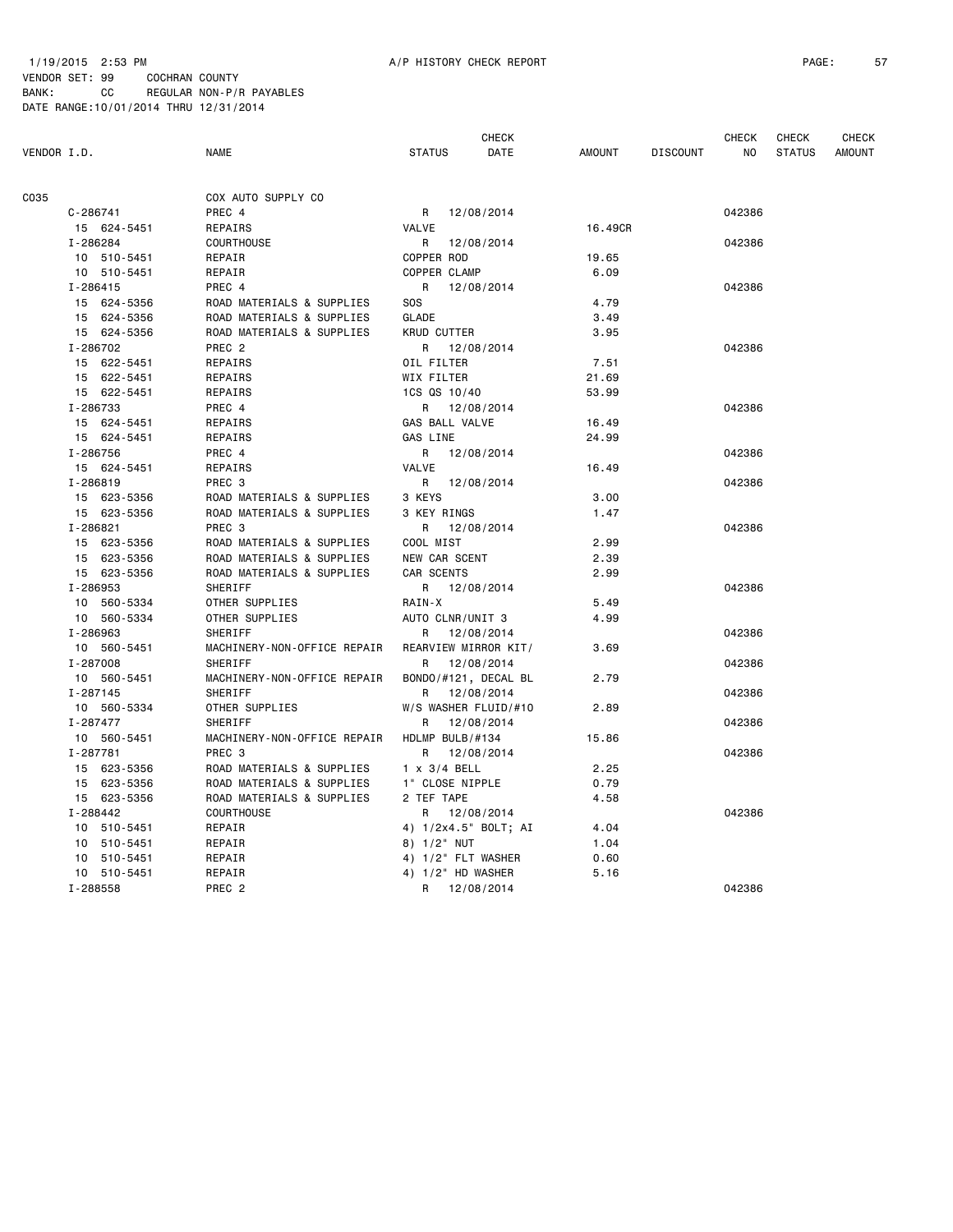1/19/2015 2:53 PM A/P HISTORY CHECK REPORT

VENDOR SET: 99 COCHRAN COUNTY
BANK: CC REGULAR NON-P/R PAYABLES
DATE RANGE:10/01/2014 THRU 12/31/2014

| VENDOR I.D. | NAME | STATUS | CHECK DATE | AMOUNT | DISCOUNT | CHECK NO | CHECK STATUS | CHECK AMOUNT |
|---|---|---|---|---|---|---|---|---|
| C035 | COX AUTO SUPPLY CO | | | | | | | |
| C-286741 | PREC 4 | R | 12/08/2014 | | | 042386 | | |
| 15 624-5451 | REPAIRS | VALVE | | 16.49CR | | | | |
| I-286284 | COURTHOUSE | R | 12/08/2014 | | | 042386 | | |
| 10 510-5451 | REPAIR | COPPER ROD | | 19.65 | | | | |
| 10 510-5451 | REPAIR | COPPER CLAMP | | 6.09 | | | | |
| I-286415 | PREC 4 | R | 12/08/2014 | | | 042386 | | |
| 15 624-5356 | ROAD MATERIALS & SUPPLIES | SOS | | 4.79 | | | | |
| 15 624-5356 | ROAD MATERIALS & SUPPLIES | GLADE | | 3.49 | | | | |
| 15 624-5356 | ROAD MATERIALS & SUPPLIES | KRUD CUTTER | | 3.95 | | | | |
| I-286702 | PREC 2 | R | 12/08/2014 | | | 042386 | | |
| 15 622-5451 | REPAIRS | OIL FILTER | | 7.51 | | | | |
| 15 622-5451 | REPAIRS | WIX FILTER | | 21.69 | | | | |
| 15 622-5451 | REPAIRS | 1CS QS 10/40 | | 53.99 | | | | |
| I-286733 | PREC 4 | R | 12/08/2014 | | | 042386 | | |
| 15 624-5451 | REPAIRS | GAS BALL VALVE | | 16.49 | | | | |
| 15 624-5451 | REPAIRS | GAS LINE | | 24.99 | | | | |
| I-286756 | PREC 4 | R | 12/08/2014 | | | 042386 | | |
| 15 624-5451 | REPAIRS | VALVE | | 16.49 | | | | |
| I-286819 | PREC 3 | R | 12/08/2014 | | | 042386 | | |
| 15 623-5356 | ROAD MATERIALS & SUPPLIES | 3 KEYS | | 3.00 | | | | |
| 15 623-5356 | ROAD MATERIALS & SUPPLIES | 3 KEY RINGS | | 1.47 | | | | |
| I-286821 | PREC 3 | R | 12/08/2014 | | | 042386 | | |
| 15 623-5356 | ROAD MATERIALS & SUPPLIES | COOL MIST | | 2.99 | | | | |
| 15 623-5356 | ROAD MATERIALS & SUPPLIES | NEW CAR SCENT | | 2.39 | | | | |
| 15 623-5356 | ROAD MATERIALS & SUPPLIES | CAR SCENTS | | 2.99 | | | | |
| I-286953 | SHERIFF | R | 12/08/2014 | | | 042386 | | |
| 10 560-5334 | OTHER SUPPLIES | RAIN-X | | 5.49 | | | | |
| 10 560-5334 | OTHER SUPPLIES | AUTO CLNR/UNIT 3 | | 4.99 | | | | |
| I-286963 | SHERIFF | R | 12/08/2014 | | | 042386 | | |
| 10 560-5451 | MACHINERY-NON-OFFICE REPAIR | REARVIEW MIRROR KIT/ | | 3.69 | | | | |
| I-287008 | SHERIFF | R | 12/08/2014 | | | 042386 | | |
| 10 560-5451 | MACHINERY-NON-OFFICE REPAIR | BONDO/#121, DECAL BL | | 2.79 | | | | |
| I-287145 | SHERIFF | R | 12/08/2014 | | | 042386 | | |
| 10 560-5334 | OTHER SUPPLIES | W/S WASHER FLUID/#10 | | 2.89 | | | | |
| I-287477 | SHERIFF | R | 12/08/2014 | | | 042386 | | |
| 10 560-5451 | MACHINERY-NON-OFFICE REPAIR | HDLMP BULB/#134 | | 15.86 | | | | |
| I-287781 | PREC 3 | R | 12/08/2014 | | | 042386 | | |
| 15 623-5356 | ROAD MATERIALS & SUPPLIES | 1 x 3/4 BELL | | 2.25 | | | | |
| 15 623-5356 | ROAD MATERIALS & SUPPLIES | 1" CLOSE NIPPLE | | 0.79 | | | | |
| 15 623-5356 | ROAD MATERIALS & SUPPLIES | 2 TEF TAPE | | 4.58 | | | | |
| I-288442 | COURTHOUSE | R | 12/08/2014 | | | 042386 | | |
| 10 510-5451 | REPAIR | 4) 1/2x4.5" BOLT; AI | | 4.04 | | | | |
| 10 510-5451 | REPAIR | 8) 1/2" NUT | | 1.04 | | | | |
| 10 510-5451 | REPAIR | 4) 1/2" FLT WASHER | | 0.60 | | | | |
| 10 510-5451 | REPAIR | 4) 1/2" HD WASHER | | 5.16 | | | | |
| I-288558 | PREC 2 | R | 12/08/2014 | | | 042386 | | |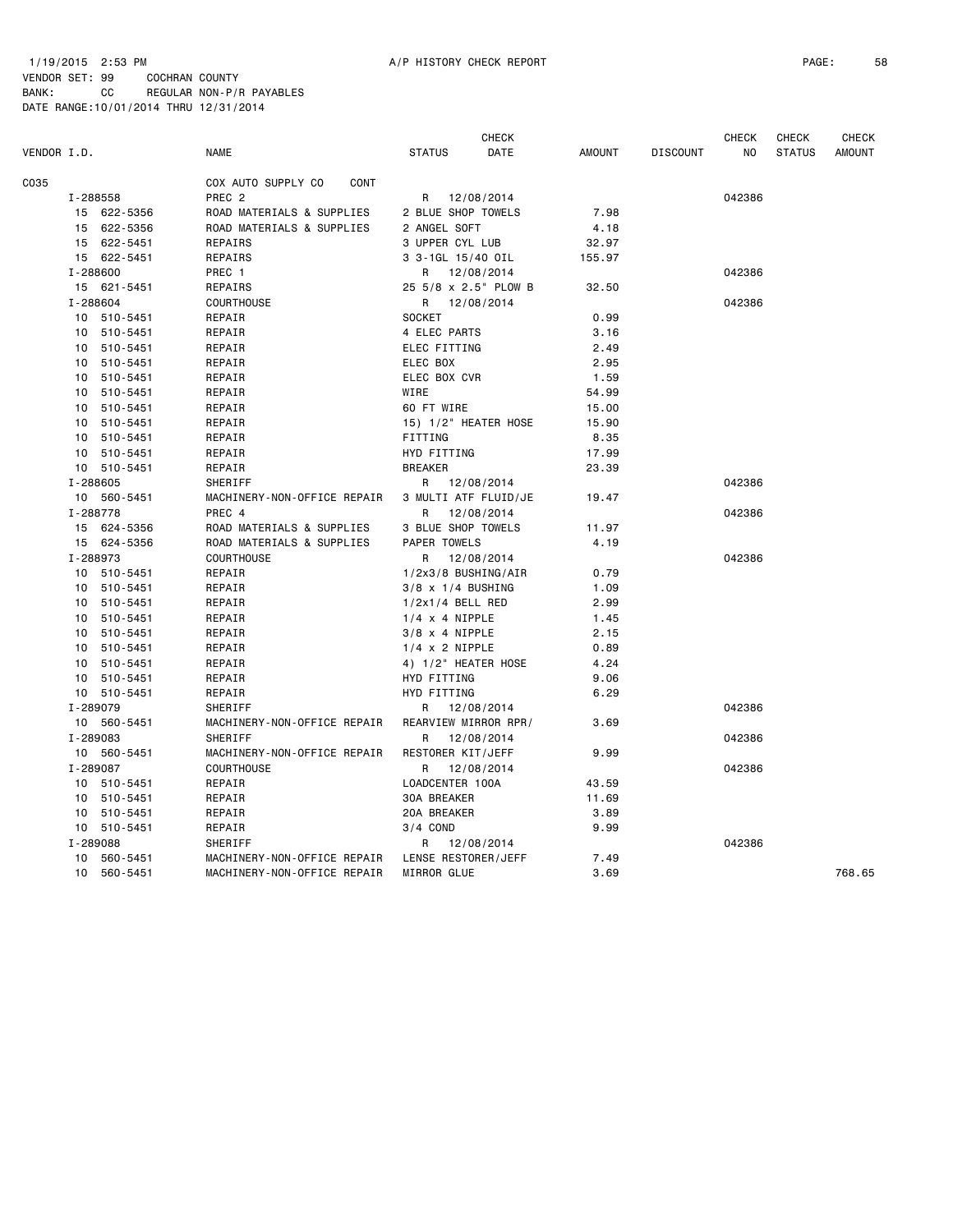1/19/2015 2:53 PM A/P HISTORY CHECK REPORT

VENDOR SET: 99 COCHRAN COUNTY
BANK: CC REGULAR NON-P/R PAYABLES
DATE RANGE:10/01/2014 THRU 12/31/2014

| VENDOR I.D. | NAME | STATUS | CHECK DATE | AMOUNT | DISCOUNT | CHECK NO | CHECK STATUS | CHECK AMOUNT |
|---|---|---|---|---|---|---|---|---|
| C035 | COX AUTO SUPPLY CO CONT | | | | | | | |
| I-288558 | PREC 2 | R | 12/08/2014 | | | 042386 | | |
| 15 622-5356 | ROAD MATERIALS & SUPPLIES | 2 BLUE SHOP TOWELS | | 7.98 | | | | |
| 15 622-5356 | ROAD MATERIALS & SUPPLIES | 2 ANGEL SOFT | | 4.18 | | | | |
| 15 622-5451 | REPAIRS | 3 UPPER CYL LUB | | 32.97 | | | | |
| 15 622-5451 | REPAIRS | 3 3-1GL 15/40 OIL | | 155.97 | | | | |
| I-288600 | PREC 1 | R | 12/08/2014 | | | 042386 | | |
| 15 621-5451 | REPAIRS | 25 5/8 x 2.5" PLOW B | | 32.50 | | | | |
| I-288604 | COURTHOUSE | R | 12/08/2014 | | | 042386 | | |
| 10 510-5451 | REPAIR | SOCKET | | 0.99 | | | | |
| 10 510-5451 | REPAIR | 4 ELEC PARTS | | 3.16 | | | | |
| 10 510-5451 | REPAIR | ELEC FITTING | | 2.49 | | | | |
| 10 510-5451 | REPAIR | ELEC BOX | | 2.95 | | | | |
| 10 510-5451 | REPAIR | ELEC BOX CVR | | 1.59 | | | | |
| 10 510-5451 | REPAIR | WIRE | | 54.99 | | | | |
| 10 510-5451 | REPAIR | 60 FT WIRE | | 15.00 | | | | |
| 10 510-5451 | REPAIR | 15) 1/2" HEATER HOSE | | 15.90 | | | | |
| 10 510-5451 | REPAIR | FITTING | | 8.35 | | | | |
| 10 510-5451 | REPAIR | HYD FITTING | | 17.99 | | | | |
| 10 510-5451 | REPAIR | BREAKER | | 23.39 | | | | |
| I-288605 | SHERIFF | R | 12/08/2014 | | | 042386 | | |
| 10 560-5451 | MACHINERY-NON-OFFICE REPAIR | 3 MULTI ATF FLUID/JE | | 19.47 | | | | |
| I-288778 | PREC 4 | R | 12/08/2014 | | | 042386 | | |
| 15 624-5356 | ROAD MATERIALS & SUPPLIES | 3 BLUE SHOP TOWELS | | 11.97 | | | | |
| 15 624-5356 | ROAD MATERIALS & SUPPLIES | PAPER TOWELS | | 4.19 | | | | |
| I-288973 | COURTHOUSE | R | 12/08/2014 | | | 042386 | | |
| 10 510-5451 | REPAIR | 1/2x3/8 BUSHING/AIR | | 0.79 | | | | |
| 10 510-5451 | REPAIR | 3/8 x 1/4 BUSHING | | 1.09 | | | | |
| 10 510-5451 | REPAIR | 1/2x1/4 BELL RED | | 2.99 | | | | |
| 10 510-5451 | REPAIR | 1/4 x 4 NIPPLE | | 1.45 | | | | |
| 10 510-5451 | REPAIR | 3/8 x 4 NIPPLE | | 2.15 | | | | |
| 10 510-5451 | REPAIR | 1/4 x 2 NIPPLE | | 0.89 | | | | |
| 10 510-5451 | REPAIR | 4) 1/2" HEATER HOSE | | 4.24 | | | | |
| 10 510-5451 | REPAIR | HYD FITTING | | 9.06 | | | | |
| 10 510-5451 | REPAIR | HYD FITTING | | 6.29 | | | | |
| I-289079 | SHERIFF | R | 12/08/2014 | | | 042386 | | |
| 10 560-5451 | MACHINERY-NON-OFFICE REPAIR | REARVIEW MIRROR RPR/ | | 3.69 | | | | |
| I-289083 | SHERIFF | R | 12/08/2014 | | | 042386 | | |
| 10 560-5451 | MACHINERY-NON-OFFICE REPAIR | RESTORER KIT/JEFF | | 9.99 | | | | |
| I-289087 | COURTHOUSE | R | 12/08/2014 | | | 042386 | | |
| 10 510-5451 | REPAIR | LOADCENTER 100A | | 43.59 | | | | |
| 10 510-5451 | REPAIR | 30A BREAKER | | 11.69 | | | | |
| 10 510-5451 | REPAIR | 20A BREAKER | | 3.89 | | | | |
| 10 510-5451 | REPAIR | 3/4 COND | | 9.99 | | | | |
| I-289088 | SHERIFF | R | 12/08/2014 | | | 042386 | | |
| 10 560-5451 | MACHINERY-NON-OFFICE REPAIR | LENSE RESTORER/JEFF | | 7.49 | | | | |
| 10 560-5451 | MACHINERY-NON-OFFICE REPAIR | MIRROR GLUE | | 3.69 | | | | 768.65 |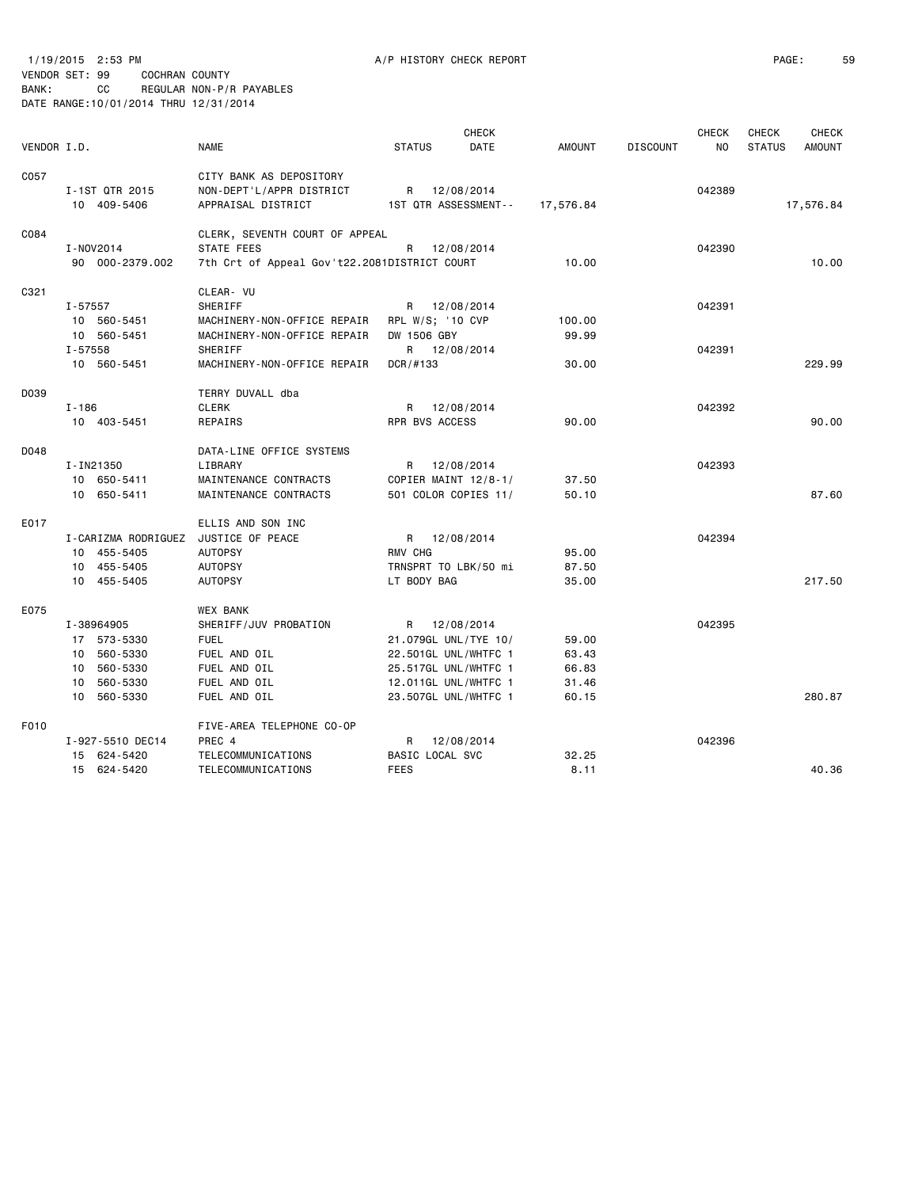1/19/2015 2:53 PM A/P HISTORY CHECK REPORT

VENDOR SET: 99 COCHRAN COUNTY
BANK: CC REGULAR NON-P/R PAYABLES
DATE RANGE:10/01/2014 THRU 12/31/2014

| VENDOR I.D. | NAME | STATUS | CHECK DATE | AMOUNT | DISCOUNT | CHECK NO | CHECK STATUS | CHECK AMOUNT |
|---|---|---|---|---|---|---|---|---|
| C057 | CITY BANK AS DEPOSITORY | | | | | | | |
| I-1ST QTR 2015 | NON-DEPT'L/APPR DISTRICT | R | 12/08/2014 | | | 042389 | | |
| 10 409-5406 | APPRAISAL DISTRICT | 1ST QTR ASSESSMENT-- | | 17,576.84 | | | | 17,576.84 |
| C084 | CLERK, SEVENTH COURT OF APPEAL | | | | | | | |
| I-NOV2014 | STATE FEES | R | 12/08/2014 | | | 042390 | | |
| 90 000-2379.002 | 7th Crt of Appeal Gov't22.2081 | DISTRICT COURT | | 10.00 | | | | 10.00 |
| C321 | CLEAR- VU | | | | | | | |
| I-57557 | SHERIFF | R | 12/08/2014 | | | 042391 | | |
| 10 560-5451 | MACHINERY-NON-OFFICE REPAIR | RPL W/S; '10 CVP | | 100.00 | | | | |
| 10 560-5451 | MACHINERY-NON-OFFICE REPAIR | DW 1506 GBY | | 99.99 | | | | |
| I-57558 | SHERIFF | R | 12/08/2014 | | | 042391 | | |
| 10 560-5451 | MACHINERY-NON-OFFICE REPAIR | DCR/#133 | | 30.00 | | | | 229.99 |
| D039 | TERRY DUVALL dba | | | | | | | |
| I-186 | CLERK | R | 12/08/2014 | | | 042392 | | |
| 10 403-5451 | REPAIRS | RPR BVS ACCESS | | 90.00 | | | | 90.00 |
| D048 | DATA-LINE OFFICE SYSTEMS | | | | | | | |
| I-IN21350 | LIBRARY | R | 12/08/2014 | | | 042393 | | |
| 10 650-5411 | MAINTENANCE CONTRACTS | COPIER MAINT 12/8-1/ | | 37.50 | | | | |
| 10 650-5411 | MAINTENANCE CONTRACTS | 501 COLOR COPIES 11/ | | 50.10 | | | | 87.60 |
| E017 | ELLIS AND SON INC | | | | | | | |
| I-CARIZMA RODRIGUEZ | JUSTICE OF PEACE | R | 12/08/2014 | | | 042394 | | |
| 10 455-5405 | AUTOPSY | RMV CHG | | 95.00 | | | | |
| 10 455-5405 | AUTOPSY | TRNSPRT TO LBK/50 mi | | 87.50 | | | | |
| 10 455-5405 | AUTOPSY | LT BODY BAG | | 35.00 | | | | 217.50 |
| E075 | WEX BANK | | | | | | | |
| I-38964905 | SHERIFF/JUV PROBATION | R | 12/08/2014 | | | 042395 | | |
| 17 573-5330 | FUEL | 21.079GL UNL/TYE 10/ | | 59.00 | | | | |
| 10 560-5330 | FUEL AND OIL | 22.501GL UNL/WHTFC 1 | | 63.43 | | | | |
| 10 560-5330 | FUEL AND OIL | 25.517GL UNL/WHTFC 1 | | 66.83 | | | | |
| 10 560-5330 | FUEL AND OIL | 12.011GL UNL/WHTFC 1 | | 31.46 | | | | |
| 10 560-5330 | FUEL AND OIL | 23.507GL UNL/WHTFC 1 | | 60.15 | | | | 280.87 |
| F010 | FIVE-AREA TELEPHONE CO-OP | | | | | | | |
| I-927-5510 DEC14 | PREC 4 | R | 12/08/2014 | | | 042396 | | |
| 15 624-5420 | TELECOMMUNICATIONS | BASIC LOCAL SVC | | 32.25 | | | | |
| 15 624-5420 | TELECOMMUNICATIONS | FEES | | 8.11 | | | | 40.36 |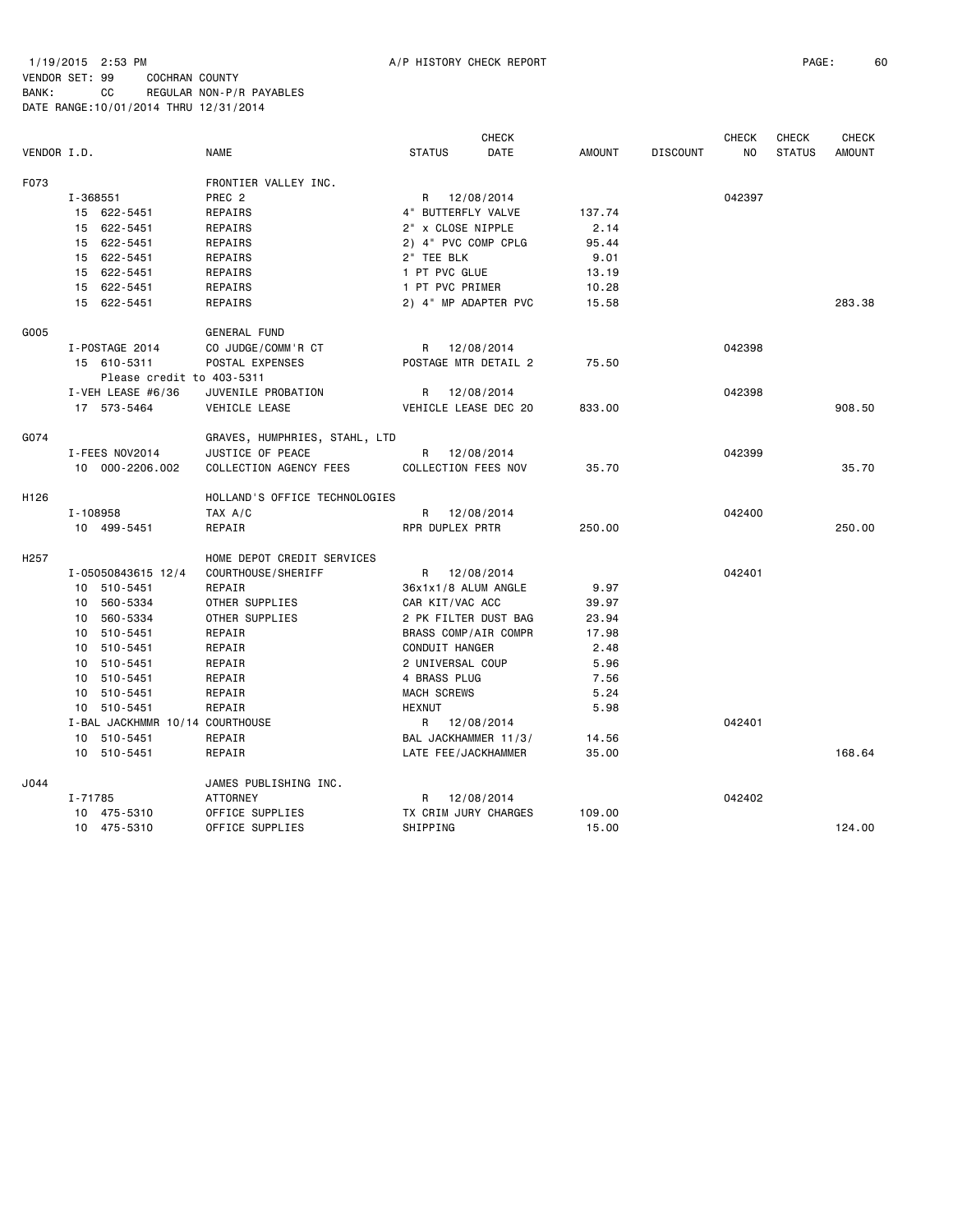1/19/2015 2:53 PM A/P HISTORY CHECK REPORT

VENDOR SET: 99 COCHRAN COUNTY
BANK: CC REGULAR NON-P/R PAYABLES
DATE RANGE:10/01/2014 THRU 12/31/2014

| VENDOR I.D. | NAME | STATUS | CHECK DATE | AMOUNT | DISCOUNT | CHECK NO | CHECK STATUS | CHECK AMOUNT |
|---|---|---|---|---|---|---|---|---|
| F073 | FRONTIER VALLEY INC. | | | | | | | |
| I-368551 | PREC 2 | R | 12/08/2014 | | | 042397 | | |
| 15 622-5451 | REPAIRS | 4" BUTTERFLY VALVE | | 137.74 | | | | |
| 15 622-5451 | REPAIRS | 2" x CLOSE NIPPLE | | 2.14 | | | | |
| 15 622-5451 | REPAIRS | 2) 4" PVC COMP CPLG | | 95.44 | | | | |
| 15 622-5451 | REPAIRS | 2" TEE BLK | | 9.01 | | | | |
| 15 622-5451 | REPAIRS | 1 PT PVC GLUE | | 13.19 | | | | |
| 15 622-5451 | REPAIRS | 1 PT PVC PRIMER | | 10.28 | | | | |
| 15 622-5451 | REPAIRS | 2) 4" MP ADAPTER PVC | | 15.58 | | | | 283.38 |
| G005 | GENERAL FUND | | | | | | | |
| I-POSTAGE 2014 | CO JUDGE/COMM'R CT | R | 12/08/2014 | | | 042398 | | |
| 15 610-5311 | POSTAL EXPENSES | POSTAGE MTR DETAIL 2 | | 75.50 | | | | |
| Please credit to 403-5311 | | | | | | | | |
| I-VEH LEASE #6/36 | JUVENILE PROBATION | R | 12/08/2014 | | | 042398 | | |
| 17 573-5464 | VEHICLE LEASE | VEHICLE LEASE DEC 20 | | 833.00 | | | | 908.50 |
| G074 | GRAVES, HUMPHRIES, STAHL, LTD | | | | | | | |
| I-FEES NOV2014 | JUSTICE OF PEACE | R | 12/08/2014 | | | 042399 | | |
| 10 000-2206.002 | COLLECTION AGENCY FEES | COLLECTION FEES NOV | | 35.70 | | | | 35.70 |
| H126 | HOLLAND'S OFFICE TECHNOLOGIES | | | | | | | |
| I-108958 | TAX A/C | R | 12/08/2014 | | | 042400 | | |
| 10 499-5451 | REPAIR | RPR DUPLEX PRTR | | 250.00 | | | | 250.00 |
| H257 | HOME DEPOT CREDIT SERVICES | | | | | | | |
| I-05050843615 12/4 | COURTHOUSE/SHERIFF | R | 12/08/2014 | | | 042401 | | |
| 10 510-5451 | REPAIR | 36x1x1/8 ALUM ANGLE | | 9.97 | | | | |
| 10 560-5334 | OTHER SUPPLIES | CAR KIT/VAC ACC | | 39.97 | | | | |
| 10 560-5334 | OTHER SUPPLIES | 2 PK FILTER DUST BAG | | 23.94 | | | | |
| 10 510-5451 | REPAIR | BRASS COMP/AIR COMPR | | 17.98 | | | | |
| 10 510-5451 | REPAIR | CONDUIT HANGER | | 2.48 | | | | |
| 10 510-5451 | REPAIR | 2 UNIVERSAL COUP | | 5.96 | | | | |
| 10 510-5451 | REPAIR | 4 BRASS PLUG | | 7.56 | | | | |
| 10 510-5451 | REPAIR | MACH SCREWS | | 5.24 | | | | |
| 10 510-5451 | REPAIR | HEXNUT | | 5.98 | | | | |
| I-BAL JACKHMMR 10/14 | COURTHOUSE | R | 12/08/2014 | | | 042401 | | |
| 10 510-5451 | REPAIR | BAL JACKHAMMER 11/3/ | | 14.56 | | | | |
| 10 510-5451 | REPAIR | LATE FEE/JACKHAMMER | | 35.00 | | | | 168.64 |
| J044 | JAMES PUBLISHING INC. | | | | | | | |
| I-71785 | ATTORNEY | R | 12/08/2014 | | | 042402 | | |
| 10 475-5310 | OFFICE SUPPLIES | TX CRIM JURY CHARGES | | 109.00 | | | | |
| 10 475-5310 | OFFICE SUPPLIES | SHIPPING | | 15.00 | | | | 124.00 |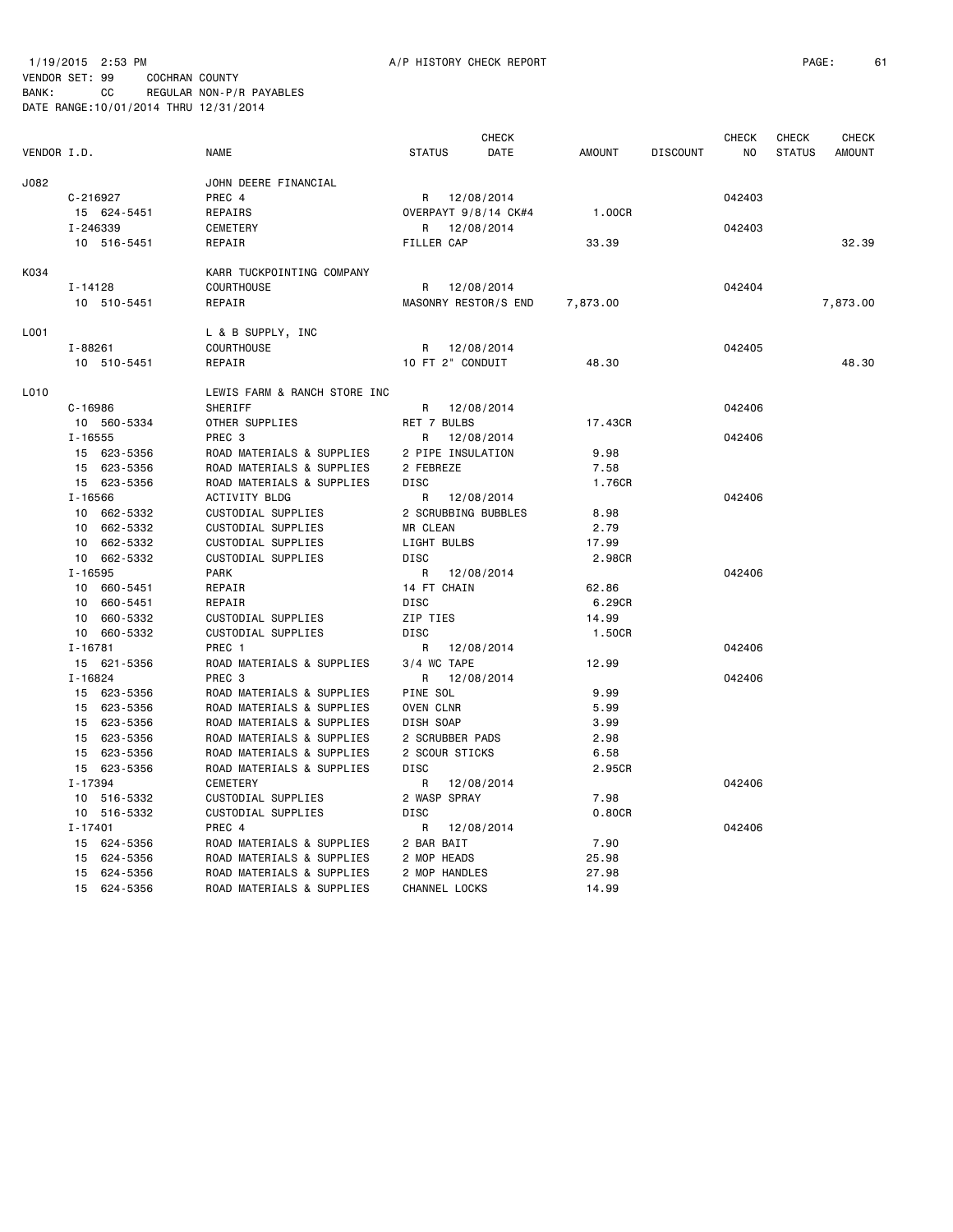1/19/2015 2:53 PM A/P HISTORY CHECK REPORT

VENDOR SET: 99 COCHRAN COUNTY
BANK: CC REGULAR NON-P/R PAYABLES
DATE RANGE:10/01/2014 THRU 12/31/2014

| VENDOR I.D. | NAME | STATUS | CHECK DATE | AMOUNT | DISCOUNT | CHECK NO | CHECK STATUS | CHECK AMOUNT |
|---|---|---|---|---|---|---|---|---|
| J082 | JOHN DEERE FINANCIAL | | | | | | | |
| C-216927 | PREC 4 | R | 12/08/2014 | | | 042403 | | |
| 15 624-5451 | REPAIRS | OVERPAYT 9/8/14 CK#4 | | 1.00CR | | | | |
| I-246339 | CEMETERY | R | 12/08/2014 | | | 042403 | | |
| 10 516-5451 | REPAIR | FILLER CAP | | 33.39 | | | | 32.39 |
| K034 | KARR TUCKPOINTING COMPANY | | | | | | | |
| I-14128 | COURTHOUSE | R | 12/08/2014 | | | 042404 | | |
| 10 510-5451 | REPAIR | MASONRY RESTOR/S END | | 7,873.00 | | | | 7,873.00 |
| L001 | L & B SUPPLY, INC | | | | | | | |
| I-88261 | COURTHOUSE | R | 12/08/2014 | | | 042405 | | |
| 10 510-5451 | REPAIR | 10 FT 2" CONDUIT | | 48.30 | | | | 48.30 |
| L010 | LEWIS FARM & RANCH STORE INC | | | | | | | |
| C-16986 | SHERIFF | R | 12/08/2014 | | | 042406 | | |
| 10 560-5334 | OTHER SUPPLIES | RET 7 BULBS | | 17.43CR | | | | |
| I-16555 | PREC 3 | R | 12/08/2014 | | | 042406 | | |
| 15 623-5356 | ROAD MATERIALS & SUPPLIES | 2 PIPE INSULATION | | 9.98 | | | | |
| 15 623-5356 | ROAD MATERIALS & SUPPLIES | 2 FEBREZE | | 7.58 | | | | |
| 15 623-5356 | ROAD MATERIALS & SUPPLIES | DISC | | 1.76CR | | | | |
| I-16566 | ACTIVITY BLDG | R | 12/08/2014 | | | 042406 | | |
| 10 662-5332 | CUSTODIAL SUPPLIES | 2 SCRUBBING BUBBLES | | 8.98 | | | | |
| 10 662-5332 | CUSTODIAL SUPPLIES | MR CLEAN | | 2.79 | | | | |
| 10 662-5332 | CUSTODIAL SUPPLIES | LIGHT BULBS | | 17.99 | | | | |
| 10 662-5332 | CUSTODIAL SUPPLIES | DISC | | 2.98CR | | | | |
| I-16595 | PARK | R | 12/08/2014 | | | 042406 | | |
| 10 660-5451 | REPAIR | 14 FT CHAIN | | 62.86 | | | | |
| 10 660-5451 | REPAIR | DISC | | 6.29CR | | | | |
| 10 660-5332 | CUSTODIAL SUPPLIES | ZIP TIES | | 14.99 | | | | |
| 10 660-5332 | CUSTODIAL SUPPLIES | DISC | | 1.50CR | | | | |
| I-16781 | PREC 1 | R | 12/08/2014 | | | 042406 | | |
| 15 621-5356 | ROAD MATERIALS & SUPPLIES | 3/4 WC TAPE | | 12.99 | | | | |
| I-16824 | PREC 3 | R | 12/08/2014 | | | 042406 | | |
| 15 623-5356 | ROAD MATERIALS & SUPPLIES | PINE SOL | | 9.99 | | | | |
| 15 623-5356 | ROAD MATERIALS & SUPPLIES | OVEN CLNR | | 5.99 | | | | |
| 15 623-5356 | ROAD MATERIALS & SUPPLIES | DISH SOAP | | 3.99 | | | | |
| 15 623-5356 | ROAD MATERIALS & SUPPLIES | 2 SCRUBBER PADS | | 2.98 | | | | |
| 15 623-5356 | ROAD MATERIALS & SUPPLIES | 2 SCOUR STICKS | | 6.58 | | | | |
| 15 623-5356 | ROAD MATERIALS & SUPPLIES | DISC | | 2.95CR | | | | |
| I-17394 | CEMETERY | R | 12/08/2014 | | | 042406 | | |
| 10 516-5332 | CUSTODIAL SUPPLIES | 2 WASP SPRAY | | 7.98 | | | | |
| 10 516-5332 | CUSTODIAL SUPPLIES | DISC | | 0.80CR | | | | |
| I-17401 | PREC 4 | R | 12/08/2014 | | | 042406 | | |
| 15 624-5356 | ROAD MATERIALS & SUPPLIES | 2 BAR BAIT | | 7.90 | | | | |
| 15 624-5356 | ROAD MATERIALS & SUPPLIES | 2 MOP HEADS | | 25.98 | | | | |
| 15 624-5356 | ROAD MATERIALS & SUPPLIES | 2 MOP HANDLES | | 27.98 | | | | |
| 15 624-5356 | ROAD MATERIALS & SUPPLIES | CHANNEL LOCKS | | 14.99 | | | | |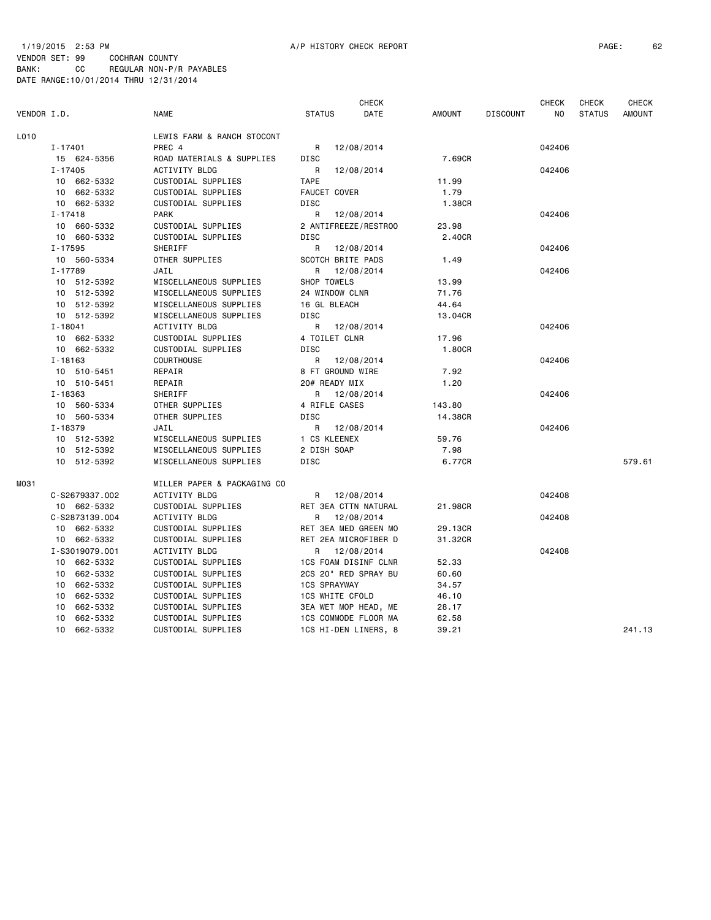1/19/2015 2:53 PM A/P HISTORY CHECK REPORT

VENDOR SET: 99 COCHRAN COUNTY
BANK: CC REGULAR NON-P/R PAYABLES
DATE RANGE:10/01/2014 THRU 12/31/2014

| VENDOR I.D. | NAME | STATUS | CHECK DATE | AMOUNT | DISCOUNT | CHECK NO | CHECK STATUS | CHECK AMOUNT |
|---|---|---|---|---|---|---|---|---|
| L010 | LEWIS FARM & RANCH STOCONT | | | | | | | |
| I-17401 | PREC 4 | R | 12/08/2014 | | | 042406 | | |
| 15 624-5356 | ROAD MATERIALS & SUPPLIES | DISC | | 7.69CR | | | | |
| I-17405 | ACTIVITY BLDG | R | 12/08/2014 | | | 042406 | | |
| 10 662-5332 | CUSTODIAL SUPPLIES | TAPE | | 11.99 | | | | |
| 10 662-5332 | CUSTODIAL SUPPLIES | FAUCET COVER | | 1.79 | | | | |
| 10 662-5332 | CUSTODIAL SUPPLIES | DISC | | 1.38CR | | | | |
| I-17418 | PARK | R | 12/08/2014 | | | 042406 | | |
| 10 660-5332 | CUSTODIAL SUPPLIES | 2 ANTIFREEZE/RESTROO | | 23.98 | | | | |
| 10 660-5332 | CUSTODIAL SUPPLIES | DISC | | 2.40CR | | | | |
| I-17595 | SHERIFF | R | 12/08/2014 | | | 042406 | | |
| 10 560-5334 | OTHER SUPPLIES | SCOTCH BRITE PADS | | 1.49 | | | | |
| I-17789 | JAIL | R | 12/08/2014 | | | 042406 | | |
| 10 512-5392 | MISCELLANEOUS SUPPLIES | SHOP TOWELS | | 13.99 | | | | |
| 10 512-5392 | MISCELLANEOUS SUPPLIES | 24 WINDOW CLNR | | 71.76 | | | | |
| 10 512-5392 | MISCELLANEOUS SUPPLIES | 16 GL BLEACH | | 44.64 | | | | |
| 10 512-5392 | MISCELLANEOUS SUPPLIES | DISC | | 13.04CR | | | | |
| I-18041 | ACTIVITY BLDG | R | 12/08/2014 | | | 042406 | | |
| 10 662-5332 | CUSTODIAL SUPPLIES | 4 TOILET CLNR | | 17.96 | | | | |
| 10 662-5332 | CUSTODIAL SUPPLIES | DISC | | 1.80CR | | | | |
| I-18163 | COURTHOUSE | R | 12/08/2014 | | | 042406 | | |
| 10 510-5451 | REPAIR | 8 FT GROUND WIRE | | 7.92 | | | | |
| 10 510-5451 | REPAIR | 20# READY MIX | | 1.20 | | | | |
| I-18363 | SHERIFF | R | 12/08/2014 | | | 042406 | | |
| 10 560-5334 | OTHER SUPPLIES | 4 RIFLE CASES | | 143.80 | | | | |
| 10 560-5334 | OTHER SUPPLIES | DISC | | 14.38CR | | | | |
| I-18379 | JAIL | R | 12/08/2014 | | | 042406 | | |
| 10 512-5392 | MISCELLANEOUS SUPPLIES | 1 CS KLEENEX | | 59.76 | | | | |
| 10 512-5392 | MISCELLANEOUS SUPPLIES | 2 DISH SOAP | | 7.98 | | | | |
| 10 512-5392 | MISCELLANEOUS SUPPLIES | DISC | | 6.77CR | | | | 579.61 |
| M031 | MILLER PAPER & PACKAGING CO | | | | | | | |
| C-S2679337.002 | ACTIVITY BLDG | R | 12/08/2014 | | | 042408 | | |
| 10 662-5332 | CUSTODIAL SUPPLIES | RET 3EA CTTN NATURAL | | 21.98CR | | | | |
| C-S2873139.004 | ACTIVITY BLDG | R | 12/08/2014 | | | 042408 | | |
| 10 662-5332 | CUSTODIAL SUPPLIES | RET 3EA MED GREEN MO | | 29.13CR | | | | |
| 10 662-5332 | CUSTODIAL SUPPLIES | RET 2EA MICROFIBER D | | 31.32CR | | | | |
| I-S3019079.001 | ACTIVITY BLDG | R | 12/08/2014 | | | 042408 | | |
| 10 662-5332 | CUSTODIAL SUPPLIES | 1CS FOAM DISINF CLNR | | 52.33 | | | | |
| 10 662-5332 | CUSTODIAL SUPPLIES | 2CS 20" RED SPRAY BU | | 60.60 | | | | |
| 10 662-5332 | CUSTODIAL SUPPLIES | 1CS SPRAYWAY | | 34.57 | | | | |
| 10 662-5332 | CUSTODIAL SUPPLIES | 1CS WHITE CFOLD | | 46.10 | | | | |
| 10 662-5332 | CUSTODIAL SUPPLIES | 3EA WET MOP HEAD, ME | | 28.17 | | | | |
| 10 662-5332 | CUSTODIAL SUPPLIES | 1CS COMMODE FLOOR MA | | 62.58 | | | | |
| 10 662-5332 | CUSTODIAL SUPPLIES | 1CS HI-DEN LINERS, 8 | | 39.21 | | | | 241.13 |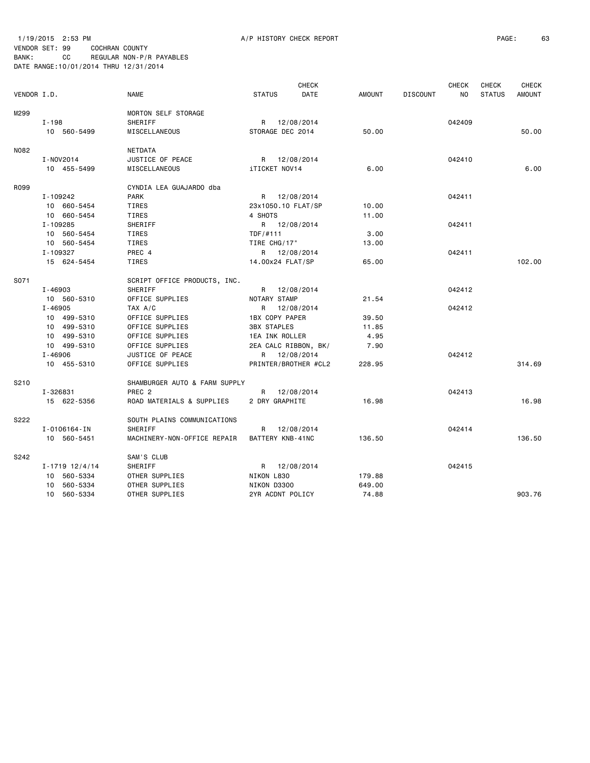1/19/2015 2:53 PM A/P HISTORY CHECK REPORT

VENDOR SET: 99 COCHRAN COUNTY
BANK: CC REGULAR NON-P/R PAYABLES
DATE RANGE:10/01/2014 THRU 12/31/2014

| VENDOR I.D. | NAME | STATUS | CHECK DATE | AMOUNT | DISCOUNT | CHECK NO | CHECK STATUS | CHECK AMOUNT |
|---|---|---|---|---|---|---|---|---|
| M299 | MORTON SELF STORAGE | | | | | | | |
| I-198 | SHERIFF | R | 12/08/2014 | | | 042409 | | |
| 10 560-5499 | MISCELLANEOUS | STORAGE DEC 2014 | | 50.00 | | | | 50.00 |
| N082 | NETDATA | | | | | | | |
| I-NOV2014 | JUSTICE OF PEACE | R | 12/08/2014 | | | 042410 | | |
| 10 455-5499 | MISCELLANEOUS | iTICKET NOV14 | | 6.00 | | | | 6.00 |
| R099 | CYNDIA LEA GUAJARDO dba | | | | | | | |
| I-109242 | PARK | R | 12/08/2014 | | | 042411 | | |
| 10 660-5454 | TIRES | 23x1050.10 FLAT/SP | | 10.00 | | | | |
| 10 660-5454 | TIRES | 4 SHOTS | | 11.00 | | | | |
| I-109285 | SHERIFF | R | 12/08/2014 | | | 042411 | | |
| 10 560-5454 | TIRES | TDF/#111 | | 3.00 | | | | |
| 10 560-5454 | TIRES | TIRE CHG/17" | | 13.00 | | | | |
| I-109327 | PREC 4 | R | 12/08/2014 | | | 042411 | | |
| 15 624-5454 | TIRES | 14.00x24 FLAT/SP | | 65.00 | | | | 102.00 |
| S071 | SCRIPT OFFICE PRODUCTS, INC. | | | | | | | |
| I-46903 | SHERIFF | R | 12/08/2014 | | | 042412 | | |
| 10 560-5310 | OFFICE SUPPLIES | NOTARY STAMP | | 21.54 | | | | |
| I-46905 | TAX A/C | R | 12/08/2014 | | | 042412 | | |
| 10 499-5310 | OFFICE SUPPLIES | 1BX COPY PAPER | | 39.50 | | | | |
| 10 499-5310 | OFFICE SUPPLIES | 3BX STAPLES | | 11.85 | | | | |
| 10 499-5310 | OFFICE SUPPLIES | 1EA INK ROLLER | | 4.95 | | | | |
| 10 499-5310 | OFFICE SUPPLIES | 2EA CALC RIBBON, BK/ | | 7.90 | | | | |
| I-46906 | JUSTICE OF PEACE | R | 12/08/2014 | | | 042412 | | |
| 10 455-5310 | OFFICE SUPPLIES | PRINTER/BROTHER #CL2 | | 228.95 | | | | 314.69 |
| S210 | SHAMBURGER AUTO & FARM SUPPLY | | | | | | | |
| I-326831 | PREC 2 | R | 12/08/2014 | | | 042413 | | |
| 15 622-5356 | ROAD MATERIALS & SUPPLIES | 2 DRY GRAPHITE | | 16.98 | | | | 16.98 |
| S222 | SOUTH PLAINS COMMUNICATIONS | | | | | | | |
| I-0106164-IN | SHERIFF | R | 12/08/2014 | | | 042414 | | |
| 10 560-5451 | MACHINERY-NON-OFFICE REPAIR | BATTERY KNB-41NC | | 136.50 | | | | 136.50 |
| S242 | SAM'S CLUB | | | | | | | |
| I-1719 12/4/14 | SHERIFF | R | 12/08/2014 | | | 042415 | | |
| 10 560-5334 | OTHER SUPPLIES | NIKON L830 | | 179.88 | | | | |
| 10 560-5334 | OTHER SUPPLIES | NIKON D3300 | | 649.00 | | | | |
| 10 560-5334 | OTHER SUPPLIES | 2YR ACDNT POLICY | | 74.88 | | | | 903.76 |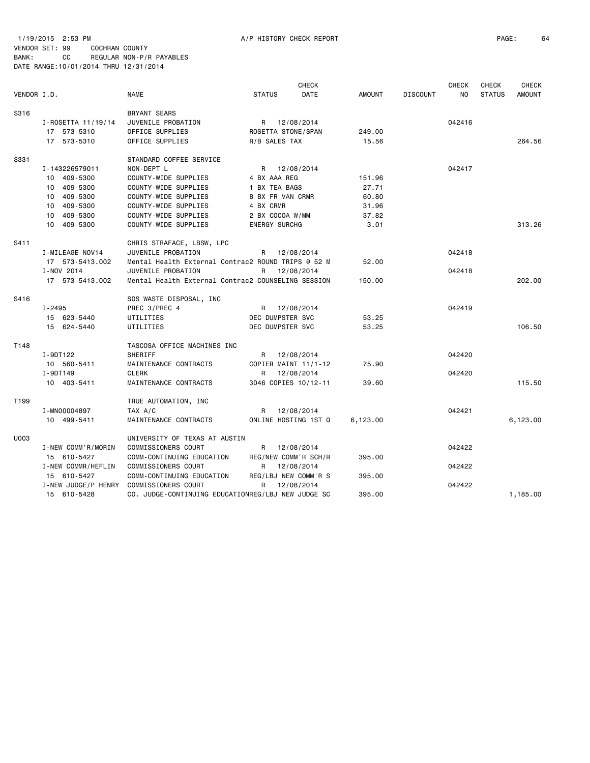1/19/2015 2:53 PM A/P HISTORY CHECK REPORT PAGE: 64

VENDOR SET: 99 COCHRAN COUNTY
BANK: CC REGULAR NON-P/R PAYABLES
DATE RANGE:10/01/2014 THRU 12/31/2014

| VENDOR I.D. | NAME | STATUS | CHECK DATE | AMOUNT | DISCOUNT | CHECK NO | CHECK STATUS | CHECK AMOUNT |
|---|---|---|---|---|---|---|---|---|
| S316 | BRYANT SEARS | | | | | | | |
| I-ROSETTA 11/19/14 | JUVENILE PROBATION | R | 12/08/2014 | | | 042416 | | |
| 17 573-5310 | OFFICE SUPPLIES | ROSETTA STONE/SPAN | | 249.00 | | | | |
| 17 573-5310 | OFFICE SUPPLIES | R/B SALES TAX | | 15.56 | | | | 264.56 |
| S331 | STANDARD COFFEE SERVICE | | | | | | | |
| I-143226579011 | NON-DEPT'L | R | 12/08/2014 | | | 042417 | | |
| 10 409-5300 | COUNTY-WIDE SUPPLIES | 4 BX AAA REG | | 151.96 | | | | |
| 10 409-5300 | COUNTY-WIDE SUPPLIES | 1 BX TEA BAGS | | 27.71 | | | | |
| 10 409-5300 | COUNTY-WIDE SUPPLIES | 8 BX FR VAN CRMR | | 60.80 | | | | |
| 10 409-5300 | COUNTY-WIDE SUPPLIES | 4 BX CRMR | | 31.96 | | | | |
| 10 409-5300 | COUNTY-WIDE SUPPLIES | 2 BX COCOA W/MM | | 37.82 | | | | |
| 10 409-5300 | COUNTY-WIDE SUPPLIES | ENERGY SURCHG | | 3.01 | | | | 313.26 |
| S411 | CHRIS STRAFACE, LBSW, LPC | | | | | | | |
| I-MILEAGE NOV14 | JUVENILE PROBATION | R | 12/08/2014 | | | 042418 | | |
| 17 573-5413.002 | Mental Health External Contrac2 | ROUND TRIPS @ 52 M | | 52.00 | | | | |
| I-NOV 2014 | JUVENILE PROBATION | R | 12/08/2014 | | | 042418 | | |
| 17 573-5413.002 | Mental Health External Contrac2 | COUNSELING SESSION | | 150.00 | | | | 202.00 |
| S416 | SOS WASTE DISPOSAL, INC | | | | | | | |
| I-2495 | PREC 3/PREC 4 | R | 12/08/2014 | | | 042419 | | |
| 15 623-5440 | UTILITIES | DEC DUMPSTER SVC | | 53.25 | | | | |
| 15 624-5440 | UTILITIES | DEC DUMPSTER SVC | | 53.25 | | | | 106.50 |
| T148 | TASCOSA OFFICE MACHINES INC | | | | | | | |
| I-9DT122 | SHERIFF | R | 12/08/2014 | | | 042420 | | |
| 10 560-5411 | MAINTENANCE CONTRACTS | COPIER MAINT 11/1-12 | | 75.90 | | | | |
| I-9DT149 | CLERK | R | 12/08/2014 | | | 042420 | | |
| 10 403-5411 | MAINTENANCE CONTRACTS | 3046 COPIES 10/12-11 | | 39.60 | | | | 115.50 |
| T199 | TRUE AUTOMATION, INC | | | | | | | |
| I-MN00004897 | TAX A/C | R | 12/08/2014 | | | 042421 | | |
| 10 499-5411 | MAINTENANCE CONTRACTS | ONLINE HOSTING 1ST Q | | 6,123.00 | | | | 6,123.00 |
| U003 | UNIVERSITY OF TEXAS AT AUSTIN | | | | | | | |
| I-NEW COMM'R/MORIN | COMMISSIONERS COURT | R | 12/08/2014 | | | 042422 | | |
| 15 610-5427 | COMM-CONTINUING EDUCATION | REG/NEW COMM'R SCH/R | | 395.00 | | | | |
| I-NEW COMMR/HEFLIN | COMMISSIONERS COURT | R | 12/08/2014 | | | 042422 | | |
| 15 610-5427 | COMM-CONTINUING EDUCATION | REG/LBJ NEW COMM'R S | | 395.00 | | | | |
| I-NEW JUDGE/P HENRY | COMMISSIONERS COURT | R | 12/08/2014 | | | 042422 | | |
| 15 610-5428 | CO. JUDGE-CONTINUING EDUCATION | REG/LBJ NEW JUDGE SC | | 395.00 | | | | 1,185.00 |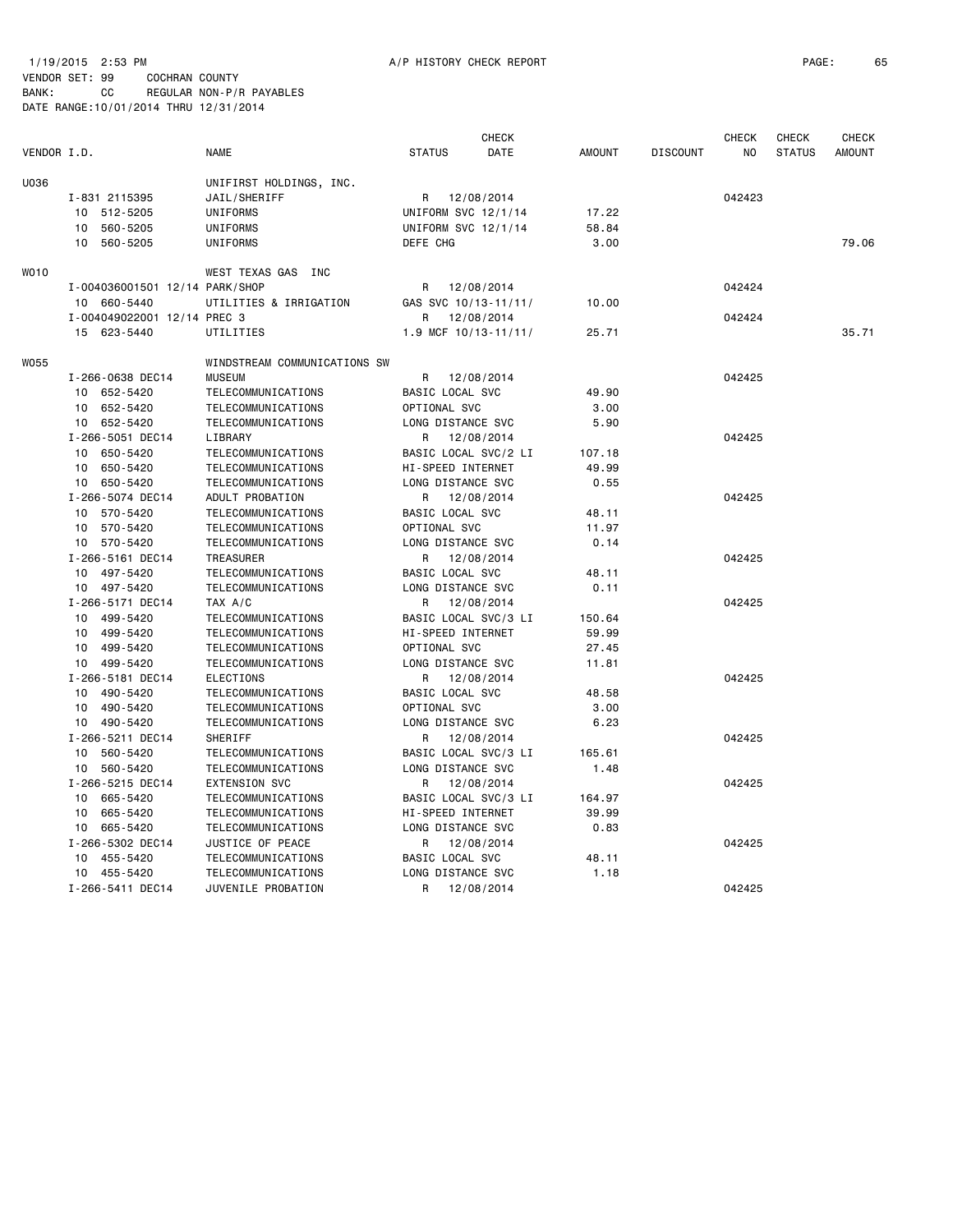1/19/2015 2:53 PM A/P HISTORY CHECK REPORT

VENDOR SET: 99 COCHRAN COUNTY
BANK: CC REGULAR NON-P/R PAYABLES
DATE RANGE:10/01/2014 THRU 12/31/2014

| VENDOR I.D. | NAME | STATUS | CHECK DATE | AMOUNT | DISCOUNT | CHECK NO | CHECK STATUS | CHECK AMOUNT |
|---|---|---|---|---|---|---|---|---|
| U036 | UNIFIRST HOLDINGS, INC. | | | | | | | |
| I-831 2115395 | JAIL/SHERIFF | R | 12/08/2014 | | | 042423 | | |
| 10 512-5205 | UNIFORMS | UNIFORM SVC 12/1/14 | | 17.22 | | | | |
| 10 560-5205 | UNIFORMS | UNIFORM SVC 12/1/14 | | 58.84 | | | | |
| 10 560-5205 | UNIFORMS | DEFE CHG | | 3.00 | | | | 79.06 |
| W010 | WEST TEXAS GAS INC | | | | | | | |
| I-004036001501 12/14 | PARK/SHOP | R | 12/08/2014 | | | 042424 | | |
| 10 660-5440 | UTILITIES & IRRIGATION | GAS SVC 10/13-11/11/ | | 10.00 | | | | |
| I-004049022001 12/14 | PREC 3 | R | 12/08/2014 | | | 042424 | | |
| 15 623-5440 | UTILITIES | 1.9 MCF 10/13-11/11/ | | 25.71 | | | | 35.71 |
| W055 | WINDSTREAM COMMUNICATIONS SW | | | | | | | |
| I-266-0638 DEC14 | MUSEUM | R | 12/08/2014 | | | 042425 | | |
| 10 652-5420 | TELECOMMUNICATIONS | BASIC LOCAL SVC | | 49.90 | | | | |
| 10 652-5420 | TELECOMMUNICATIONS | OPTIONAL SVC | | 3.00 | | | | |
| 10 652-5420 | TELECOMMUNICATIONS | LONG DISTANCE SVC | | 5.90 | | | | |
| I-266-5051 DEC14 | LIBRARY | R | 12/08/2014 | | | 042425 | | |
| 10 650-5420 | TELECOMMUNICATIONS | BASIC LOCAL SVC/2 LI | | 107.18 | | | | |
| 10 650-5420 | TELECOMMUNICATIONS | HI-SPEED INTERNET | | 49.99 | | | | |
| 10 650-5420 | TELECOMMUNICATIONS | LONG DISTANCE SVC | | 0.55 | | | | |
| I-266-5074 DEC14 | ADULT PROBATION | R | 12/08/2014 | | | 042425 | | |
| 10 570-5420 | TELECOMMUNICATIONS | BASIC LOCAL SVC | | 48.11 | | | | |
| 10 570-5420 | TELECOMMUNICATIONS | OPTIONAL SVC | | 11.97 | | | | |
| 10 570-5420 | TELECOMMUNICATIONS | LONG DISTANCE SVC | | 0.14 | | | | |
| I-266-5161 DEC14 | TREASURER | R | 12/08/2014 | | | 042425 | | |
| 10 497-5420 | TELECOMMUNICATIONS | BASIC LOCAL SVC | | 48.11 | | | | |
| 10 497-5420 | TELECOMMUNICATIONS | LONG DISTANCE SVC | | 0.11 | | | | |
| I-266-5171 DEC14 | TAX A/C | R | 12/08/2014 | | | 042425 | | |
| 10 499-5420 | TELECOMMUNICATIONS | BASIC LOCAL SVC/3 LI | | 150.64 | | | | |
| 10 499-5420 | TELECOMMUNICATIONS | HI-SPEED INTERNET | | 59.99 | | | | |
| 10 499-5420 | TELECOMMUNICATIONS | OPTIONAL SVC | | 27.45 | | | | |
| 10 499-5420 | TELECOMMUNICATIONS | LONG DISTANCE SVC | | 11.81 | | | | |
| I-266-5181 DEC14 | ELECTIONS | R | 12/08/2014 | | | 042425 | | |
| 10 490-5420 | TELECOMMUNICATIONS | BASIC LOCAL SVC | | 48.58 | | | | |
| 10 490-5420 | TELECOMMUNICATIONS | OPTIONAL SVC | | 3.00 | | | | |
| 10 490-5420 | TELECOMMUNICATIONS | LONG DISTANCE SVC | | 6.23 | | | | |
| I-266-5211 DEC14 | SHERIFF | R | 12/08/2014 | | | 042425 | | |
| 10 560-5420 | TELECOMMUNICATIONS | BASIC LOCAL SVC/3 LI | | 165.61 | | | | |
| 10 560-5420 | TELECOMMUNICATIONS | LONG DISTANCE SVC | | 1.48 | | | | |
| I-266-5215 DEC14 | EXTENSION SVC | R | 12/08/2014 | | | 042425 | | |
| 10 665-5420 | TELECOMMUNICATIONS | BASIC LOCAL SVC/3 LI | | 164.97 | | | | |
| 10 665-5420 | TELECOMMUNICATIONS | HI-SPEED INTERNET | | 39.99 | | | | |
| 10 665-5420 | TELECOMMUNICATIONS | LONG DISTANCE SVC | | 0.83 | | | | |
| I-266-5302 DEC14 | JUSTICE OF PEACE | R | 12/08/2014 | | | 042425 | | |
| 10 455-5420 | TELECOMMUNICATIONS | BASIC LOCAL SVC | | 48.11 | | | | |
| 10 455-5420 | TELECOMMUNICATIONS | LONG DISTANCE SVC | | 1.18 | | | | |
| I-266-5411 DEC14 | JUVENILE PROBATION | R | 12/08/2014 | | | 042425 | | |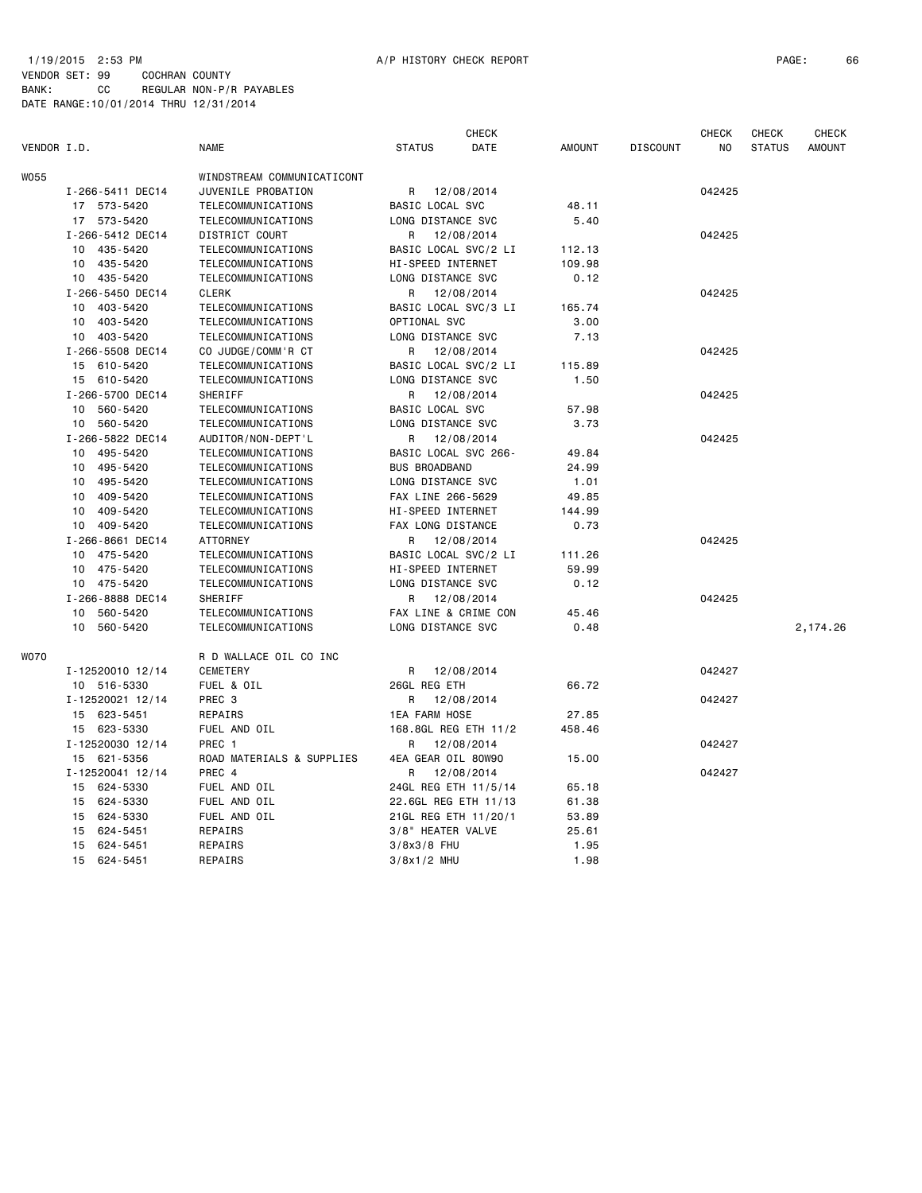1/19/2015 2:53 PM A/P HISTORY CHECK REPORT

VENDOR SET: 99 COCHRAN COUNTY
BANK: CC REGULAR NON-P/R PAYABLES
DATE RANGE:10/01/2014 THRU 12/31/2014

| VENDOR I.D. | NAME | STATUS | CHECK DATE | AMOUNT | DISCOUNT | CHECK NO | CHECK STATUS | CHECK AMOUNT |
|---|---|---|---|---|---|---|---|---|
| W055 | WINDSTREAM COMMUNICATICONT | | | | | | | |
| I-266-5411 DEC14 | JUVENILE PROBATION | R | 12/08/2014 | | | 042425 | | |
| 17 573-5420 | TELECOMMUNICATIONS | BASIC LOCAL SVC | | 48.11 | | | | |
| 17 573-5420 | TELECOMMUNICATIONS | LONG DISTANCE SVC | | 5.40 | | | | |
| I-266-5412 DEC14 | DISTRICT COURT | R | 12/08/2014 | | | 042425 | | |
| 10 435-5420 | TELECOMMUNICATIONS | BASIC LOCAL SVC/2 LI | | 112.13 | | | | |
| 10 435-5420 | TELECOMMUNICATIONS | HI-SPEED INTERNET | | 109.98 | | | | |
| 10 435-5420 | TELECOMMUNICATIONS | LONG DISTANCE SVC | | 0.12 | | | | |
| I-266-5450 DEC14 | CLERK | R | 12/08/2014 | | | 042425 | | |
| 10 403-5420 | TELECOMMUNICATIONS | BASIC LOCAL SVC/3 LI | | 165.74 | | | | |
| 10 403-5420 | TELECOMMUNICATIONS | OPTIONAL SVC | | 3.00 | | | | |
| 10 403-5420 | TELECOMMUNICATIONS | LONG DISTANCE SVC | | 7.13 | | | | |
| I-266-5508 DEC14 | CO JUDGE/COMM'R CT | R | 12/08/2014 | | | 042425 | | |
| 15 610-5420 | TELECOMMUNICATIONS | BASIC LOCAL SVC/2 LI | | 115.89 | | | | |
| 15 610-5420 | TELECOMMUNICATIONS | LONG DISTANCE SVC | | 1.50 | | | | |
| I-266-5700 DEC14 | SHERIFF | R | 12/08/2014 | | | 042425 | | |
| 10 560-5420 | TELECOMMUNICATIONS | BASIC LOCAL SVC | | 57.98 | | | | |
| 10 560-5420 | TELECOMMUNICATIONS | LONG DISTANCE SVC | | 3.73 | | | | |
| I-266-5822 DEC14 | AUDITOR/NON-DEPT'L | R | 12/08/2014 | | | 042425 | | |
| 10 495-5420 | TELECOMMUNICATIONS | BASIC LOCAL SVC 266- | | 49.84 | | | | |
| 10 495-5420 | TELECOMMUNICATIONS | BUS BROADBAND | | 24.99 | | | | |
| 10 495-5420 | TELECOMMUNICATIONS | LONG DISTANCE SVC | | 1.01 | | | | |
| 10 409-5420 | TELECOMMUNICATIONS | FAX LINE 266-5629 | | 49.85 | | | | |
| 10 409-5420 | TELECOMMUNICATIONS | HI-SPEED INTERNET | | 144.99 | | | | |
| 10 409-5420 | TELECOMMUNICATIONS | FAX LONG DISTANCE | | 0.73 | | | | |
| I-266-8661 DEC14 | ATTORNEY | R | 12/08/2014 | | | 042425 | | |
| 10 475-5420 | TELECOMMUNICATIONS | BASIC LOCAL SVC/2 LI | | 111.26 | | | | |
| 10 475-5420 | TELECOMMUNICATIONS | HI-SPEED INTERNET | | 59.99 | | | | |
| 10 475-5420 | TELECOMMUNICATIONS | LONG DISTANCE SVC | | 0.12 | | | | |
| I-266-8888 DEC14 | SHERIFF | R | 12/08/2014 | | | 042425 | | |
| 10 560-5420 | TELECOMMUNICATIONS | FAX LINE & CRIME CON | | 45.46 | | | | |
| 10 560-5420 | TELECOMMUNICATIONS | LONG DISTANCE SVC | | 0.48 | | | | 2,174.26 |
| W070 | R D WALLACE OIL CO INC | | | | | | | |
| I-12520010 12/14 | CEMETERY | R | 12/08/2014 | | | 042427 | | |
| 10 516-5330 | FUEL & OIL | 26GL REG ETH | | 66.72 | | | | |
| I-12520021 12/14 | PREC 3 | R | 12/08/2014 | | | 042427 | | |
| 15 623-5451 | REPAIRS | 1EA FARM HOSE | | 27.85 | | | | |
| 15 623-5330 | FUEL AND OIL | 168.8GL REG ETH 11/2 | | 458.46 | | | | |
| I-12520030 12/14 | PREC 1 | R | 12/08/2014 | | | 042427 | | |
| 15 621-5356 | ROAD MATERIALS & SUPPLIES | 4EA GEAR OIL 80W90 | | 15.00 | | | | |
| I-12520041 12/14 | PREC 4 | R | 12/08/2014 | | | 042427 | | |
| 15 624-5330 | FUEL AND OIL | 24GL REG ETH 11/5/14 | | 65.18 | | | | |
| 15 624-5330 | FUEL AND OIL | 22.6GL REG ETH 11/13 | | 61.38 | | | | |
| 15 624-5330 | FUEL AND OIL | 21GL REG ETH 11/20/1 | | 53.89 | | | | |
| 15 624-5451 | REPAIRS | 3/8" HEATER VALVE | | 25.61 | | | | |
| 15 624-5451 | REPAIRS | 3/8x3/8 FHU | | 1.95 | | | | |
| 15 624-5451 | REPAIRS | 3/8x1/2 MHU | | 1.98 | | | | |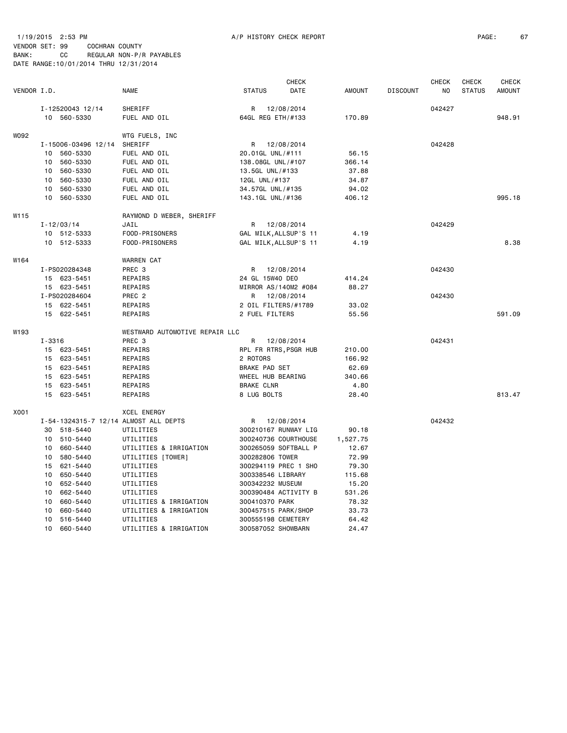1/19/2015 2:53 PM A/P HISTORY CHECK REPORT

VENDOR SET: 99 COCHRAN COUNTY
BANK: CC REGULAR NON-P/R PAYABLES
DATE RANGE:10/01/2014 THRU 12/31/2014

| VENDOR I.D. | | NAME | STATUS | CHECK DATE | AMOUNT | DISCOUNT | CHECK NO | CHECK STATUS | CHECK AMOUNT |
|---|---|---|---|---|---|---|---|---|---|
| | I-12520043 12/14 | SHERIFF | R | 12/08/2014 | | | 042427 | | |
| | 10 560-5330 | FUEL AND OIL | 64GL REG ETH/#133 | | 170.89 | | | | 948.91 |
| W092 | | WTG FUELS, INC | | | | | | | |
| | I-15006-03496 12/14 | SHERIFF | R | 12/08/2014 | | | 042428 | | |
| | 10 560-5330 | FUEL AND OIL | 20.01GL UNL/#111 | | 56.15 | | | | |
| | 10 560-5330 | FUEL AND OIL | 138.08GL UNL/#107 | | 366.14 | | | | |
| | 10 560-5330 | FUEL AND OIL | 13.5GL UNL/#133 | | 37.88 | | | | |
| | 10 560-5330 | FUEL AND OIL | 12GL UNL/#137 | | 34.87 | | | | |
| | 10 560-5330 | FUEL AND OIL | 34.57GL UNL/#135 | | 94.02 | | | | |
| | 10 560-5330 | FUEL AND OIL | 143.1GL UNL/#136 | | 406.12 | | | | 995.18 |
| W115 | | RAYMOND D WEBER, SHERIFF | | | | | | | |
| | I-12/03/14 | JAIL | R | 12/08/2014 | | | 042429 | | |
| | 10 512-5333 | FOOD-PRISONERS | GAL MILK,ALLSUP'S 11 | | 4.19 | | | | |
| | 10 512-5333 | FOOD-PRISONERS | GAL MILK,ALLSUP'S 11 | | 4.19 | | | | 8.38 |
| W164 | | WARREN CAT | | | | | | | |
| | I-PS020284348 | PREC 3 | R | 12/08/2014 | | | 042430 | | |
| | 15 623-5451 | REPAIRS | 24 GL 15W40 DEO | | 414.24 | | | | |
| | 15 623-5451 | REPAIRS | MIRROR AS/140M2 #084 | | 88.27 | | | | |
| | I-PS020284604 | PREC 2 | R | 12/08/2014 | | | 042430 | | |
| | 15 622-5451 | REPAIRS | 2 OIL FILTERS/#1789 | | 33.02 | | | | |
| | 15 622-5451 | REPAIRS | 2 FUEL FILTERS | | 55.56 | | | | 591.09 |
| W193 | | WESTWARD AUTOMOTIVE REPAIR LLC | | | | | | | |
| | I-3316 | PREC 3 | R | 12/08/2014 | | | 042431 | | |
| | 15 623-5451 | REPAIRS | RPL FR RTRS,PSGR HUB | | 210.00 | | | | |
| | 15 623-5451 | REPAIRS | 2 ROTORS | | 166.92 | | | | |
| | 15 623-5451 | REPAIRS | BRAKE PAD SET | | 62.69 | | | | |
| | 15 623-5451 | REPAIRS | WHEEL HUB BEARING | | 340.66 | | | | |
| | 15 623-5451 | REPAIRS | BRAKE CLNR | | 4.80 | | | | |
| | 15 623-5451 | REPAIRS | 8 LUG BOLTS | | 28.40 | | | | 813.47 |
| X001 | | XCEL ENERGY | | | | | | | |
| | I-54-1324315-7 12/14 | ALMOST ALL DEPTS | R | 12/08/2014 | | | 042432 | | |
| | 30 518-5440 | UTILITIES | 300210167 RUNWAY LIG | | 90.18 | | | | |
| | 10 510-5440 | UTILITIES | 300240736 COURTHOUSE | | 1,527.75 | | | | |
| | 10 660-5440 | UTILITIES & IRRIGATION | 300265059 SOFTBALL P | | 12.67 | | | | |
| | 10 580-5440 | UTILITIES [TOWER] | 300282806 TOWER | | 72.99 | | | | |
| | 15 621-5440 | UTILITIES | 300294119 PREC 1 SHO | | 79.30 | | | | |
| | 10 650-5440 | UTILITIES | 300338546 LIBRARY | | 115.68 | | | | |
| | 10 652-5440 | UTILITIES | 300342232 MUSEUM | | 15.20 | | | | |
| | 10 662-5440 | UTILITIES | 300390484 ACTIVITY B | | 531.26 | | | | |
| | 10 660-5440 | UTILITIES & IRRIGATION | 300410370 PARK | | 78.32 | | | | |
| | 10 660-5440 | UTILITIES & IRRIGATION | 300457515 PARK/SHOP | | 33.73 | | | | |
| | 10 516-5440 | UTILITIES | 300555198 CEMETERY | | 64.42 | | | | |
| | 10 660-5440 | UTILITIES & IRRIGATION | 300587052 SHOWBARN | | 24.47 | | | | |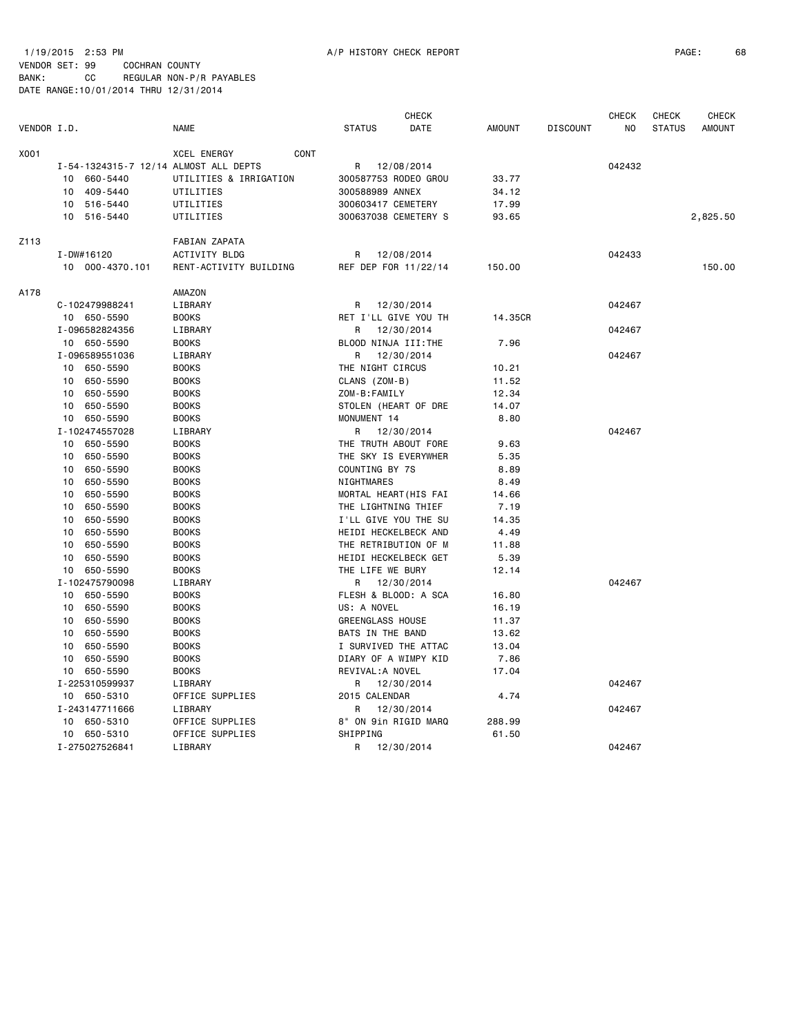1/19/2015 2:53 PM A/P HISTORY CHECK REPORT

VENDOR SET: 99 COCHRAN COUNTY
BANK: CC REGULAR NON-P/R PAYABLES
DATE RANGE:10/01/2014 THRU 12/31/2014

| VENDOR I.D. | | NAME | STATUS | CHECK DATE | AMOUNT | DISCOUNT | CHECK NO | CHECK STATUS | CHECK AMOUNT |
|---|---|---|---|---|---|---|---|---|---|
| X001 | | XCEL ENERGY CONT | | | | | | | |
| | I-54-1324315-7 12/14 ALMOST ALL DEPTS | | R | 12/08/2014 | | | 042432 | | |
| | 10 660-5440 | UTILITIES & IRRIGATION | 300587753 RODEO GROU | | 33.77 | | | | |
| | 10 409-5440 | UTILITIES | 300588989 ANNEX | | 34.12 | | | | |
| | 10 516-5440 | UTILITIES | 300603417 CEMETERY | | 17.99 | | | | |
| | 10 516-5440 | UTILITIES | 300637038 CEMETERY S | | 93.65 | | | | 2,825.50 |
| Z113 | | FABIAN ZAPATA | | | | | | | |
| | I-DW#16120 | ACTIVITY BLDG | R | 12/08/2014 | | | 042433 | | |
| | 10 000-4370.101 | RENT-ACTIVITY BUILDING | REF DEP FOR 11/22/14 | | 150.00 | | | | 150.00 |
| A178 | | AMAZON | | | | | | | |
| | C-102479988241 | LIBRARY | R | 12/30/2014 | | | 042467 | | |
| | 10 650-5590 | BOOKS | RET I'LL GIVE YOU TH | | 14.35CR | | | | |
| | I-096582824356 | LIBRARY | R | 12/30/2014 | | | 042467 | | |
| | 10 650-5590 | BOOKS | BLOOD NINJA III:THE | | 7.96 | | | | |
| | I-096589551036 | LIBRARY | R | 12/30/2014 | | | 042467 | | |
| | 10 650-5590 | BOOKS | THE NIGHT CIRCUS | | 10.21 | | | | |
| | 10 650-5590 | BOOKS | CLANS (ZOM-B) | | 11.52 | | | | |
| | 10 650-5590 | BOOKS | ZOM-B:FAMILY | | 12.34 | | | | |
| | 10 650-5590 | BOOKS | STOLEN (HEART OF DRE | | 14.07 | | | | |
| | 10 650-5590 | BOOKS | MONUMENT 14 | | 8.80 | | | | |
| | I-102474557028 | LIBRARY | R | 12/30/2014 | | | 042467 | | |
| | 10 650-5590 | BOOKS | THE TRUTH ABOUT FORE | | 9.63 | | | | |
| | 10 650-5590 | BOOKS | THE SKY IS EVERYWHER | | 5.35 | | | | |
| | 10 650-5590 | BOOKS | COUNTING BY 7S | | 8.89 | | | | |
| | 10 650-5590 | BOOKS | NIGHTMARES | | 8.49 | | | | |
| | 10 650-5590 | BOOKS | MORTAL HEART(HIS FAI | | 14.66 | | | | |
| | 10 650-5590 | BOOKS | THE LIGHTNING THIEF | | 7.19 | | | | |
| | 10 650-5590 | BOOKS | I'LL GIVE YOU THE SU | | 14.35 | | | | |
| | 10 650-5590 | BOOKS | HEIDI HECKELBECK AND | | 4.49 | | | | |
| | 10 650-5590 | BOOKS | THE RETRIBUTION OF M | | 11.88 | | | | |
| | 10 650-5590 | BOOKS | HEIDI HECKELBECK GET | | 5.39 | | | | |
| | 10 650-5590 | BOOKS | THE LIFE WE BURY | | 12.14 | | | | |
| | I-102475790098 | LIBRARY | R | 12/30/2014 | | | 042467 | | |
| | 10 650-5590 | BOOKS | FLESH & BLOOD: A SCA | | 16.80 | | | | |
| | 10 650-5590 | BOOKS | US: A NOVEL | | 16.19 | | | | |
| | 10 650-5590 | BOOKS | GREENGLASS HOUSE | | 11.37 | | | | |
| | 10 650-5590 | BOOKS | BATS IN THE BAND | | 13.62 | | | | |
| | 10 650-5590 | BOOKS | I SURVIVED THE ATTAC | | 13.04 | | | | |
| | 10 650-5590 | BOOKS | DIARY OF A WIMPY KID | | 7.86 | | | | |
| | 10 650-5590 | BOOKS | REVIVAL:A NOVEL | | 17.04 | | | | |
| | I-225310599937 | LIBRARY | R | 12/30/2014 | | | 042467 | | |
| | 10 650-5310 | OFFICE SUPPLIES | 2015 CALENDAR | | 4.74 | | | | |
| | I-243147711666 | LIBRARY | R | 12/30/2014 | | | 042467 | | |
| | 10 650-5310 | OFFICE SUPPLIES | 8" ON 9in RIGID MARQ | | 288.99 | | | | |
| | 10 650-5310 | OFFICE SUPPLIES | SHIPPING | | 61.50 | | | | |
| | I-275027526841 | LIBRARY | R | 12/30/2014 | | | 042467 | | |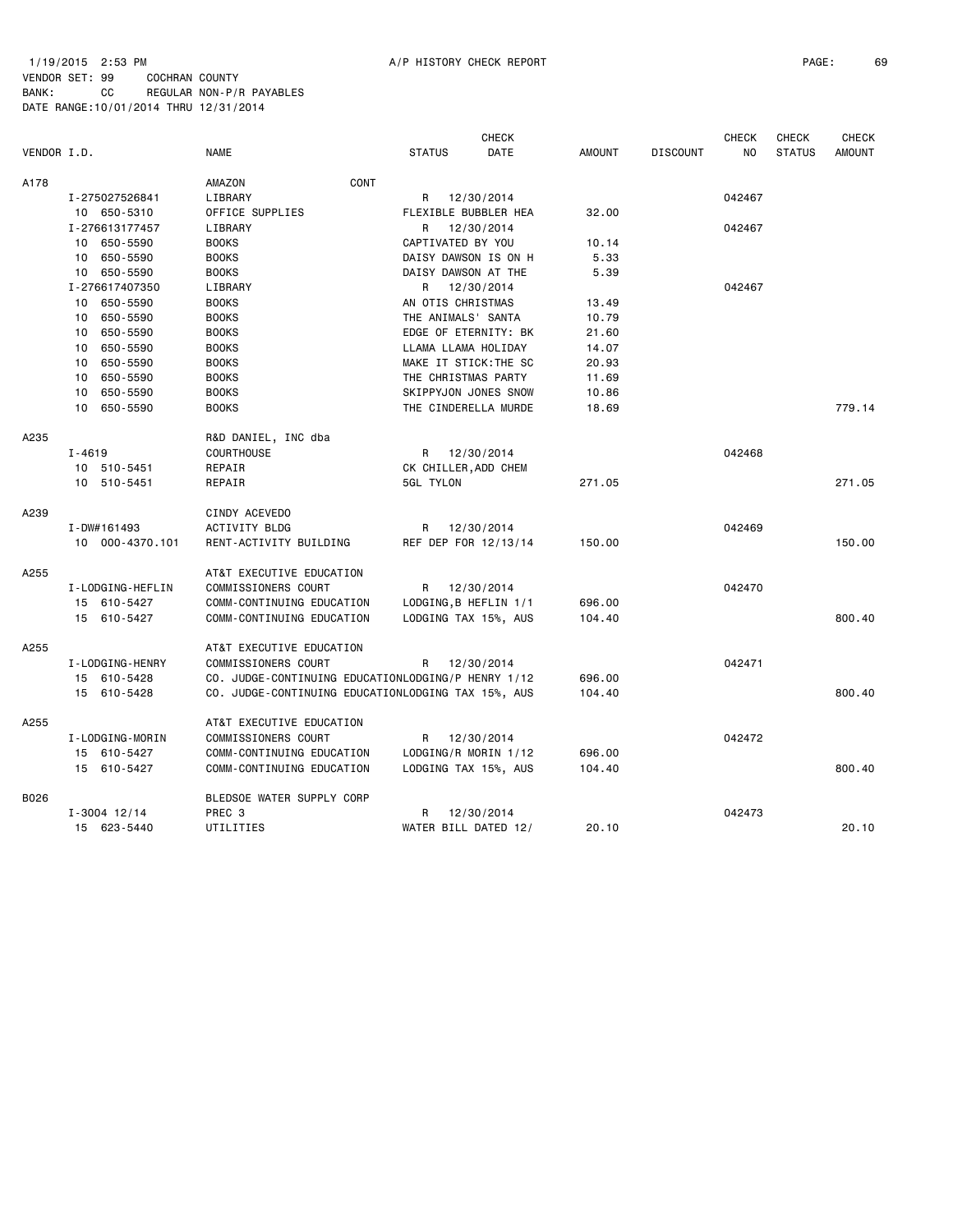1/19/2015 2:53 PM A/P HISTORY CHECK REPORT

VENDOR SET: 99 COCHRAN COUNTY
BANK: CC REGULAR NON-P/R PAYABLES
DATE RANGE:10/01/2014 THRU 12/31/2014

| VENDOR I.D. | NAME | STATUS | CHECK DATE | AMOUNT | DISCOUNT | CHECK NO | CHECK STATUS | CHECK AMOUNT |
|---|---|---|---|---|---|---|---|---|
| A178 | AMAZON CONT | | | | | | | |
| I-275027526841 | LIBRARY | R | 12/30/2014 | | | 042467 | | |
| 10 650-5310 | OFFICE SUPPLIES | FLEXIBLE BUBBLER HEA | | 32.00 | | | | |
| I-276613177457 | LIBRARY | R | 12/30/2014 | | | 042467 | | |
| 10 650-5590 | BOOKS | CAPTIVATED BY YOU | | 10.14 | | | | |
| 10 650-5590 | BOOKS | DAISY DAWSON IS ON H | | 5.33 | | | | |
| 10 650-5590 | BOOKS | DAISY DAWSON AT THE | | 5.39 | | | | |
| I-276617407350 | LIBRARY | R | 12/30/2014 | | | 042467 | | |
| 10 650-5590 | BOOKS | AN OTIS CHRISTMAS | | 13.49 | | | | |
| 10 650-5590 | BOOKS | THE ANIMALS' SANTA | | 10.79 | | | | |
| 10 650-5590 | BOOKS | EDGE OF ETERNITY: BK | | 21.60 | | | | |
| 10 650-5590 | BOOKS | LLAMA LLAMA HOLIDAY | | 14.07 | | | | |
| 10 650-5590 | BOOKS | MAKE IT STICK:THE SC | | 20.93 | | | | |
| 10 650-5590 | BOOKS | THE CHRISTMAS PARTY | | 11.69 | | | | |
| 10 650-5590 | BOOKS | SKIPPYJON JONES SNOW | | 10.86 | | | | |
| 10 650-5590 | BOOKS | THE CINDERELLA MURDE | | 18.69 | | | | 779.14 |
| A235 | R&D DANIEL, INC dba | | | | | | | |
| I-4619 | COURTHOUSE | R | 12/30/2014 | | | 042468 | | |
| 10 510-5451 | REPAIR | CK CHILLER,ADD CHEM | | | | | | |
| 10 510-5451 | REPAIR | 5GL TYLON | | 271.05 | | | | 271.05 |
| A239 | CINDY ACEVEDO | | | | | | | |
| I-DW#161493 | ACTIVITY BLDG | R | 12/30/2014 | | | 042469 | | |
| 10 000-4370.101 | RENT-ACTIVITY BUILDING | REF DEP FOR 12/13/14 | | 150.00 | | | | 150.00 |
| A255 | AT&T EXECUTIVE EDUCATION | | | | | | | |
| I-LODGING-HEFLIN | COMMISSIONERS COURT | R | 12/30/2014 | | | 042470 | | |
| 15 610-5427 | COMM-CONTINUING EDUCATION | LODGING,B HEFLIN 1/1 | | 696.00 | | | | |
| 15 610-5427 | COMM-CONTINUING EDUCATION | LODGING TAX 15%, AUS | | 104.40 | | | | 800.40 |
| A255 | AT&T EXECUTIVE EDUCATION | | | | | | | |
| I-LODGING-HENRY | COMMISSIONERS COURT | R | 12/30/2014 | | | 042471 | | |
| 15 610-5428 | CO. JUDGE-CONTINUING EDUCATION | LODGING/P HENRY 1/12 | | 696.00 | | | | |
| 15 610-5428 | CO. JUDGE-CONTINUING EDUCATION | LODGING TAX 15%, AUS | | 104.40 | | | | 800.40 |
| A255 | AT&T EXECUTIVE EDUCATION | | | | | | | |
| I-LODGING-MORIN | COMMISSIONERS COURT | R | 12/30/2014 | | | 042472 | | |
| 15 610-5427 | COMM-CONTINUING EDUCATION | LODGING/R MORIN 1/12 | | 696.00 | | | | |
| 15 610-5427 | COMM-CONTINUING EDUCATION | LODGING TAX 15%, AUS | | 104.40 | | | | 800.40 |
| B026 | BLEDSOE WATER SUPPLY CORP | | | | | | | |
| I-3004 12/14 | PREC 3 | R | 12/30/2014 | | | 042473 | | |
| 15 623-5440 | UTILITIES | WATER BILL DATED 12/ | | 20.10 | | | | 20.10 |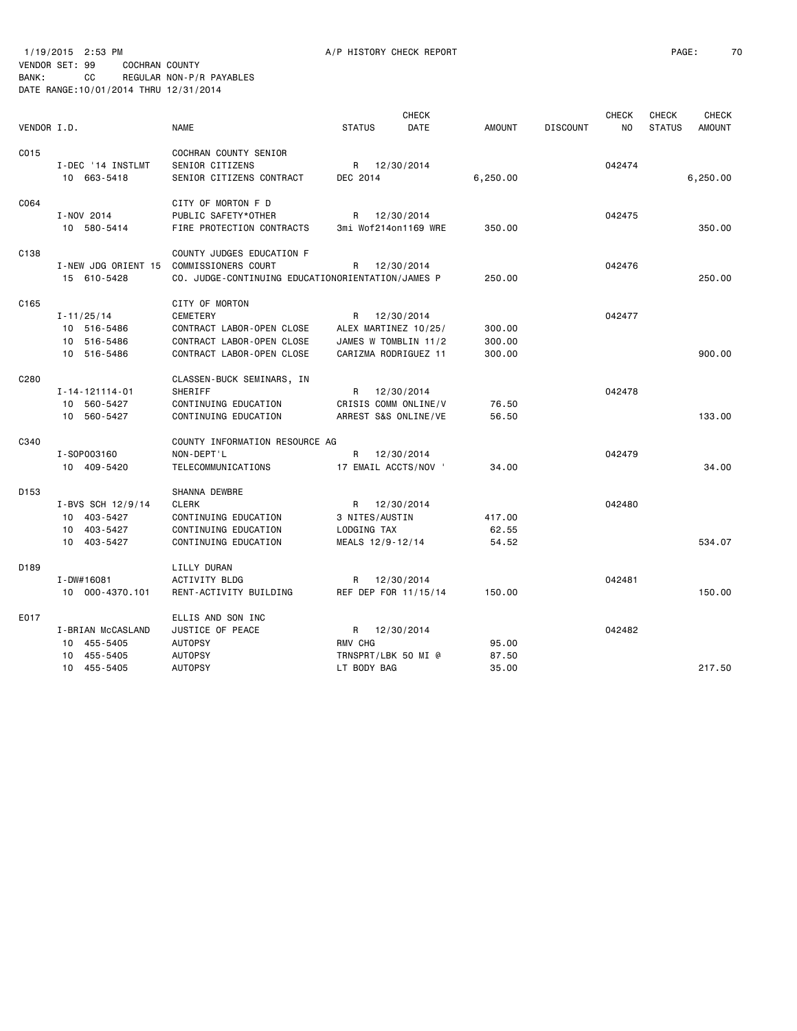1/19/2015 2:53 PM A/P HISTORY CHECK REPORT

VENDOR SET: 99 COCHRAN COUNTY
BANK: CC REGULAR NON-P/R PAYABLES
DATE RANGE:10/01/2014 THRU 12/31/2014

| VENDOR I.D. | NAME | STATUS | CHECK DATE | AMOUNT | DISCOUNT | CHECK NO | CHECK STATUS | CHECK AMOUNT |
|---|---|---|---|---|---|---|---|---|
| C015 | COCHRAN COUNTY SENIOR | | | | | | | |
| I-DEC '14 INSTLMT | SENIOR CITIZENS | R | 12/30/2014 | | | 042474 | | |
| 10 663-5418 | SENIOR CITIZENS CONTRACT | DEC 2014 | | 6,250.00 | | | | 6,250.00 |
| C064 | CITY OF MORTON F D | | | | | | | |
| I-NOV 2014 | PUBLIC SAFETY*OTHER | R | 12/30/2014 | | | 042475 | | |
| 10 580-5414 | FIRE PROTECTION CONTRACTS | 3mi Wof214on1169 WRE | | 350.00 | | | | 350.00 |
| C138 | COUNTY JUDGES EDUCATION F | | | | | | | |
| I-NEW JDG ORIENT 15 | COMMISSIONERS COURT | R | 12/30/2014 | | | 042476 | | |
| 15 610-5428 | CO. JUDGE-CONTINUING EDUCATIONORIENTATION/JAMES P | | | 250.00 | | | | 250.00 |
| C165 | CITY OF MORTON | | | | | | | |
| I-11/25/14 | CEMETERY | R | 12/30/2014 | | | 042477 | | |
| 10 516-5486 | CONTRACT LABOR-OPEN CLOSE | ALEX MARTINEZ 10/25/ | | 300.00 | | | | |
| 10 516-5486 | CONTRACT LABOR-OPEN CLOSE | JAMES W TOMBLIN 11/2 | | 300.00 | | | | |
| 10 516-5486 | CONTRACT LABOR-OPEN CLOSE | CARIZMA RODRIGUEZ 11 | | 300.00 | | | | 900.00 |
| C280 | CLASSEN-BUCK SEMINARS, IN | | | | | | | |
| I-14-121114-01 | SHERIFF | R | 12/30/2014 | | | 042478 | | |
| 10 560-5427 | CONTINUING EDUCATION | CRISIS COMM ONLINE/V | | 76.50 | | | | |
| 10 560-5427 | CONTINUING EDUCATION | ARREST S&S ONLINE/VE | | 56.50 | | | | 133.00 |
| C340 | COUNTY INFORMATION RESOURCE AG | | | | | | | |
| I-SOP003160 | NON-DEPT'L | R | 12/30/2014 | | | 042479 | | |
| 10 409-5420 | TELECOMMUNICATIONS | 17 EMAIL ACCTS/NOV ' | | 34.00 | | | | 34.00 |
| D153 | SHANNA DEWBRE | | | | | | | |
| I-BVS SCH 12/9/14 | CLERK | R | 12/30/2014 | | | 042480 | | |
| 10 403-5427 | CONTINUING EDUCATION | 3 NITES/AUSTIN | | 417.00 | | | | |
| 10 403-5427 | CONTINUING EDUCATION | LODGING TAX | | 62.55 | | | | |
| 10 403-5427 | CONTINUING EDUCATION | MEALS 12/9-12/14 | | 54.52 | | | | 534.07 |
| D189 | LILLY DURAN | | | | | | | |
| I-DW#16081 | ACTIVITY BLDG | R | 12/30/2014 | | | 042481 | | |
| 10 000-4370.101 | RENT-ACTIVITY BUILDING | REF DEP FOR 11/15/14 | | 150.00 | | | | 150.00 |
| E017 | ELLIS AND SON INC | | | | | | | |
| I-BRIAN McCASLAND | JUSTICE OF PEACE | R | 12/30/2014 | | | 042482 | | |
| 10 455-5405 | AUTOPSY | RMV CHG | | 95.00 | | | | |
| 10 455-5405 | AUTOPSY | TRNSPRT/LBK 50 MI @ | | 87.50 | | | | |
| 10 455-5405 | AUTOPSY | LT BODY BAG | | 35.00 | | | | 217.50 |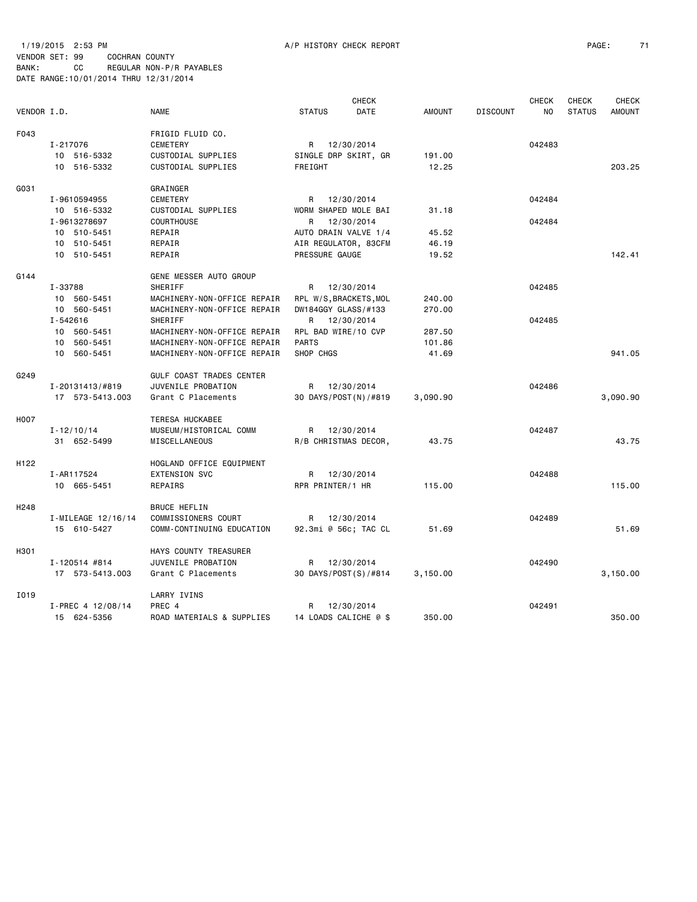1/19/2015 2:53 PM A/P HISTORY CHECK REPORT

VENDOR SET: 99 COCHRAN COUNTY
BANK: CC REGULAR NON-P/R PAYABLES
DATE RANGE:10/01/2014 THRU 12/31/2014

| VENDOR I.D. | | NAME | STATUS | CHECK DATE | AMOUNT | DISCOUNT | CHECK NO | CHECK STATUS | CHECK AMOUNT |
|---|---|---|---|---|---|---|---|---|---|
| F043 | | FRIGID FLUID CO. | | | | | | | |
| | I-217076 | CEMETERY | R | 12/30/2014 | | | 042483 | | |
| | 10 516-5332 | CUSTODIAL SUPPLIES | SINGLE DRP SKIRT, GR | | 191.00 | | | | |
| | 10 516-5332 | CUSTODIAL SUPPLIES | FREIGHT | | 12.25 | | | | 203.25 |
| G031 | | GRAINGER | | | | | | | |
| | I-9610594955 | CEMETERY | R | 12/30/2014 | | | 042484 | | |
| | 10 516-5332 | CUSTODIAL SUPPLIES | WORM SHAPED MOLE BAI | | 31.18 | | | | |
| | I-9613278697 | COURTHOUSE | R | 12/30/2014 | | | 042484 | | |
| | 10 510-5451 | REPAIR | AUTO DRAIN VALVE 1/4 | | 45.52 | | | | |
| | 10 510-5451 | REPAIR | AIR REGULATOR, 83CFM | | 46.19 | | | | |
| | 10 510-5451 | REPAIR | PRESSURE GAUGE | | 19.52 | | | | 142.41 |
| G144 | | GENE MESSER AUTO GROUP | | | | | | | |
| | I-33788 | SHERIFF | R | 12/30/2014 | | | 042485 | | |
| | 10 560-5451 | MACHINERY-NON-OFFICE REPAIR | RPL W/S,BRACKETS,MOL | | 240.00 | | | | |
| | 10 560-5451 | MACHINERY-NON-OFFICE REPAIR | DW184GGY GLASS/#133 | | 270.00 | | | | |
| | I-542616 | SHERIFF | R | 12/30/2014 | | | 042485 | | |
| | 10 560-5451 | MACHINERY-NON-OFFICE REPAIR | RPL BAD WIRE/10 CVP | | 287.50 | | | | |
| | 10 560-5451 | MACHINERY-NON-OFFICE REPAIR | PARTS | | 101.86 | | | | |
| | 10 560-5451 | MACHINERY-NON-OFFICE REPAIR | SHOP CHGS | | 41.69 | | | | 941.05 |
| G249 | | GULF COAST TRADES CENTER | | | | | | | |
| | I-20131413/#819 | JUVENILE PROBATION | R | 12/30/2014 | | | 042486 | | |
| | 17 573-5413.003 | Grant C Placements | 30 DAYS/POST(N)/#819 | | 3,090.90 | | | | 3,090.90 |
| H007 | | TERESA HUCKABEE | | | | | | | |
| | I-12/10/14 | MUSEUM/HISTORICAL COMM | R | 12/30/2014 | | | 042487 | | |
| | 31 652-5499 | MISCELLANEOUS | R/B CHRISTMAS DECOR, | | 43.75 | | | | 43.75 |
| H122 | | HOGLAND OFFICE EQUIPMENT | | | | | | | |
| | I-AR117524 | EXTENSION SVC | R | 12/30/2014 | | | 042488 | | |
| | 10 665-5451 | REPAIRS | RPR PRINTER/1 HR | | 115.00 | | | | 115.00 |
| H248 | | BRUCE HEFLIN | | | | | | | |
| | I-MILEAGE 12/16/14 | COMMISSIONERS COURT | R | 12/30/2014 | | | 042489 | | |
| | 15 610-5427 | COMM-CONTINUING EDUCATION | 92.3mi @ 56c; TAC CL | | 51.69 | | | | 51.69 |
| H301 | | HAYS COUNTY TREASURER | | | | | | | |
| | I-120514 #814 | JUVENILE PROBATION | R | 12/30/2014 | | | 042490 | | |
| | 17 573-5413.003 | Grant C Placements | 30 DAYS/POST(S)/#814 | | 3,150.00 | | | | 3,150.00 |
| I019 | | LARRY IVINS | | | | | | | |
| | I-PREC 4 12/08/14 | PREC 4 | R | 12/30/2014 | | | 042491 | | |
| | 15 624-5356 | ROAD MATERIALS & SUPPLIES | 14 LOADS CALICHE @ $ | | 350.00 | | | | 350.00 |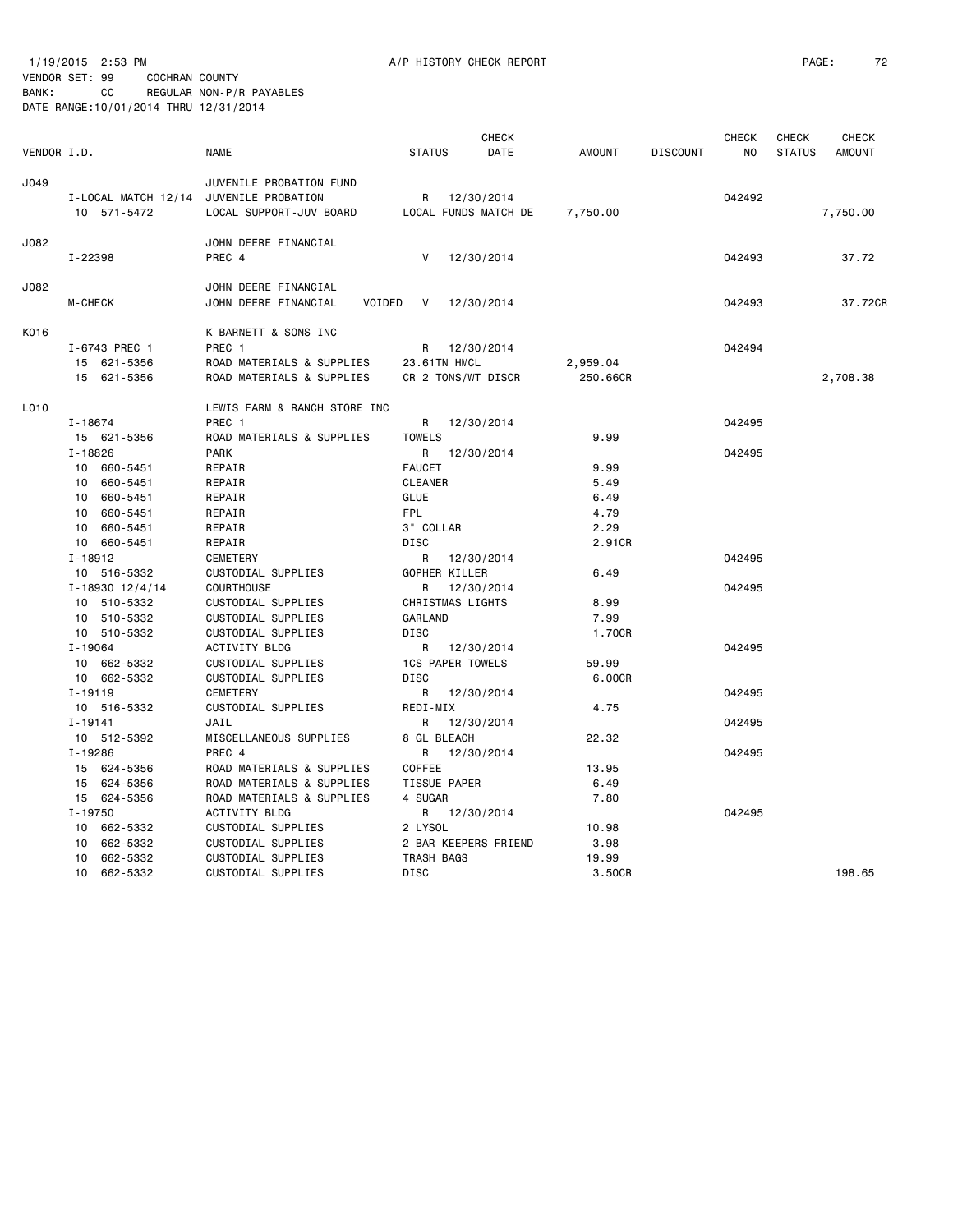1/19/2015 2:53 PM A/P HISTORY CHECK REPORT

VENDOR SET: 99 COCHRAN COUNTY
BANK: CC REGULAR NON-P/R PAYABLES
DATE RANGE:10/01/2014 THRU 12/31/2014

| VENDOR I.D. | NAME | STATUS | CHECK DATE | AMOUNT | DISCOUNT | CHECK NO | CHECK STATUS | CHECK AMOUNT |
|---|---|---|---|---|---|---|---|---|
| J049 | JUVENILE PROBATION FUND | | | | | | | |
| I-LOCAL MATCH 12/14 | JUVENILE PROBATION | R | 12/30/2014 | | | 042492 | | |
| 10 571-5472 | LOCAL SUPPORT-JUV BOARD | LOCAL FUNDS MATCH DE | | 7,750.00 | | | | 7,750.00 |
| J082 | JOHN DEERE FINANCIAL | | | | | | | |
| I-22398 | PREC 4 | V | 12/30/2014 | | | 042493 | | 37.72 |
| J082 | JOHN DEERE FINANCIAL | | | | | | | |
| M-CHECK | JOHN DEERE FINANCIAL VOIDED | V | 12/30/2014 | | | 042493 | | 37.72CR |
| K016 | K BARNETT & SONS INC | | | | | | | |
| I-6743 PREC 1 | PREC 1 | R | 12/30/2014 | | | 042494 | | |
| 15 621-5356 | ROAD MATERIALS & SUPPLIES | 23.61TN HMCL | | 2,959.04 | | | | |
| 15 621-5356 | ROAD MATERIALS & SUPPLIES | CR 2 TONS/WT DISCR | | 250.66CR | | | | 2,708.38 |
| L010 | LEWIS FARM & RANCH STORE INC | | | | | | | |
| I-18674 | PREC 1 | R | 12/30/2014 | | | 042495 | | |
| 15 621-5356 | ROAD MATERIALS & SUPPLIES | TOWELS | | 9.99 | | | | |
| I-18826 | PARK | R | 12/30/2014 | | | 042495 | | |
| 10 660-5451 | REPAIR | FAUCET | | 9.99 | | | | |
| 10 660-5451 | REPAIR | CLEANER | | 5.49 | | | | |
| 10 660-5451 | REPAIR | GLUE | | 6.49 | | | | |
| 10 660-5451 | REPAIR | FPL | | 4.79 | | | | |
| 10 660-5451 | REPAIR | 3" COLLAR | | 2.29 | | | | |
| 10 660-5451 | REPAIR | DISC | | 2.91CR | | | | |
| I-18912 | CEMETERY | R | 12/30/2014 | | | 042495 | | |
| 10 516-5332 | CUSTODIAL SUPPLIES | GOPHER KILLER | | 6.49 | | | | |
| I-18930 12/4/14 | COURTHOUSE | R | 12/30/2014 | | | 042495 | | |
| 10 510-5332 | CUSTODIAL SUPPLIES | CHRISTMAS LIGHTS | | 8.99 | | | | |
| 10 510-5332 | CUSTODIAL SUPPLIES | GARLAND | | 7.99 | | | | |
| 10 510-5332 | CUSTODIAL SUPPLIES | DISC | | 1.70CR | | | | |
| I-19064 | ACTIVITY BLDG | R | 12/30/2014 | | | 042495 | | |
| 10 662-5332 | CUSTODIAL SUPPLIES | 1CS PAPER TOWELS | | 59.99 | | | | |
| 10 662-5332 | CUSTODIAL SUPPLIES | DISC | | 6.00CR | | | | |
| I-19119 | CEMETERY | R | 12/30/2014 | | | 042495 | | |
| 10 516-5332 | CUSTODIAL SUPPLIES | REDI-MIX | | 4.75 | | | | |
| I-19141 | JAIL | R | 12/30/2014 | | | 042495 | | |
| 10 512-5392 | MISCELLANEOUS SUPPLIES | 8 GL BLEACH | | 22.32 | | | | |
| I-19286 | PREC 4 | R | 12/30/2014 | | | 042495 | | |
| 15 624-5356 | ROAD MATERIALS & SUPPLIES | COFFEE | | 13.95 | | | | |
| 15 624-5356 | ROAD MATERIALS & SUPPLIES | TISSUE PAPER | | 6.49 | | | | |
| 15 624-5356 | ROAD MATERIALS & SUPPLIES | 4 SUGAR | | 7.80 | | | | |
| I-19750 | ACTIVITY BLDG | R | 12/30/2014 | | | 042495 | | |
| 10 662-5332 | CUSTODIAL SUPPLIES | 2 LYSOL | | 10.98 | | | | |
| 10 662-5332 | CUSTODIAL SUPPLIES | 2 BAR KEEPERS FRIEND | | 3.98 | | | | |
| 10 662-5332 | CUSTODIAL SUPPLIES | TRASH BAGS | | 19.99 | | | | |
| 10 662-5332 | CUSTODIAL SUPPLIES | DISC | | 3.50CR | | | | 198.65 |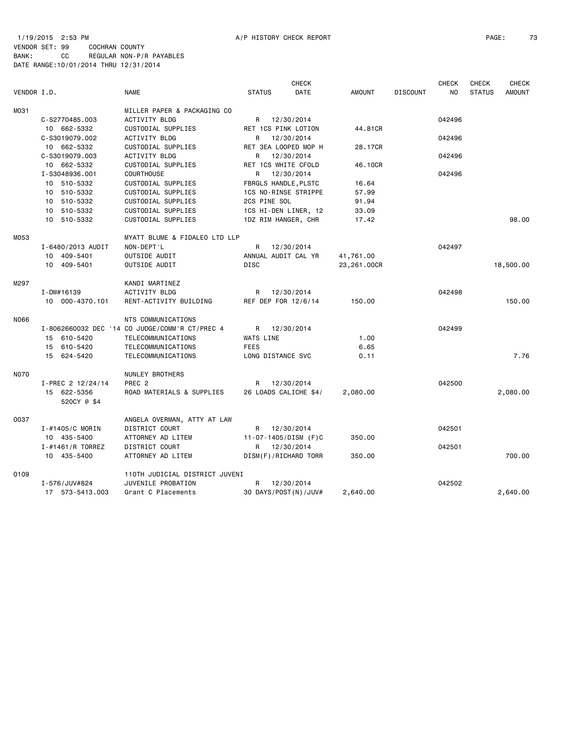1/19/2015 2:53 PM A/P HISTORY CHECK REPORT

VENDOR SET: 99 COCHRAN COUNTY
BANK: CC REGULAR NON-P/R PAYABLES
DATE RANGE:10/01/2014 THRU 12/31/2014

| VENDOR I.D. | NAME | STATUS | CHECK DATE | AMOUNT | DISCOUNT | CHECK NO | CHECK STATUS | CHECK AMOUNT |
|---|---|---|---|---|---|---|---|---|
| M031 | MILLER PAPER & PACKAGING CO | | | | | | | |
| C-S2770485.003 | ACTIVITY BLDG | R | 12/30/2014 | | | 042496 | | |
| 10 662-5332 | CUSTODIAL SUPPLIES | RET 1CS PINK LOTION | | 44.81CR | | | | |
| C-S3019079.002 | ACTIVITY BLDG | R | 12/30/2014 | | | 042496 | | |
| 10 662-5332 | CUSTODIAL SUPPLIES | RET 3EA LOOPED MOP H | | 28.17CR | | | | |
| C-S3019079.003 | ACTIVITY BLDG | R | 12/30/2014 | | | 042496 | | |
| 10 662-5332 | CUSTODIAL SUPPLIES | RET 1CS WHITE CFOLD | | 46.10CR | | | | |
| I-S3048936.001 | COURTHOUSE | R | 12/30/2014 | | | 042496 | | |
| 10 510-5332 | CUSTODIAL SUPPLIES | FBRGLS HANDLE,PLSTC | | 16.64 | | | | |
| 10 510-5332 | CUSTODIAL SUPPLIES | 1CS NO-RINSE STRIPPE | | 57.99 | | | | |
| 10 510-5332 | CUSTODIAL SUPPLIES | 2CS PINE SOL | | 91.94 | | | | |
| 10 510-5332 | CUSTODIAL SUPPLIES | 1CS HI-DEN LINER, 12 | | 33.09 | | | | |
| 10 510-5332 | CUSTODIAL SUPPLIES | 1DZ RIM HANGER, CHR | | 17.42 | | | | 98.00 |
| M053 | MYATT BLUME & FIDALEO LTD LLP | | | | | | | |
| I-6480/2013 AUDIT | NON-DEPT'L | R | 12/30/2014 | | | 042497 | | |
| 10 409-5401 | OUTSIDE AUDIT | ANNUAL AUDIT CAL YR | | 41,761.00 | | | | |
| 10 409-5401 | OUTSIDE AUDIT | DISC | | 23,261.00CR | | | | 18,500.00 |
| M297 | KANDI MARTINEZ | | | | | | | |
| I-DW#16139 | ACTIVITY BLDG | R | 12/30/2014 | | | 042498 | | |
| 10 000-4370.101 | RENT-ACTIVITY BUILDING | REF DEP FOR 12/6/14 | | 150.00 | | | | 150.00 |
| N066 | NTS COMMUNICATIONS | | | | | | | |
| I-8062660032 DEC '14 | CO JUDGE/COMM'R CT/PREC 4 | R | 12/30/2014 | | | 042499 | | |
| 15 610-5420 | TELECOMMUNICATIONS | WATS LINE | | 1.00 | | | | |
| 15 610-5420 | TELECOMMUNICATIONS | FEES | | 6.65 | | | | |
| 15 624-5420 | TELECOMMUNICATIONS | LONG DISTANCE SVC | | 0.11 | | | | 7.76 |
| N070 | NUNLEY BROTHERS | | | | | | | |
| I-PREC 2 12/24/14 | PREC 2 | R | 12/30/2014 | | | 042500 | | |
| 15 622-5356 520CY @ $4 | ROAD MATERIALS & SUPPLIES | 26 LOADS CALICHE $4/ | | 2,080.00 | | | | 2,080.00 |
| O037 | ANGELA OVERMAN, ATTY AT LAW | | | | | | | |
| I-#1405/C MORIN | DISTRICT COURT | R | 12/30/2014 | | | 042501 | | |
| 10 435-5400 | ATTORNEY AD LITEM | 11-07-1405/DISM (F)C | | 350.00 | | | | |
| I-#1461/R TORREZ | DISTRICT COURT | R | 12/30/2014 | | | 042501 | | |
| 10 435-5400 | ATTORNEY AD LITEM | DISM(F)/RICHARD TORR | | 350.00 | | | | 700.00 |
| O109 | 110TH JUDICIAL DISTRICT JUVENI | | | | | | | |
| I-576/JUV#824 | JUVENILE PROBATION | R | 12/30/2014 | | | 042502 | | |
| 17 573-5413.003 | Grant C Placements | 30 DAYS/POST(N)/JUV# | | 2,640.00 | | | | 2,640.00 |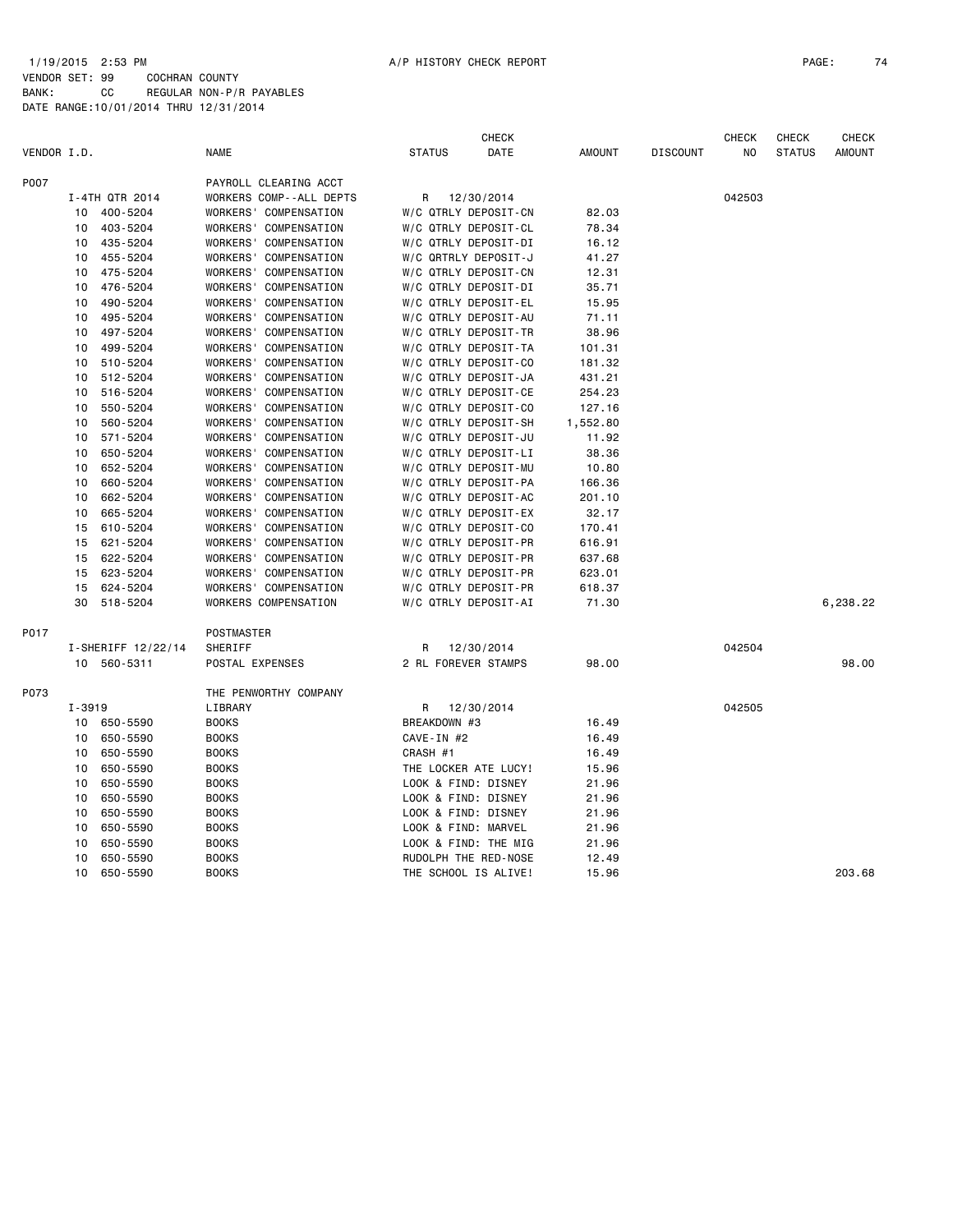1/19/2015 2:53 PM A/P HISTORY CHECK REPORT

VENDOR SET: 99 COCHRAN COUNTY
BANK: CC REGULAR NON-P/R PAYABLES
DATE RANGE:10/01/2014 THRU 12/31/2014

| VENDOR I.D. | NAME | STATUS | CHECK DATE | AMOUNT | DISCOUNT | CHECK NO | CHECK STATUS | CHECK AMOUNT |
|---|---|---|---|---|---|---|---|---|
| P007 | PAYROLL CLEARING ACCT | | | | | | | |
| I-4TH QTR 2014 | WORKERS COMP--ALL DEPTS | R | 12/30/2014 | | | 042503 | | |
| 10 400-5204 | WORKERS' COMPENSATION | W/C QTRLY DEPOSIT-CN | | 82.03 | | | | |
| 10 403-5204 | WORKERS' COMPENSATION | W/C QTRLY DEPOSIT-CL | | 78.34 | | | | |
| 10 435-5204 | WORKERS' COMPENSATION | W/C QTRLY DEPOSIT-DI | | 16.12 | | | | |
| 10 455-5204 | WORKERS' COMPENSATION | W/C QRTRLY DEPOSIT-J | | 41.27 | | | | |
| 10 475-5204 | WORKERS' COMPENSATION | W/C QTRLY DEPOSIT-CN | | 12.31 | | | | |
| 10 476-5204 | WORKERS' COMPENSATION | W/C QTRLY DEPOSIT-DI | | 35.71 | | | | |
| 10 490-5204 | WORKERS' COMPENSATION | W/C QTRLY DEPOSIT-EL | | 15.95 | | | | |
| 10 495-5204 | WORKERS' COMPENSATION | W/C QTRLY DEPOSIT-AU | | 71.11 | | | | |
| 10 497-5204 | WORKERS' COMPENSATION | W/C QTRLY DEPOSIT-TR | | 38.96 | | | | |
| 10 499-5204 | WORKERS' COMPENSATION | W/C QTRLY DEPOSIT-TA | | 101.31 | | | | |
| 10 510-5204 | WORKERS' COMPENSATION | W/C QTRLY DEPOSIT-CO | | 181.32 | | | | |
| 10 512-5204 | WORKERS' COMPENSATION | W/C QTRLY DEPOSIT-JA | | 431.21 | | | | |
| 10 516-5204 | WORKERS' COMPENSATION | W/C QTRLY DEPOSIT-CE | | 254.23 | | | | |
| 10 550-5204 | WORKERS' COMPENSATION | W/C QTRLY DEPOSIT-CO | | 127.16 | | | | |
| 10 560-5204 | WORKERS' COMPENSATION | W/C QTRLY DEPOSIT-SH | | 1,552.80 | | | | |
| 10 571-5204 | WORKERS' COMPENSATION | W/C QTRLY DEPOSIT-JU | | 11.92 | | | | |
| 10 650-5204 | WORKERS' COMPENSATION | W/C QTRLY DEPOSIT-LI | | 38.36 | | | | |
| 10 652-5204 | WORKERS' COMPENSATION | W/C QTRLY DEPOSIT-MU | | 10.80 | | | | |
| 10 660-5204 | WORKERS' COMPENSATION | W/C QTRLY DEPOSIT-PA | | 166.36 | | | | |
| 10 662-5204 | WORKERS' COMPENSATION | W/C QTRLY DEPOSIT-AC | | 201.10 | | | | |
| 10 665-5204 | WORKERS' COMPENSATION | W/C QTRLY DEPOSIT-EX | | 32.17 | | | | |
| 15 610-5204 | WORKERS' COMPENSATION | W/C QTRLY DEPOSIT-CO | | 170.41 | | | | |
| 15 621-5204 | WORKERS' COMPENSATION | W/C QTRLY DEPOSIT-PR | | 616.91 | | | | |
| 15 622-5204 | WORKERS' COMPENSATION | W/C QTRLY DEPOSIT-PR | | 637.68 | | | | |
| 15 623-5204 | WORKERS' COMPENSATION | W/C QTRLY DEPOSIT-PR | | 623.01 | | | | |
| 15 624-5204 | WORKERS' COMPENSATION | W/C QTRLY DEPOSIT-PR | | 618.37 | | | | |
| 30 518-5204 | WORKERS COMPENSATION | W/C QTRLY DEPOSIT-AI | | 71.30 | | | | 6,238.22 |
| P017 | POSTMASTER | | | | | | | |
| I-SHERIFF 12/22/14 | SHERIFF | R | 12/30/2014 | | | 042504 | | |
| 10 560-5311 | POSTAL EXPENSES | 2 RL FOREVER STAMPS | | 98.00 | | | | 98.00 |
| P073 | THE PENWORTHY COMPANY | | | | | | | |
| I-3919 | LIBRARY | R | 12/30/2014 | | | 042505 | | |
| 10 650-5590 | BOOKS | BREAKDOWN #3 | | 16.49 | | | | |
| 10 650-5590 | BOOKS | CAVE-IN #2 | | 16.49 | | | | |
| 10 650-5590 | BOOKS | CRASH #1 | | 16.49 | | | | |
| 10 650-5590 | BOOKS | THE LOCKER ATE LUCY! | | 15.96 | | | | |
| 10 650-5590 | BOOKS | LOOK & FIND: DISNEY | | 21.96 | | | | |
| 10 650-5590 | BOOKS | LOOK & FIND: DISNEY | | 21.96 | | | | |
| 10 650-5590 | BOOKS | LOOK & FIND: DISNEY | | 21.96 | | | | |
| 10 650-5590 | BOOKS | LOOK & FIND: MARVEL | | 21.96 | | | | |
| 10 650-5590 | BOOKS | LOOK & FIND: THE MIG | | 21.96 | | | | |
| 10 650-5590 | BOOKS | RUDOLPH THE RED-NOSE | | 12.49 | | | | |
| 10 650-5590 | BOOKS | THE SCHOOL IS ALIVE! | | 15.96 | | | | 203.68 |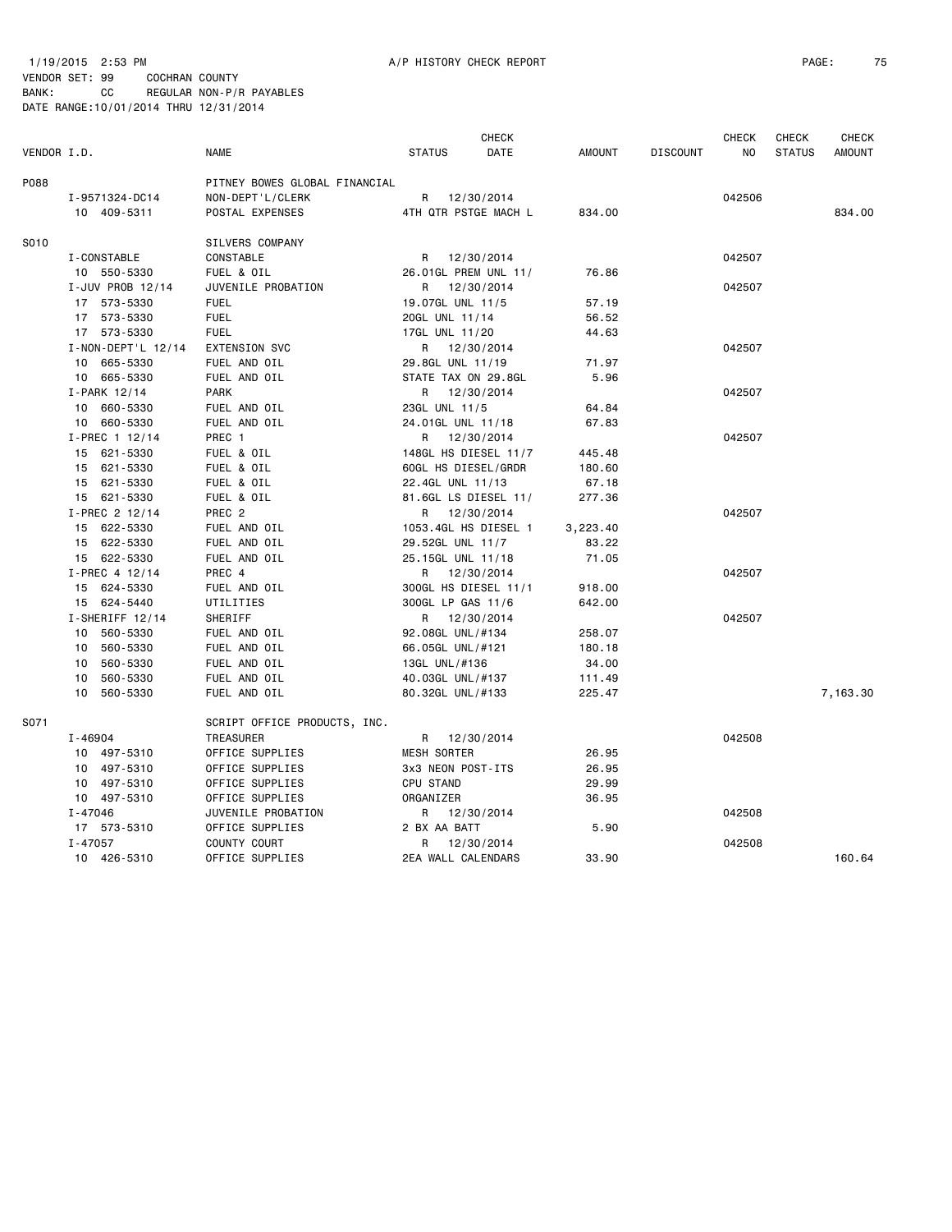1/19/2015 2:53 PM A/P HISTORY CHECK REPORT

VENDOR SET: 99 COCHRAN COUNTY
BANK: CC REGULAR NON-P/R PAYABLES
DATE RANGE:10/01/2014 THRU 12/31/2014

| VENDOR I.D. | NAME | STATUS | CHECK DATE | AMOUNT | DISCOUNT | CHECK NO | CHECK STATUS | CHECK AMOUNT |
|---|---|---|---|---|---|---|---|---|
| P088 | PITNEY BOWES GLOBAL FINANCIAL | | | | | | | |
| I-9571324-DC14 | NON-DEPT'L/CLERK | R | 12/30/2014 | | | 042506 | | |
| 10 409-5311 | POSTAL EXPENSES | 4TH QTR PSTGE MACH L | | 834.00 | | | | 834.00 |
| S010 | SILVERS COMPANY | | | | | | | |
| I-CONSTABLE | CONSTABLE | R | 12/30/2014 | | | 042507 | | |
| 10 550-5330 | FUEL & OIL | 26.01GL PREM UNL 11/ | | 76.86 | | | | |
| I-JUV PROB 12/14 | JUVENILE PROBATION | R | 12/30/2014 | | | 042507 | | |
| 17 573-5330 | FUEL | 19.07GL UNL 11/5 | | 57.19 | | | | |
| 17 573-5330 | FUEL | 20GL UNL 11/14 | | 56.52 | | | | |
| 17 573-5330 | FUEL | 17GL UNL 11/20 | | 44.63 | | | | |
| I-NON-DEPT'L 12/14 | EXTENSION SVC | R | 12/30/2014 | | | 042507 | | |
| 10 665-5330 | FUEL AND OIL | 29.8GL UNL 11/19 | | 71.97 | | | | |
| 10 665-5330 | FUEL AND OIL | STATE TAX ON 29.8GL | | 5.96 | | | | |
| I-PARK 12/14 | PARK | R | 12/30/2014 | | | 042507 | | |
| 10 660-5330 | FUEL AND OIL | 23GL UNL 11/5 | | 64.84 | | | | |
| 10 660-5330 | FUEL AND OIL | 24.01GL UNL 11/18 | | 67.83 | | | | |
| I-PREC 1 12/14 | PREC 1 | R | 12/30/2014 | | | 042507 | | |
| 15 621-5330 | FUEL & OIL | 148GL HS DIESEL 11/7 | | 445.48 | | | | |
| 15 621-5330 | FUEL & OIL | 60GL HS DIESEL/GRDR | | 180.60 | | | | |
| 15 621-5330 | FUEL & OIL | 22.4GL UNL 11/13 | | 67.18 | | | | |
| 15 621-5330 | FUEL & OIL | 81.6GL LS DIESEL 11/ | | 277.36 | | | | |
| I-PREC 2 12/14 | PREC 2 | R | 12/30/2014 | | | 042507 | | |
| 15 622-5330 | FUEL AND OIL | 1053.4GL HS DIESEL 1 | | 3,223.40 | | | | |
| 15 622-5330 | FUEL AND OIL | 29.52GL UNL 11/7 | | 83.22 | | | | |
| 15 622-5330 | FUEL AND OIL | 25.15GL UNL 11/18 | | 71.05 | | | | |
| I-PREC 4 12/14 | PREC 4 | R | 12/30/2014 | | | 042507 | | |
| 15 624-5330 | FUEL AND OIL | 300GL HS DIESEL 11/1 | | 918.00 | | | | |
| 15 624-5440 | UTILITIES | 300GL LP GAS 11/6 | | 642.00 | | | | |
| I-SHERIFF 12/14 | SHERIFF | R | 12/30/2014 | | | 042507 | | |
| 10 560-5330 | FUEL AND OIL | 92.08GL UNL/#134 | | 258.07 | | | | |
| 10 560-5330 | FUEL AND OIL | 66.05GL UNL/#121 | | 180.18 | | | | |
| 10 560-5330 | FUEL AND OIL | 13GL UNL/#136 | | 34.00 | | | | |
| 10 560-5330 | FUEL AND OIL | 40.03GL UNL/#137 | | 111.49 | | | | |
| 10 560-5330 | FUEL AND OIL | 80.32GL UNL/#133 | | 225.47 | | | | 7,163.30 |
| S071 | SCRIPT OFFICE PRODUCTS, INC. | | | | | | | |
| I-46904 | TREASURER | R | 12/30/2014 | | | 042508 | | |
| 10 497-5310 | OFFICE SUPPLIES | MESH SORTER | | 26.95 | | | | |
| 10 497-5310 | OFFICE SUPPLIES | 3x3 NEON POST-ITS | | 26.95 | | | | |
| 10 497-5310 | OFFICE SUPPLIES | CPU STAND | | 29.99 | | | | |
| 10 497-5310 | OFFICE SUPPLIES | ORGANIZER | | 36.95 | | | | |
| I-47046 | JUVENILE PROBATION | R | 12/30/2014 | | | 042508 | | |
| 17 573-5310 | OFFICE SUPPLIES | 2 BX AA BATT | | 5.90 | | | | |
| I-47057 | COUNTY COURT | R | 12/30/2014 | | | 042508 | | |
| 10 426-5310 | OFFICE SUPPLIES | 2EA WALL CALENDARS | | 33.90 | | | | 160.64 |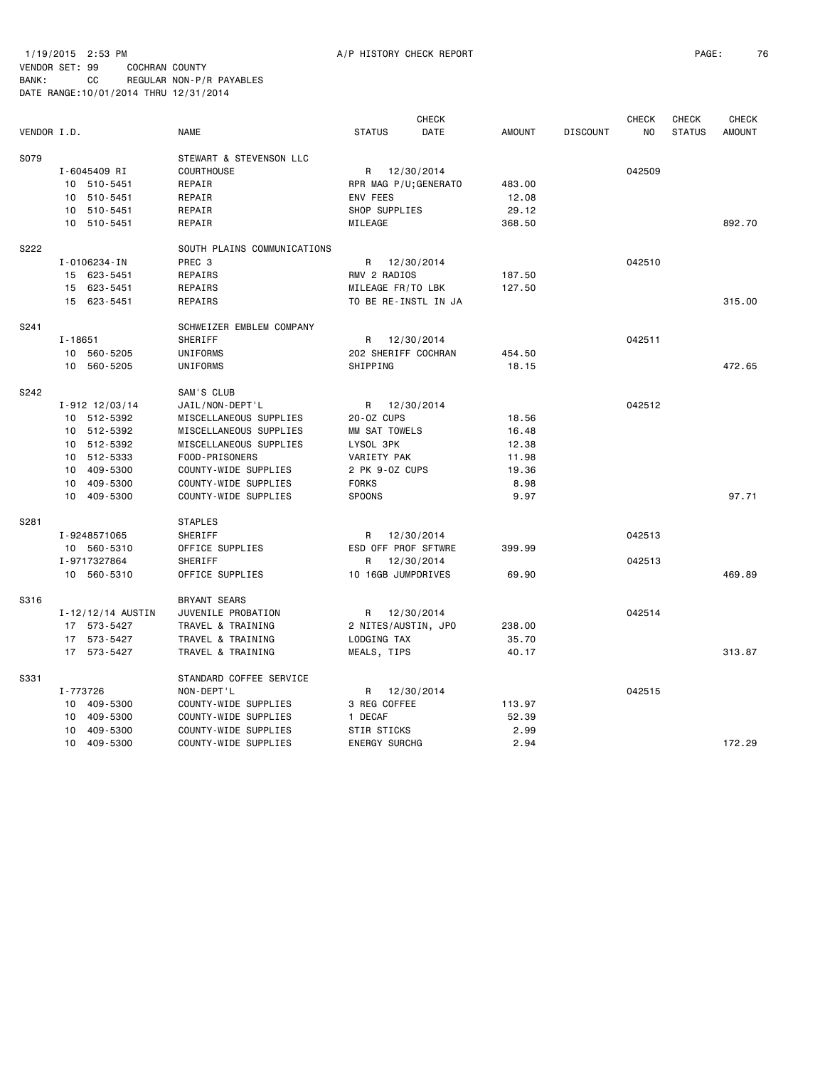1/19/2015 2:53 PM A/P HISTORY CHECK REPORT

VENDOR SET: 99 COCHRAN COUNTY
BANK: CC REGULAR NON-P/R PAYABLES
DATE RANGE:10/01/2014 THRU 12/31/2014

| VENDOR I.D. | NAME | STATUS | CHECK DATE | AMOUNT | DISCOUNT | CHECK NO | CHECK STATUS | CHECK AMOUNT |
|---|---|---|---|---|---|---|---|---|
| S079 | STEWART & STEVENSON LLC | | | | | | | |
| I-6045409 RI | COURTHOUSE | R | 12/30/2014 | | | 042509 | | |
| 10 510-5451 | REPAIR | RPR MAG P/U;GENERATO | | 483.00 | | | | |
| 10 510-5451 | REPAIR | ENV FEES | | 12.08 | | | | |
| 10 510-5451 | REPAIR | SHOP SUPPLIES | | 29.12 | | | | |
| 10 510-5451 | REPAIR | MILEAGE | | 368.50 | | | | 892.70 |
| S222 | SOUTH PLAINS COMMUNICATIONS | | | | | | | |
| I-0106234-IN | PREC 3 | R | 12/30/2014 | | | 042510 | | |
| 15 623-5451 | REPAIRS | RMV 2 RADIOS | | 187.50 | | | | |
| 15 623-5451 | REPAIRS | MILEAGE FR/TO LBK | | 127.50 | | | | |
| 15 623-5451 | REPAIRS | TO BE RE-INSTL IN JA | | | | | | 315.00 |
| S241 | SCHWEIZER EMBLEM COMPANY | | | | | | | |
| I-18651 | SHERIFF | R | 12/30/2014 | | | 042511 | | |
| 10 560-5205 | UNIFORMS | 202 SHERIFF COCHRAN | | 454.50 | | | | |
| 10 560-5205 | UNIFORMS | SHIPPING | | 18.15 | | | | 472.65 |
| S242 | SAM'S CLUB | | | | | | | |
| I-912 12/03/14 | JAIL/NON-DEPT'L | R | 12/30/2014 | | | 042512 | | |
| 10 512-5392 | MISCELLANEOUS SUPPLIES | 20-OZ CUPS | | 18.56 | | | | |
| 10 512-5392 | MISCELLANEOUS SUPPLIES | MM SAT TOWELS | | 16.48 | | | | |
| 10 512-5392 | MISCELLANEOUS SUPPLIES | LYSOL 3PK | | 12.38 | | | | |
| 10 512-5333 | FOOD-PRISONERS | VARIETY PAK | | 11.98 | | | | |
| 10 409-5300 | COUNTY-WIDE SUPPLIES | 2 PK 9-OZ CUPS | | 19.36 | | | | |
| 10 409-5300 | COUNTY-WIDE SUPPLIES | FORKS | | 8.98 | | | | |
| 10 409-5300 | COUNTY-WIDE SUPPLIES | SPOONS | | 9.97 | | | | 97.71 |
| S281 | STAPLES | | | | | | | |
| I-9248571065 | SHERIFF | R | 12/30/2014 | | | 042513 | | |
| 10 560-5310 | OFFICE SUPPLIES | ESD OFF PROF SFTWRE | | 399.99 | | | | |
| I-9717327864 | SHERIFF | R | 12/30/2014 | | | 042513 | | |
| 10 560-5310 | OFFICE SUPPLIES | 10 16GB JUMPDRIVES | | 69.90 | | | | 469.89 |
| S316 | BRYANT SEARS | | | | | | | |
| I-12/12/14 AUSTIN | JUVENILE PROBATION | R | 12/30/2014 | | | 042514 | | |
| 17 573-5427 | TRAVEL & TRAINING | 2 NITES/AUSTIN, JPO | | 238.00 | | | | |
| 17 573-5427 | TRAVEL & TRAINING | LODGING TAX | | 35.70 | | | | |
| 17 573-5427 | TRAVEL & TRAINING | MEALS, TIPS | | 40.17 | | | | 313.87 |
| S331 | STANDARD COFFEE SERVICE | | | | | | | |
| I-773726 | NON-DEPT'L | R | 12/30/2014 | | | 042515 | | |
| 10 409-5300 | COUNTY-WIDE SUPPLIES | 3 REG COFFEE | | 113.97 | | | | |
| 10 409-5300 | COUNTY-WIDE SUPPLIES | 1 DECAF | | 52.39 | | | | |
| 10 409-5300 | COUNTY-WIDE SUPPLIES | STIR STICKS | | 2.99 | | | | |
| 10 409-5300 | COUNTY-WIDE SUPPLIES | ENERGY SURCHG | | 2.94 | | | | 172.29 |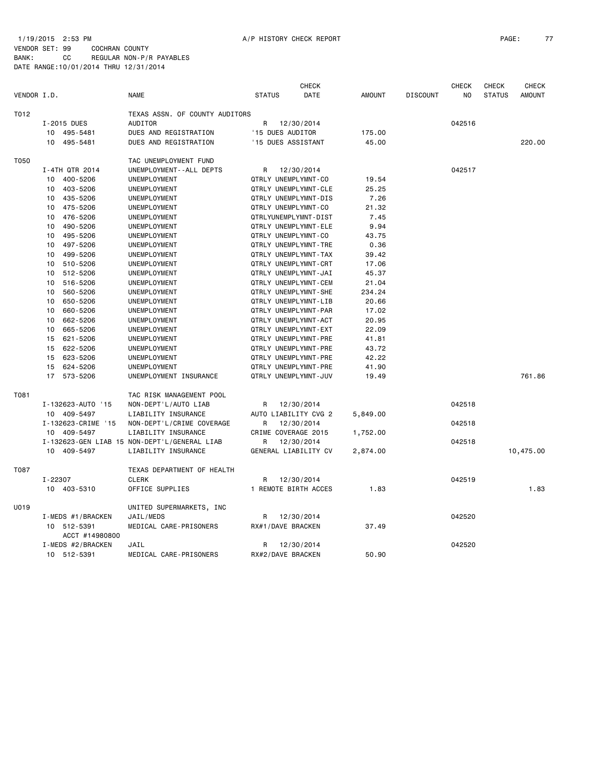1/19/2015 2:53 PM A/P HISTORY CHECK REPORT

VENDOR SET: 99 COCHRAN COUNTY
BANK: CC REGULAR NON-P/R PAYABLES
DATE RANGE:10/01/2014 THRU 12/31/2014

| VENDOR I.D. | NAME | STATUS | CHECK DATE | AMOUNT | DISCOUNT | CHECK NO | CHECK STATUS | CHECK AMOUNT |
|---|---|---|---|---|---|---|---|---|
| T012 | TEXAS ASSN. OF COUNTY AUDITORS | | | | | | | |
| I-2015 DUES | AUDITOR | R | 12/30/2014 | | | 042516 | | |
| 10 495-5481 | DUES AND REGISTRATION | '15 DUES AUDITOR | | 175.00 | | | | |
| 10 495-5481 | DUES AND REGISTRATION | '15 DUES ASSISTANT | | 45.00 | | | | 220.00 |
| T050 | TAC UNEMPLOYMENT FUND | | | | | | | |
| I-4TH QTR 2014 | UNEMPLOYMENT--ALL DEPTS | R | 12/30/2014 | | | 042517 | | |
| 10 400-5206 | UNEMPLOYMENT | QTRLY UNEMPLYMNT-CO | | 19.54 | | | | |
| 10 403-5206 | UNEMPLOYMENT | QTRLY UNEMPLYMNT-CLE | | 25.25 | | | | |
| 10 435-5206 | UNEMPLOYMENT | QTRLY UNEMPLYMNT-DIS | | 7.26 | | | | |
| 10 475-5206 | UNEMPLOYMENT | QTRLY UNEMPLYMNT-CO | | 21.32 | | | | |
| 10 476-5206 | UNEMPLOYMENT | QTRLYUNEMPLYMNT-DIST | | 7.45 | | | | |
| 10 490-5206 | UNEMPLOYMENT | QTRLY UNEMPLYMNT-ELE | | 9.94 | | | | |
| 10 495-5206 | UNEMPLOYMENT | QTRLY UNEMPLYMNT-CO | | 43.75 | | | | |
| 10 497-5206 | UNEMPLOYMENT | QTRLY UNEMPLYMNT-TRE | | 0.36 | | | | |
| 10 499-5206 | UNEMPLOYMENT | QTRLY UNEMPLYMNT-TAX | | 39.42 | | | | |
| 10 510-5206 | UNEMPLOYMENT | QTRLY UNEMPLYMNT-CRT | | 17.06 | | | | |
| 10 512-5206 | UNEMPLOYMENT | QTRLY UNEMPLYMNT-JAI | | 45.37 | | | | |
| 10 516-5206 | UNEMPLOYMENT | QTRLY UNEMPLYMNT-CEM | | 21.04 | | | | |
| 10 560-5206 | UNEMPLOYMENT | QTRLY UNEMPLYMNT-SHE | | 234.24 | | | | |
| 10 650-5206 | UNEMPLOYMENT | QTRLY UNEMPLYMNT-LIB | | 20.66 | | | | |
| 10 660-5206 | UNEMPLOYMENT | QTRLY UNEMPLYMNT-PAR | | 17.02 | | | | |
| 10 662-5206 | UNEMPLOYMENT | QTRLY UNEMPLYMNT-ACT | | 20.95 | | | | |
| 10 665-5206 | UNEMPLOYMENT | QTRLY UNEMPLYMNT-EXT | | 22.09 | | | | |
| 15 621-5206 | UNEMPLOYMENT | QTRLY UNEMPLYMNT-PRE | | 41.81 | | | | |
| 15 622-5206 | UNEMPLOYMENT | QTRLY UNEMPLYMNT-PRE | | 43.72 | | | | |
| 15 623-5206 | UNEMPLOYMENT | QTRLY UNEMPLYMNT-PRE | | 42.22 | | | | |
| 15 624-5206 | UNEMPLOYMENT | QTRLY UNEMPLYMNT-PRE | | 41.90 | | | | |
| 17 573-5206 | UNEMPLOYMENT INSURANCE | QTRLY UNEMPLYMNT-JUV | | 19.49 | | | | 761.86 |
| T081 | TAC RISK MANAGEMENT POOL | | | | | | | |
| I-132623-AUTO '15 | NON-DEPT'L/AUTO LIAB | R | 12/30/2014 | | | 042518 | | |
| 10 409-5497 | LIABILITY INSURANCE | AUTO LIABILITY CVG 2 | | 5,849.00 | | | | |
| I-132623-CRIME '15 | NON-DEPT'L/CRIME COVERAGE | R | 12/30/2014 | | | 042518 | | |
| 10 409-5497 | LIABILITY INSURANCE | CRIME COVERAGE 2015 | | 1,752.00 | | | | |
| I-132623-GEN LIAB 15 | NON-DEPT'L/GENERAL LIAB | R | 12/30/2014 | | | 042518 | | |
| 10 409-5497 | LIABILITY INSURANCE | GENERAL LIABILITY CV | | 2,874.00 | | | | 10,475.00 |
| T087 | TEXAS DEPARTMENT OF HEALTH | | | | | | | |
| I-22307 | CLERK | R | 12/30/2014 | | | 042519 | | |
| 10 403-5310 | OFFICE SUPPLIES | 1 REMOTE BIRTH ACCES | | 1.83 | | | | 1.83 |
| U019 | UNITED SUPERMARKETS, INC | | | | | | | |
| I-MEDS #1/BRACKEN | JAIL/MEDS | R | 12/30/2014 | | | 042520 | | |
| 10 512-5391 ACCT #14980800 | MEDICAL CARE-PRISONERS | RX#1/DAVE BRACKEN | | 37.49 | | | | |
| I-MEDS #2/BRACKEN | JAIL | R | 12/30/2014 | | | 042520 | | |
| 10 512-5391 | MEDICAL CARE-PRISONERS | RX#2/DAVE BRACKEN | | 50.90 | | | | |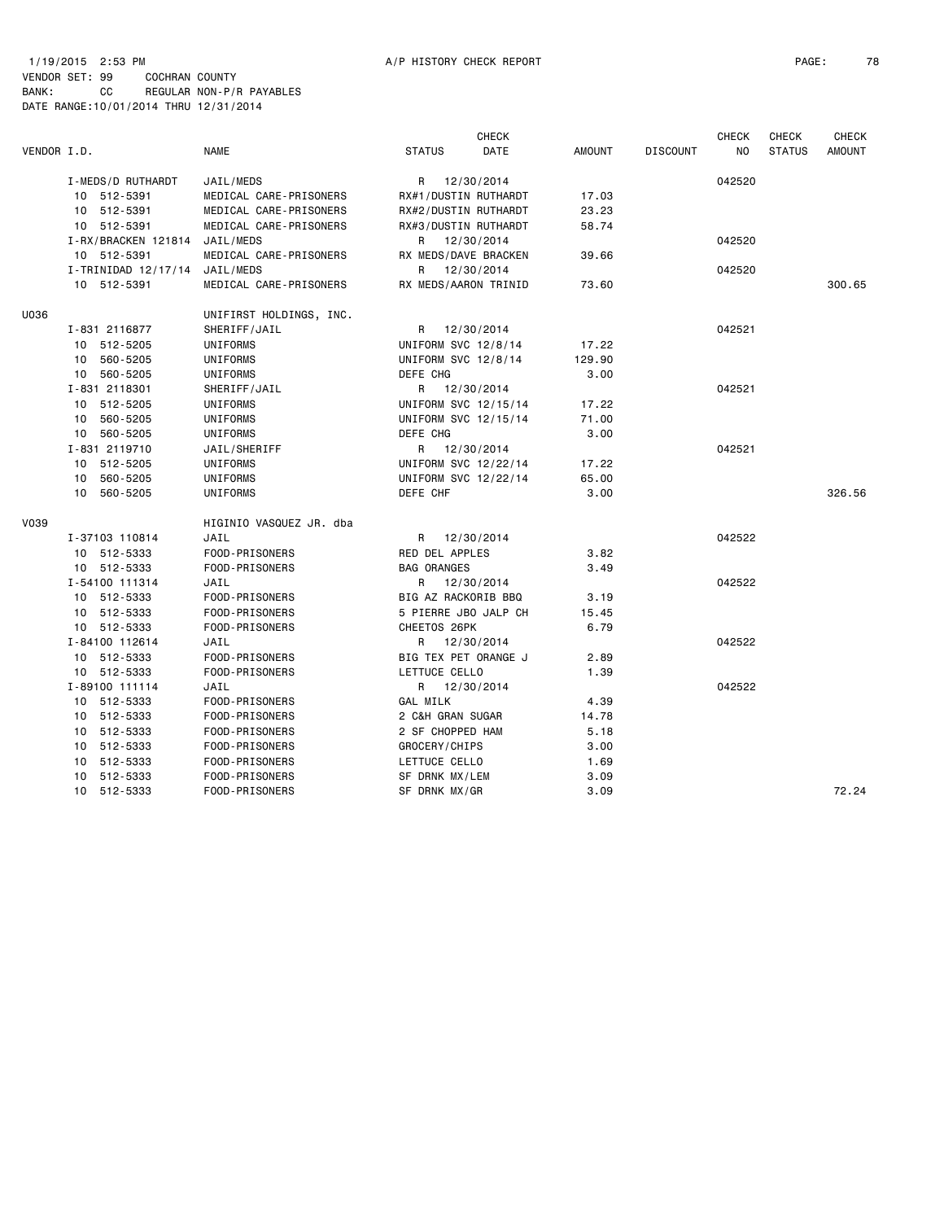1/19/2015 2:53 PM A/P HISTORY CHECK REPORT

VENDOR SET: 99 COCHRAN COUNTY
BANK: CC REGULAR NON-P/R PAYABLES
DATE RANGE:10/01/2014 THRU 12/31/2014

| VENDOR I.D. | NAME | STATUS | CHECK DATE | AMOUNT | DISCOUNT | CHECK NO | CHECK STATUS | CHECK AMOUNT |
|---|---|---|---|---|---|---|---|---|
| I-MEDS/D RUTHARDT | JAIL/MEDS | R | 12/30/2014 | | | 042520 | | |
| 10 512-5391 | MEDICAL CARE-PRISONERS | RX#1/DUSTIN RUTHARDT | | 17.03 | | | | |
| 10 512-5391 | MEDICAL CARE-PRISONERS | RX#2/DUSTIN RUTHARDT | | 23.23 | | | | |
| 10 512-5391 | MEDICAL CARE-PRISONERS | RX#3/DUSTIN RUTHARDT | | 58.74 | | | | |
| I-RX/BRACKEN 121814 | JAIL/MEDS | R | 12/30/2014 | | | 042520 | | |
| 10 512-5391 | MEDICAL CARE-PRISONERS | RX MEDS/DAVE BRACKEN | | 39.66 | | | | |
| I-TRINIDAD 12/17/14 | JAIL/MEDS | R | 12/30/2014 | | | 042520 | | |
| 10 512-5391 | MEDICAL CARE-PRISONERS | RX MEDS/AARON TRINID | | 73.60 | | | | 300.65 |
| U036 | UNIFIRST HOLDINGS, INC. | | | | | | | |
| I-831 2116877 | SHERIFF/JAIL | R | 12/30/2014 | | | 042521 | | |
| 10 512-5205 | UNIFORMS | UNIFORM SVC 12/8/14 | | 17.22 | | | | |
| 10 560-5205 | UNIFORMS | UNIFORM SVC 12/8/14 | | 129.90 | | | | |
| 10 560-5205 | UNIFORMS | DEFE CHG | | 3.00 | | | | |
| I-831 2118301 | SHERIFF/JAIL | R | 12/30/2014 | | | 042521 | | |
| 10 512-5205 | UNIFORMS | UNIFORM SVC 12/15/14 | | 17.22 | | | | |
| 10 560-5205 | UNIFORMS | UNIFORM SVC 12/15/14 | | 71.00 | | | | |
| 10 560-5205 | UNIFORMS | DEFE CHG | | 3.00 | | | | |
| I-831 2119710 | JAIL/SHERIFF | R | 12/30/2014 | | | 042521 | | |
| 10 512-5205 | UNIFORMS | UNIFORM SVC 12/22/14 | | 17.22 | | | | |
| 10 560-5205 | UNIFORMS | UNIFORM SVC 12/22/14 | | 65.00 | | | | |
| 10 560-5205 | UNIFORMS | DEFE CHF | | 3.00 | | | | 326.56 |
| V039 | HIGINIO VASQUEZ JR. dba | | | | | | | |
| I-37103 110814 | JAIL | R | 12/30/2014 | | | 042522 | | |
| 10 512-5333 | FOOD-PRISONERS | RED DEL APPLES | | 3.82 | | | | |
| 10 512-5333 | FOOD-PRISONERS | BAG ORANGES | | 3.49 | | | | |
| I-54100 111314 | JAIL | R | 12/30/2014 | | | 042522 | | |
| 10 512-5333 | FOOD-PRISONERS | BIG AZ RACKORIB BBQ | | 3.19 | | | | |
| 10 512-5333 | FOOD-PRISONERS | 5 PIERRE JBO JALP CH | | 15.45 | | | | |
| 10 512-5333 | FOOD-PRISONERS | CHEETOS 26PK | | 6.79 | | | | |
| I-84100 112614 | JAIL | R | 12/30/2014 | | | 042522 | | |
| 10 512-5333 | FOOD-PRISONERS | BIG TEX PET ORANGE J | | 2.89 | | | | |
| 10 512-5333 | FOOD-PRISONERS | LETTUCE CELLO | | 1.39 | | | | |
| I-89100 111114 | JAIL | R | 12/30/2014 | | | 042522 | | |
| 10 512-5333 | FOOD-PRISONERS | GAL MILK | | 4.39 | | | | |
| 10 512-5333 | FOOD-PRISONERS | 2 C&H GRAN SUGAR | | 14.78 | | | | |
| 10 512-5333 | FOOD-PRISONERS | 2 SF CHOPPED HAM | | 5.18 | | | | |
| 10 512-5333 | FOOD-PRISONERS | GROCERY/CHIPS | | 3.00 | | | | |
| 10 512-5333 | FOOD-PRISONERS | LETTUCE CELLO | | 1.69 | | | | |
| 10 512-5333 | FOOD-PRISONERS | SF DRNK MX/LEM | | 3.09 | | | | |
| 10 512-5333 | FOOD-PRISONERS | SF DRNK MX/GR | | 3.09 | | | | 72.24 |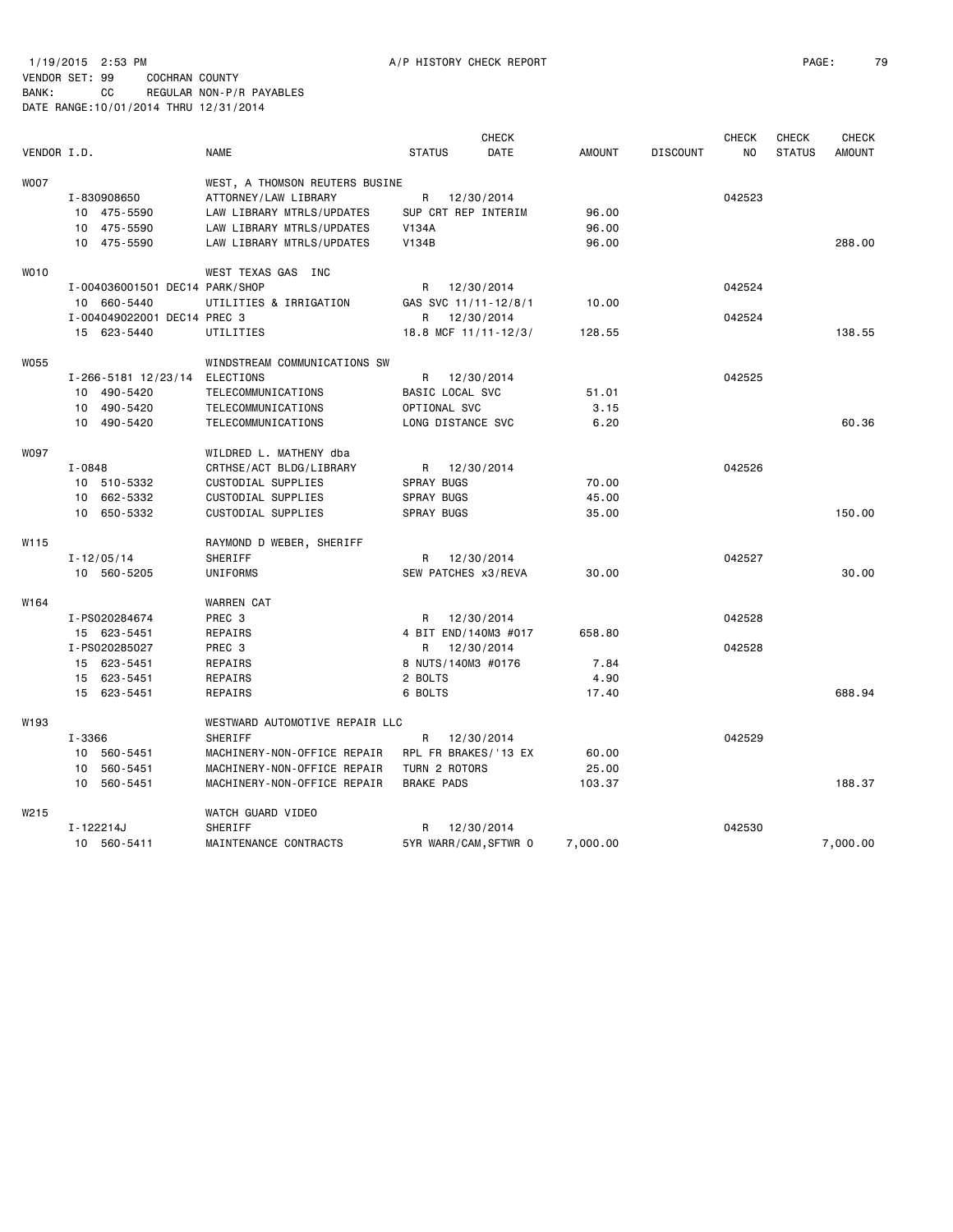1/19/2015 2:53 PM A/P HISTORY CHECK REPORT

VENDOR SET: 99 COCHRAN COUNTY
BANK: CC REGULAR NON-P/R PAYABLES
DATE RANGE:10/01/2014 THRU 12/31/2014

| VENDOR I.D. | NAME | STATUS | CHECK DATE | AMOUNT | DISCOUNT | CHECK NO | CHECK STATUS | CHECK AMOUNT |
|---|---|---|---|---|---|---|---|---|
| W007 | WEST, A THOMSON REUTERS BUSINE | | | | | | | |
| I-830908650 | ATTORNEY/LAW LIBRARY | R | 12/30/2014 | | | 042523 | | |
| 10 475-5590 | LAW LIBRARY MTRLS/UPDATES | SUP CRT REP INTERIM | | 96.00 | | | | |
| 10 475-5590 | LAW LIBRARY MTRLS/UPDATES | V134A | | 96.00 | | | | |
| 10 475-5590 | LAW LIBRARY MTRLS/UPDATES | V134B | | 96.00 | | | | 288.00 |
| W010 | WEST TEXAS GAS INC | | | | | | | |
| I-004036001501 DEC14 | PARK/SHOP | R | 12/30/2014 | | | 042524 | | |
| 10 660-5440 | UTILITIES & IRRIGATION | GAS SVC 11/11-12/8/1 | | 10.00 | | | | |
| I-004049022001 DEC14 | PREC 3 | R | 12/30/2014 | | | 042524 | | |
| 15 623-5440 | UTILITIES | 18.8 MCF 11/11-12/3/ | | 128.55 | | | | 138.55 |
| W055 | WINDSTREAM COMMUNICATIONS SW | | | | | | | |
| I-266-5181 12/23/14 | ELECTIONS | R | 12/30/2014 | | | 042525 | | |
| 10 490-5420 | TELECOMMUNICATIONS | BASIC LOCAL SVC | | 51.01 | | | | |
| 10 490-5420 | TELECOMMUNICATIONS | OPTIONAL SVC | | 3.15 | | | | |
| 10 490-5420 | TELECOMMUNICATIONS | LONG DISTANCE SVC | | 6.20 | | | | 60.36 |
| W097 | WILDRED L. MATHENY dba | | | | | | | |
| I-0848 | CRTHSE/ACT BLDG/LIBRARY | R | 12/30/2014 | | | 042526 | | |
| 10 510-5332 | CUSTODIAL SUPPLIES | SPRAY BUGS | | 70.00 | | | | |
| 10 662-5332 | CUSTODIAL SUPPLIES | SPRAY BUGS | | 45.00 | | | | |
| 10 650-5332 | CUSTODIAL SUPPLIES | SPRAY BUGS | | 35.00 | | | | 150.00 |
| W115 | RAYMOND D WEBER, SHERIFF | | | | | | | |
| I-12/05/14 | SHERIFF | R | 12/30/2014 | | | 042527 | | |
| 10 560-5205 | UNIFORMS | SEW PATCHES x3/REVA | | 30.00 | | | | 30.00 |
| W164 | WARREN CAT | | | | | | | |
| I-PS020284674 | PREC 3 | R | 12/30/2014 | | | 042528 | | |
| 15 623-5451 | REPAIRS | 4 BIT END/140M3 #017 | | 658.80 | | | | |
| I-PS020285027 | PREC 3 | R | 12/30/2014 | | | 042528 | | |
| 15 623-5451 | REPAIRS | 8 NUTS/140M3 #0176 | | 7.84 | | | | |
| 15 623-5451 | REPAIRS | 2 BOLTS | | 4.90 | | | | |
| 15 623-5451 | REPAIRS | 6 BOLTS | | 17.40 | | | | 688.94 |
| W193 | WESTWARD AUTOMOTIVE REPAIR LLC | | | | | | | |
| I-3366 | SHERIFF | R | 12/30/2014 | | | 042529 | | |
| 10 560-5451 | MACHINERY-NON-OFFICE REPAIR | RPL FR BRAKES/'13 EX | | 60.00 | | | | |
| 10 560-5451 | MACHINERY-NON-OFFICE REPAIR | TURN 2 ROTORS | | 25.00 | | | | |
| 10 560-5451 | MACHINERY-NON-OFFICE REPAIR | BRAKE PADS | | 103.37 | | | | 188.37 |
| W215 | WATCH GUARD VIDEO | | | | | | | |
| I-122214J | SHERIFF | R | 12/30/2014 | | | 042530 | | |
| 10 560-5411 | MAINTENANCE CONTRACTS | 5YR WARR/CAM,SFTWR O | | 7,000.00 | | | | 7,000.00 |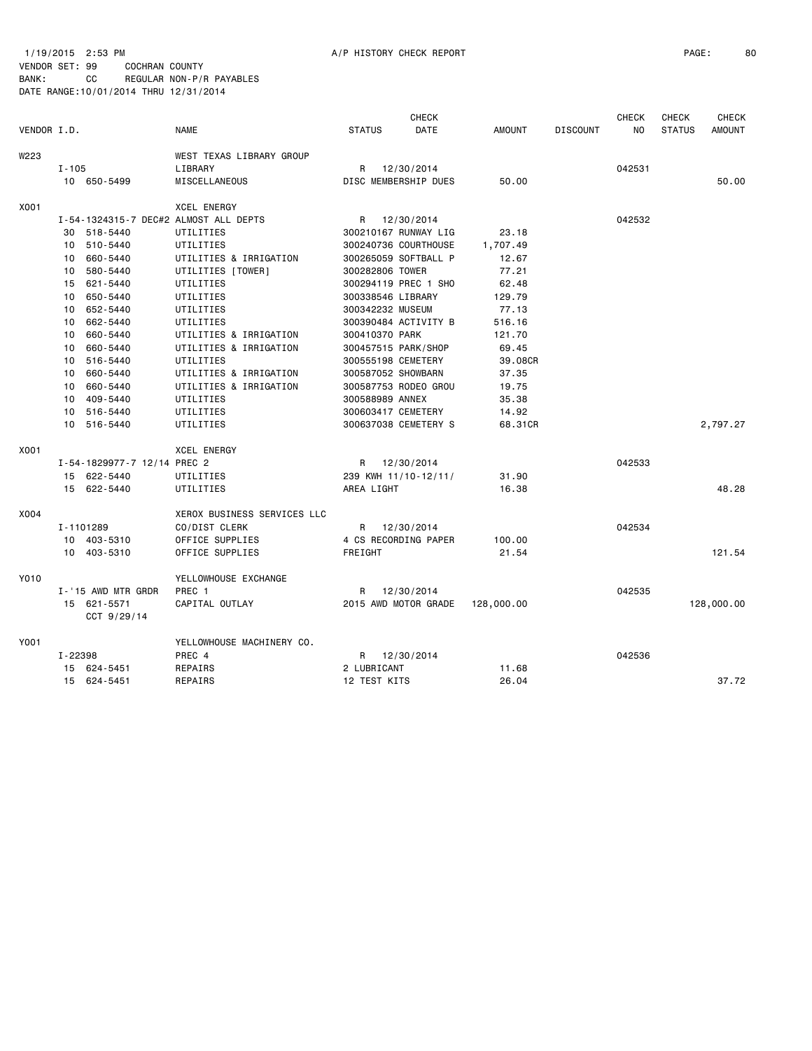1/19/2015 2:53 PM A/P HISTORY CHECK REPORT
VENDOR SET: 99 COCHRAN COUNTY
BANK: CC REGULAR NON-P/R PAYABLES
DATE RANGE:10/01/2014 THRU 12/31/2014

| VENDOR I.D. | | NAME | STATUS | CHECK DATE | AMOUNT | DISCOUNT | CHECK NO | CHECK STATUS | CHECK AMOUNT |
|---|---|---|---|---|---|---|---|---|---|
| W223 | | WEST TEXAS LIBRARY GROUP | | | | | | | |
| | I-105 | LIBRARY | R | 12/30/2014 | | | 042531 | | |
| | 10 650-5499 | MISCELLANEOUS | DISC MEMBERSHIP DUES | | 50.00 | | | | 50.00 |
| X001 | | XCEL ENERGY | | | | | | | |
| | I-54-1324315-7 DEC#2 | ALMOST ALL DEPTS | R | 12/30/2014 | | | 042532 | | |
| | 30 518-5440 | UTILITIES | 300210167 RUNWAY LIG | | 23.18 | | | | |
| | 10 510-5440 | UTILITIES | 300240736 COURTHOUSE | | 1,707.49 | | | | |
| | 10 660-5440 | UTILITIES & IRRIGATION | 300265059 SOFTBALL P | | 12.67 | | | | |
| | 10 580-5440 | UTILITIES [TOWER] | 300282806 TOWER | | 77.21 | | | | |
| | 15 621-5440 | UTILITIES | 300294119 PREC 1 SHO | | 62.48 | | | | |
| | 10 650-5440 | UTILITIES | 300338546 LIBRARY | | 129.79 | | | | |
| | 10 652-5440 | UTILITIES | 300342232 MUSEUM | | 77.13 | | | | |
| | 10 662-5440 | UTILITIES | 300390484 ACTIVITY B | | 516.16 | | | | |
| | 10 660-5440 | UTILITIES & IRRIGATION | 300410370 PARK | | 121.70 | | | | |
| | 10 660-5440 | UTILITIES & IRRIGATION | 300457515 PARK/SHOP | | 69.45 | | | | |
| | 10 516-5440 | UTILITIES | 300555198 CEMETERY | | 39.08CR | | | | |
| | 10 660-5440 | UTILITIES & IRRIGATION | 300587052 SHOWBARN | | 37.35 | | | | |
| | 10 660-5440 | UTILITIES & IRRIGATION | 300587753 RODEO GROU | | 19.75 | | | | |
| | 10 409-5440 | UTILITIES | 300588989 ANNEX | | 35.38 | | | | |
| | 10 516-5440 | UTILITIES | 300603417 CEMETERY | | 14.92 | | | | |
| | 10 516-5440 | UTILITIES | 300637038 CEMETERY S | | 68.31CR | | | | 2,797.27 |
| X001 | | XCEL ENERGY | | | | | | | |
| | I-54-1829977-7 12/14 | PREC 2 | R | 12/30/2014 | | | 042533 | | |
| | 15 622-5440 | UTILITIES | 239 KWH 11/10-12/11/ | | 31.90 | | | | |
| | 15 622-5440 | UTILITIES | AREA LIGHT | | 16.38 | | | | 48.28 |
| X004 | | XEROX BUSINESS SERVICES LLC | | | | | | | |
| | I-1101289 | CO/DIST CLERK | R | 12/30/2014 | | | 042534 | | |
| | 10 403-5310 | OFFICE SUPPLIES | 4 CS RECORDING PAPER | | 100.00 | | | | |
| | 10 403-5310 | OFFICE SUPPLIES | FREIGHT | | 21.54 | | | | 121.54 |
| Y010 | | YELLOWHOUSE EXCHANGE | | | | | | | |
| | I-'15 AWD MTR GRDR | PREC 1 | R | 12/30/2014 | | | 042535 | | |
| | 15 621-5571 CCT 9/29/14 | CAPITAL OUTLAY | 2015 AWD MOTOR GRADE | | 128,000.00 | | | | 128,000.00 |
| Y001 | | YELLOWHOUSE MACHINERY CO. | | | | | | | |
| | I-22398 | PREC 4 | R | 12/30/2014 | | | 042536 | | |
| | 15 624-5451 | REPAIRS | 2 LUBRICANT | | 11.68 | | | | |
| | 15 624-5451 | REPAIRS | 12 TEST KITS | | 26.04 | | | | 37.72 |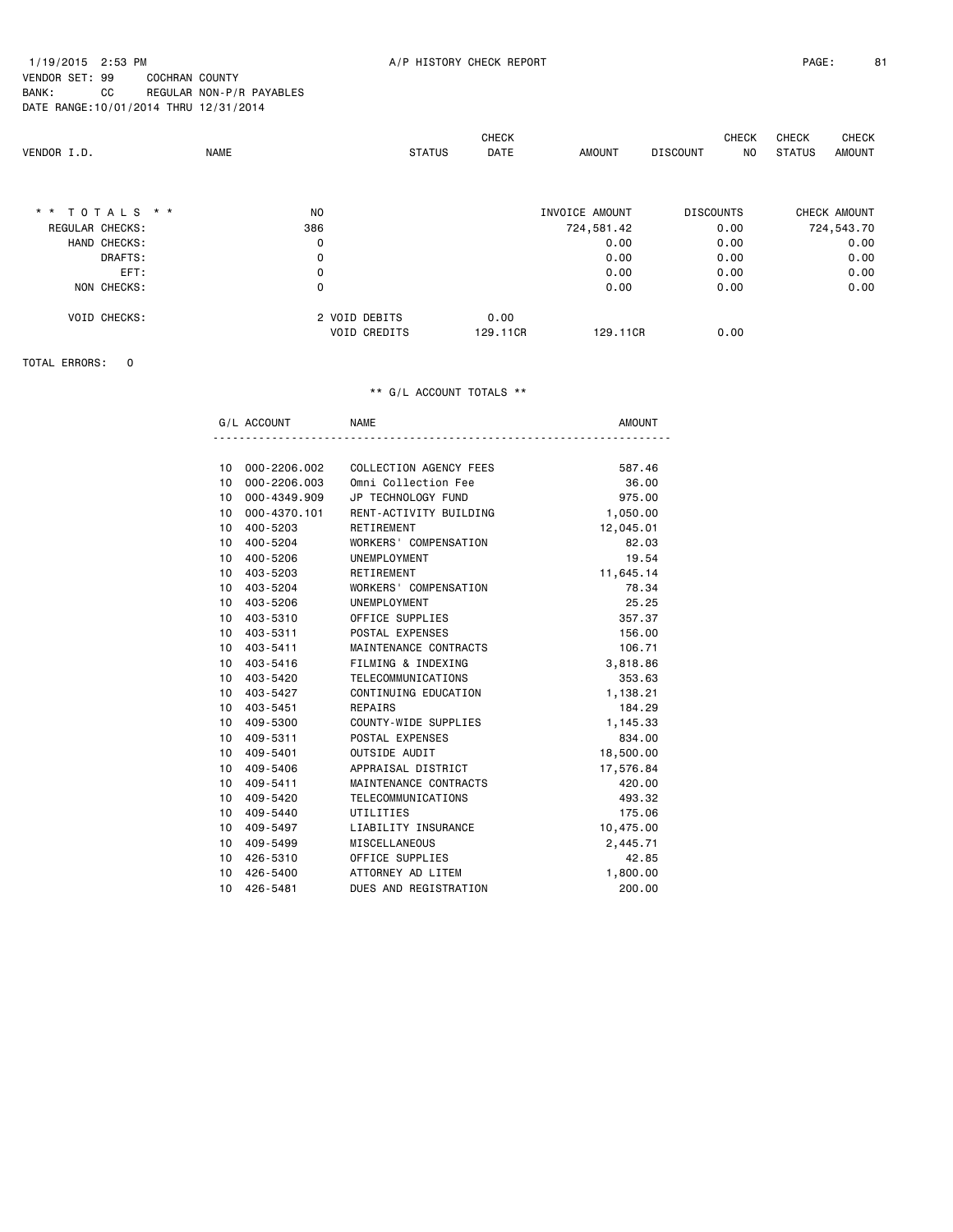1/19/2015 2:53 PM A/P HISTORY CHECK REPORT

VENDOR SET: 99 COCHRAN COUNTY
BANK: CC REGULAR NON-P/R PAYABLES
DATE RANGE:10/01/2014 THRU 12/31/2014

| VENDOR I.D. | NAME | STATUS | CHECK DATE | AMOUNT | DISCOUNT | CHECK NO | CHECK STATUS | CHECK AMOUNT |
|---|---|---|---|---|---|---|---|---|

| * * T O T A L S * * | NO | | INVOICE AMOUNT | DISCOUNTS | CHECK AMOUNT |
|---|---|---|---|---|---|
| REGULAR CHECKS: | 386 | | 724,581.42 | 0.00 | 724,543.70 |
| HAND CHECKS: | 0 | | 0.00 | 0.00 | 0.00 |
| DRAFTS: | 0 | | 0.00 | 0.00 | 0.00 |
| EFT: | 0 | | 0.00 | 0.00 | 0.00 |
| NON CHECKS: | 0 | | 0.00 | 0.00 | 0.00 |
| VOID CHECKS: | 2 VOID DEBITS | 0.00 | | | |
| | VOID CREDITS | 129.11CR | 129.11CR | 0.00 | |

TOTAL ERRORS: 0

** G/L ACCOUNT TOTALS **

| | G/L ACCOUNT | NAME | AMOUNT |
|---|---|---|---|
| 10 | 000-2206.002 | COLLECTION AGENCY FEES | 587.46 |
| 10 | 000-2206.003 | Omni Collection Fee | 36.00 |
| 10 | 000-4349.909 | JP TECHNOLOGY FUND | 975.00 |
| 10 | 000-4370.101 | RENT-ACTIVITY BUILDING | 1,050.00 |
| 10 | 400-5203 | RETIREMENT | 12,045.01 |
| 10 | 400-5204 | WORKERS' COMPENSATION | 82.03 |
| 10 | 400-5206 | UNEMPLOYMENT | 19.54 |
| 10 | 403-5203 | RETIREMENT | 11,645.14 |
| 10 | 403-5204 | WORKERS' COMPENSATION | 78.34 |
| 10 | 403-5206 | UNEMPLOYMENT | 25.25 |
| 10 | 403-5310 | OFFICE SUPPLIES | 357.37 |
| 10 | 403-5311 | POSTAL EXPENSES | 156.00 |
| 10 | 403-5411 | MAINTENANCE CONTRACTS | 106.71 |
| 10 | 403-5416 | FILMING & INDEXING | 3,818.86 |
| 10 | 403-5420 | TELECOMMUNICATIONS | 353.63 |
| 10 | 403-5427 | CONTINUING EDUCATION | 1,138.21 |
| 10 | 403-5451 | REPAIRS | 184.29 |
| 10 | 409-5300 | COUNTY-WIDE SUPPLIES | 1,145.33 |
| 10 | 409-5311 | POSTAL EXPENSES | 834.00 |
| 10 | 409-5401 | OUTSIDE AUDIT | 18,500.00 |
| 10 | 409-5406 | APPRAISAL DISTRICT | 17,576.84 |
| 10 | 409-5411 | MAINTENANCE CONTRACTS | 420.00 |
| 10 | 409-5420 | TELECOMMUNICATIONS | 493.32 |
| 10 | 409-5440 | UTILITIES | 175.06 |
| 10 | 409-5497 | LIABILITY INSURANCE | 10,475.00 |
| 10 | 409-5499 | MISCELLANEOUS | 2,445.71 |
| 10 | 426-5310 | OFFICE SUPPLIES | 42.85 |
| 10 | 426-5400 | ATTORNEY AD LITEM | 1,800.00 |
| 10 | 426-5481 | DUES AND REGISTRATION | 200.00 |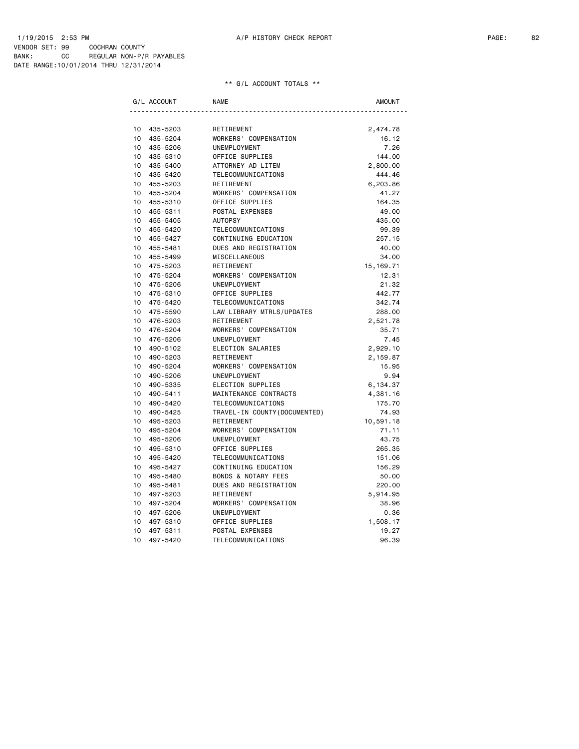1/19/2015 2:53 PM A/P HISTORY CHECK REPORT
VENDOR SET: 99 COCHRAN COUNTY
BANK: CC REGULAR NON-P/R PAYABLES
DATE RANGE:10/01/2014 THRU 12/31/2014

** G/L ACCOUNT TOTALS **

| G/L ACCOUNT | | NAME | AMOUNT |
|---|---|---|---|
| 10 | 435-5203 | RETIREMENT | 2,474.78 |
| 10 | 435-5204 | WORKERS' COMPENSATION | 16.12 |
| 10 | 435-5206 | UNEMPLOYMENT | 7.26 |
| 10 | 435-5310 | OFFICE SUPPLIES | 144.00 |
| 10 | 435-5400 | ATTORNEY AD LITEM | 2,800.00 |
| 10 | 435-5420 | TELECOMMUNICATIONS | 444.46 |
| 10 | 455-5203 | RETIREMENT | 6,203.86 |
| 10 | 455-5204 | WORKERS' COMPENSATION | 41.27 |
| 10 | 455-5310 | OFFICE SUPPLIES | 164.35 |
| 10 | 455-5311 | POSTAL EXPENSES | 49.00 |
| 10 | 455-5405 | AUTOPSY | 435.00 |
| 10 | 455-5420 | TELECOMMUNICATIONS | 99.39 |
| 10 | 455-5427 | CONTINUING EDUCATION | 257.15 |
| 10 | 455-5481 | DUES AND REGISTRATION | 40.00 |
| 10 | 455-5499 | MISCELLANEOUS | 34.00 |
| 10 | 475-5203 | RETIREMENT | 15,169.71 |
| 10 | 475-5204 | WORKERS' COMPENSATION | 12.31 |
| 10 | 475-5206 | UNEMPLOYMENT | 21.32 |
| 10 | 475-5310 | OFFICE SUPPLIES | 442.77 |
| 10 | 475-5420 | TELECOMMUNICATIONS | 342.74 |
| 10 | 475-5590 | LAW LIBRARY MTRLS/UPDATES | 288.00 |
| 10 | 476-5203 | RETIREMENT | 2,521.78 |
| 10 | 476-5204 | WORKERS' COMPENSATION | 35.71 |
| 10 | 476-5206 | UNEMPLOYMENT | 7.45 |
| 10 | 490-5102 | ELECTION SALARIES | 2,929.10 |
| 10 | 490-5203 | RETIREMENT | 2,159.87 |
| 10 | 490-5204 | WORKERS' COMPENSATION | 15.95 |
| 10 | 490-5206 | UNEMPLOYMENT | 9.94 |
| 10 | 490-5335 | ELECTION SUPPLIES | 6,134.37 |
| 10 | 490-5411 | MAINTENANCE CONTRACTS | 4,381.16 |
| 10 | 490-5420 | TELECOMMUNICATIONS | 175.70 |
| 10 | 490-5425 | TRAVEL-IN COUNTY(DOCUMENTED) | 74.93 |
| 10 | 495-5203 | RETIREMENT | 10,591.18 |
| 10 | 495-5204 | WORKERS' COMPENSATION | 71.11 |
| 10 | 495-5206 | UNEMPLOYMENT | 43.75 |
| 10 | 495-5310 | OFFICE SUPPLIES | 265.35 |
| 10 | 495-5420 | TELECOMMUNICATIONS | 151.06 |
| 10 | 495-5427 | CONTINUING EDUCATION | 156.29 |
| 10 | 495-5480 | BONDS & NOTARY FEES | 50.00 |
| 10 | 495-5481 | DUES AND REGISTRATION | 220.00 |
| 10 | 497-5203 | RETIREMENT | 5,914.95 |
| 10 | 497-5204 | WORKERS' COMPENSATION | 38.96 |
| 10 | 497-5206 | UNEMPLOYMENT | 0.36 |
| 10 | 497-5310 | OFFICE SUPPLIES | 1,508.17 |
| 10 | 497-5311 | POSTAL EXPENSES | 19.27 |
| 10 | 497-5420 | TELECOMMUNICATIONS | 96.39 |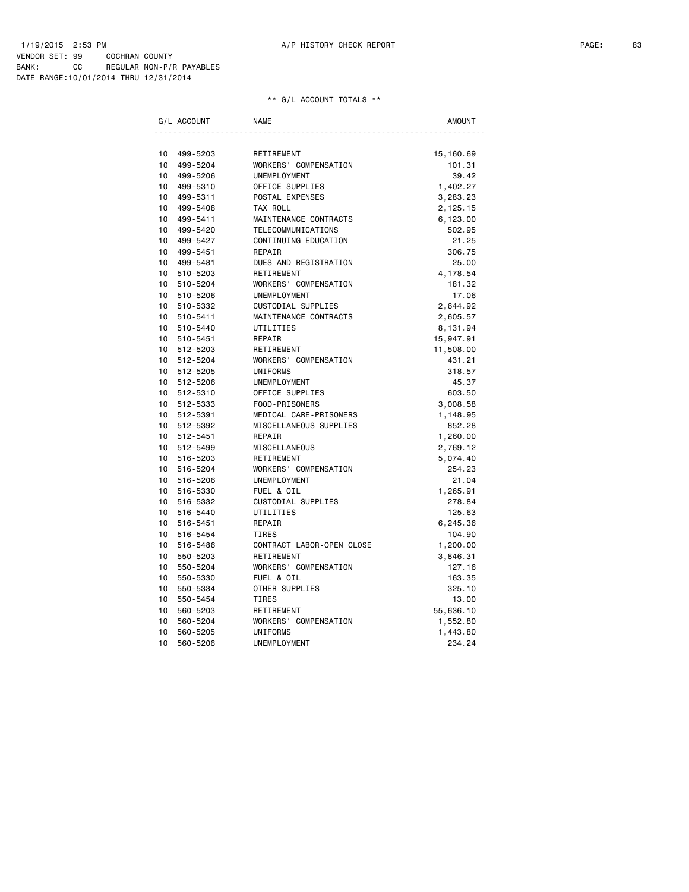1/19/2015 2:53 PM A/P HISTORY CHECK REPORT
VENDOR SET: 99 COCHRAN COUNTY
BANK: CC REGULAR NON-P/R PAYABLES
DATE RANGE:10/01/2014 THRU 12/31/2014

** G/L ACCOUNT TOTALS **

| G/L ACCOUNT | | NAME | AMOUNT |
|---|---|---|---|
| 10 | 499-5203 | RETIREMENT | 15,160.69 |
| 10 | 499-5204 | WORKERS' COMPENSATION | 101.31 |
| 10 | 499-5206 | UNEMPLOYMENT | 39.42 |
| 10 | 499-5310 | OFFICE SUPPLIES | 1,402.27 |
| 10 | 499-5311 | POSTAL EXPENSES | 3,283.23 |
| 10 | 499-5408 | TAX ROLL | 2,125.15 |
| 10 | 499-5411 | MAINTENANCE CONTRACTS | 6,123.00 |
| 10 | 499-5420 | TELECOMMUNICATIONS | 502.95 |
| 10 | 499-5427 | CONTINUING EDUCATION | 21.25 |
| 10 | 499-5451 | REPAIR | 306.75 |
| 10 | 499-5481 | DUES AND REGISTRATION | 25.00 |
| 10 | 510-5203 | RETIREMENT | 4,178.54 |
| 10 | 510-5204 | WORKERS' COMPENSATION | 181.32 |
| 10 | 510-5206 | UNEMPLOYMENT | 17.06 |
| 10 | 510-5332 | CUSTODIAL SUPPLIES | 2,644.92 |
| 10 | 510-5411 | MAINTENANCE CONTRACTS | 2,605.57 |
| 10 | 510-5440 | UTILITIES | 8,131.94 |
| 10 | 510-5451 | REPAIR | 15,947.91 |
| 10 | 512-5203 | RETIREMENT | 11,508.00 |
| 10 | 512-5204 | WORKERS' COMPENSATION | 431.21 |
| 10 | 512-5205 | UNIFORMS | 318.57 |
| 10 | 512-5206 | UNEMPLOYMENT | 45.37 |
| 10 | 512-5310 | OFFICE SUPPLIES | 603.50 |
| 10 | 512-5333 | FOOD-PRISONERS | 3,008.58 |
| 10 | 512-5391 | MEDICAL CARE-PRISONERS | 1,148.95 |
| 10 | 512-5392 | MISCELLANEOUS SUPPLIES | 852.28 |
| 10 | 512-5451 | REPAIR | 1,260.00 |
| 10 | 512-5499 | MISCELLANEOUS | 2,769.12 |
| 10 | 516-5203 | RETIREMENT | 5,074.40 |
| 10 | 516-5204 | WORKERS' COMPENSATION | 254.23 |
| 10 | 516-5206 | UNEMPLOYMENT | 21.04 |
| 10 | 516-5330 | FUEL & OIL | 1,265.91 |
| 10 | 516-5332 | CUSTODIAL SUPPLIES | 278.84 |
| 10 | 516-5440 | UTILITIES | 125.63 |
| 10 | 516-5451 | REPAIR | 6,245.36 |
| 10 | 516-5454 | TIRES | 104.90 |
| 10 | 516-5486 | CONTRACT LABOR-OPEN CLOSE | 1,200.00 |
| 10 | 550-5203 | RETIREMENT | 3,846.31 |
| 10 | 550-5204 | WORKERS' COMPENSATION | 127.16 |
| 10 | 550-5330 | FUEL & OIL | 163.35 |
| 10 | 550-5334 | OTHER SUPPLIES | 325.10 |
| 10 | 550-5454 | TIRES | 13.00 |
| 10 | 560-5203 | RETIREMENT | 55,636.10 |
| 10 | 560-5204 | WORKERS' COMPENSATION | 1,552.80 |
| 10 | 560-5205 | UNIFORMS | 1,443.80 |
| 10 | 560-5206 | UNEMPLOYMENT | 234.24 |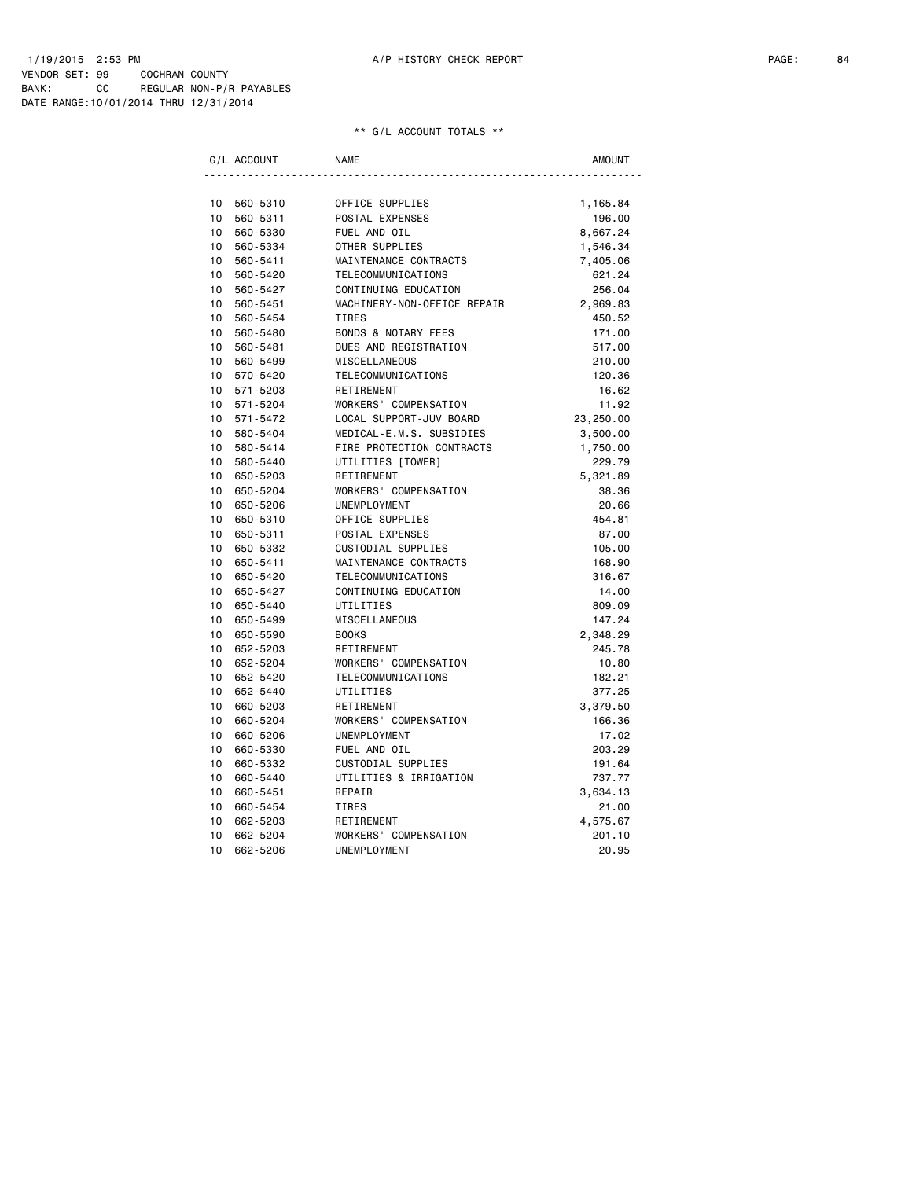1/19/2015 2:53 PM A/P HISTORY CHECK REPORT

VENDOR SET: 99 COCHRAN COUNTY
BANK: CC REGULAR NON-P/R PAYABLES
DATE RANGE:10/01/2014 THRU 12/31/2014

** G/L ACCOUNT TOTALS **

| | G/L ACCOUNT | NAME | AMOUNT |
|---|---|---|---|
| 10 | 560-5310 | OFFICE SUPPLIES | 1,165.84 |
| 10 | 560-5311 | POSTAL EXPENSES | 196.00 |
| 10 | 560-5330 | FUEL AND OIL | 8,667.24 |
| 10 | 560-5334 | OTHER SUPPLIES | 1,546.34 |
| 10 | 560-5411 | MAINTENANCE CONTRACTS | 7,405.06 |
| 10 | 560-5420 | TELECOMMUNICATIONS | 621.24 |
| 10 | 560-5427 | CONTINUING EDUCATION | 256.04 |
| 10 | 560-5451 | MACHINERY-NON-OFFICE REPAIR | 2,969.83 |
| 10 | 560-5454 | TIRES | 450.52 |
| 10 | 560-5480 | BONDS & NOTARY FEES | 171.00 |
| 10 | 560-5481 | DUES AND REGISTRATION | 517.00 |
| 10 | 560-5499 | MISCELLANEOUS | 210.00 |
| 10 | 570-5420 | TELECOMMUNICATIONS | 120.36 |
| 10 | 571-5203 | RETIREMENT | 16.62 |
| 10 | 571-5204 | WORKERS' COMPENSATION | 11.92 |
| 10 | 571-5472 | LOCAL SUPPORT-JUV BOARD | 23,250.00 |
| 10 | 580-5404 | MEDICAL-E.M.S. SUBSIDIES | 3,500.00 |
| 10 | 580-5414 | FIRE PROTECTION CONTRACTS | 1,750.00 |
| 10 | 580-5440 | UTILITIES [TOWER] | 229.79 |
| 10 | 650-5203 | RETIREMENT | 5,321.89 |
| 10 | 650-5204 | WORKERS' COMPENSATION | 38.36 |
| 10 | 650-5206 | UNEMPLOYMENT | 20.66 |
| 10 | 650-5310 | OFFICE SUPPLIES | 454.81 |
| 10 | 650-5311 | POSTAL EXPENSES | 87.00 |
| 10 | 650-5332 | CUSTODIAL SUPPLIES | 105.00 |
| 10 | 650-5411 | MAINTENANCE CONTRACTS | 168.90 |
| 10 | 650-5420 | TELECOMMUNICATIONS | 316.67 |
| 10 | 650-5427 | CONTINUING EDUCATION | 14.00 |
| 10 | 650-5440 | UTILITIES | 809.09 |
| 10 | 650-5499 | MISCELLANEOUS | 147.24 |
| 10 | 650-5590 | BOOKS | 2,348.29 |
| 10 | 652-5203 | RETIREMENT | 245.78 |
| 10 | 652-5204 | WORKERS' COMPENSATION | 10.80 |
| 10 | 652-5420 | TELECOMMUNICATIONS | 182.21 |
| 10 | 652-5440 | UTILITIES | 377.25 |
| 10 | 660-5203 | RETIREMENT | 3,379.50 |
| 10 | 660-5204 | WORKERS' COMPENSATION | 166.36 |
| 10 | 660-5206 | UNEMPLOYMENT | 17.02 |
| 10 | 660-5330 | FUEL AND OIL | 203.29 |
| 10 | 660-5332 | CUSTODIAL SUPPLIES | 191.64 |
| 10 | 660-5440 | UTILITIES & IRRIGATION | 737.77 |
| 10 | 660-5451 | REPAIR | 3,634.13 |
| 10 | 660-5454 | TIRES | 21.00 |
| 10 | 662-5203 | RETIREMENT | 4,575.67 |
| 10 | 662-5204 | WORKERS' COMPENSATION | 201.10 |
| 10 | 662-5206 | UNEMPLOYMENT | 20.95 |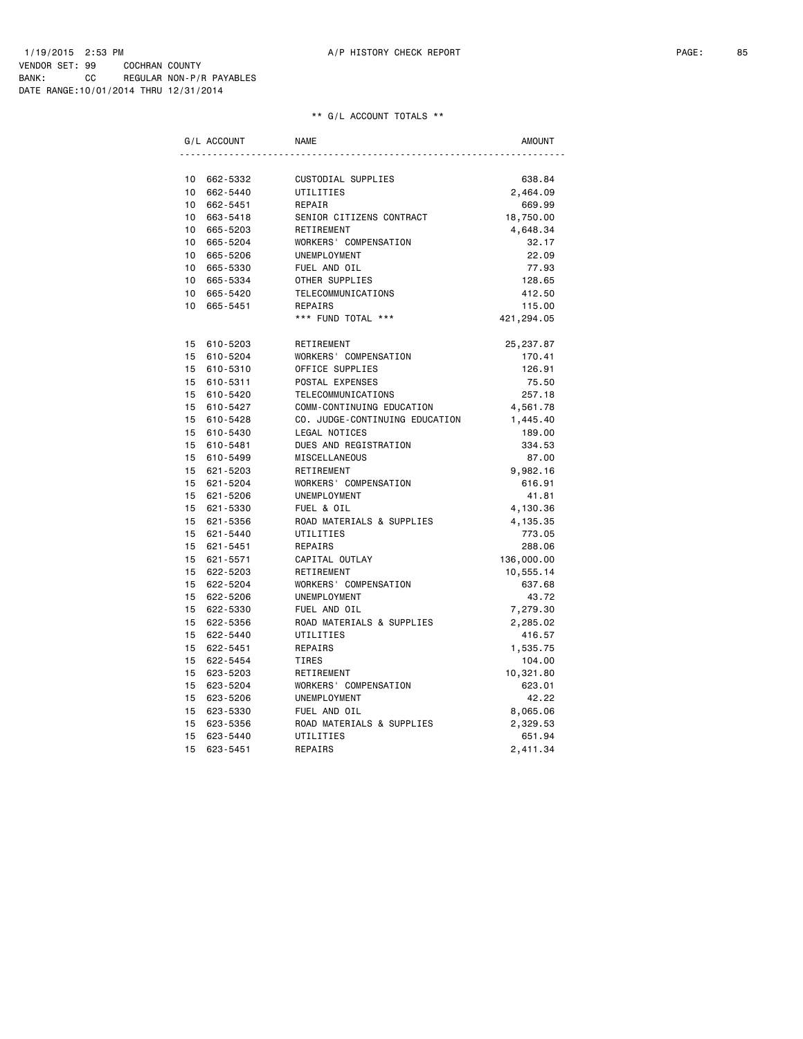1/19/2015 2:53 PM A/P HISTORY CHECK REPORT
VENDOR SET: 99 COCHRAN COUNTY
BANK: CC REGULAR NON-P/R PAYABLES
DATE RANGE:10/01/2014 THRU 12/31/2014

## ** G/L ACCOUNT TOTALS **

| G/L ACCOUNT | | NAME | AMOUNT |
|---|---|---|---|
| 10 | 662-5332 | CUSTODIAL SUPPLIES | 638.84 |
| 10 | 662-5440 | UTILITIES | 2,464.09 |
| 10 | 662-5451 | REPAIR | 669.99 |
| 10 | 663-5418 | SENIOR CITIZENS CONTRACT | 18,750.00 |
| 10 | 665-5203 | RETIREMENT | 4,648.34 |
| 10 | 665-5204 | WORKERS' COMPENSATION | 32.17 |
| 10 | 665-5206 | UNEMPLOYMENT | 22.09 |
| 10 | 665-5330 | FUEL AND OIL | 77.93 |
| 10 | 665-5334 | OTHER SUPPLIES | 128.65 |
| 10 | 665-5420 | TELECOMMUNICATIONS | 412.50 |
| 10 | 665-5451 | REPAIRS | 115.00 |
| | | *** FUND TOTAL *** | 421,294.05 |
| 15 | 610-5203 | RETIREMENT | 25,237.87 |
| 15 | 610-5204 | WORKERS' COMPENSATION | 170.41 |
| 15 | 610-5310 | OFFICE SUPPLIES | 126.91 |
| 15 | 610-5311 | POSTAL EXPENSES | 75.50 |
| 15 | 610-5420 | TELECOMMUNICATIONS | 257.18 |
| 15 | 610-5427 | COMM-CONTINUING EDUCATION | 4,561.78 |
| 15 | 610-5428 | CO. JUDGE-CONTINUING EDUCATION | 1,445.40 |
| 15 | 610-5430 | LEGAL NOTICES | 189.00 |
| 15 | 610-5481 | DUES AND REGISTRATION | 334.53 |
| 15 | 610-5499 | MISCELLANEOUS | 87.00 |
| 15 | 621-5203 | RETIREMENT | 9,982.16 |
| 15 | 621-5204 | WORKERS' COMPENSATION | 616.91 |
| 15 | 621-5206 | UNEMPLOYMENT | 41.81 |
| 15 | 621-5330 | FUEL & OIL | 4,130.36 |
| 15 | 621-5356 | ROAD MATERIALS & SUPPLIES | 4,135.35 |
| 15 | 621-5440 | UTILITIES | 773.05 |
| 15 | 621-5451 | REPAIRS | 288.06 |
| 15 | 621-5571 | CAPITAL OUTLAY | 136,000.00 |
| 15 | 622-5203 | RETIREMENT | 10,555.14 |
| 15 | 622-5204 | WORKERS' COMPENSATION | 637.68 |
| 15 | 622-5206 | UNEMPLOYMENT | 43.72 |
| 15 | 622-5330 | FUEL AND OIL | 7,279.30 |
| 15 | 622-5356 | ROAD MATERIALS & SUPPLIES | 2,285.02 |
| 15 | 622-5440 | UTILITIES | 416.57 |
| 15 | 622-5451 | REPAIRS | 1,535.75 |
| 15 | 622-5454 | TIRES | 104.00 |
| 15 | 623-5203 | RETIREMENT | 10,321.80 |
| 15 | 623-5204 | WORKERS' COMPENSATION | 623.01 |
| 15 | 623-5206 | UNEMPLOYMENT | 42.22 |
| 15 | 623-5330 | FUEL AND OIL | 8,065.06 |
| 15 | 623-5356 | ROAD MATERIALS & SUPPLIES | 2,329.53 |
| 15 | 623-5440 | UTILITIES | 651.94 |
| 15 | 623-5451 | REPAIRS | 2,411.34 |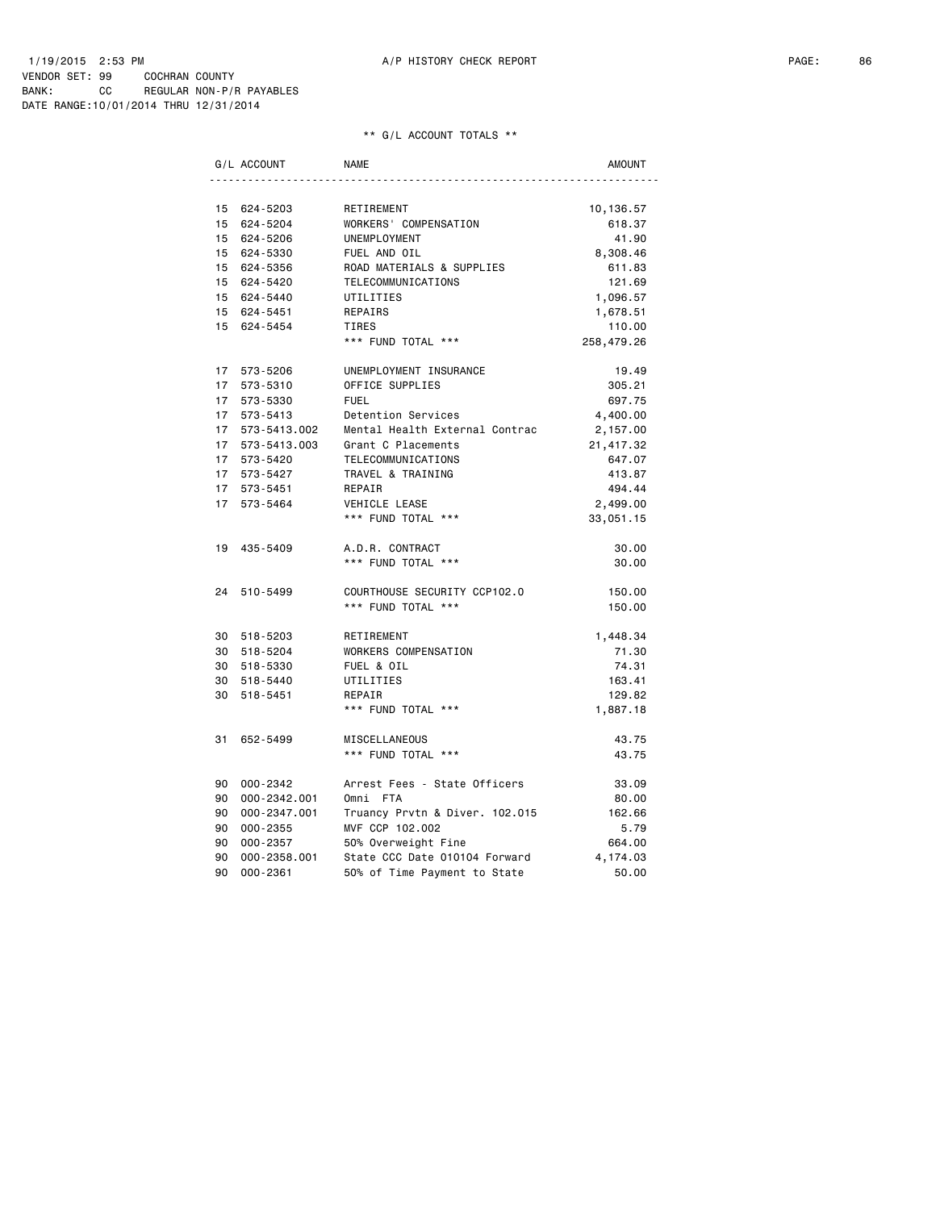1/19/2015 2:53 PM A/P HISTORY CHECK REPORT

VENDOR SET: 99 COCHRAN COUNTY
BANK: CC REGULAR NON-P/R PAYABLES
DATE RANGE:10/01/2014 THRU 12/31/2014

** G/L ACCOUNT TOTALS **

| G/L ACCOUNT | NAME | AMOUNT |
|---|---|---|
| 15 624-5203 | RETIREMENT | 10,136.57 |
| 15 624-5204 | WORKERS' COMPENSATION | 618.37 |
| 15 624-5206 | UNEMPLOYMENT | 41.90 |
| 15 624-5330 | FUEL AND OIL | 8,308.46 |
| 15 624-5356 | ROAD MATERIALS & SUPPLIES | 611.83 |
| 15 624-5420 | TELECOMMUNICATIONS | 121.69 |
| 15 624-5440 | UTILITIES | 1,096.57 |
| 15 624-5451 | REPAIRS | 1,678.51 |
| 15 624-5454 | TIRES | 110.00 |
| | *** FUND TOTAL *** | 258,479.26 |
| 17 573-5206 | UNEMPLOYMENT INSURANCE | 19.49 |
| 17 573-5310 | OFFICE SUPPLIES | 305.21 |
| 17 573-5330 | FUEL | 697.75 |
| 17 573-5413 | Detention Services | 4,400.00 |
| 17 573-5413.002 | Mental Health External Contrac | 2,157.00 |
| 17 573-5413.003 | Grant C Placements | 21,417.32 |
| 17 573-5420 | TELECOMMUNICATIONS | 647.07 |
| 17 573-5427 | TRAVEL & TRAINING | 413.87 |
| 17 573-5451 | REPAIR | 494.44 |
| 17 573-5464 | VEHICLE LEASE | 2,499.00 |
| | *** FUND TOTAL *** | 33,051.15 |
| 19 435-5409 | A.D.R. CONTRACT | 30.00 |
| | *** FUND TOTAL *** | 30.00 |
| 24 510-5499 | COURTHOUSE SECURITY CCP102.0 | 150.00 |
| | *** FUND TOTAL *** | 150.00 |
| 30 518-5203 | RETIREMENT | 1,448.34 |
| 30 518-5204 | WORKERS COMPENSATION | 71.30 |
| 30 518-5330 | FUEL & OIL | 74.31 |
| 30 518-5440 | UTILITIES | 163.41 |
| 30 518-5451 | REPAIR | 129.82 |
| | *** FUND TOTAL *** | 1,887.18 |
| 31 652-5499 | MISCELLANEOUS | 43.75 |
| | *** FUND TOTAL *** | 43.75 |
| 90 000-2342 | Arrest Fees - State Officers | 33.09 |
| 90 000-2342.001 | Omni FTA | 80.00 |
| 90 000-2347.001 | Truancy Prvtn & Diver. 102.015 | 162.66 |
| 90 000-2355 | MVF CCP 102.002 | 5.79 |
| 90 000-2357 | 50% Overweight Fine | 664.00 |
| 90 000-2358.001 | State CCC Date 010104 Forward | 4,174.03 |
| 90 000-2361 | 50% of Time Payment to State | 50.00 |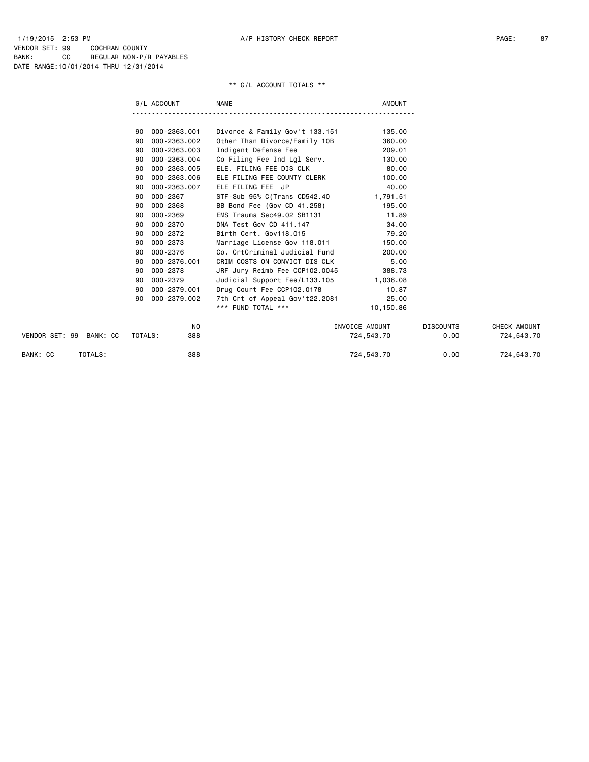1/19/2015 2:53 PM A/P HISTORY CHECK REPORT

VENDOR SET: 99 COCHRAN COUNTY
BANK: CC REGULAR NON-P/R PAYABLES
DATE RANGE:10/01/2014 THRU 12/31/2014

** G/L ACCOUNT TOTALS **

| | G/L ACCOUNT | NAME | AMOUNT |
|---|---|---|---|
| 90 | 000-2363.001 | Divorce & Family Gov't 133.151 | 135.00 |
| 90 | 000-2363.002 | Other Than Divorce/Family 10B | 360.00 |
| 90 | 000-2363.003 | Indigent Defense Fee | 209.01 |
| 90 | 000-2363.004 | Co Filing Fee Ind Lgl Serv. | 130.00 |
| 90 | 000-2363.005 | ELE. FILING FEE DIS CLK | 80.00 |
| 90 | 000-2363.006 | ELE FILING FEE COUNTY CLERK | 100.00 |
| 90 | 000-2363.007 | ELE FILING FEE JP | 40.00 |
| 90 | 000-2367 | STF-Sub 95% C(Trans CD542.40 | 1,791.51 |
| 90 | 000-2368 | BB Bond Fee (Gov CD 41.258) | 195.00 |
| 90 | 000-2369 | EMS Trauma Sec49.02 SB1131 | 11.89 |
| 90 | 000-2370 | DNA Test Gov CD 411.147 | 34.00 |
| 90 | 000-2372 | Birth Cert. Gov118.015 | 79.20 |
| 90 | 000-2373 | Marriage License Gov 118.011 | 150.00 |
| 90 | 000-2376 | Co. CrtCriminal Judicial Fund | 200.00 |
| 90 | 000-2376.001 | CRIM COSTS ON CONVICT DIS CLK | 5.00 |
| 90 | 000-2378 | JRF Jury Reimb Fee CCP102.0045 | 388.73 |
| 90 | 000-2379 | Judicial Support Fee/L133.105 | 1,036.08 |
| 90 | 000-2379.001 | Drug Court Fee CCP102.0178 | 10.87 |
| 90 | 000-2379.002 | 7th Crt of Appeal Gov't22.2081 | 25.00 |
| | | *** FUND TOTAL *** | 10,150.86 |

| | | NO | INVOICE AMOUNT | DISCOUNTS | CHECK AMOUNT |
|---|---|---|---|---|---|
| VENDOR SET: 99 BANK: CC | TOTALS: | 388 | 724,543.70 | 0.00 | 724,543.70 |
| BANK: CC | TOTALS: | 388 | 724,543.70 | 0.00 | 724,543.70 |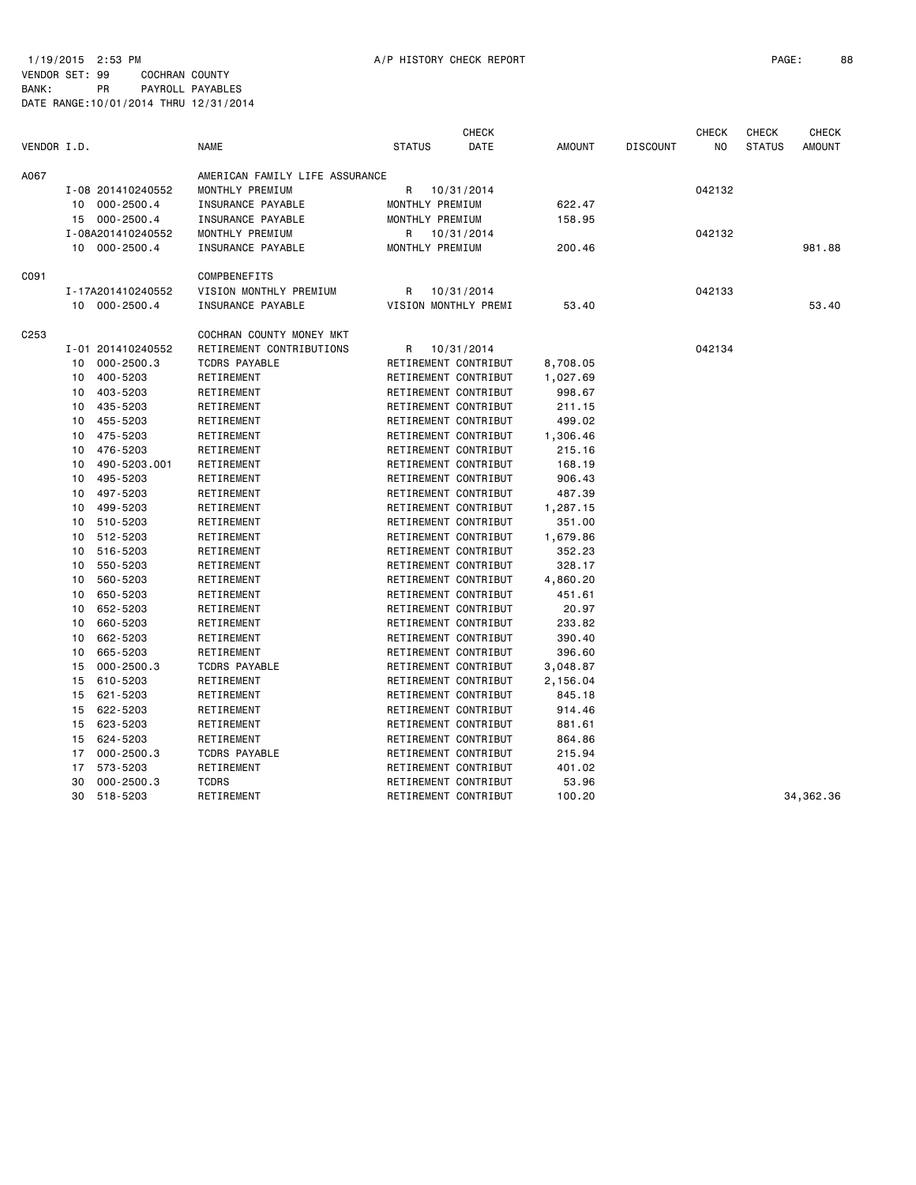1/19/2015 2:53 PM A/P HISTORY CHECK REPORT

VENDOR SET: 99 COCHRAN COUNTY
BANK: PR PAYROLL PAYABLES
DATE RANGE:10/01/2014 THRU 12/31/2014

| VENDOR I.D. | | NAME | STATUS | CHECK DATE | AMOUNT | DISCOUNT | CHECK NO | CHECK STATUS | CHECK AMOUNT |
|---|---|---|---|---|---|---|---|---|---|
| A067 | | AMERICAN FAMILY LIFE ASSURANCE | | | | | | | |
| | I-08 201410240552 | MONTHLY PREMIUM | R | 10/31/2014 | | | 042132 | | |
| | 10 000-2500.4 | INSURANCE PAYABLE | MONTHLY PREMIUM | | 622.47 | | | | |
| | 15 000-2500.4 | INSURANCE PAYABLE | MONTHLY PREMIUM | | 158.95 | | | | |
| | I-08A201410240552 | MONTHLY PREMIUM | R | 10/31/2014 | | | 042132 | | |
| | 10 000-2500.4 | INSURANCE PAYABLE | MONTHLY PREMIUM | | 200.46 | | | | 981.88 |
| C091 | | COMPBENEFITS | | | | | | | |
| | I-17A201410240552 | VISION MONTHLY PREMIUM | R | 10/31/2014 | | | 042133 | | |
| | 10 000-2500.4 | INSURANCE PAYABLE | VISION MONTHLY PREMI | | 53.40 | | | | 53.40 |
| C253 | | COCHRAN COUNTY MONEY MKT | | | | | | | |
| | I-01 201410240552 | RETIREMENT CONTRIBUTIONS | R | 10/31/2014 | | | 042134 | | |
| | 10 000-2500.3 | TCDRS PAYABLE | RETIREMENT CONTRIBUT | | 8,708.05 | | | | |
| | 10 400-5203 | RETIREMENT | RETIREMENT CONTRIBUT | | 1,027.69 | | | | |
| | 10 403-5203 | RETIREMENT | RETIREMENT CONTRIBUT | | 998.67 | | | | |
| | 10 435-5203 | RETIREMENT | RETIREMENT CONTRIBUT | | 211.15 | | | | |
| | 10 455-5203 | RETIREMENT | RETIREMENT CONTRIBUT | | 499.02 | | | | |
| | 10 475-5203 | RETIREMENT | RETIREMENT CONTRIBUT | | 1,306.46 | | | | |
| | 10 476-5203 | RETIREMENT | RETIREMENT CONTRIBUT | | 215.16 | | | | |
| | 10 490-5203.001 | RETIREMENT | RETIREMENT CONTRIBUT | | 168.19 | | | | |
| | 10 495-5203 | RETIREMENT | RETIREMENT CONTRIBUT | | 906.43 | | | | |
| | 10 497-5203 | RETIREMENT | RETIREMENT CONTRIBUT | | 487.39 | | | | |
| | 10 499-5203 | RETIREMENT | RETIREMENT CONTRIBUT | | 1,287.15 | | | | |
| | 10 510-5203 | RETIREMENT | RETIREMENT CONTRIBUT | | 351.00 | | | | |
| | 10 512-5203 | RETIREMENT | RETIREMENT CONTRIBUT | | 1,679.86 | | | | |
| | 10 516-5203 | RETIREMENT | RETIREMENT CONTRIBUT | | 352.23 | | | | |
| | 10 550-5203 | RETIREMENT | RETIREMENT CONTRIBUT | | 328.17 | | | | |
| | 10 560-5203 | RETIREMENT | RETIREMENT CONTRIBUT | | 4,860.20 | | | | |
| | 10 650-5203 | RETIREMENT | RETIREMENT CONTRIBUT | | 451.61 | | | | |
| | 10 652-5203 | RETIREMENT | RETIREMENT CONTRIBUT | | 20.97 | | | | |
| | 10 660-5203 | RETIREMENT | RETIREMENT CONTRIBUT | | 233.82 | | | | |
| | 10 662-5203 | RETIREMENT | RETIREMENT CONTRIBUT | | 390.40 | | | | |
| | 10 665-5203 | RETIREMENT | RETIREMENT CONTRIBUT | | 396.60 | | | | |
| | 15 000-2500.3 | TCDRS PAYABLE | RETIREMENT CONTRIBUT | | 3,048.87 | | | | |
| | 15 610-5203 | RETIREMENT | RETIREMENT CONTRIBUT | | 2,156.04 | | | | |
| | 15 621-5203 | RETIREMENT | RETIREMENT CONTRIBUT | | 845.18 | | | | |
| | 15 622-5203 | RETIREMENT | RETIREMENT CONTRIBUT | | 914.46 | | | | |
| | 15 623-5203 | RETIREMENT | RETIREMENT CONTRIBUT | | 881.61 | | | | |
| | 15 624-5203 | RETIREMENT | RETIREMENT CONTRIBUT | | 864.86 | | | | |
| | 17 000-2500.3 | TCDRS PAYABLE | RETIREMENT CONTRIBUT | | 215.94 | | | | |
| | 17 573-5203 | RETIREMENT | RETIREMENT CONTRIBUT | | 401.02 | | | | |
| | 30 000-2500.3 | TCDRS | RETIREMENT CONTRIBUT | | 53.96 | | | | |
| | 30 518-5203 | RETIREMENT | RETIREMENT CONTRIBUT | | 100.20 | | | | 34,362.36 |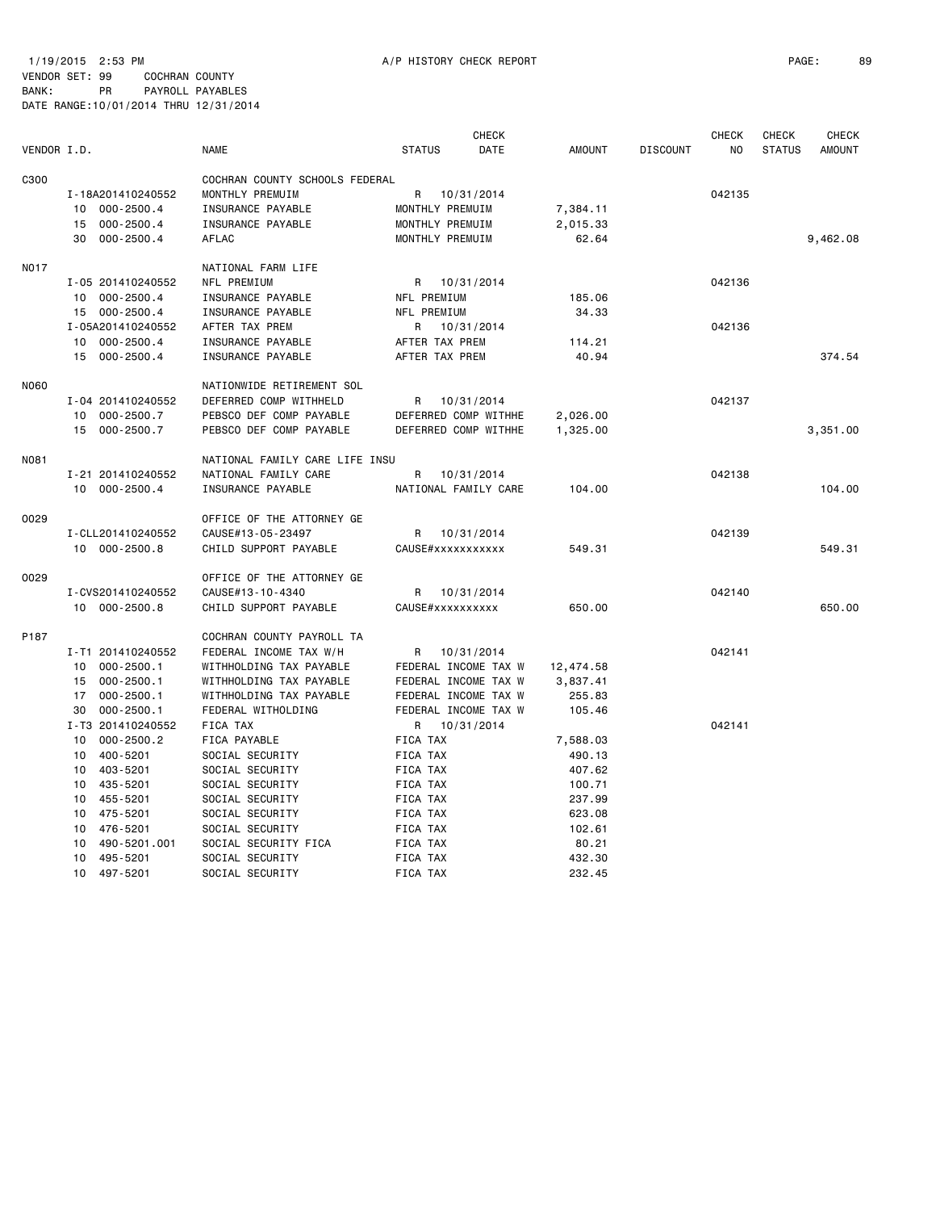1/19/2015 2:53 PM A/P HISTORY CHECK REPORT

VENDOR SET: 99 COCHRAN COUNTY
BANK: PR PAYROLL PAYABLES
DATE RANGE:10/01/2014 THRU 12/31/2014

| VENDOR I.D. | NAME | STATUS | CHECK DATE | AMOUNT | DISCOUNT | CHECK NO | CHECK STATUS | CHECK AMOUNT |
|---|---|---|---|---|---|---|---|---|
| C300 | COCHRAN COUNTY SCHOOLS FEDERAL | | | | | | | |
| I-18A201410240552 | MONTHLY PREMUIM | R | 10/31/2014 | | | 042135 | | |
| 10 000-2500.4 | INSURANCE PAYABLE | MONTHLY PREMUIM | | 7,384.11 | | | | |
| 15 000-2500.4 | INSURANCE PAYABLE | MONTHLY PREMUIM | | 2,015.33 | | | | |
| 30 000-2500.4 | AFLAC | MONTHLY PREMUIM | | 62.64 | | | | 9,462.08 |
| N017 | NATIONAL FARM LIFE | | | | | | | |
| I-05 201410240552 | NFL PREMIUM | R | 10/31/2014 | | | 042136 | | |
| 10 000-2500.4 | INSURANCE PAYABLE | NFL PREMIUM | | 185.06 | | | | |
| 15 000-2500.4 | INSURANCE PAYABLE | NFL PREMIUM | | 34.33 | | | | |
| I-05A201410240552 | AFTER TAX PREM | R | 10/31/2014 | | | 042136 | | |
| 10 000-2500.4 | INSURANCE PAYABLE | AFTER TAX PREM | | 114.21 | | | | |
| 15 000-2500.4 | INSURANCE PAYABLE | AFTER TAX PREM | | 40.94 | | | | 374.54 |
| N060 | NATIONWIDE RETIREMENT SOL | | | | | | | |
| I-04 201410240552 | DEFERRED COMP WITHHELD | R | 10/31/2014 | | | 042137 | | |
| 10 000-2500.7 | PEBSCO DEF COMP PAYABLE | DEFERRED COMP WITHHE | | 2,026.00 | | | | |
| 15 000-2500.7 | PEBSCO DEF COMP PAYABLE | DEFERRED COMP WITHHE | | 1,325.00 | | | | 3,351.00 |
| N081 | NATIONAL FAMILY CARE LIFE INSU | | | | | | | |
| I-21 201410240552 | NATIONAL FAMILY CARE | R | 10/31/2014 | | | 042138 | | |
| 10 000-2500.4 | INSURANCE PAYABLE | NATIONAL FAMILY CARE | | 104.00 | | | | 104.00 |
| O029 | OFFICE OF THE ATTORNEY GE | | | | | | | |
| I-CLL201410240552 | CAUSE#13-05-23497 | R | 10/31/2014 | | | 042139 | | |
| 10 000-2500.8 | CHILD SUPPORT PAYABLE | CAUSE#xxxxxxxxxxx | | 549.31 | | | | 549.31 |
| O029 | OFFICE OF THE ATTORNEY GE | | | | | | | |
| I-CVS201410240552 | CAUSE#13-10-4340 | R | 10/31/2014 | | | 042140 | | |
| 10 000-2500.8 | CHILD SUPPORT PAYABLE | CAUSE#xxxxxxxxxx | | 650.00 | | | | 650.00 |
| P187 | COCHRAN COUNTY PAYROLL TA | | | | | | | |
| I-T1 201410240552 | FEDERAL INCOME TAX W/H | R | 10/31/2014 | | | 042141 | | |
| 10 000-2500.1 | WITHHOLDING TAX PAYABLE | FEDERAL INCOME TAX W | | 12,474.58 | | | | |
| 15 000-2500.1 | WITHHOLDING TAX PAYABLE | FEDERAL INCOME TAX W | | 3,837.41 | | | | |
| 17 000-2500.1 | WITHHOLDING TAX PAYABLE | FEDERAL INCOME TAX W | | 255.83 | | | | |
| 30 000-2500.1 | FEDERAL WITHOLDING | FEDERAL INCOME TAX W | | 105.46 | | | | |
| I-T3 201410240552 | FICA TAX | R | 10/31/2014 | | | 042141 | | |
| 10 000-2500.2 | FICA PAYABLE | FICA TAX | | 7,588.03 | | | | |
| 10 400-5201 | SOCIAL SECURITY | FICA TAX | | 490.13 | | | | |
| 10 403-5201 | SOCIAL SECURITY | FICA TAX | | 407.62 | | | | |
| 10 435-5201 | SOCIAL SECURITY | FICA TAX | | 100.71 | | | | |
| 10 455-5201 | SOCIAL SECURITY | FICA TAX | | 237.99 | | | | |
| 10 475-5201 | SOCIAL SECURITY | FICA TAX | | 623.08 | | | | |
| 10 476-5201 | SOCIAL SECURITY | FICA TAX | | 102.61 | | | | |
| 10 490-5201.001 | SOCIAL SECURITY FICA | FICA TAX | | 80.21 | | | | |
| 10 495-5201 | SOCIAL SECURITY | FICA TAX | | 432.30 | | | | |
| 10 497-5201 | SOCIAL SECURITY | FICA TAX | | 232.45 | | | | |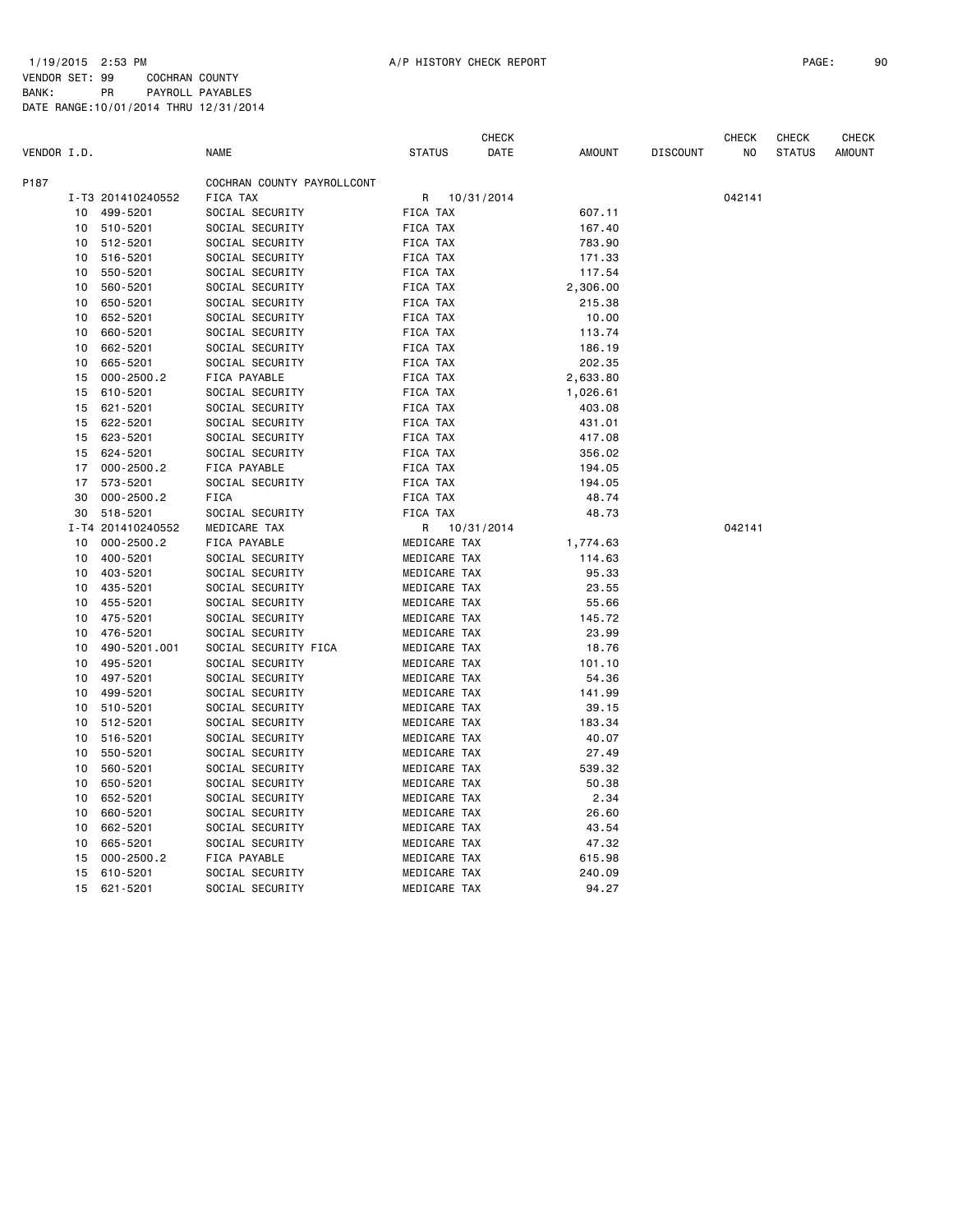1/19/2015 2:53 PM A/P HISTORY CHECK REPORT

VENDOR SET: 99 COCHRAN COUNTY
BANK: PR PAYROLL PAYABLES
DATE RANGE:10/01/2014 THRU 12/31/2014

| VENDOR I.D. | | NAME | STATUS | CHECK DATE | AMOUNT | DISCOUNT | CHECK NO | CHECK STATUS | CHECK AMOUNT |
|---|---|---|---|---|---|---|---|---|---|
| P187 | | COCHRAN COUNTY PAYROLLCONT | | | | | | | |
| | I-T3 201410240552 | FICA TAX | R | 10/31/2014 | | | 042141 | | |
| 10 | 499-5201 | SOCIAL SECURITY | FICA TAX | | 607.11 | | | | |
| 10 | 510-5201 | SOCIAL SECURITY | FICA TAX | | 167.40 | | | | |
| 10 | 512-5201 | SOCIAL SECURITY | FICA TAX | | 783.90 | | | | |
| 10 | 516-5201 | SOCIAL SECURITY | FICA TAX | | 171.33 | | | | |
| 10 | 550-5201 | SOCIAL SECURITY | FICA TAX | | 117.54 | | | | |
| 10 | 560-5201 | SOCIAL SECURITY | FICA TAX | | 2,306.00 | | | | |
| 10 | 650-5201 | SOCIAL SECURITY | FICA TAX | | 215.38 | | | | |
| 10 | 652-5201 | SOCIAL SECURITY | FICA TAX | | 10.00 | | | | |
| 10 | 660-5201 | SOCIAL SECURITY | FICA TAX | | 113.74 | | | | |
| 10 | 662-5201 | SOCIAL SECURITY | FICA TAX | | 186.19 | | | | |
| 10 | 665-5201 | SOCIAL SECURITY | FICA TAX | | 202.35 | | | | |
| 15 | 000-2500.2 | FICA PAYABLE | FICA TAX | | 2,633.80 | | | | |
| 15 | 610-5201 | SOCIAL SECURITY | FICA TAX | | 1,026.61 | | | | |
| 15 | 621-5201 | SOCIAL SECURITY | FICA TAX | | 403.08 | | | | |
| 15 | 622-5201 | SOCIAL SECURITY | FICA TAX | | 431.01 | | | | |
| 15 | 623-5201 | SOCIAL SECURITY | FICA TAX | | 417.08 | | | | |
| 15 | 624-5201 | SOCIAL SECURITY | FICA TAX | | 356.02 | | | | |
| 17 | 000-2500.2 | FICA PAYABLE | FICA TAX | | 194.05 | | | | |
| 17 | 573-5201 | SOCIAL SECURITY | FICA TAX | | 194.05 | | | | |
| 30 | 000-2500.2 | FICA | FICA TAX | | 48.74 | | | | |
| 30 | 518-5201 | SOCIAL SECURITY | FICA TAX | | 48.73 | | | | |
| | I-T4 201410240552 | MEDICARE TAX | R | 10/31/2014 | | | 042141 | | |
| 10 | 000-2500.2 | FICA PAYABLE | MEDICARE TAX | | 1,774.63 | | | | |
| 10 | 400-5201 | SOCIAL SECURITY | MEDICARE TAX | | 114.63 | | | | |
| 10 | 403-5201 | SOCIAL SECURITY | MEDICARE TAX | | 95.33 | | | | |
| 10 | 435-5201 | SOCIAL SECURITY | MEDICARE TAX | | 23.55 | | | | |
| 10 | 455-5201 | SOCIAL SECURITY | MEDICARE TAX | | 55.66 | | | | |
| 10 | 475-5201 | SOCIAL SECURITY | MEDICARE TAX | | 145.72 | | | | |
| 10 | 476-5201 | SOCIAL SECURITY | MEDICARE TAX | | 23.99 | | | | |
| 10 | 490-5201.001 | SOCIAL SECURITY FICA | MEDICARE TAX | | 18.76 | | | | |
| 10 | 495-5201 | SOCIAL SECURITY | MEDICARE TAX | | 101.10 | | | | |
| 10 | 497-5201 | SOCIAL SECURITY | MEDICARE TAX | | 54.36 | | | | |
| 10 | 499-5201 | SOCIAL SECURITY | MEDICARE TAX | | 141.99 | | | | |
| 10 | 510-5201 | SOCIAL SECURITY | MEDICARE TAX | | 39.15 | | | | |
| 10 | 512-5201 | SOCIAL SECURITY | MEDICARE TAX | | 183.34 | | | | |
| 10 | 516-5201 | SOCIAL SECURITY | MEDICARE TAX | | 40.07 | | | | |
| 10 | 550-5201 | SOCIAL SECURITY | MEDICARE TAX | | 27.49 | | | | |
| 10 | 560-5201 | SOCIAL SECURITY | MEDICARE TAX | | 539.32 | | | | |
| 10 | 650-5201 | SOCIAL SECURITY | MEDICARE TAX | | 50.38 | | | | |
| 10 | 652-5201 | SOCIAL SECURITY | MEDICARE TAX | | 2.34 | | | | |
| 10 | 660-5201 | SOCIAL SECURITY | MEDICARE TAX | | 26.60 | | | | |
| 10 | 662-5201 | SOCIAL SECURITY | MEDICARE TAX | | 43.54 | | | | |
| 10 | 665-5201 | SOCIAL SECURITY | MEDICARE TAX | | 47.32 | | | | |
| 15 | 000-2500.2 | FICA PAYABLE | MEDICARE TAX | | 615.98 | | | | |
| 15 | 610-5201 | SOCIAL SECURITY | MEDICARE TAX | | 240.09 | | | | |
| 15 | 621-5201 | SOCIAL SECURITY | MEDICARE TAX | | 94.27 | | | | |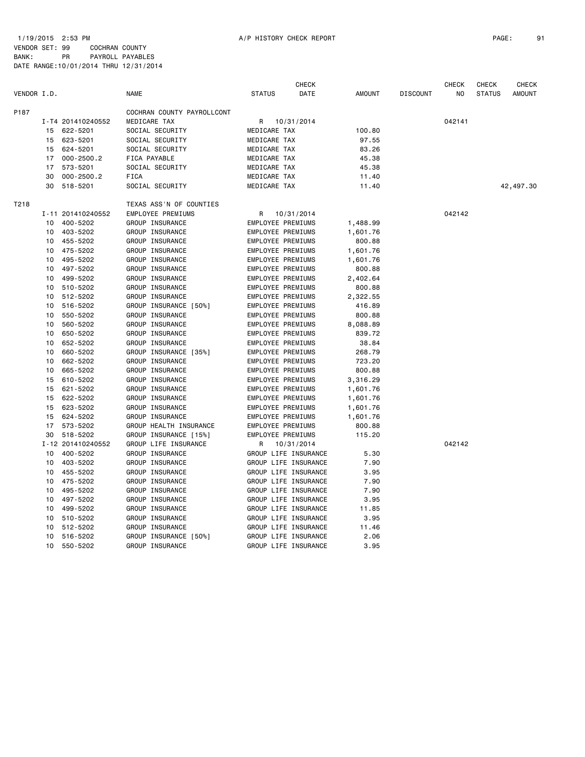1/19/2015 2:53 PM A/P HISTORY CHECK REPORT

VENDOR SET: 99 COCHRAN COUNTY
BANK: PR PAYROLL PAYABLES
DATE RANGE:10/01/2014 THRU 12/31/2014

| VENDOR I.D. | | | NAME | STATUS | CHECK DATE | AMOUNT | DISCOUNT | CHECK NO | CHECK STATUS | CHECK AMOUNT |
|---|---|---|---|---|---|---|---|---|---|---|
| P187 | | | COCHRAN COUNTY PAYROLLCONT | | | | | | | |
| | I-T4 | 201410240552 | MEDICARE TAX | R | 10/31/2014 | | | 042141 | | |
| | 15 | 622-5201 | SOCIAL SECURITY | MEDICARE TAX | | 100.80 | | | | |
| | 15 | 623-5201 | SOCIAL SECURITY | MEDICARE TAX | | 97.55 | | | | |
| | 15 | 624-5201 | SOCIAL SECURITY | MEDICARE TAX | | 83.26 | | | | |
| | 17 | 000-2500.2 | FICA PAYABLE | MEDICARE TAX | | 45.38 | | | | |
| | 17 | 573-5201 | SOCIAL SECURITY | MEDICARE TAX | | 45.38 | | | | |
| | 30 | 000-2500.2 | FICA | MEDICARE TAX | | 11.40 | | | | |
| | 30 | 518-5201 | SOCIAL SECURITY | MEDICARE TAX | | 11.40 | | | | 42,497.30 |
| T218 | | | TEXAS ASS'N OF COUNTIES | | | | | | | |
| | I-11 | 201410240552 | EMPLOYEE PREMIUMS | R | 10/31/2014 | | | 042142 | | |
| | 10 | 400-5202 | GROUP INSURANCE | EMPLOYEE PREMIUMS | | 1,488.99 | | | | |
| | 10 | 403-5202 | GROUP INSURANCE | EMPLOYEE PREMIUMS | | 1,601.76 | | | | |
| | 10 | 455-5202 | GROUP INSURANCE | EMPLOYEE PREMIUMS | | 800.88 | | | | |
| | 10 | 475-5202 | GROUP INSURANCE | EMPLOYEE PREMIUMS | | 1,601.76 | | | | |
| | 10 | 495-5202 | GROUP INSURANCE | EMPLOYEE PREMIUMS | | 1,601.76 | | | | |
| | 10 | 497-5202 | GROUP INSURANCE | EMPLOYEE PREMIUMS | | 800.88 | | | | |
| | 10 | 499-5202 | GROUP INSURANCE | EMPLOYEE PREMIUMS | | 2,402.64 | | | | |
| | 10 | 510-5202 | GROUP INSURANCE | EMPLOYEE PREMIUMS | | 800.88 | | | | |
| | 10 | 512-5202 | GROUP INSURANCE | EMPLOYEE PREMIUMS | | 2,322.55 | | | | |
| | 10 | 516-5202 | GROUP INSURANCE [50%] | EMPLOYEE PREMIUMS | | 416.89 | | | | |
| | 10 | 550-5202 | GROUP INSURANCE | EMPLOYEE PREMIUMS | | 800.88 | | | | |
| | 10 | 560-5202 | GROUP INSURANCE | EMPLOYEE PREMIUMS | | 8,088.89 | | | | |
| | 10 | 650-5202 | GROUP INSURANCE | EMPLOYEE PREMIUMS | | 839.72 | | | | |
| | 10 | 652-5202 | GROUP INSURANCE | EMPLOYEE PREMIUMS | | 38.84 | | | | |
| | 10 | 660-5202 | GROUP INSURANCE [35%] | EMPLOYEE PREMIUMS | | 268.79 | | | | |
| | 10 | 662-5202 | GROUP INSURANCE | EMPLOYEE PREMIUMS | | 723.20 | | | | |
| | 10 | 665-5202 | GROUP INSURANCE | EMPLOYEE PREMIUMS | | 800.88 | | | | |
| | 15 | 610-5202 | GROUP INSURANCE | EMPLOYEE PREMIUMS | | 3,316.29 | | | | |
| | 15 | 621-5202 | GROUP INSURANCE | EMPLOYEE PREMIUMS | | 1,601.76 | | | | |
| | 15 | 622-5202 | GROUP INSURANCE | EMPLOYEE PREMIUMS | | 1,601.76 | | | | |
| | 15 | 623-5202 | GROUP INSURANCE | EMPLOYEE PREMIUMS | | 1,601.76 | | | | |
| | 15 | 624-5202 | GROUP INSURANCE | EMPLOYEE PREMIUMS | | 1,601.76 | | | | |
| | 17 | 573-5202 | GROUP HEALTH INSURANCE | EMPLOYEE PREMIUMS | | 800.88 | | | | |
| | 30 | 518-5202 | GROUP INSURANCE [15%] | EMPLOYEE PREMIUMS | | 115.20 | | | | |
| | I-12 | 201410240552 | GROUP LIFE INSURANCE | R | 10/31/2014 | | | 042142 | | |
| | 10 | 400-5202 | GROUP INSURANCE | GROUP LIFE INSURANCE | | 5.30 | | | | |
| | 10 | 403-5202 | GROUP INSURANCE | GROUP LIFE INSURANCE | | 7.90 | | | | |
| | 10 | 455-5202 | GROUP INSURANCE | GROUP LIFE INSURANCE | | 3.95 | | | | |
| | 10 | 475-5202 | GROUP INSURANCE | GROUP LIFE INSURANCE | | 7.90 | | | | |
| | 10 | 495-5202 | GROUP INSURANCE | GROUP LIFE INSURANCE | | 7.90 | | | | |
| | 10 | 497-5202 | GROUP INSURANCE | GROUP LIFE INSURANCE | | 3.95 | | | | |
| | 10 | 499-5202 | GROUP INSURANCE | GROUP LIFE INSURANCE | | 11.85 | | | | |
| | 10 | 510-5202 | GROUP INSURANCE | GROUP LIFE INSURANCE | | 3.95 | | | | |
| | 10 | 512-5202 | GROUP INSURANCE | GROUP LIFE INSURANCE | | 11.46 | | | | |
| | 10 | 516-5202 | GROUP INSURANCE [50%] | GROUP LIFE INSURANCE | | 2.06 | | | | |
| | 10 | 550-5202 | GROUP INSURANCE | GROUP LIFE INSURANCE | | 3.95 | | | | |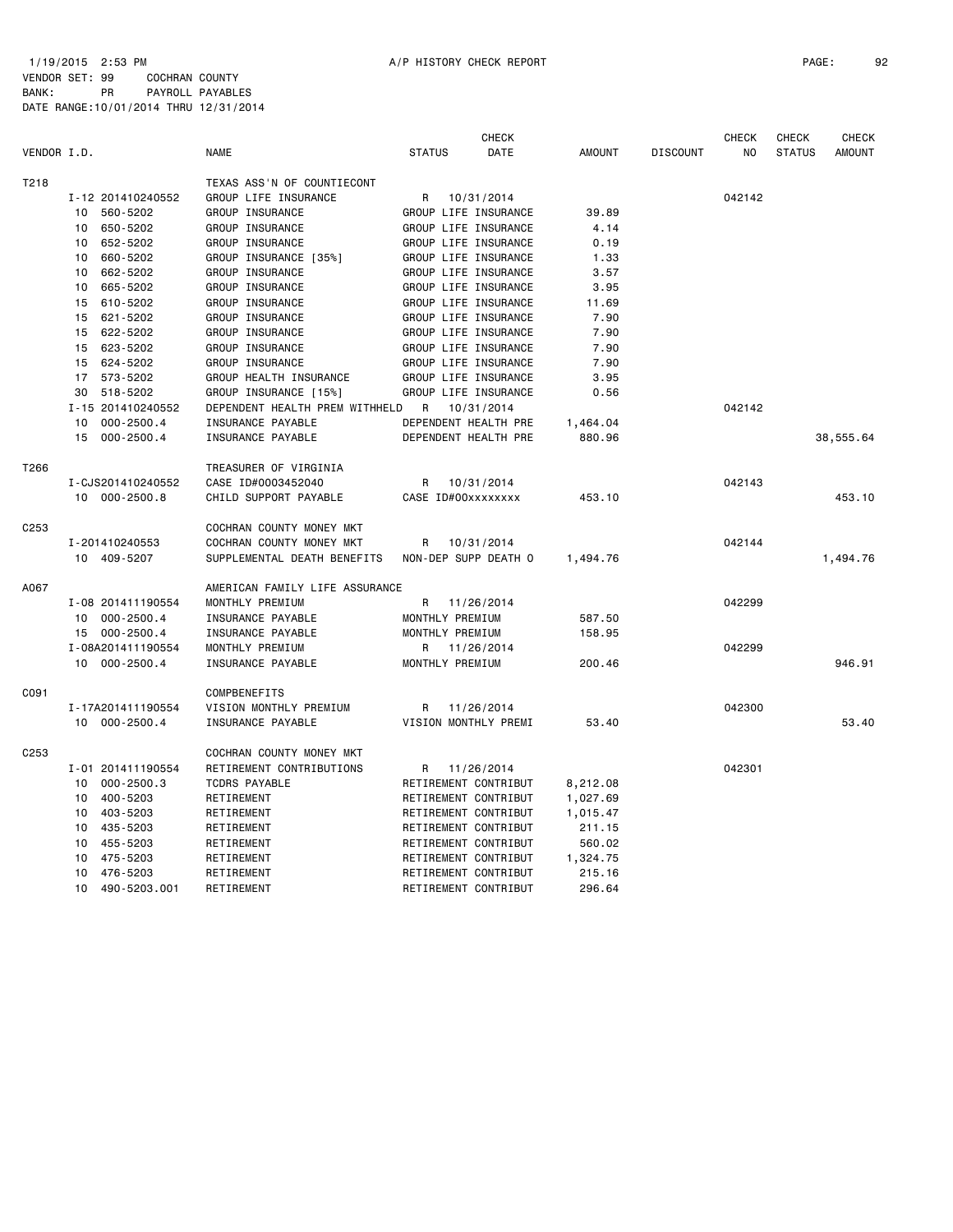1/19/2015 2:53 PM A/P HISTORY CHECK REPORT

VENDOR SET: 99 COCHRAN COUNTY
BANK: PR PAYROLL PAYABLES
DATE RANGE:10/01/2014 THRU 12/31/2014

| VENDOR I.D. | | NAME | STATUS | CHECK DATE | AMOUNT | DISCOUNT | CHECK NO | CHECK STATUS | CHECK AMOUNT |
|---|---|---|---|---|---|---|---|---|---|
| T218 | | TEXAS ASS'N OF COUNTIECONT | | | | | | | |
| | I-12 201410240552 | GROUP LIFE INSURANCE | R | 10/31/2014 | | | 042142 | | |
| | 10 560-5202 | GROUP INSURANCE | GROUP LIFE INSURANCE | | 39.89 | | | | |
| | 10 650-5202 | GROUP INSURANCE | GROUP LIFE INSURANCE | | 4.14 | | | | |
| | 10 652-5202 | GROUP INSURANCE | GROUP LIFE INSURANCE | | 0.19 | | | | |
| | 10 660-5202 | GROUP INSURANCE [35%] | GROUP LIFE INSURANCE | | 1.33 | | | | |
| | 10 662-5202 | GROUP INSURANCE | GROUP LIFE INSURANCE | | 3.57 | | | | |
| | 10 665-5202 | GROUP INSURANCE | GROUP LIFE INSURANCE | | 3.95 | | | | |
| | 15 610-5202 | GROUP INSURANCE | GROUP LIFE INSURANCE | | 11.69 | | | | |
| | 15 621-5202 | GROUP INSURANCE | GROUP LIFE INSURANCE | | 7.90 | | | | |
| | 15 622-5202 | GROUP INSURANCE | GROUP LIFE INSURANCE | | 7.90 | | | | |
| | 15 623-5202 | GROUP INSURANCE | GROUP LIFE INSURANCE | | 7.90 | | | | |
| | 15 624-5202 | GROUP INSURANCE | GROUP LIFE INSURANCE | | 7.90 | | | | |
| | 17 573-5202 | GROUP HEALTH INSURANCE | GROUP LIFE INSURANCE | | 3.95 | | | | |
| | 30 518-5202 | GROUP INSURANCE [15%] | GROUP LIFE INSURANCE | | 0.56 | | | | |
| | I-15 201410240552 | DEPENDENT HEALTH PREM WITHHELD | R | 10/31/2014 | | | 042142 | | |
| | 10 000-2500.4 | INSURANCE PAYABLE | DEPENDENT HEALTH PRE | | 1,464.04 | | | | |
| | 15 000-2500.4 | INSURANCE PAYABLE | DEPENDENT HEALTH PRE | | 880.96 | | | | 38,555.64 |
| T266 | | TREASURER OF VIRGINIA | | | | | | | |
| | I-CJS201410240552 | CASE ID#0003452040 | R | 10/31/2014 | | | 042143 | | |
| | 10 000-2500.8 | CHILD SUPPORT PAYABLE | CASE ID#00xxxxxxxx | | 453.10 | | | | 453.10 |
| C253 | | COCHRAN COUNTY MONEY MKT | | | | | | | |
| | I-201410240553 | COCHRAN COUNTY MONEY MKT | R | 10/31/2014 | | | 042144 | | |
| | 10 409-5207 | SUPPLEMENTAL DEATH BENEFITS | NON-DEP SUPP DEATH O | | 1,494.76 | | | | 1,494.76 |
| A067 | | AMERICAN FAMILY LIFE ASSURANCE | | | | | | | |
| | I-08 201411190554 | MONTHLY PREMIUM | R | 11/26/2014 | | | 042299 | | |
| | 10 000-2500.4 | INSURANCE PAYABLE | MONTHLY PREMIUM | | 587.50 | | | | |
| | 15 000-2500.4 | INSURANCE PAYABLE | MONTHLY PREMIUM | | 158.95 | | | | |
| | I-08A201411190554 | MONTHLY PREMIUM | R | 11/26/2014 | | | 042299 | | |
| | 10 000-2500.4 | INSURANCE PAYABLE | MONTHLY PREMIUM | | 200.46 | | | | 946.91 |
| C091 | | COMPBENEFITS | | | | | | | |
| | I-17A201411190554 | VISION MONTHLY PREMIUM | R | 11/26/2014 | | | 042300 | | |
| | 10 000-2500.4 | INSURANCE PAYABLE | VISION MONTHLY PREMI | | 53.40 | | | | 53.40 |
| C253 | | COCHRAN COUNTY MONEY MKT | | | | | | | |
| | I-01 201411190554 | RETIREMENT CONTRIBUTIONS | R | 11/26/2014 | | | 042301 | | |
| | 10 000-2500.3 | TCDRS PAYABLE | RETIREMENT CONTRIBUT | | 8,212.08 | | | | |
| | 10 400-5203 | RETIREMENT | RETIREMENT CONTRIBUT | | 1,027.69 | | | | |
| | 10 403-5203 | RETIREMENT | RETIREMENT CONTRIBUT | | 1,015.47 | | | | |
| | 10 435-5203 | RETIREMENT | RETIREMENT CONTRIBUT | | 211.15 | | | | |
| | 10 455-5203 | RETIREMENT | RETIREMENT CONTRIBUT | | 560.02 | | | | |
| | 10 475-5203 | RETIREMENT | RETIREMENT CONTRIBUT | | 1,324.75 | | | | |
| | 10 476-5203 | RETIREMENT | RETIREMENT CONTRIBUT | | 215.16 | | | | |
| | 10 490-5203.001 | RETIREMENT | RETIREMENT CONTRIBUT | | 296.64 | | | | |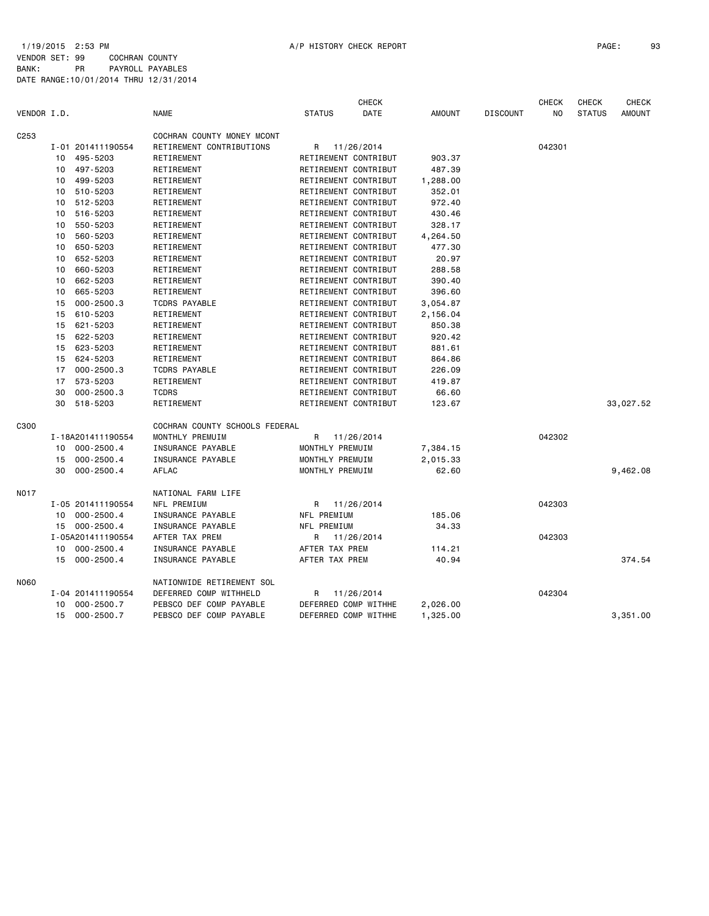1/19/2015 2:53 PM A/P HISTORY CHECK REPORT

VENDOR SET: 99 COCHRAN COUNTY
BANK: PR PAYROLL PAYABLES
DATE RANGE:10/01/2014 THRU 12/31/2014

| VENDOR I.D. | | NAME | STATUS | CHECK DATE | AMOUNT | DISCOUNT | CHECK NO | CHECK STATUS | CHECK AMOUNT |
|---|---|---|---|---|---|---|---|---|---|
| C253 | | COCHRAN COUNTY MONEY MCONT | | | | | | | |
| | I-01 201411190554 | RETIREMENT CONTRIBUTIONS | R | 11/26/2014 | | | 042301 | | |
| | 10 495-5203 | RETIREMENT | RETIREMENT CONTRIBUT | | 903.37 | | | | |
| | 10 497-5203 | RETIREMENT | RETIREMENT CONTRIBUT | | 487.39 | | | | |
| | 10 499-5203 | RETIREMENT | RETIREMENT CONTRIBUT | | 1,288.00 | | | | |
| | 10 510-5203 | RETIREMENT | RETIREMENT CONTRIBUT | | 352.01 | | | | |
| | 10 512-5203 | RETIREMENT | RETIREMENT CONTRIBUT | | 972.40 | | | | |
| | 10 516-5203 | RETIREMENT | RETIREMENT CONTRIBUT | | 430.46 | | | | |
| | 10 550-5203 | RETIREMENT | RETIREMENT CONTRIBUT | | 328.17 | | | | |
| | 10 560-5203 | RETIREMENT | RETIREMENT CONTRIBUT | | 4,264.50 | | | | |
| | 10 650-5203 | RETIREMENT | RETIREMENT CONTRIBUT | | 477.30 | | | | |
| | 10 652-5203 | RETIREMENT | RETIREMENT CONTRIBUT | | 20.97 | | | | |
| | 10 660-5203 | RETIREMENT | RETIREMENT CONTRIBUT | | 288.58 | | | | |
| | 10 662-5203 | RETIREMENT | RETIREMENT CONTRIBUT | | 390.40 | | | | |
| | 10 665-5203 | RETIREMENT | RETIREMENT CONTRIBUT | | 396.60 | | | | |
| | 15 000-2500.3 | TCDRS PAYABLE | RETIREMENT CONTRIBUT | | 3,054.87 | | | | |
| | 15 610-5203 | RETIREMENT | RETIREMENT CONTRIBUT | | 2,156.04 | | | | |
| | 15 621-5203 | RETIREMENT | RETIREMENT CONTRIBUT | | 850.38 | | | | |
| | 15 622-5203 | RETIREMENT | RETIREMENT CONTRIBUT | | 920.42 | | | | |
| | 15 623-5203 | RETIREMENT | RETIREMENT CONTRIBUT | | 881.61 | | | | |
| | 15 624-5203 | RETIREMENT | RETIREMENT CONTRIBUT | | 864.86 | | | | |
| | 17 000-2500.3 | TCDRS PAYABLE | RETIREMENT CONTRIBUT | | 226.09 | | | | |
| | 17 573-5203 | RETIREMENT | RETIREMENT CONTRIBUT | | 419.87 | | | | |
| | 30 000-2500.3 | TCDRS | RETIREMENT CONTRIBUT | | 66.60 | | | | |
| | 30 518-5203 | RETIREMENT | RETIREMENT CONTRIBUT | | 123.67 | | | | 33,027.52 |
| C300 | | COCHRAN COUNTY SCHOOLS FEDERAL | | | | | | | |
| | I-18A201411190554 | MONTHLY PREMUIM | R | 11/26/2014 | | | 042302 | | |
| | 10 000-2500.4 | INSURANCE PAYABLE | MONTHLY PREMUIM | | 7,384.15 | | | | |
| | 15 000-2500.4 | INSURANCE PAYABLE | MONTHLY PREMUIM | | 2,015.33 | | | | |
| | 30 000-2500.4 | AFLAC | MONTHLY PREMUIM | | 62.60 | | | | 9,462.08 |
| N017 | | NATIONAL FARM LIFE | | | | | | | |
| | I-05 201411190554 | NFL PREMIUM | R | 11/26/2014 | | | 042303 | | |
| | 10 000-2500.4 | INSURANCE PAYABLE | NFL PREMIUM | | 185.06 | | | | |
| | 15 000-2500.4 | INSURANCE PAYABLE | NFL PREMIUM | | 34.33 | | | | |
| | I-05A201411190554 | AFTER TAX PREM | R | 11/26/2014 | | | 042303 | | |
| | 10 000-2500.4 | INSURANCE PAYABLE | AFTER TAX PREM | | 114.21 | | | | |
| | 15 000-2500.4 | INSURANCE PAYABLE | AFTER TAX PREM | | 40.94 | | | | 374.54 |
| N060 | | NATIONWIDE RETIREMENT SOL | | | | | | | |
| | I-04 201411190554 | DEFERRED COMP WITHHELD | R | 11/26/2014 | | | 042304 | | |
| | 10 000-2500.7 | PEBSCO DEF COMP PAYABLE | DEFERRED COMP WITHHE | | 2,026.00 | | | | |
| | 15 000-2500.7 | PEBSCO DEF COMP PAYABLE | DEFERRED COMP WITHHE | | 1,325.00 | | | | 3,351.00 |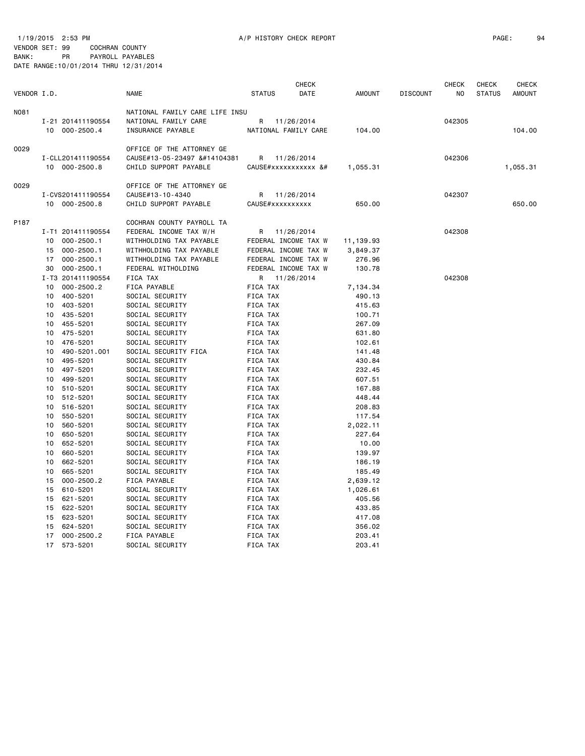1/19/2015 2:53 PM A/P HISTORY CHECK REPORT

VENDOR SET: 99 COCHRAN COUNTY
BANK: PR PAYROLL PAYABLES
DATE RANGE:10/01/2014 THRU 12/31/2014

| VENDOR I.D. | | NAME | STATUS | CHECK DATE | AMOUNT | DISCOUNT | CHECK NO | CHECK STATUS | CHECK AMOUNT |
|---|---|---|---|---|---|---|---|---|---|
| N081 | | NATIONAL FAMILY CARE LIFE INSU | | | | | | | |
| | I-21 201411190554 | NATIONAL FAMILY CARE | R | 11/26/2014 | | | 042305 | | |
| | 10 000-2500.4 | INSURANCE PAYABLE | NATIONAL FAMILY CARE | | 104.00 | | | | 104.00 |
| O029 | | OFFICE OF THE ATTORNEY GE | | | | | | | |
| | I-CLL201411190554 | CAUSE#13-05-23497 &#14104381 | R | 11/26/2014 | | | 042306 | | |
| | 10 000-2500.8 | CHILD SUPPORT PAYABLE | CAUSE#xxxxxxxxxxx &# | | 1,055.31 | | | | 1,055.31 |
| O029 | | OFFICE OF THE ATTORNEY GE | | | | | | | |
| | I-CVS201411190554 | CAUSE#13-10-4340 | R | 11/26/2014 | | | 042307 | | |
| | 10 000-2500.8 | CHILD SUPPORT PAYABLE | CAUSE#xxxxxxxxxx | | 650.00 | | | | 650.00 |
| P187 | | COCHRAN COUNTY PAYROLL TA | | | | | | | |
| | I-T1 201411190554 | FEDERAL INCOME TAX W/H | R | 11/26/2014 | | | 042308 | | |
| | 10 000-2500.1 | WITHHOLDING TAX PAYABLE | FEDERAL INCOME TAX W | | 11,139.93 | | | | |
| | 15 000-2500.1 | WITHHOLDING TAX PAYABLE | FEDERAL INCOME TAX W | | 3,849.37 | | | | |
| | 17 000-2500.1 | WITHHOLDING TAX PAYABLE | FEDERAL INCOME TAX W | | 276.96 | | | | |
| | 30 000-2500.1 | FEDERAL WITHOLDING | FEDERAL INCOME TAX W | | 130.78 | | | | |
| | I-T3 201411190554 | FICA TAX | R | 11/26/2014 | | | 042308 | | |
| | 10 000-2500.2 | FICA PAYABLE | FICA TAX | | 7,134.34 | | | | |
| | 10 400-5201 | SOCIAL SECURITY | FICA TAX | | 490.13 | | | | |
| | 10 403-5201 | SOCIAL SECURITY | FICA TAX | | 415.63 | | | | |
| | 10 435-5201 | SOCIAL SECURITY | FICA TAX | | 100.71 | | | | |
| | 10 455-5201 | SOCIAL SECURITY | FICA TAX | | 267.09 | | | | |
| | 10 475-5201 | SOCIAL SECURITY | FICA TAX | | 631.80 | | | | |
| | 10 476-5201 | SOCIAL SECURITY | FICA TAX | | 102.61 | | | | |
| | 10 490-5201.001 | SOCIAL SECURITY FICA | FICA TAX | | 141.48 | | | | |
| | 10 495-5201 | SOCIAL SECURITY | FICA TAX | | 430.84 | | | | |
| | 10 497-5201 | SOCIAL SECURITY | FICA TAX | | 232.45 | | | | |
| | 10 499-5201 | SOCIAL SECURITY | FICA TAX | | 607.51 | | | | |
| | 10 510-5201 | SOCIAL SECURITY | FICA TAX | | 167.88 | | | | |
| | 10 512-5201 | SOCIAL SECURITY | FICA TAX | | 448.44 | | | | |
| | 10 516-5201 | SOCIAL SECURITY | FICA TAX | | 208.83 | | | | |
| | 10 550-5201 | SOCIAL SECURITY | FICA TAX | | 117.54 | | | | |
| | 10 560-5201 | SOCIAL SECURITY | FICA TAX | | 2,022.11 | | | | |
| | 10 650-5201 | SOCIAL SECURITY | FICA TAX | | 227.64 | | | | |
| | 10 652-5201 | SOCIAL SECURITY | FICA TAX | | 10.00 | | | | |
| | 10 660-5201 | SOCIAL SECURITY | FICA TAX | | 139.97 | | | | |
| | 10 662-5201 | SOCIAL SECURITY | FICA TAX | | 186.19 | | | | |
| | 10 665-5201 | SOCIAL SECURITY | FICA TAX | | 185.49 | | | | |
| | 15 000-2500.2 | FICA PAYABLE | FICA TAX | | 2,639.12 | | | | |
| | 15 610-5201 | SOCIAL SECURITY | FICA TAX | | 1,026.61 | | | | |
| | 15 621-5201 | SOCIAL SECURITY | FICA TAX | | 405.56 | | | | |
| | 15 622-5201 | SOCIAL SECURITY | FICA TAX | | 433.85 | | | | |
| | 15 623-5201 | SOCIAL SECURITY | FICA TAX | | 417.08 | | | | |
| | 15 624-5201 | SOCIAL SECURITY | FICA TAX | | 356.02 | | | | |
| | 17 000-2500.2 | FICA PAYABLE | FICA TAX | | 203.41 | | | | |
| | 17 573-5201 | SOCIAL SECURITY | FICA TAX | | 203.41 | | | | |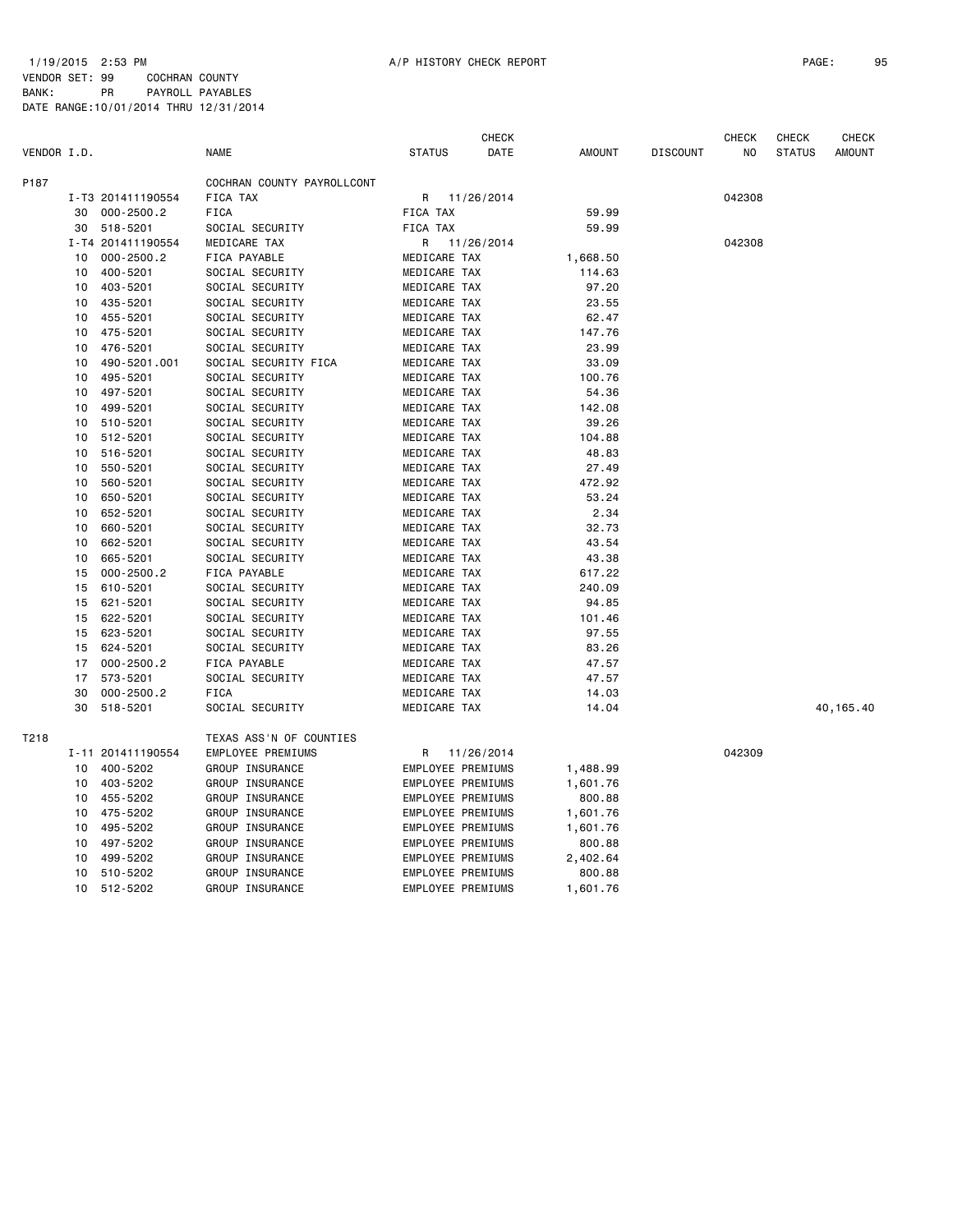1/19/2015 2:53 PM A/P HISTORY CHECK REPORT

VENDOR SET: 99 COCHRAN COUNTY
BANK: PR PAYROLL PAYABLES
DATE RANGE:10/01/2014 THRU 12/31/2014

| VENDOR I.D. | | NAME | STATUS | CHECK DATE | AMOUNT | DISCOUNT | CHECK NO | CHECK STATUS | CHECK AMOUNT |
|---|---|---|---|---|---|---|---|---|---|
| P187 | | COCHRAN COUNTY PAYROLLCONT | | | | | | | |
| I-T3 | 201411190554 | FICA TAX | R | 11/26/2014 | | | 042308 | | |
| 30 | 000-2500.2 | FICA | FICA TAX | | 59.99 | | | | |
| 30 | 518-5201 | SOCIAL SECURITY | FICA TAX | | 59.99 | | | | |
| I-T4 | 201411190554 | MEDICARE TAX | R | 11/26/2014 | | | 042308 | | |
| 10 | 000-2500.2 | FICA PAYABLE | MEDICARE TAX | | 1,668.50 | | | | |
| 10 | 400-5201 | SOCIAL SECURITY | MEDICARE TAX | | 114.63 | | | | |
| 10 | 403-5201 | SOCIAL SECURITY | MEDICARE TAX | | 97.20 | | | | |
| 10 | 435-5201 | SOCIAL SECURITY | MEDICARE TAX | | 23.55 | | | | |
| 10 | 455-5201 | SOCIAL SECURITY | MEDICARE TAX | | 62.47 | | | | |
| 10 | 475-5201 | SOCIAL SECURITY | MEDICARE TAX | | 147.76 | | | | |
| 10 | 476-5201 | SOCIAL SECURITY | MEDICARE TAX | | 23.99 | | | | |
| 10 | 490-5201.001 | SOCIAL SECURITY FICA | MEDICARE TAX | | 33.09 | | | | |
| 10 | 495-5201 | SOCIAL SECURITY | MEDICARE TAX | | 100.76 | | | | |
| 10 | 497-5201 | SOCIAL SECURITY | MEDICARE TAX | | 54.36 | | | | |
| 10 | 499-5201 | SOCIAL SECURITY | MEDICARE TAX | | 142.08 | | | | |
| 10 | 510-5201 | SOCIAL SECURITY | MEDICARE TAX | | 39.26 | | | | |
| 10 | 512-5201 | SOCIAL SECURITY | MEDICARE TAX | | 104.88 | | | | |
| 10 | 516-5201 | SOCIAL SECURITY | MEDICARE TAX | | 48.83 | | | | |
| 10 | 550-5201 | SOCIAL SECURITY | MEDICARE TAX | | 27.49 | | | | |
| 10 | 560-5201 | SOCIAL SECURITY | MEDICARE TAX | | 472.92 | | | | |
| 10 | 650-5201 | SOCIAL SECURITY | MEDICARE TAX | | 53.24 | | | | |
| 10 | 652-5201 | SOCIAL SECURITY | MEDICARE TAX | | 2.34 | | | | |
| 10 | 660-5201 | SOCIAL SECURITY | MEDICARE TAX | | 32.73 | | | | |
| 10 | 662-5201 | SOCIAL SECURITY | MEDICARE TAX | | 43.54 | | | | |
| 10 | 665-5201 | SOCIAL SECURITY | MEDICARE TAX | | 43.38 | | | | |
| 15 | 000-2500.2 | FICA PAYABLE | MEDICARE TAX | | 617.22 | | | | |
| 15 | 610-5201 | SOCIAL SECURITY | MEDICARE TAX | | 240.09 | | | | |
| 15 | 621-5201 | SOCIAL SECURITY | MEDICARE TAX | | 94.85 | | | | |
| 15 | 622-5201 | SOCIAL SECURITY | MEDICARE TAX | | 101.46 | | | | |
| 15 | 623-5201 | SOCIAL SECURITY | MEDICARE TAX | | 97.55 | | | | |
| 15 | 624-5201 | SOCIAL SECURITY | MEDICARE TAX | | 83.26 | | | | |
| 17 | 000-2500.2 | FICA PAYABLE | MEDICARE TAX | | 47.57 | | | | |
| 17 | 573-5201 | SOCIAL SECURITY | MEDICARE TAX | | 47.57 | | | | |
| 30 | 000-2500.2 | FICA | MEDICARE TAX | | 14.03 | | | | |
| 30 | 518-5201 | SOCIAL SECURITY | MEDICARE TAX | | 14.04 | | | | 40,165.40 |
| T218 | | TEXAS ASS'N OF COUNTIES | | | | | | | |
| I-11 | 201411190554 | EMPLOYEE PREMIUMS | R | 11/26/2014 | | | 042309 | | |
| 10 | 400-5202 | GROUP INSURANCE | EMPLOYEE PREMIUMS | | 1,488.99 | | | | |
| 10 | 403-5202 | GROUP INSURANCE | EMPLOYEE PREMIUMS | | 1,601.76 | | | | |
| 10 | 455-5202 | GROUP INSURANCE | EMPLOYEE PREMIUMS | | 800.88 | | | | |
| 10 | 475-5202 | GROUP INSURANCE | EMPLOYEE PREMIUMS | | 1,601.76 | | | | |
| 10 | 495-5202 | GROUP INSURANCE | EMPLOYEE PREMIUMS | | 1,601.76 | | | | |
| 10 | 497-5202 | GROUP INSURANCE | EMPLOYEE PREMIUMS | | 800.88 | | | | |
| 10 | 499-5202 | GROUP INSURANCE | EMPLOYEE PREMIUMS | | 2,402.64 | | | | |
| 10 | 510-5202 | GROUP INSURANCE | EMPLOYEE PREMIUMS | | 800.88 | | | | |
| 10 | 512-5202 | GROUP INSURANCE | EMPLOYEE PREMIUMS | | 1,601.76 | | | | |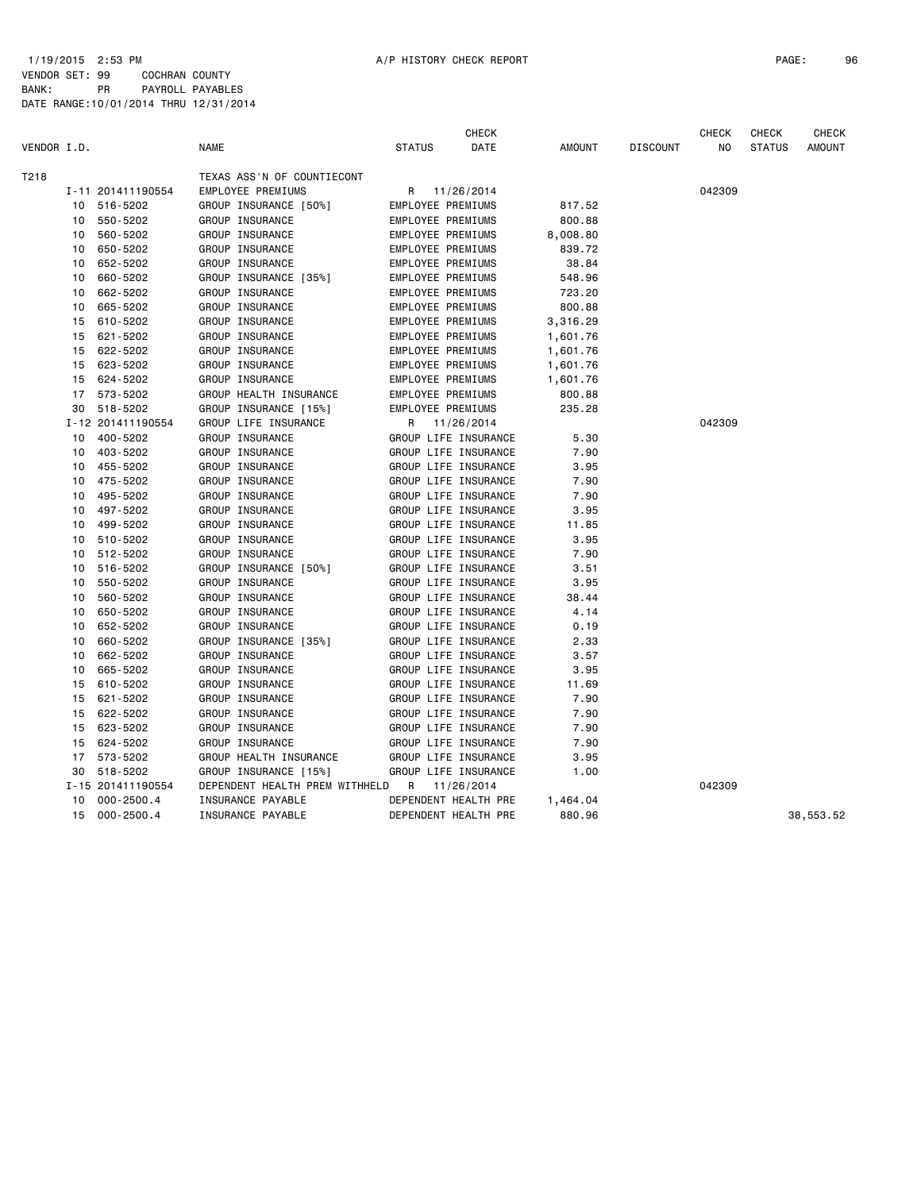1/19/2015 2:53 PM A/P HISTORY CHECK REPORT

VENDOR SET: 99 COCHRAN COUNTY
BANK: PR PAYROLL PAYABLES
DATE RANGE:10/01/2014 THRU 12/31/2014

| VENDOR I.D. | | NAME | STATUS | CHECK DATE | AMOUNT | DISCOUNT | CHECK NO | CHECK STATUS | CHECK AMOUNT |
|---|---|---|---|---|---|---|---|---|---|
| T218 | | TEXAS ASS'N OF COUNTIECONT | | | | | | | |
| I-11 201411190554 | | EMPLOYEE PREMIUMS | R | 11/26/2014 | | | 042309 | | |
| 10 | 516-5202 | GROUP INSURANCE [50%] | EMPLOYEE PREMIUMS | | 817.52 | | | | |
| 10 | 550-5202 | GROUP INSURANCE | EMPLOYEE PREMIUMS | | 800.88 | | | | |
| 10 | 560-5202 | GROUP INSURANCE | EMPLOYEE PREMIUMS | | 8,008.80 | | | | |
| 10 | 650-5202 | GROUP INSURANCE | EMPLOYEE PREMIUMS | | 839.72 | | | | |
| 10 | 652-5202 | GROUP INSURANCE | EMPLOYEE PREMIUMS | | 38.84 | | | | |
| 10 | 660-5202 | GROUP INSURANCE [35%] | EMPLOYEE PREMIUMS | | 548.96 | | | | |
| 10 | 662-5202 | GROUP INSURANCE | EMPLOYEE PREMIUMS | | 723.20 | | | | |
| 10 | 665-5202 | GROUP INSURANCE | EMPLOYEE PREMIUMS | | 800.88 | | | | |
| 15 | 610-5202 | GROUP INSURANCE | EMPLOYEE PREMIUMS | | 3,316.29 | | | | |
| 15 | 621-5202 | GROUP INSURANCE | EMPLOYEE PREMIUMS | | 1,601.76 | | | | |
| 15 | 622-5202 | GROUP INSURANCE | EMPLOYEE PREMIUMS | | 1,601.76 | | | | |
| 15 | 623-5202 | GROUP INSURANCE | EMPLOYEE PREMIUMS | | 1,601.76 | | | | |
| 15 | 624-5202 | GROUP INSURANCE | EMPLOYEE PREMIUMS | | 1,601.76 | | | | |
| 17 | 573-5202 | GROUP HEALTH INSURANCE | EMPLOYEE PREMIUMS | | 800.88 | | | | |
| 30 | 518-5202 | GROUP INSURANCE [15%] | EMPLOYEE PREMIUMS | | 235.28 | | | | |
| I-12 201411190554 | | GROUP LIFE INSURANCE | R | 11/26/2014 | | | 042309 | | |
| 10 | 400-5202 | GROUP INSURANCE | GROUP LIFE INSURANCE | | 5.30 | | | | |
| 10 | 403-5202 | GROUP INSURANCE | GROUP LIFE INSURANCE | | 7.90 | | | | |
| 10 | 455-5202 | GROUP INSURANCE | GROUP LIFE INSURANCE | | 3.95 | | | | |
| 10 | 475-5202 | GROUP INSURANCE | GROUP LIFE INSURANCE | | 7.90 | | | | |
| 10 | 495-5202 | GROUP INSURANCE | GROUP LIFE INSURANCE | | 7.90 | | | | |
| 10 | 497-5202 | GROUP INSURANCE | GROUP LIFE INSURANCE | | 3.95 | | | | |
| 10 | 499-5202 | GROUP INSURANCE | GROUP LIFE INSURANCE | | 11.85 | | | | |
| 10 | 510-5202 | GROUP INSURANCE | GROUP LIFE INSURANCE | | 3.95 | | | | |
| 10 | 512-5202 | GROUP INSURANCE | GROUP LIFE INSURANCE | | 7.90 | | | | |
| 10 | 516-5202 | GROUP INSURANCE [50%] | GROUP LIFE INSURANCE | | 3.51 | | | | |
| 10 | 550-5202 | GROUP INSURANCE | GROUP LIFE INSURANCE | | 3.95 | | | | |
| 10 | 560-5202 | GROUP INSURANCE | GROUP LIFE INSURANCE | | 38.44 | | | | |
| 10 | 650-5202 | GROUP INSURANCE | GROUP LIFE INSURANCE | | 4.14 | | | | |
| 10 | 652-5202 | GROUP INSURANCE | GROUP LIFE INSURANCE | | 0.19 | | | | |
| 10 | 660-5202 | GROUP INSURANCE [35%] | GROUP LIFE INSURANCE | | 2.33 | | | | |
| 10 | 662-5202 | GROUP INSURANCE | GROUP LIFE INSURANCE | | 3.57 | | | | |
| 10 | 665-5202 | GROUP INSURANCE | GROUP LIFE INSURANCE | | 3.95 | | | | |
| 15 | 610-5202 | GROUP INSURANCE | GROUP LIFE INSURANCE | | 11.69 | | | | |
| 15 | 621-5202 | GROUP INSURANCE | GROUP LIFE INSURANCE | | 7.90 | | | | |
| 15 | 622-5202 | GROUP INSURANCE | GROUP LIFE INSURANCE | | 7.90 | | | | |
| 15 | 623-5202 | GROUP INSURANCE | GROUP LIFE INSURANCE | | 7.90 | | | | |
| 15 | 624-5202 | GROUP INSURANCE | GROUP LIFE INSURANCE | | 7.90 | | | | |
| 17 | 573-5202 | GROUP HEALTH INSURANCE | GROUP LIFE INSURANCE | | 3.95 | | | | |
| 30 | 518-5202 | GROUP INSURANCE [15%] | GROUP LIFE INSURANCE | | 1.00 | | | | |
| I-15 201411190554 | | DEPENDENT HEALTH PREM WITHHELD | R | 11/26/2014 | | | 042309 | | |
| 10 | 000-2500.4 | INSURANCE PAYABLE | DEPENDENT HEALTH PRE | | 1,464.04 | | | | |
| 15 | 000-2500.4 | INSURANCE PAYABLE | DEPENDENT HEALTH PRE | | 880.96 | | | | 38,553.52 |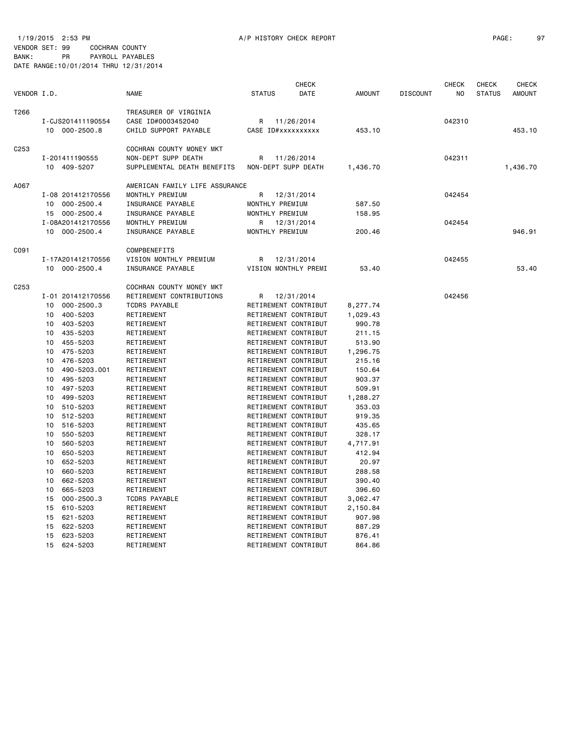1/19/2015 2:53 PM A/P HISTORY CHECK REPORT

VENDOR SET: 99 COCHRAN COUNTY
BANK: PR PAYROLL PAYABLES
DATE RANGE:10/01/2014 THRU 12/31/2014

| VENDOR I.D. | NAME | STATUS | CHECK DATE | AMOUNT | DISCOUNT | CHECK NO | CHECK STATUS | CHECK AMOUNT |
|---|---|---|---|---|---|---|---|---|
| T266 | TREASURER OF VIRGINIA | | | | | | | |
| I-CJS201411190554 | CASE ID#0003452040 | R | 11/26/2014 | | | 042310 | | |
| 10 000-2500.8 | CHILD SUPPORT PAYABLE | CASE ID#xxxxxxxxxx | | 453.10 | | | | 453.10 |
| C253 | COCHRAN COUNTY MONEY MKT | | | | | | | |
| I-201411190555 | NON-DEPT SUPP DEATH | R | 11/26/2014 | | | 042311 | | |
| 10 409-5207 | SUPPLEMENTAL DEATH BENEFITS | NON-DEPT SUPP DEATH | | 1,436.70 | | | | 1,436.70 |
| A067 | AMERICAN FAMILY LIFE ASSURANCE | | | | | | | |
| I-08 201412170556 | MONTHLY PREMIUM | R | 12/31/2014 | | | 042454 | | |
| 10 000-2500.4 | INSURANCE PAYABLE | MONTHLY PREMIUM | | 587.50 | | | | |
| 15 000-2500.4 | INSURANCE PAYABLE | MONTHLY PREMIUM | | 158.95 | | | | |
| I-08A201412170556 | MONTHLY PREMIUM | R | 12/31/2014 | | | 042454 | | |
| 10 000-2500.4 | INSURANCE PAYABLE | MONTHLY PREMIUM | | 200.46 | | | | 946.91 |
| C091 | COMPBENEFITS | | | | | | | |
| I-17A201412170556 | VISION MONTHLY PREMIUM | R | 12/31/2014 | | | 042455 | | |
| 10 000-2500.4 | INSURANCE PAYABLE | VISION MONTHLY PREMI | | 53.40 | | | | 53.40 |
| C253 | COCHRAN COUNTY MONEY MKT | | | | | | | |
| I-01 201412170556 | RETIREMENT CONTRIBUTIONS | R | 12/31/2014 | | | 042456 | | |
| 10 000-2500.3 | TCDRS PAYABLE | RETIREMENT CONTRIBUT | | 8,277.74 | | | | |
| 10 400-5203 | RETIREMENT | RETIREMENT CONTRIBUT | | 1,029.43 | | | | |
| 10 403-5203 | RETIREMENT | RETIREMENT CONTRIBUT | | 990.78 | | | | |
| 10 435-5203 | RETIREMENT | RETIREMENT CONTRIBUT | | 211.15 | | | | |
| 10 455-5203 | RETIREMENT | RETIREMENT CONTRIBUT | | 513.90 | | | | |
| 10 475-5203 | RETIREMENT | RETIREMENT CONTRIBUT | | 1,296.75 | | | | |
| 10 476-5203 | RETIREMENT | RETIREMENT CONTRIBUT | | 215.16 | | | | |
| 10 490-5203.001 | RETIREMENT | RETIREMENT CONTRIBUT | | 150.64 | | | | |
| 10 495-5203 | RETIREMENT | RETIREMENT CONTRIBUT | | 903.37 | | | | |
| 10 497-5203 | RETIREMENT | RETIREMENT CONTRIBUT | | 509.91 | | | | |
| 10 499-5203 | RETIREMENT | RETIREMENT CONTRIBUT | | 1,288.27 | | | | |
| 10 510-5203 | RETIREMENT | RETIREMENT CONTRIBUT | | 353.03 | | | | |
| 10 512-5203 | RETIREMENT | RETIREMENT CONTRIBUT | | 919.35 | | | | |
| 10 516-5203 | RETIREMENT | RETIREMENT CONTRIBUT | | 435.65 | | | | |
| 10 550-5203 | RETIREMENT | RETIREMENT CONTRIBUT | | 328.17 | | | | |
| 10 560-5203 | RETIREMENT | RETIREMENT CONTRIBUT | | 4,717.91 | | | | |
| 10 650-5203 | RETIREMENT | RETIREMENT CONTRIBUT | | 412.94 | | | | |
| 10 652-5203 | RETIREMENT | RETIREMENT CONTRIBUT | | 20.97 | | | | |
| 10 660-5203 | RETIREMENT | RETIREMENT CONTRIBUT | | 288.58 | | | | |
| 10 662-5203 | RETIREMENT | RETIREMENT CONTRIBUT | | 390.40 | | | | |
| 10 665-5203 | RETIREMENT | RETIREMENT CONTRIBUT | | 396.60 | | | | |
| 15 000-2500.3 | TCDRS PAYABLE | RETIREMENT CONTRIBUT | | 3,062.47 | | | | |
| 15 610-5203 | RETIREMENT | RETIREMENT CONTRIBUT | | 2,150.84 | | | | |
| 15 621-5203 | RETIREMENT | RETIREMENT CONTRIBUT | | 907.98 | | | | |
| 15 622-5203 | RETIREMENT | RETIREMENT CONTRIBUT | | 887.29 | | | | |
| 15 623-5203 | RETIREMENT | RETIREMENT CONTRIBUT | | 876.41 | | | | |
| 15 624-5203 | RETIREMENT | RETIREMENT CONTRIBUT | | 864.86 | | | | |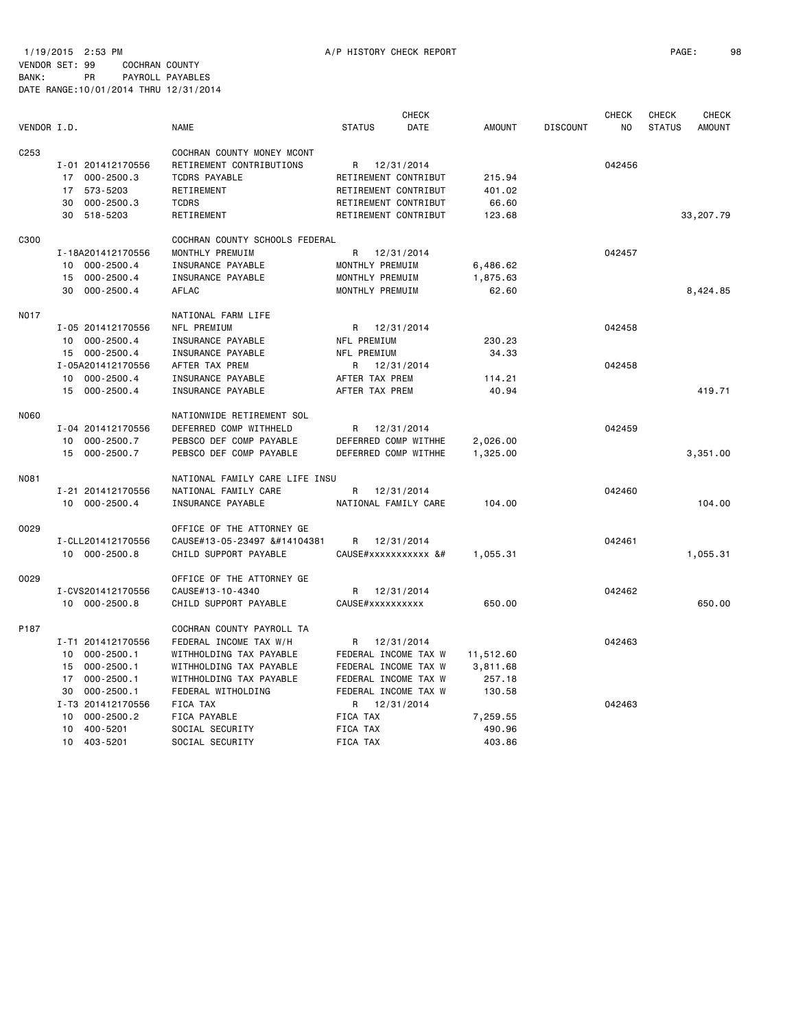1/19/2015 2:53 PM A/P HISTORY CHECK REPORT

VENDOR SET: 99 COCHRAN COUNTY
BANK: PR PAYROLL PAYABLES
DATE RANGE:10/01/2014 THRU 12/31/2014

| VENDOR I.D. | NAME | STATUS | CHECK DATE | AMOUNT | DISCOUNT | CHECK NO | CHECK STATUS | CHECK AMOUNT |
|---|---|---|---|---|---|---|---|---|
| C253 | COCHRAN COUNTY MONEY MCONT | | | | | | | |
| I-01 201412170556 | RETIREMENT CONTRIBUTIONS | R | 12/31/2014 | | | 042456 | | |
| 17 000-2500.3 | TCDRS PAYABLE | RETIREMENT CONTRIBUT | | 215.94 | | | | |
| 17 573-5203 | RETIREMENT | RETIREMENT CONTRIBUT | | 401.02 | | | | |
| 30 000-2500.3 | TCDRS | RETIREMENT CONTRIBUT | | 66.60 | | | | |
| 30 518-5203 | RETIREMENT | RETIREMENT CONTRIBUT | | 123.68 | | | | 33,207.79 |
| C300 | COCHRAN COUNTY SCHOOLS FEDERAL | | | | | | | |
| I-18A201412170556 | MONTHLY PREMUIM | R | 12/31/2014 | | | 042457 | | |
| 10 000-2500.4 | INSURANCE PAYABLE | MONTHLY PREMUIM | | 6,486.62 | | | | |
| 15 000-2500.4 | INSURANCE PAYABLE | MONTHLY PREMUIM | | 1,875.63 | | | | |
| 30 000-2500.4 | AFLAC | MONTHLY PREMUIM | | 62.60 | | | | 8,424.85 |
| N017 | NATIONAL FARM LIFE | | | | | | | |
| I-05 201412170556 | NFL PREMIUM | R | 12/31/2014 | | | 042458 | | |
| 10 000-2500.4 | INSURANCE PAYABLE | NFL PREMIUM | | 230.23 | | | | |
| 15 000-2500.4 | INSURANCE PAYABLE | NFL PREMIUM | | 34.33 | | | | |
| I-05A201412170556 | AFTER TAX PREM | R | 12/31/2014 | | | 042458 | | |
| 10 000-2500.4 | INSURANCE PAYABLE | AFTER TAX PREM | | 114.21 | | | | |
| 15 000-2500.4 | INSURANCE PAYABLE | AFTER TAX PREM | | 40.94 | | | | 419.71 |
| N060 | NATIONWIDE RETIREMENT SOL | | | | | | | |
| I-04 201412170556 | DEFERRED COMP WITHHELD | R | 12/31/2014 | | | 042459 | | |
| 10 000-2500.7 | PEBSCO DEF COMP PAYABLE | DEFERRED COMP WITHHE | | 2,026.00 | | | | |
| 15 000-2500.7 | PEBSCO DEF COMP PAYABLE | DEFERRED COMP WITHHE | | 1,325.00 | | | | 3,351.00 |
| N081 | NATIONAL FAMILY CARE LIFE INSU | | | | | | | |
| I-21 201412170556 | NATIONAL FAMILY CARE | R | 12/31/2014 | | | 042460 | | |
| 10 000-2500.4 | INSURANCE PAYABLE | NATIONAL FAMILY CARE | | 104.00 | | | | 104.00 |
| O029 | OFFICE OF THE ATTORNEY GE | | | | | | | |
| I-CLL201412170556 | CAUSE#13-05-23497 &#14104381 | R | 12/31/2014 | | | 042461 | | |
| 10 000-2500.8 | CHILD SUPPORT PAYABLE | CAUSE#xxxxxxxxxxx &# | | 1,055.31 | | | | 1,055.31 |
| O029 | OFFICE OF THE ATTORNEY GE | | | | | | | |
| I-CVS201412170556 | CAUSE#13-10-4340 | R | 12/31/2014 | | | 042462 | | |
| 10 000-2500.8 | CHILD SUPPORT PAYABLE | CAUSE#xxxxxxxxxx | | 650.00 | | | | 650.00 |
| P187 | COCHRAN COUNTY PAYROLL TA | | | | | | | |
| I-T1 201412170556 | FEDERAL INCOME TAX W/H | R | 12/31/2014 | | | 042463 | | |
| 10 000-2500.1 | WITHHOLDING TAX PAYABLE | FEDERAL INCOME TAX W | | 11,512.60 | | | | |
| 15 000-2500.1 | WITHHOLDING TAX PAYABLE | FEDERAL INCOME TAX W | | 3,811.68 | | | | |
| 17 000-2500.1 | WITHHOLDING TAX PAYABLE | FEDERAL INCOME TAX W | | 257.18 | | | | |
| 30 000-2500.1 | FEDERAL WITHOLDING | FEDERAL INCOME TAX W | | 130.58 | | | | |
| I-T3 201412170556 | FICA TAX | R | 12/31/2014 | | | 042463 | | |
| 10 000-2500.2 | FICA PAYABLE | FICA TAX | | 7,259.55 | | | | |
| 10 400-5201 | SOCIAL SECURITY | FICA TAX | | 490.96 | | | | |
| 10 403-5201 | SOCIAL SECURITY | FICA TAX | | 403.86 | | | | |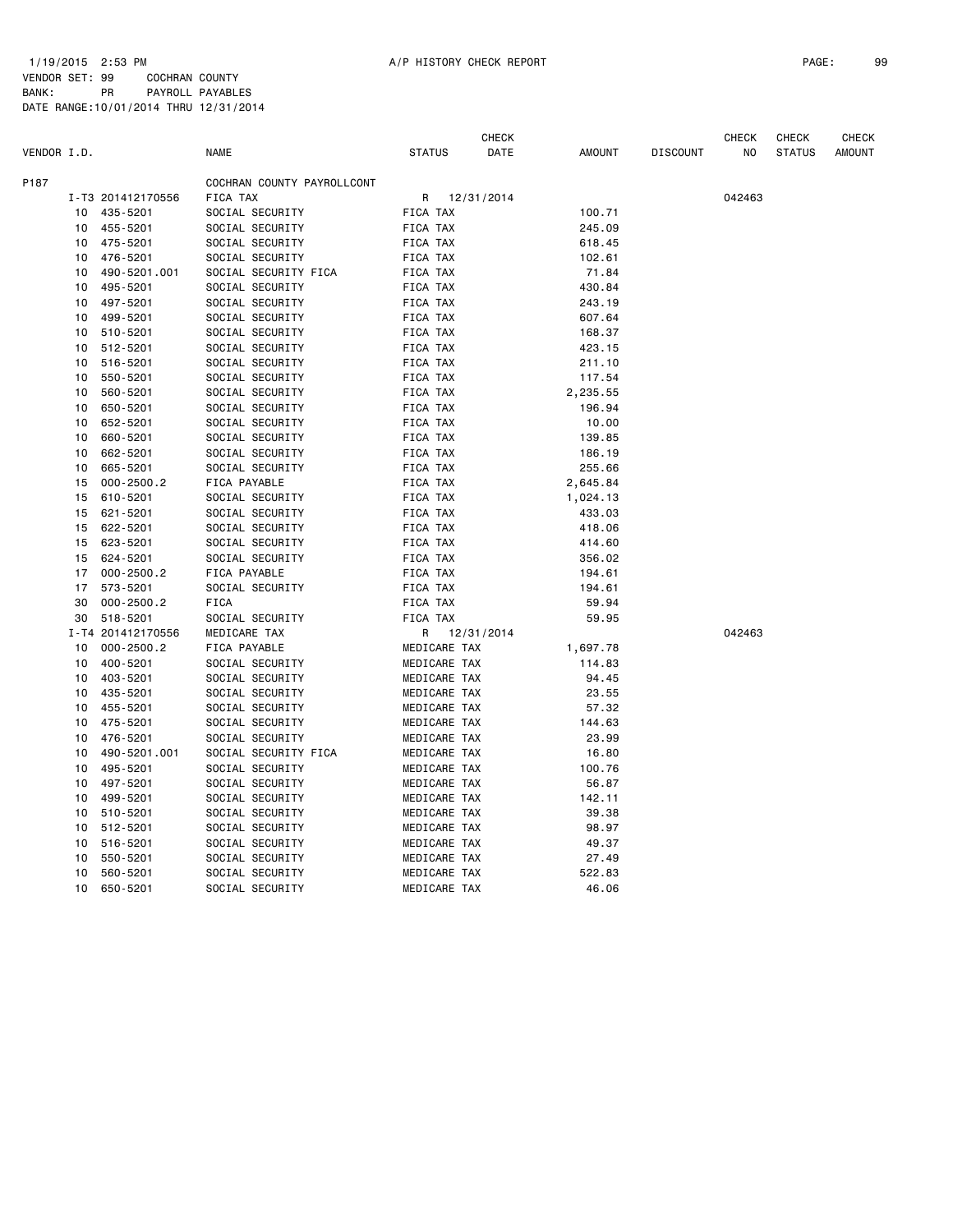1/19/2015 2:53 PM A/P HISTORY CHECK REPORT

VENDOR SET: 99 COCHRAN COUNTY
BANK: PR PAYROLL PAYABLES
DATE RANGE:10/01/2014 THRU 12/31/2014

| VENDOR I.D. | | NAME | STATUS | CHECK DATE | AMOUNT | DISCOUNT | CHECK NO | CHECK STATUS | CHECK AMOUNT |
|---|---|---|---|---|---|---|---|---|---|
| P187 | | COCHRAN COUNTY PAYROLLCONT | | | | | | | |
| | I-T3 201412170556 | FICA TAX | R | 12/31/2014 | | | 042463 | | |
| 10 | 435-5201 | SOCIAL SECURITY | FICA TAX | | 100.71 | | | | |
| 10 | 455-5201 | SOCIAL SECURITY | FICA TAX | | 245.09 | | | | |
| 10 | 475-5201 | SOCIAL SECURITY | FICA TAX | | 618.45 | | | | |
| 10 | 476-5201 | SOCIAL SECURITY | FICA TAX | | 102.61 | | | | |
| 10 | 490-5201.001 | SOCIAL SECURITY FICA | FICA TAX | | 71.84 | | | | |
| 10 | 495-5201 | SOCIAL SECURITY | FICA TAX | | 430.84 | | | | |
| 10 | 497-5201 | SOCIAL SECURITY | FICA TAX | | 243.19 | | | | |
| 10 | 499-5201 | SOCIAL SECURITY | FICA TAX | | 607.64 | | | | |
| 10 | 510-5201 | SOCIAL SECURITY | FICA TAX | | 168.37 | | | | |
| 10 | 512-5201 | SOCIAL SECURITY | FICA TAX | | 423.15 | | | | |
| 10 | 516-5201 | SOCIAL SECURITY | FICA TAX | | 211.10 | | | | |
| 10 | 550-5201 | SOCIAL SECURITY | FICA TAX | | 117.54 | | | | |
| 10 | 560-5201 | SOCIAL SECURITY | FICA TAX | | 2,235.55 | | | | |
| 10 | 650-5201 | SOCIAL SECURITY | FICA TAX | | 196.94 | | | | |
| 10 | 652-5201 | SOCIAL SECURITY | FICA TAX | | 10.00 | | | | |
| 10 | 660-5201 | SOCIAL SECURITY | FICA TAX | | 139.85 | | | | |
| 10 | 662-5201 | SOCIAL SECURITY | FICA TAX | | 186.19 | | | | |
| 10 | 665-5201 | SOCIAL SECURITY | FICA TAX | | 255.66 | | | | |
| 15 | 000-2500.2 | FICA PAYABLE | FICA TAX | | 2,645.84 | | | | |
| 15 | 610-5201 | SOCIAL SECURITY | FICA TAX | | 1,024.13 | | | | |
| 15 | 621-5201 | SOCIAL SECURITY | FICA TAX | | 433.03 | | | | |
| 15 | 622-5201 | SOCIAL SECURITY | FICA TAX | | 418.06 | | | | |
| 15 | 623-5201 | SOCIAL SECURITY | FICA TAX | | 414.60 | | | | |
| 15 | 624-5201 | SOCIAL SECURITY | FICA TAX | | 356.02 | | | | |
| 17 | 000-2500.2 | FICA PAYABLE | FICA TAX | | 194.61 | | | | |
| 17 | 573-5201 | SOCIAL SECURITY | FICA TAX | | 194.61 | | | | |
| 30 | 000-2500.2 | FICA | FICA TAX | | 59.94 | | | | |
| 30 | 518-5201 | SOCIAL SECURITY | FICA TAX | | 59.95 | | | | |
| | I-T4 201412170556 | MEDICARE TAX | R | 12/31/2014 | | | 042463 | | |
| 10 | 000-2500.2 | FICA PAYABLE | MEDICARE TAX | | 1,697.78 | | | | |
| 10 | 400-5201 | SOCIAL SECURITY | MEDICARE TAX | | 114.83 | | | | |
| 10 | 403-5201 | SOCIAL SECURITY | MEDICARE TAX | | 94.45 | | | | |
| 10 | 435-5201 | SOCIAL SECURITY | MEDICARE TAX | | 23.55 | | | | |
| 10 | 455-5201 | SOCIAL SECURITY | MEDICARE TAX | | 57.32 | | | | |
| 10 | 475-5201 | SOCIAL SECURITY | MEDICARE TAX | | 144.63 | | | | |
| 10 | 476-5201 | SOCIAL SECURITY | MEDICARE TAX | | 23.99 | | | | |
| 10 | 490-5201.001 | SOCIAL SECURITY FICA | MEDICARE TAX | | 16.80 | | | | |
| 10 | 495-5201 | SOCIAL SECURITY | MEDICARE TAX | | 100.76 | | | | |
| 10 | 497-5201 | SOCIAL SECURITY | MEDICARE TAX | | 56.87 | | | | |
| 10 | 499-5201 | SOCIAL SECURITY | MEDICARE TAX | | 142.11 | | | | |
| 10 | 510-5201 | SOCIAL SECURITY | MEDICARE TAX | | 39.38 | | | | |
| 10 | 512-5201 | SOCIAL SECURITY | MEDICARE TAX | | 98.97 | | | | |
| 10 | 516-5201 | SOCIAL SECURITY | MEDICARE TAX | | 49.37 | | | | |
| 10 | 550-5201 | SOCIAL SECURITY | MEDICARE TAX | | 27.49 | | | | |
| 10 | 560-5201 | SOCIAL SECURITY | MEDICARE TAX | | 522.83 | | | | |
| 10 | 650-5201 | SOCIAL SECURITY | MEDICARE TAX | | 46.06 | | | | |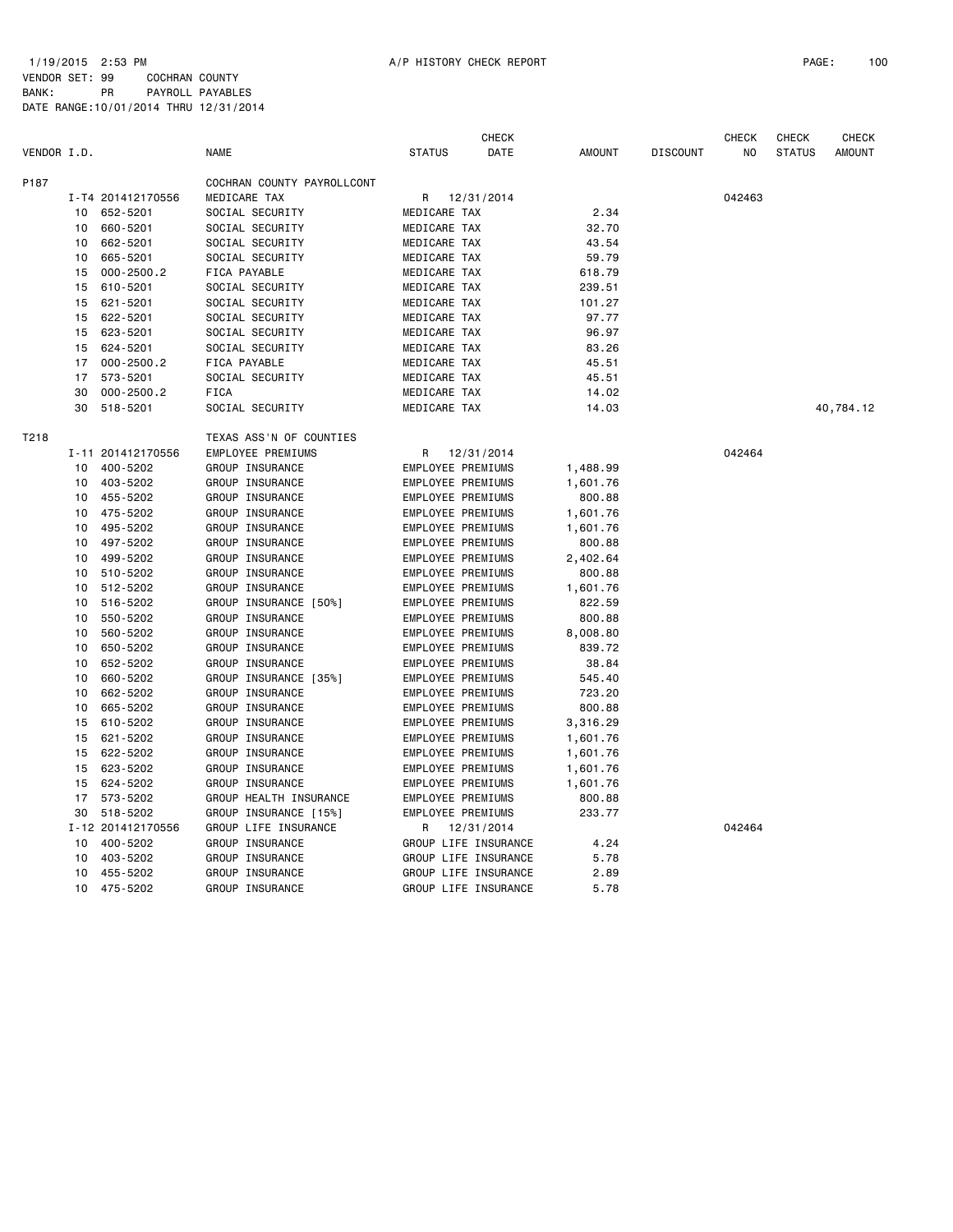1/19/2015 2:53 PM A/P HISTORY CHECK REPORT

VENDOR SET: 99 COCHRAN COUNTY
BANK: PR PAYROLL PAYABLES
DATE RANGE:10/01/2014 THRU 12/31/2014

| VENDOR I.D. | | NAME | STATUS | CHECK DATE | AMOUNT | DISCOUNT | CHECK NO | CHECK STATUS | CHECK AMOUNT |
|---|---|---|---|---|---|---|---|---|---|
| P187 | | COCHRAN COUNTY PAYROLLCONT | | | | | | | |
| | I-T4 201412170556 | MEDICARE TAX | R | 12/31/2014 | | | 042463 | | |
| | 10 652-5201 | SOCIAL SECURITY | MEDICARE TAX | | 2.34 | | | | |
| | 10 660-5201 | SOCIAL SECURITY | MEDICARE TAX | | 32.70 | | | | |
| | 10 662-5201 | SOCIAL SECURITY | MEDICARE TAX | | 43.54 | | | | |
| | 10 665-5201 | SOCIAL SECURITY | MEDICARE TAX | | 59.79 | | | | |
| | 15 000-2500.2 | FICA PAYABLE | MEDICARE TAX | | 618.79 | | | | |
| | 15 610-5201 | SOCIAL SECURITY | MEDICARE TAX | | 239.51 | | | | |
| | 15 621-5201 | SOCIAL SECURITY | MEDICARE TAX | | 101.27 | | | | |
| | 15 622-5201 | SOCIAL SECURITY | MEDICARE TAX | | 97.77 | | | | |
| | 15 623-5201 | SOCIAL SECURITY | MEDICARE TAX | | 96.97 | | | | |
| | 15 624-5201 | SOCIAL SECURITY | MEDICARE TAX | | 83.26 | | | | |
| | 17 000-2500.2 | FICA PAYABLE | MEDICARE TAX | | 45.51 | | | | |
| | 17 573-5201 | SOCIAL SECURITY | MEDICARE TAX | | 45.51 | | | | |
| | 30 000-2500.2 | FICA | MEDICARE TAX | | 14.02 | | | | |
| | 30 518-5201 | SOCIAL SECURITY | MEDICARE TAX | | 14.03 | | | | 40,784.12 |
| T218 | | TEXAS ASS'N OF COUNTIES | | | | | | | |
| | I-11 201412170556 | EMPLOYEE PREMIUMS | R | 12/31/2014 | | | 042464 | | |
| | 10 400-5202 | GROUP INSURANCE | EMPLOYEE PREMIUMS | | 1,488.99 | | | | |
| | 10 403-5202 | GROUP INSURANCE | EMPLOYEE PREMIUMS | | 1,601.76 | | | | |
| | 10 455-5202 | GROUP INSURANCE | EMPLOYEE PREMIUMS | | 800.88 | | | | |
| | 10 475-5202 | GROUP INSURANCE | EMPLOYEE PREMIUMS | | 1,601.76 | | | | |
| | 10 495-5202 | GROUP INSURANCE | EMPLOYEE PREMIUMS | | 1,601.76 | | | | |
| | 10 497-5202 | GROUP INSURANCE | EMPLOYEE PREMIUMS | | 800.88 | | | | |
| | 10 499-5202 | GROUP INSURANCE | EMPLOYEE PREMIUMS | | 2,402.64 | | | | |
| | 10 510-5202 | GROUP INSURANCE | EMPLOYEE PREMIUMS | | 800.88 | | | | |
| | 10 512-5202 | GROUP INSURANCE | EMPLOYEE PREMIUMS | | 1,601.76 | | | | |
| | 10 516-5202 | GROUP INSURANCE [50%] | EMPLOYEE PREMIUMS | | 822.59 | | | | |
| | 10 550-5202 | GROUP INSURANCE | EMPLOYEE PREMIUMS | | 800.88 | | | | |
| | 10 560-5202 | GROUP INSURANCE | EMPLOYEE PREMIUMS | | 8,008.80 | | | | |
| | 10 650-5202 | GROUP INSURANCE | EMPLOYEE PREMIUMS | | 839.72 | | | | |
| | 10 652-5202 | GROUP INSURANCE | EMPLOYEE PREMIUMS | | 38.84 | | | | |
| | 10 660-5202 | GROUP INSURANCE [35%] | EMPLOYEE PREMIUMS | | 545.40 | | | | |
| | 10 662-5202 | GROUP INSURANCE | EMPLOYEE PREMIUMS | | 723.20 | | | | |
| | 10 665-5202 | GROUP INSURANCE | EMPLOYEE PREMIUMS | | 800.88 | | | | |
| | 15 610-5202 | GROUP INSURANCE | EMPLOYEE PREMIUMS | | 3,316.29 | | | | |
| | 15 621-5202 | GROUP INSURANCE | EMPLOYEE PREMIUMS | | 1,601.76 | | | | |
| | 15 622-5202 | GROUP INSURANCE | EMPLOYEE PREMIUMS | | 1,601.76 | | | | |
| | 15 623-5202 | GROUP INSURANCE | EMPLOYEE PREMIUMS | | 1,601.76 | | | | |
| | 15 624-5202 | GROUP INSURANCE | EMPLOYEE PREMIUMS | | 1,601.76 | | | | |
| | 17 573-5202 | GROUP HEALTH INSURANCE | EMPLOYEE PREMIUMS | | 800.88 | | | | |
| | 30 518-5202 | GROUP INSURANCE [15%] | EMPLOYEE PREMIUMS | | 233.77 | | | | |
| | I-12 201412170556 | GROUP LIFE INSURANCE | R | 12/31/2014 | | | 042464 | | |
| | 10 400-5202 | GROUP INSURANCE | GROUP LIFE INSURANCE | | 4.24 | | | | |
| | 10 403-5202 | GROUP INSURANCE | GROUP LIFE INSURANCE | | 5.78 | | | | |
| | 10 455-5202 | GROUP INSURANCE | GROUP LIFE INSURANCE | | 2.89 | | | | |
| | 10 475-5202 | GROUP INSURANCE | GROUP LIFE INSURANCE | | 5.78 | | | | |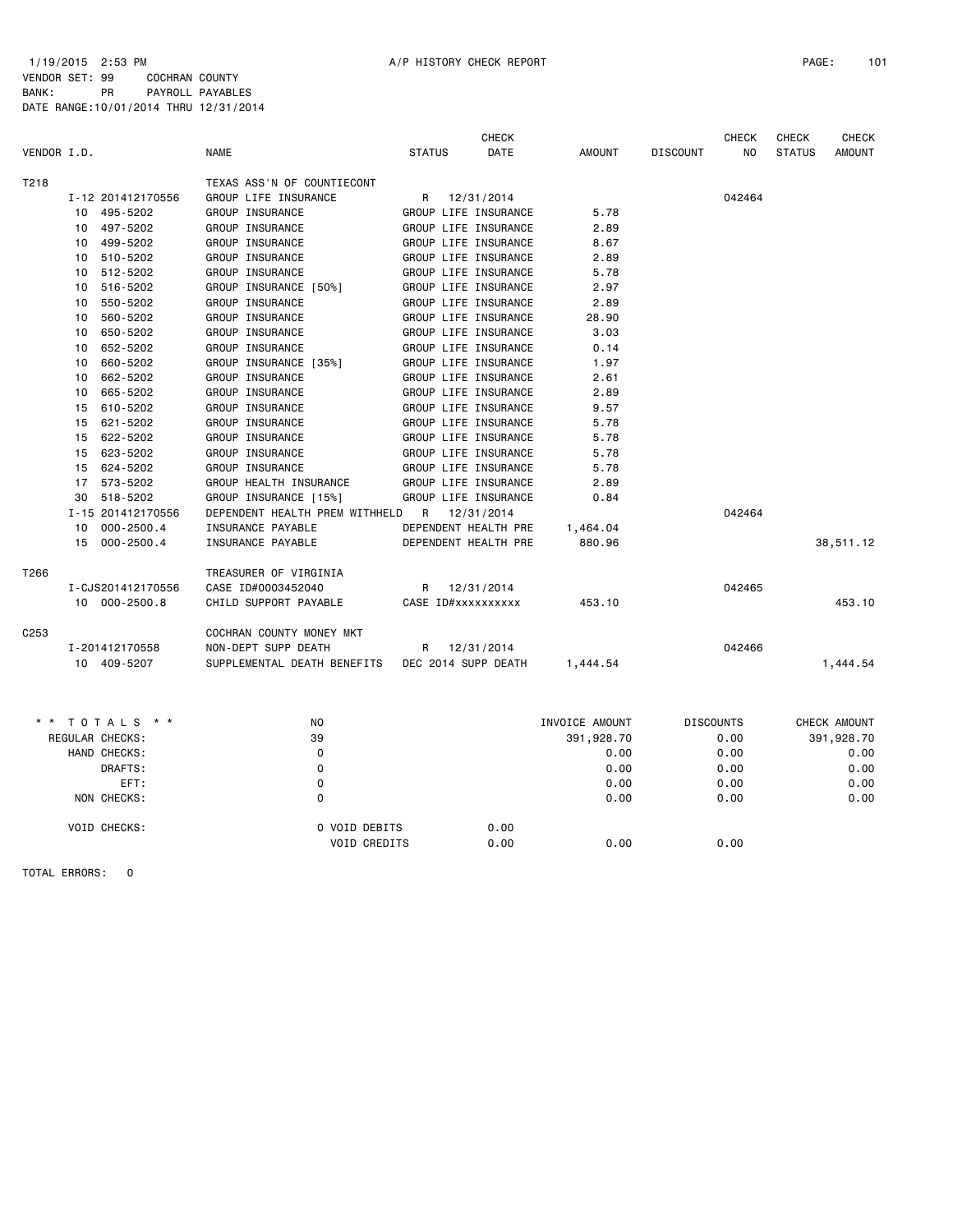1/19/2015 2:53 PM A/P HISTORY CHECK REPORT

VENDOR SET: 99 COCHRAN COUNTY
BANK: PR PAYROLL PAYABLES
DATE RANGE:10/01/2014 THRU 12/31/2014

| VENDOR I.D. | NAME | STATUS | CHECK DATE | AMOUNT | DISCOUNT | CHECK NO | CHECK STATUS | CHECK AMOUNT |
|---|---|---|---|---|---|---|---|---|
| T218 | TEXAS ASS'N OF COUNTIECONT | | | | | | | |
| I-12 201412170556 | GROUP LIFE INSURANCE | R | 12/31/2014 | | | 042464 | | |
| 10 495-5202 | GROUP INSURANCE | GROUP LIFE INSURANCE | | 5.78 | | | | |
| 10 497-5202 | GROUP INSURANCE | GROUP LIFE INSURANCE | | 2.89 | | | | |
| 10 499-5202 | GROUP INSURANCE | GROUP LIFE INSURANCE | | 8.67 | | | | |
| 10 510-5202 | GROUP INSURANCE | GROUP LIFE INSURANCE | | 2.89 | | | | |
| 10 512-5202 | GROUP INSURANCE | GROUP LIFE INSURANCE | | 5.78 | | | | |
| 10 516-5202 | GROUP INSURANCE [50%] | GROUP LIFE INSURANCE | | 2.97 | | | | |
| 10 550-5202 | GROUP INSURANCE | GROUP LIFE INSURANCE | | 2.89 | | | | |
| 10 560-5202 | GROUP INSURANCE | GROUP LIFE INSURANCE | | 28.90 | | | | |
| 10 650-5202 | GROUP INSURANCE | GROUP LIFE INSURANCE | | 3.03 | | | | |
| 10 652-5202 | GROUP INSURANCE | GROUP LIFE INSURANCE | | 0.14 | | | | |
| 10 660-5202 | GROUP INSURANCE [35%] | GROUP LIFE INSURANCE | | 1.97 | | | | |
| 10 662-5202 | GROUP INSURANCE | GROUP LIFE INSURANCE | | 2.61 | | | | |
| 10 665-5202 | GROUP INSURANCE | GROUP LIFE INSURANCE | | 2.89 | | | | |
| 15 610-5202 | GROUP INSURANCE | GROUP LIFE INSURANCE | | 9.57 | | | | |
| 15 621-5202 | GROUP INSURANCE | GROUP LIFE INSURANCE | | 5.78 | | | | |
| 15 622-5202 | GROUP INSURANCE | GROUP LIFE INSURANCE | | 5.78 | | | | |
| 15 623-5202 | GROUP INSURANCE | GROUP LIFE INSURANCE | | 5.78 | | | | |
| 15 624-5202 | GROUP INSURANCE | GROUP LIFE INSURANCE | | 5.78 | | | | |
| 17 573-5202 | GROUP HEALTH INSURANCE | GROUP LIFE INSURANCE | | 2.89 | | | | |
| 30 518-5202 | GROUP INSURANCE [15%] | GROUP LIFE INSURANCE | | 0.84 | | | | |
| I-15 201412170556 | DEPENDENT HEALTH PREM WITHHELD | R | 12/31/2014 | | | 042464 | | |
| 10 000-2500.4 | INSURANCE PAYABLE | DEPENDENT HEALTH PRE | | 1,464.04 | | | | |
| 15 000-2500.4 | INSURANCE PAYABLE | DEPENDENT HEALTH PRE | | 880.96 | | | | 38,511.12 |
| T266 | TREASURER OF VIRGINIA | | | | | | | |
| I-CJS201412170556 | CASE ID#0003452040 | R | 12/31/2014 | | | 042465 | | |
| 10 000-2500.8 | CHILD SUPPORT PAYABLE | CASE ID#xxxxxxxxxx | | 453.10 | | | | 453.10 |
| C253 | COCHRAN COUNTY MONEY MKT | | | | | | | |
| I-201412170558 | NON-DEPT SUPP DEATH | R | 12/31/2014 | | | 042466 | | |
| 10 409-5207 | SUPPLEMENTAL DEATH BENEFITS | DEC 2014 SUPP DEATH | | 1,444.54 | | | | 1,444.54 |

| * * TOTALS * * | NO | | INVOICE AMOUNT | DISCOUNTS | CHECK AMOUNT |
|---|---|---|---|---|---|
| REGULAR CHECKS: | 39 | | 391,928.70 | 0.00 | 391,928.70 |
| HAND CHECKS: | 0 | | 0.00 | 0.00 | 0.00 |
| DRAFTS: | 0 | | 0.00 | 0.00 | 0.00 |
| EFT: | 0 | | 0.00 | 0.00 | 0.00 |
| NON CHECKS: | 0 | | 0.00 | 0.00 | 0.00 |
| VOID CHECKS: | 0 VOID DEBITS | 0.00 | | | |
| | VOID CREDITS | 0.00 | 0.00 | 0.00 | |

TOTAL ERRORS: 0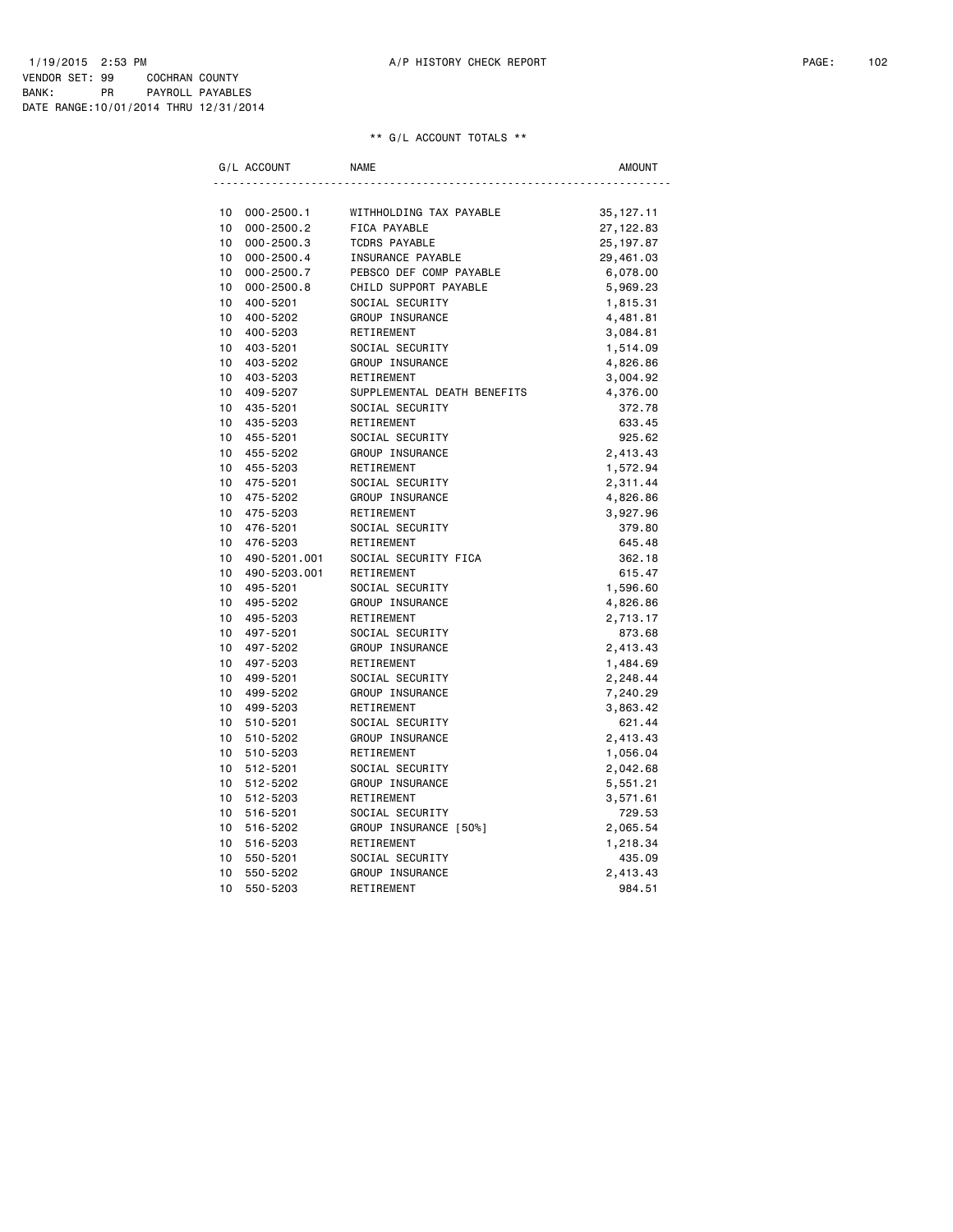1/19/2015 2:53 PM A/P HISTORY CHECK REPORT

VENDOR SET: 99 COCHRAN COUNTY
BANK: PR PAYROLL PAYABLES
DATE RANGE:10/01/2014 THRU 12/31/2014

** G/L ACCOUNT TOTALS **

| G/L ACCOUNT | | NAME | AMOUNT |
|---|---|---|---|
| 10 | 000-2500.1 | WITHHOLDING TAX PAYABLE | 35,127.11 |
| 10 | 000-2500.2 | FICA PAYABLE | 27,122.83 |
| 10 | 000-2500.3 | TCDRS PAYABLE | 25,197.87 |
| 10 | 000-2500.4 | INSURANCE PAYABLE | 29,461.03 |
| 10 | 000-2500.7 | PEBSCO DEF COMP PAYABLE | 6,078.00 |
| 10 | 000-2500.8 | CHILD SUPPORT PAYABLE | 5,969.23 |
| 10 | 400-5201 | SOCIAL SECURITY | 1,815.31 |
| 10 | 400-5202 | GROUP INSURANCE | 4,481.81 |
| 10 | 400-5203 | RETIREMENT | 3,084.81 |
| 10 | 403-5201 | SOCIAL SECURITY | 1,514.09 |
| 10 | 403-5202 | GROUP INSURANCE | 4,826.86 |
| 10 | 403-5203 | RETIREMENT | 3,004.92 |
| 10 | 409-5207 | SUPPLEMENTAL DEATH BENEFITS | 4,376.00 |
| 10 | 435-5201 | SOCIAL SECURITY | 372.78 |
| 10 | 435-5203 | RETIREMENT | 633.45 |
| 10 | 455-5201 | SOCIAL SECURITY | 925.62 |
| 10 | 455-5202 | GROUP INSURANCE | 2,413.43 |
| 10 | 455-5203 | RETIREMENT | 1,572.94 |
| 10 | 475-5201 | SOCIAL SECURITY | 2,311.44 |
| 10 | 475-5202 | GROUP INSURANCE | 4,826.86 |
| 10 | 475-5203 | RETIREMENT | 3,927.96 |
| 10 | 476-5201 | SOCIAL SECURITY | 379.80 |
| 10 | 476-5203 | RETIREMENT | 645.48 |
| 10 | 490-5201.001 | SOCIAL SECURITY FICA | 362.18 |
| 10 | 490-5203.001 | RETIREMENT | 615.47 |
| 10 | 495-5201 | SOCIAL SECURITY | 1,596.60 |
| 10 | 495-5202 | GROUP INSURANCE | 4,826.86 |
| 10 | 495-5203 | RETIREMENT | 2,713.17 |
| 10 | 497-5201 | SOCIAL SECURITY | 873.68 |
| 10 | 497-5202 | GROUP INSURANCE | 2,413.43 |
| 10 | 497-5203 | RETIREMENT | 1,484.69 |
| 10 | 499-5201 | SOCIAL SECURITY | 2,248.44 |
| 10 | 499-5202 | GROUP INSURANCE | 7,240.29 |
| 10 | 499-5203 | RETIREMENT | 3,863.42 |
| 10 | 510-5201 | SOCIAL SECURITY | 621.44 |
| 10 | 510-5202 | GROUP INSURANCE | 2,413.43 |
| 10 | 510-5203 | RETIREMENT | 1,056.04 |
| 10 | 512-5201 | SOCIAL SECURITY | 2,042.68 |
| 10 | 512-5202 | GROUP INSURANCE | 5,551.21 |
| 10 | 512-5203 | RETIREMENT | 3,571.61 |
| 10 | 516-5201 | SOCIAL SECURITY | 729.53 |
| 10 | 516-5202 | GROUP INSURANCE [50%] | 2,065.54 |
| 10 | 516-5203 | RETIREMENT | 1,218.34 |
| 10 | 550-5201 | SOCIAL SECURITY | 435.09 |
| 10 | 550-5202 | GROUP INSURANCE | 2,413.43 |
| 10 | 550-5203 | RETIREMENT | 984.51 |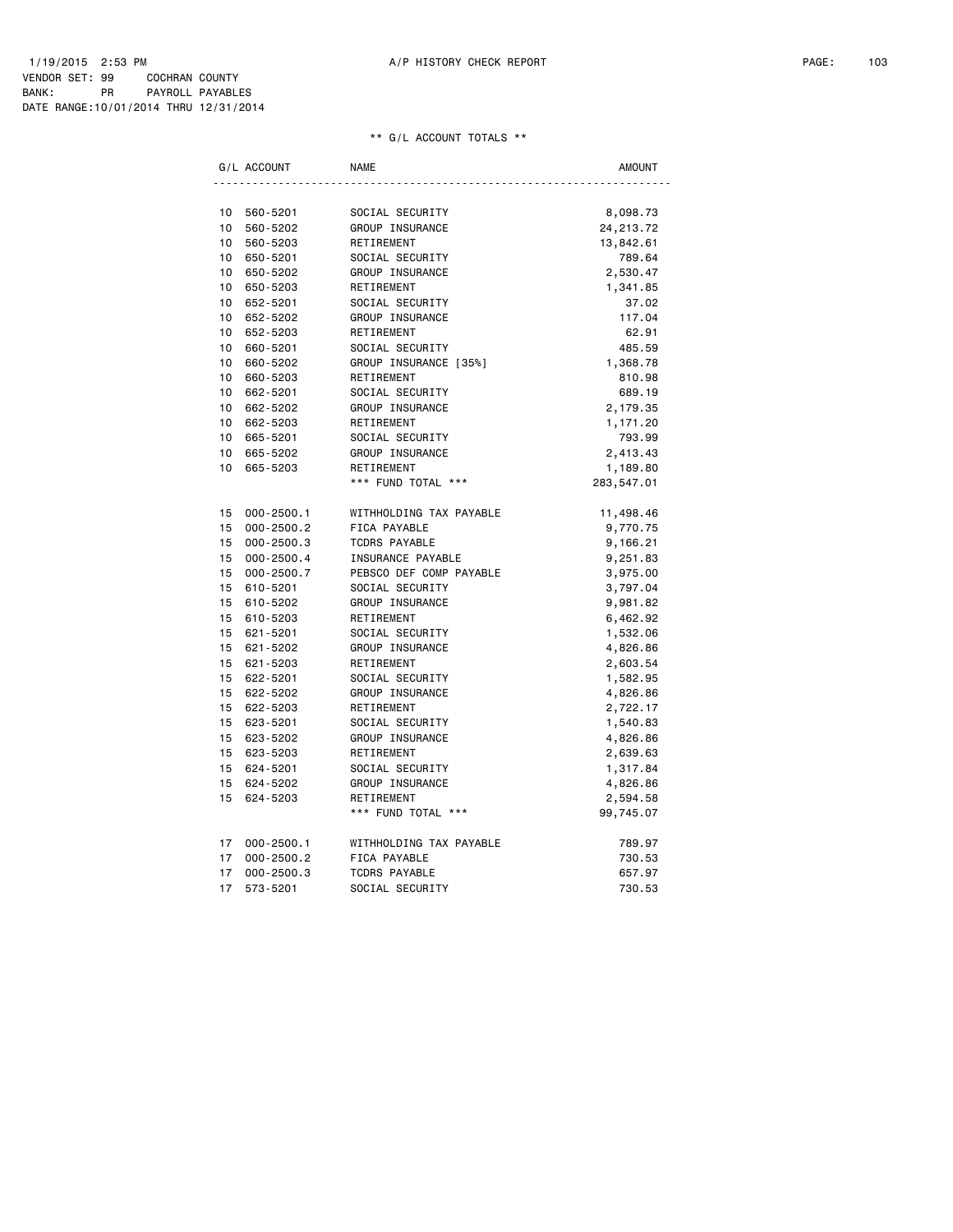1/19/2015 2:53 PM A/P HISTORY CHECK REPORT

VENDOR SET: 99 COCHRAN COUNTY
BANK: PR PAYROLL PAYABLES
DATE RANGE:10/01/2014 THRU 12/31/2014

** G/L ACCOUNT TOTALS **

| G/L ACCOUNT | | NAME | AMOUNT |
|---|---|---|---|
| 10 | 560-5201 | SOCIAL SECURITY | 8,098.73 |
| 10 | 560-5202 | GROUP INSURANCE | 24,213.72 |
| 10 | 560-5203 | RETIREMENT | 13,842.61 |
| 10 | 650-5201 | SOCIAL SECURITY | 789.64 |
| 10 | 650-5202 | GROUP INSURANCE | 2,530.47 |
| 10 | 650-5203 | RETIREMENT | 1,341.85 |
| 10 | 652-5201 | SOCIAL SECURITY | 37.02 |
| 10 | 652-5202 | GROUP INSURANCE | 117.04 |
| 10 | 652-5203 | RETIREMENT | 62.91 |
| 10 | 660-5201 | SOCIAL SECURITY | 485.59 |
| 10 | 660-5202 | GROUP INSURANCE [35%] | 1,368.78 |
| 10 | 660-5203 | RETIREMENT | 810.98 |
| 10 | 662-5201 | SOCIAL SECURITY | 689.19 |
| 10 | 662-5202 | GROUP INSURANCE | 2,179.35 |
| 10 | 662-5203 | RETIREMENT | 1,171.20 |
| 10 | 665-5201 | SOCIAL SECURITY | 793.99 |
| 10 | 665-5202 | GROUP INSURANCE | 2,413.43 |
| 10 | 665-5203 | RETIREMENT | 1,189.80 |
| | | *** FUND TOTAL *** | 283,547.01 |
| 15 | 000-2500.1 | WITHHOLDING TAX PAYABLE | 11,498.46 |
| 15 | 000-2500.2 | FICA PAYABLE | 9,770.75 |
| 15 | 000-2500.3 | TCDRS PAYABLE | 9,166.21 |
| 15 | 000-2500.4 | INSURANCE PAYABLE | 9,251.83 |
| 15 | 000-2500.7 | PEBSCO DEF COMP PAYABLE | 3,975.00 |
| 15 | 610-5201 | SOCIAL SECURITY | 3,797.04 |
| 15 | 610-5202 | GROUP INSURANCE | 9,981.82 |
| 15 | 610-5203 | RETIREMENT | 6,462.92 |
| 15 | 621-5201 | SOCIAL SECURITY | 1,532.06 |
| 15 | 621-5202 | GROUP INSURANCE | 4,826.86 |
| 15 | 621-5203 | RETIREMENT | 2,603.54 |
| 15 | 622-5201 | SOCIAL SECURITY | 1,582.95 |
| 15 | 622-5202 | GROUP INSURANCE | 4,826.86 |
| 15 | 622-5203 | RETIREMENT | 2,722.17 |
| 15 | 623-5201 | SOCIAL SECURITY | 1,540.83 |
| 15 | 623-5202 | GROUP INSURANCE | 4,826.86 |
| 15 | 623-5203 | RETIREMENT | 2,639.63 |
| 15 | 624-5201 | SOCIAL SECURITY | 1,317.84 |
| 15 | 624-5202 | GROUP INSURANCE | 4,826.86 |
| 15 | 624-5203 | RETIREMENT | 2,594.58 |
| | | *** FUND TOTAL *** | 99,745.07 |
| 17 | 000-2500.1 | WITHHOLDING TAX PAYABLE | 789.97 |
| 17 | 000-2500.2 | FICA PAYABLE | 730.53 |
| 17 | 000-2500.3 | TCDRS PAYABLE | 657.97 |
| 17 | 573-5201 | SOCIAL SECURITY | 730.53 |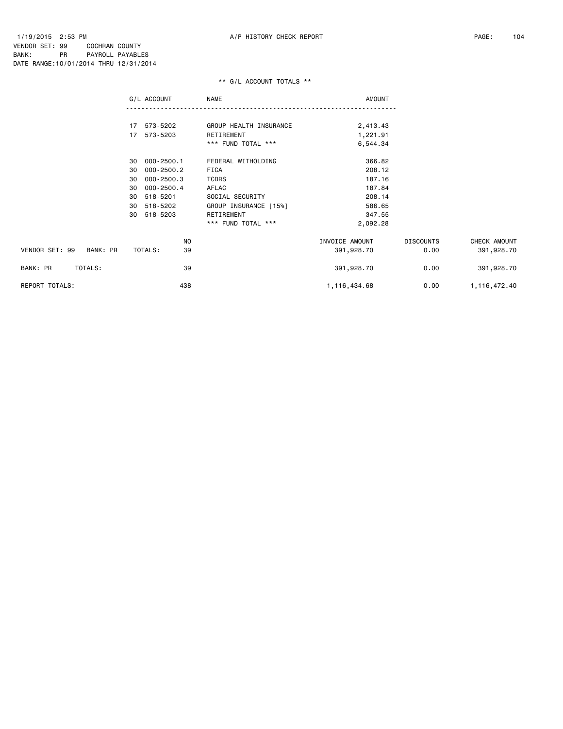1/19/2015 2:53 PM A/P HISTORY CHECK REPORT

VENDOR SET: 99 COCHRAN COUNTY
BANK: PR PAYROLL PAYABLES
DATE RANGE:10/01/2014 THRU 12/31/2014

** G/L ACCOUNT TOTALS **

| G/L ACCOUNT | | NAME | AMOUNT |
|---|---|---|---|
| 17 | 573-5202 | GROUP HEALTH INSURANCE | 2,413.43 |
| 17 | 573-5203 | RETIREMENT | 1,221.91 |
| | | *** FUND TOTAL *** | 6,544.34 |
| 30 | 000-2500.1 | FEDERAL WITHOLDING | 366.82 |
| 30 | 000-2500.2 | FICA | 208.12 |
| 30 | 000-2500.3 | TCDRS | 187.16 |
| 30 | 000-2500.4 | AFLAC | 187.84 |
| 30 | 518-5201 | SOCIAL SECURITY | 208.14 |
| 30 | 518-5202 | GROUP INSURANCE [15%] | 586.65 |
| 30 | 518-5203 | RETIREMENT | 347.55 |
| | | *** FUND TOTAL *** | 2,092.28 |

| | NO | INVOICE AMOUNT | DISCOUNTS | CHECK AMOUNT |
|---|---|---|---|---|
| VENDOR SET: 99 BANK: PR TOTALS: | 39 | 391,928.70 | 0.00 | 391,928.70 |
| BANK: PR TOTALS: | 39 | 391,928.70 | 0.00 | 391,928.70 |
| REPORT TOTALS: | 438 | 1,116,434.68 | 0.00 | 1,116,472.40 |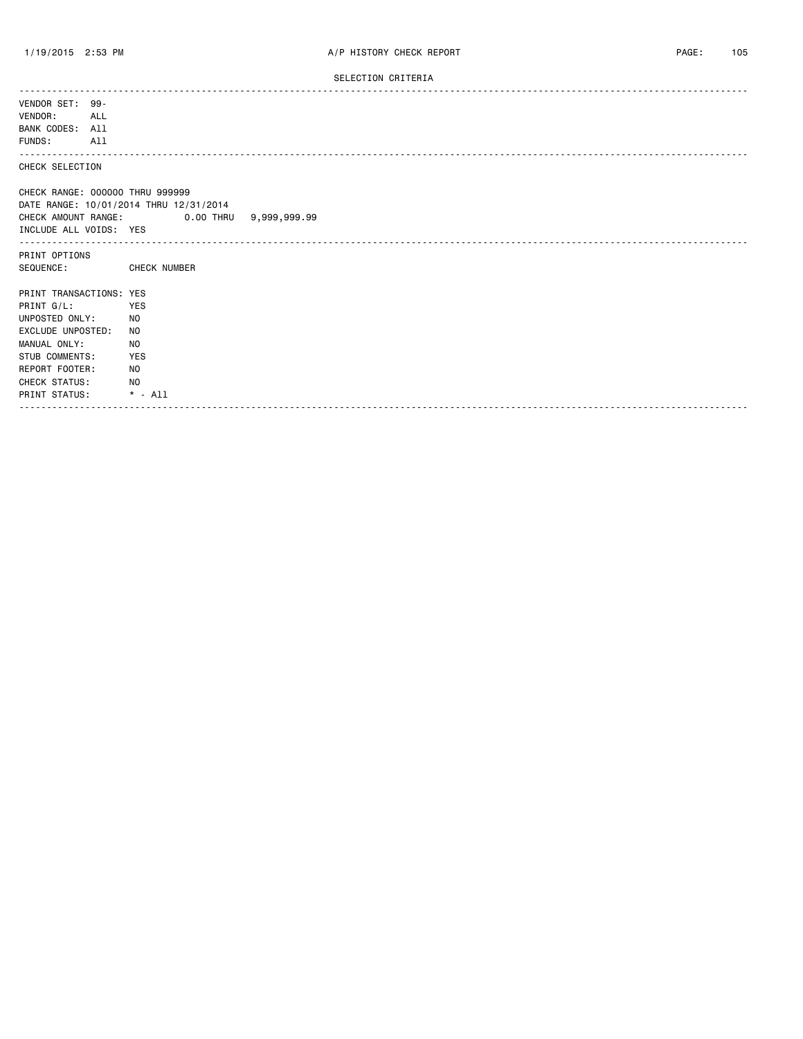SELECTION CRITERIA

---

VENDOR SET: 99-
VENDOR: ALL
BANK CODES: All
FUNDS: All

---

CHECK SELECTION

CHECK RANGE: 000000 THRU 999999
DATE RANGE: 10/01/2014 THRU 12/31/2014
CHECK AMOUNT RANGE: 0.00 THRU 9,999,999.99
INCLUDE ALL VOIDS: YES

---

PRINT OPTIONS
SEQUENCE: CHECK NUMBER

PRINT TRANSACTIONS: YES
PRINT G/L: YES
UNPOSTED ONLY: NO
EXCLUDE UNPOSTED: NO
MANUAL ONLY: NO
STUB COMMENTS: YES
REPORT FOOTER: NO
CHECK STATUS: NO
PRINT STATUS: * - All

---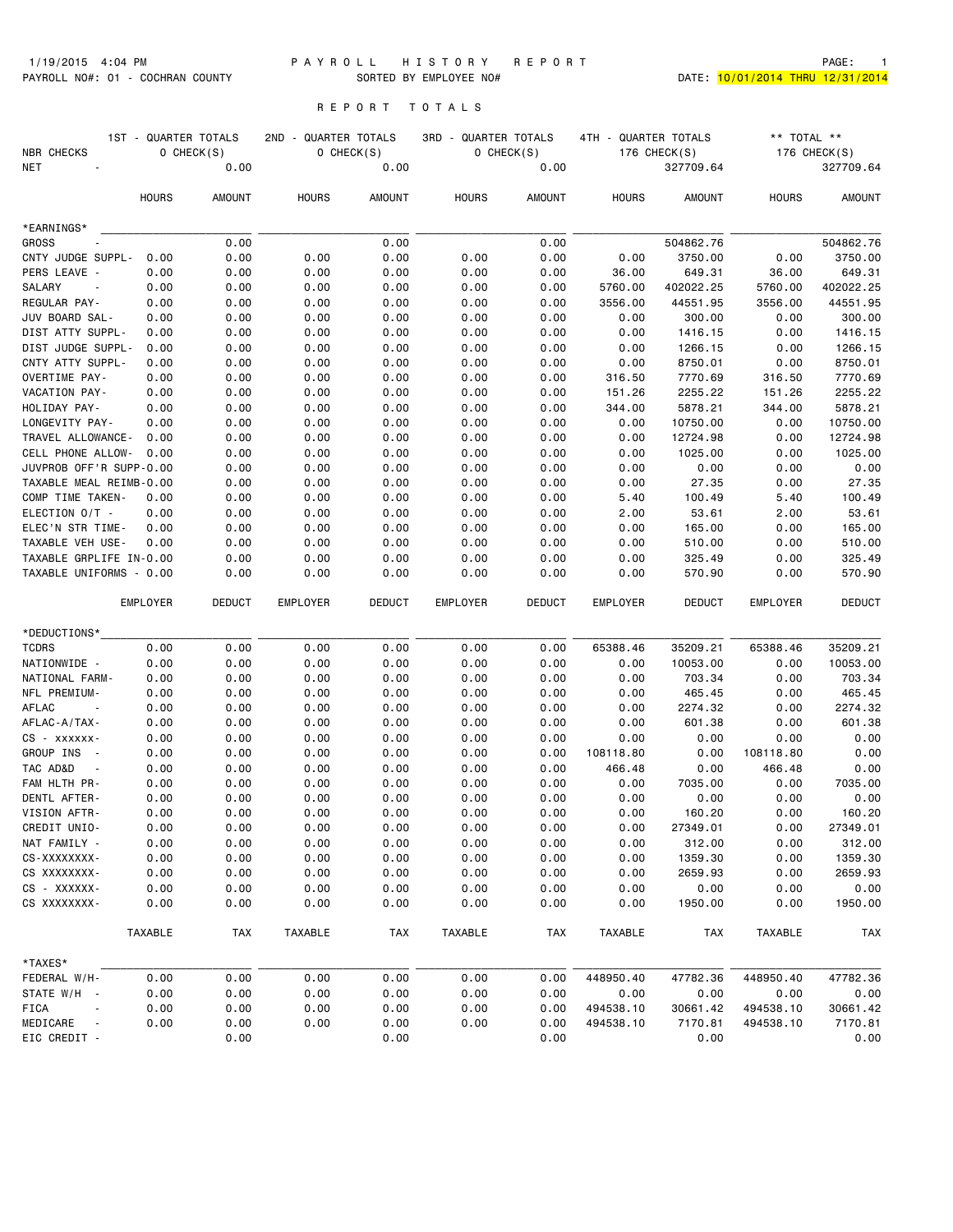1/19/2015 4:04 PM PAYROLL HISTORY REPORT

PAYROLL NO#: 01 - COCHRAN COUNTY SORTED BY EMPLOYEE NO# DATE: 10/01/2014 THRU 12/31/2014

REPORT TOTALS

| | 1ST - QUARTER TOTALS | | 2ND - QUARTER TOTALS | | 3RD - QUARTER TOTALS | | 4TH - QUARTER TOTALS | | ** TOTAL ** | |
|---|---|---|---|---|---|---|---|---|---|---|
| NBR CHECKS | 0 CHECK(S) | | 0 CHECK(S) | | 0 CHECK(S) | | 176 CHECK(S) | | 176 CHECK(S) | |
| NET - | | 0.00 | | 0.00 | | 0.00 | | 327709.64 | | 327709.64 |
| | HOURS | AMOUNT | HOURS | AMOUNT | HOURS | AMOUNT | HOURS | AMOUNT | HOURS | AMOUNT |
| *EARNINGS* | | | | | | | | | | |
| GROSS - | | 0.00 | | 0.00 | | 0.00 | | 504862.76 | | 504862.76 |
| CNTY JUDGE SUPPL- | 0.00 | 0.00 | 0.00 | 0.00 | 0.00 | 0.00 | 0.00 | 3750.00 | 0.00 | 3750.00 |
| PERS LEAVE - | 0.00 | 0.00 | 0.00 | 0.00 | 0.00 | 0.00 | 36.00 | 649.31 | 36.00 | 649.31 |
| SALARY - | 0.00 | 0.00 | 0.00 | 0.00 | 0.00 | 0.00 | 5760.00 | 402022.25 | 5760.00 | 402022.25 |
| REGULAR PAY- | 0.00 | 0.00 | 0.00 | 0.00 | 0.00 | 0.00 | 3556.00 | 44551.95 | 3556.00 | 44551.95 |
| JUV BOARD SAL- | 0.00 | 0.00 | 0.00 | 0.00 | 0.00 | 0.00 | 0.00 | 300.00 | 0.00 | 300.00 |
| DIST ATTY SUPPL- | 0.00 | 0.00 | 0.00 | 0.00 | 0.00 | 0.00 | 0.00 | 1416.15 | 0.00 | 1416.15 |
| DIST JUDGE SUPPL- | 0.00 | 0.00 | 0.00 | 0.00 | 0.00 | 0.00 | 0.00 | 1266.15 | 0.00 | 1266.15 |
| CNTY ATTY SUPPL- | 0.00 | 0.00 | 0.00 | 0.00 | 0.00 | 0.00 | 0.00 | 8750.01 | 0.00 | 8750.01 |
| OVERTIME PAY- | 0.00 | 0.00 | 0.00 | 0.00 | 0.00 | 0.00 | 316.50 | 7770.69 | 316.50 | 7770.69 |
| VACATION PAY- | 0.00 | 0.00 | 0.00 | 0.00 | 0.00 | 0.00 | 151.26 | 2255.22 | 151.26 | 2255.22 |
| HOLIDAY PAY- | 0.00 | 0.00 | 0.00 | 0.00 | 0.00 | 0.00 | 344.00 | 5878.21 | 344.00 | 5878.21 |
| LONGEVITY PAY- | 0.00 | 0.00 | 0.00 | 0.00 | 0.00 | 0.00 | 0.00 | 10750.00 | 0.00 | 10750.00 |
| TRAVEL ALLOWANCE- | 0.00 | 0.00 | 0.00 | 0.00 | 0.00 | 0.00 | 0.00 | 12724.98 | 0.00 | 12724.98 |
| CELL PHONE ALLOW- | 0.00 | 0.00 | 0.00 | 0.00 | 0.00 | 0.00 | 0.00 | 1025.00 | 0.00 | 1025.00 |
| JUVPROB OFF'R SUPP- | 0.00 | 0.00 | 0.00 | 0.00 | 0.00 | 0.00 | 0.00 | 0.00 | 0.00 | 0.00 |
| TAXABLE MEAL REIMB- | 0.00 | 0.00 | 0.00 | 0.00 | 0.00 | 0.00 | 0.00 | 27.35 | 0.00 | 27.35 |
| COMP TIME TAKEN- | 0.00 | 0.00 | 0.00 | 0.00 | 0.00 | 0.00 | 5.40 | 100.49 | 5.40 | 100.49 |
| ELECTION O/T - | 0.00 | 0.00 | 0.00 | 0.00 | 0.00 | 0.00 | 2.00 | 53.61 | 2.00 | 53.61 |
| ELEC'N STR TIME- | 0.00 | 0.00 | 0.00 | 0.00 | 0.00 | 0.00 | 0.00 | 165.00 | 0.00 | 165.00 |
| TAXABLE VEH USE- | 0.00 | 0.00 | 0.00 | 0.00 | 0.00 | 0.00 | 0.00 | 510.00 | 0.00 | 510.00 |
| TAXABLE GRPLIFE IN- | 0.00 | 0.00 | 0.00 | 0.00 | 0.00 | 0.00 | 0.00 | 325.49 | 0.00 | 325.49 |
| TAXABLE UNIFORMS - | 0.00 | 0.00 | 0.00 | 0.00 | 0.00 | 0.00 | 0.00 | 570.90 | 0.00 | 570.90 |
| | EMPLOYER | DEDUCT | EMPLOYER | DEDUCT | EMPLOYER | DEDUCT | EMPLOYER | DEDUCT | EMPLOYER | DEDUCT |
| *DEDUCTIONS* | | | | | | | | | | |
| TCDRS | 0.00 | 0.00 | 0.00 | 0.00 | 0.00 | 0.00 | 65388.46 | 35209.21 | 65388.46 | 35209.21 |
| NATIONWIDE - | 0.00 | 0.00 | 0.00 | 0.00 | 0.00 | 0.00 | 0.00 | 10053.00 | 0.00 | 10053.00 |
| NATIONAL FARM- | 0.00 | 0.00 | 0.00 | 0.00 | 0.00 | 0.00 | 0.00 | 703.34 | 0.00 | 703.34 |
| NFL PREMIUM- | 0.00 | 0.00 | 0.00 | 0.00 | 0.00 | 0.00 | 0.00 | 465.45 | 0.00 | 465.45 |
| AFLAC - | 0.00 | 0.00 | 0.00 | 0.00 | 0.00 | 0.00 | 0.00 | 2274.32 | 0.00 | 2274.32 |
| AFLAC-A/TAX- | 0.00 | 0.00 | 0.00 | 0.00 | 0.00 | 0.00 | 0.00 | 601.38 | 0.00 | 601.38 |
| CS - xxxxxx- | 0.00 | 0.00 | 0.00 | 0.00 | 0.00 | 0.00 | 0.00 | 0.00 | 0.00 | 0.00 |
| GROUP INS - | 0.00 | 0.00 | 0.00 | 0.00 | 0.00 | 0.00 | 108118.80 | 0.00 | 108118.80 | 0.00 |
| TAC AD&D - | 0.00 | 0.00 | 0.00 | 0.00 | 0.00 | 0.00 | 466.48 | 0.00 | 466.48 | 0.00 |
| FAM HLTH PR- | 0.00 | 0.00 | 0.00 | 0.00 | 0.00 | 0.00 | 0.00 | 7035.00 | 0.00 | 7035.00 |
| DENTL AFTER- | 0.00 | 0.00 | 0.00 | 0.00 | 0.00 | 0.00 | 0.00 | 0.00 | 0.00 | 0.00 |
| VISION AFTR- | 0.00 | 0.00 | 0.00 | 0.00 | 0.00 | 0.00 | 0.00 | 160.20 | 0.00 | 160.20 |
| CREDIT UNIO- | 0.00 | 0.00 | 0.00 | 0.00 | 0.00 | 0.00 | 0.00 | 27349.01 | 0.00 | 27349.01 |
| NAT FAMILY - | 0.00 | 0.00 | 0.00 | 0.00 | 0.00 | 0.00 | 0.00 | 312.00 | 0.00 | 312.00 |
| CS-XXXXXXXX- | 0.00 | 0.00 | 0.00 | 0.00 | 0.00 | 0.00 | 0.00 | 1359.30 | 0.00 | 1359.30 |
| CS XXXXXXXX- | 0.00 | 0.00 | 0.00 | 0.00 | 0.00 | 0.00 | 0.00 | 2659.93 | 0.00 | 2659.93 |
| CS - XXXXXX- | 0.00 | 0.00 | 0.00 | 0.00 | 0.00 | 0.00 | 0.00 | 0.00 | 0.00 | 0.00 |
| CS XXXXXXXX- | 0.00 | 0.00 | 0.00 | 0.00 | 0.00 | 0.00 | 0.00 | 1950.00 | 0.00 | 1950.00 |
| | TAXABLE | TAX | TAXABLE | TAX | TAXABLE | TAX | TAXABLE | TAX | TAXABLE | TAX |
| *TAXES* | | | | | | | | | | |
| FEDERAL W/H- | 0.00 | 0.00 | 0.00 | 0.00 | 0.00 | 0.00 | 448950.40 | 47782.36 | 448950.40 | 47782.36 |
| STATE W/H - | 0.00 | 0.00 | 0.00 | 0.00 | 0.00 | 0.00 | 0.00 | 0.00 | 0.00 | 0.00 |
| FICA - | 0.00 | 0.00 | 0.00 | 0.00 | 0.00 | 0.00 | 494538.10 | 30661.42 | 494538.10 | 30661.42 |
| MEDICARE - | 0.00 | 0.00 | 0.00 | 0.00 | 0.00 | 0.00 | 494538.10 | 7170.81 | 494538.10 | 7170.81 |
| EIC CREDIT - | | 0.00 | | 0.00 | | 0.00 | | 0.00 | | 0.00 |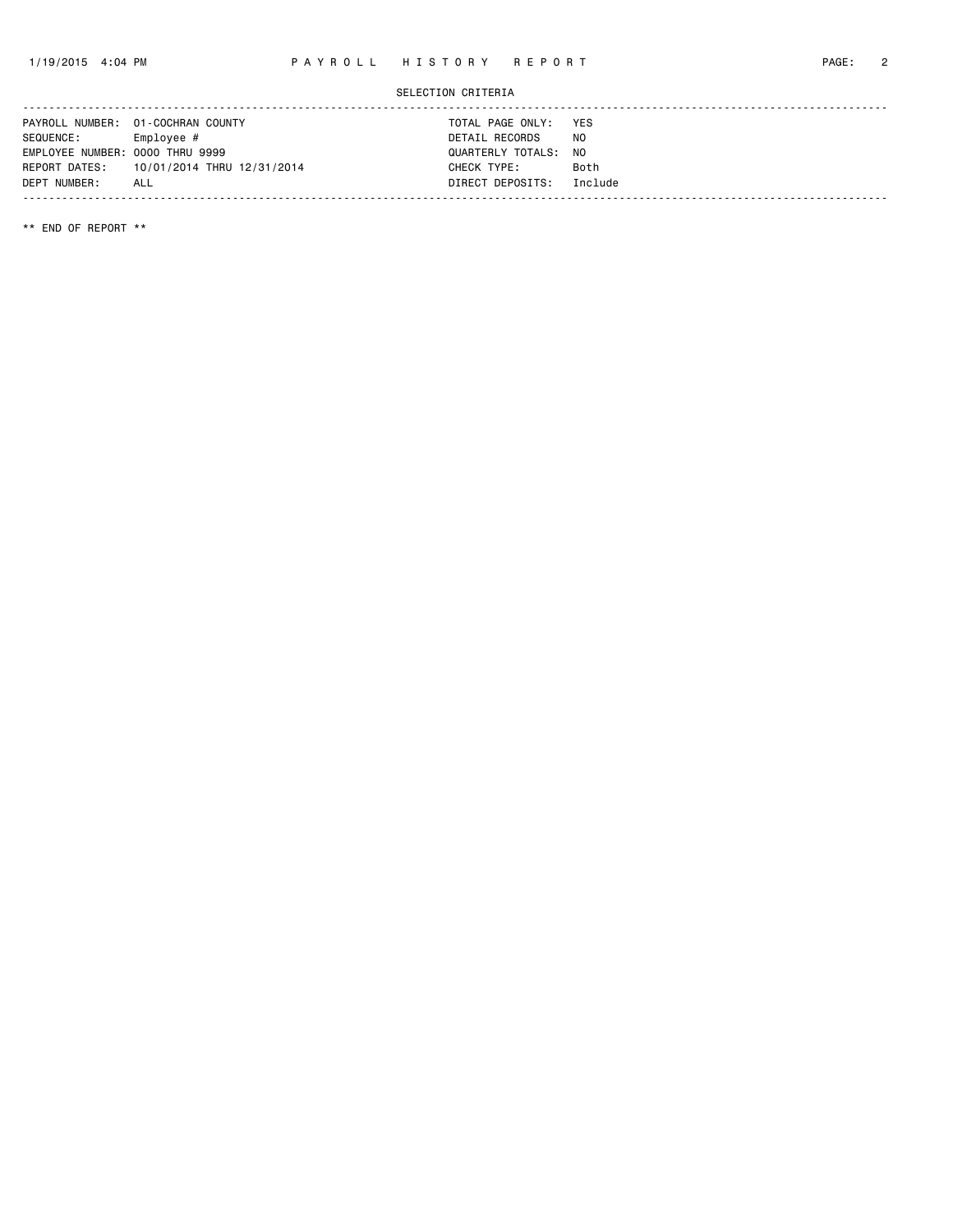SELECTION CRITERIA

| | | | |
|---|---|---|---|
| PAYROLL NUMBER: | 01-COCHRAN COUNTY | TOTAL PAGE ONLY: | YES |
| SEQUENCE: | Employee # | DETAIL RECORDS | NO |
| EMPLOYEE NUMBER: | 0000 THRU 9999 | QUARTERLY TOTALS: | NO |
| REPORT DATES: | 10/01/2014 THRU 12/31/2014 | CHECK TYPE: | Both |
| DEPT NUMBER: | ALL | DIRECT DEPOSITS: | Include |

** END OF REPORT **